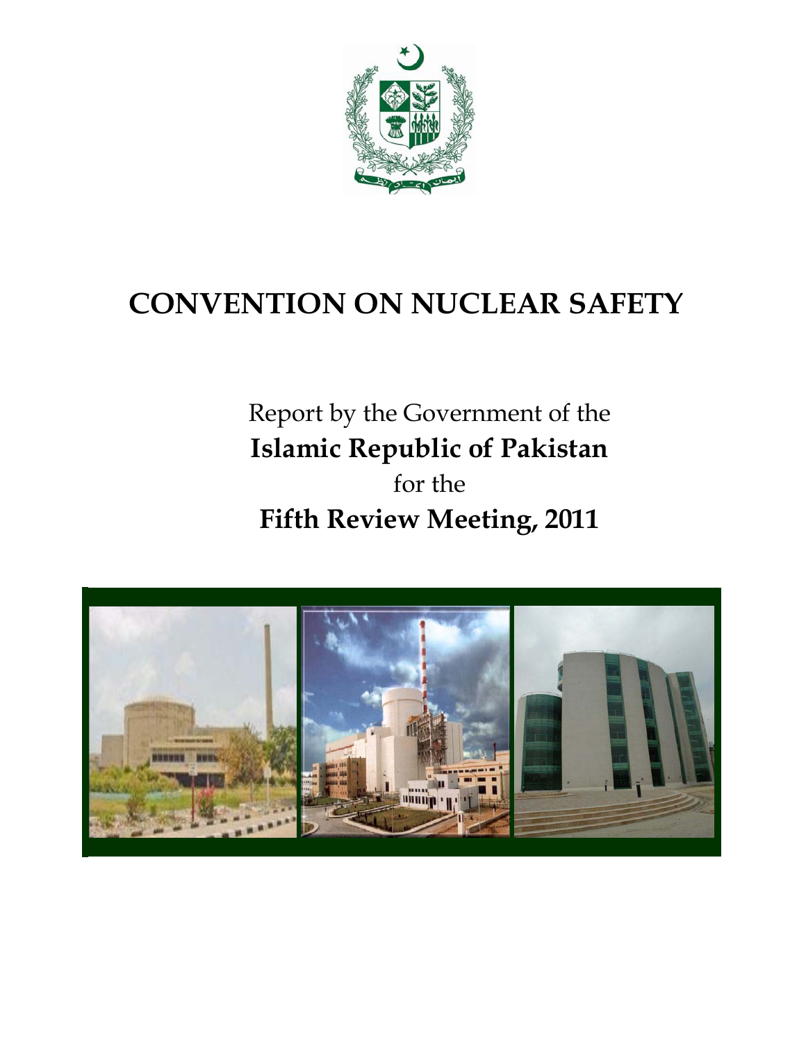# CONVENTION ON NUCLEAR SAFETY

Report by the Government of the

**Islamic Republic of Pakistan**

for the

**Fifth Review Meeting, 2011**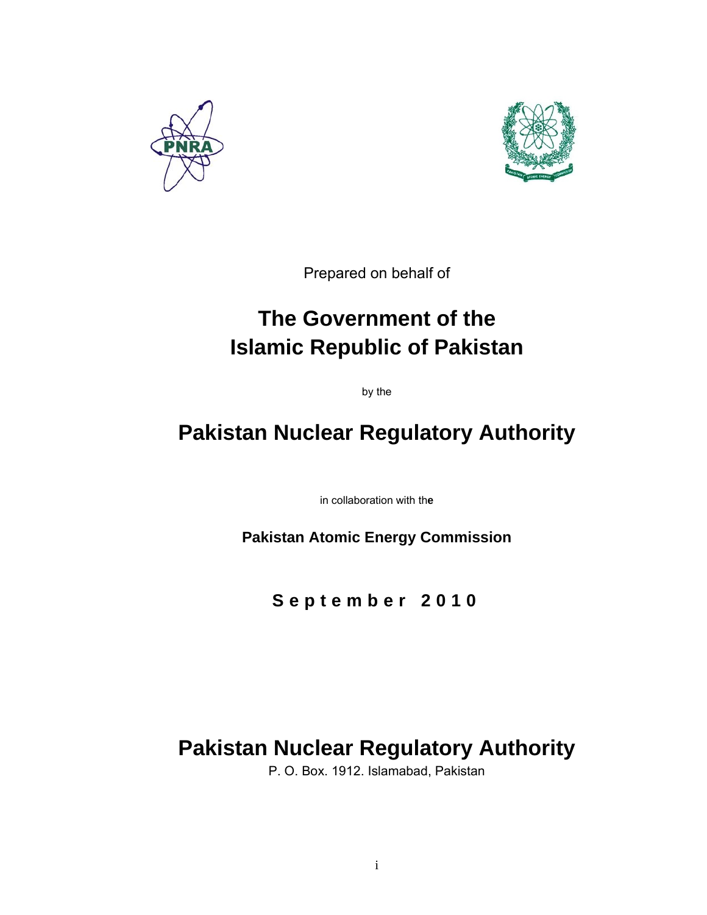Prepared on behalf of

# The Government of the Islamic Republic of Pakistan

by the

# Pakistan Nuclear Regulatory Authority

in collaboration with the

**Pakistan Atomic Energy Commission**

**September 2010**

# Pakistan Nuclear Regulatory Authority

P. O. Box. 1912. Islamabad, Pakistan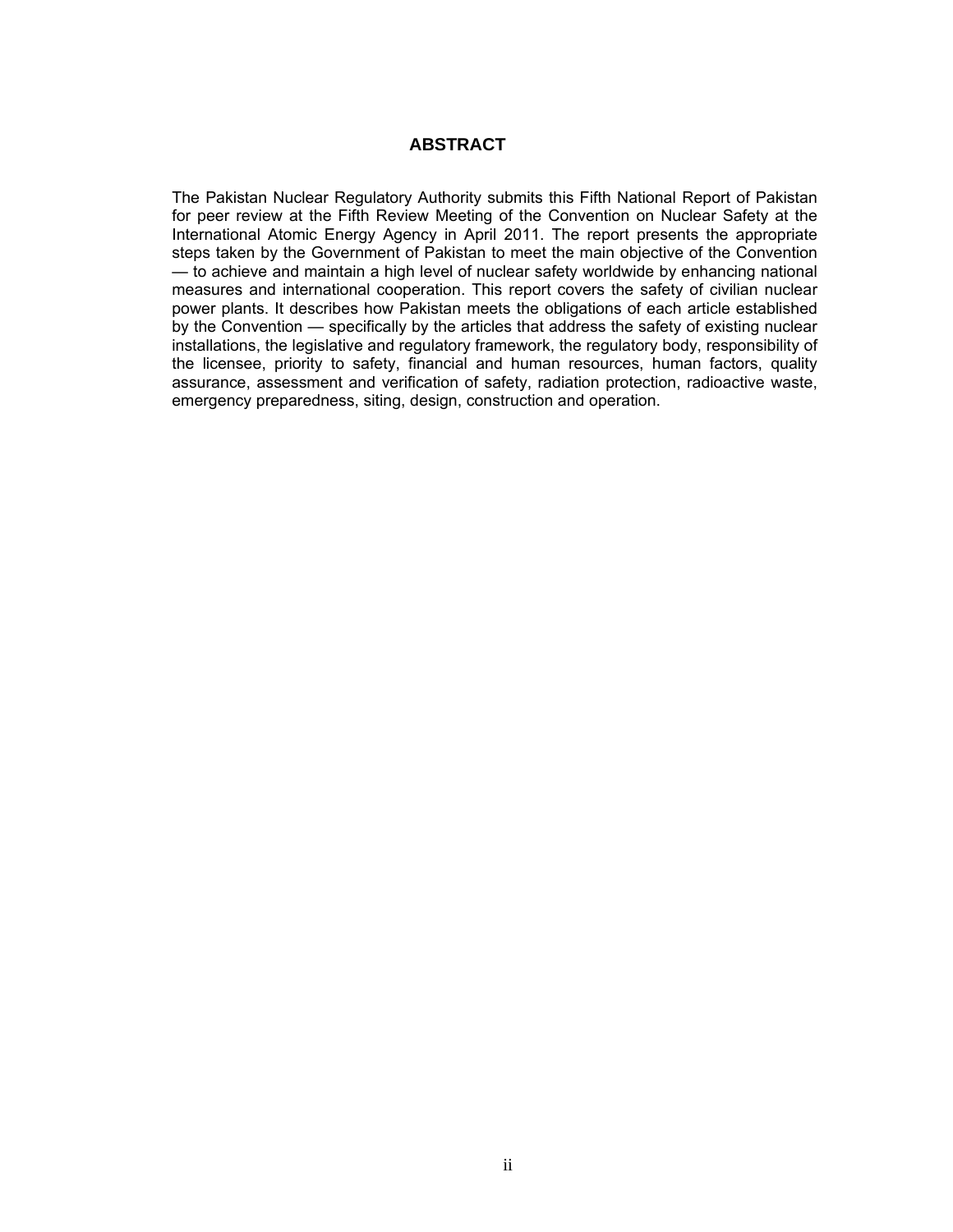## ABSTRACT

The Pakistan Nuclear Regulatory Authority submits this Fifth National Report of Pakistan for peer review at the Fifth Review Meeting of the Convention on Nuclear Safety at the International Atomic Energy Agency in April 2011. The report presents the appropriate steps taken by the Government of Pakistan to meet the main objective of the Convention — to achieve and maintain a high level of nuclear safety worldwide by enhancing national measures and international cooperation. This report covers the safety of civilian nuclear power plants. It describes how Pakistan meets the obligations of each article established by the Convention — specifically by the articles that address the safety of existing nuclear installations, the legislative and regulatory framework, the regulatory body, responsibility of the licensee, priority to safety, financial and human resources, human factors, quality assurance, assessment and verification of safety, radiation protection, radioactive waste, emergency preparedness, siting, design, construction and operation.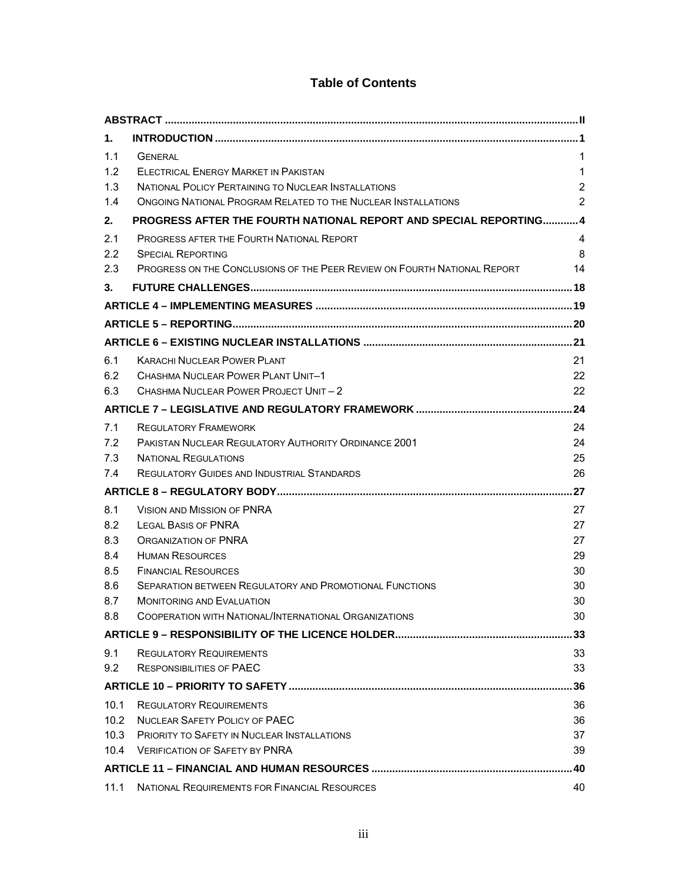# Table of Contents

| | | |
|---|---|---|
| **ABSTRACT** | | **II** |
| **1.** | **INTRODUCTION** | **1** |
| 1.1 | GENERAL | 1 |
| 1.2 | ELECTRICAL ENERGY MARKET IN PAKISTAN | 1 |
| 1.3 | NATIONAL POLICY PERTAINING TO NUCLEAR INSTALLATIONS | 2 |
| 1.4 | ONGOING NATIONAL PROGRAM RELATED TO THE NUCLEAR INSTALLATIONS | 2 |
| **2.** | **PROGRESS AFTER THE FOURTH NATIONAL REPORT AND SPECIAL REPORTING** | **4** |
| 2.1 | PROGRESS AFTER THE FOURTH NATIONAL REPORT | 4 |
| 2.2 | SPECIAL REPORTING | 8 |
| 2.3 | PROGRESS ON THE CONCLUSIONS OF THE PEER REVIEW ON FOURTH NATIONAL REPORT | 14 |
| **3.** | **FUTURE CHALLENGES** | **18** |
| **ARTICLE 4 – IMPLEMENTING MEASURES** | | **19** |
| **ARTICLE 5 – REPORTING** | | **20** |
| **ARTICLE 6 – EXISTING NUCLEAR INSTALLATIONS** | | **21** |
| 6.1 | KARACHI NUCLEAR POWER PLANT | 21 |
| 6.2 | CHASHMA NUCLEAR POWER PLANT UNIT–1 | 22 |
| 6.3 | CHASHMA NUCLEAR POWER PROJECT UNIT – 2 | 22 |
| **ARTICLE 7 – LEGISLATIVE AND REGULATORY FRAMEWORK** | | **24** |
| 7.1 | REGULATORY FRAMEWORK | 24 |
| 7.2 | PAKISTAN NUCLEAR REGULATORY AUTHORITY ORDINANCE 2001 | 24 |
| 7.3 | NATIONAL REGULATIONS | 25 |
| 7.4 | REGULATORY GUIDES AND INDUSTRIAL STANDARDS | 26 |
| **ARTICLE 8 – REGULATORY BODY** | | **27** |
| 8.1 | VISION AND MISSION OF PNRA | 27 |
| 8.2 | LEGAL BASIS OF PNRA | 27 |
| 8.3 | ORGANIZATION OF PNRA | 27 |
| 8.4 | HUMAN RESOURCES | 29 |
| 8.5 | FINANCIAL RESOURCES | 30 |
| 8.6 | SEPARATION BETWEEN REGULATORY AND PROMOTIONAL FUNCTIONS | 30 |
| 8.7 | MONITORING AND EVALUATION | 30 |
| 8.8 | COOPERATION WITH NATIONAL/INTERNATIONAL ORGANIZATIONS | 30 |
| **ARTICLE 9 – RESPONSIBILITY OF THE LICENCE HOLDER** | | **33** |
| 9.1 | REGULATORY REQUIREMENTS | 33 |
| 9.2 | RESPONSIBILITIES OF PAEC | 33 |
| **ARTICLE 10 – PRIORITY TO SAFETY** | | **36** |
| 10.1 | REGULATORY REQUIREMENTS | 36 |
| 10.2 | NUCLEAR SAFETY POLICY OF PAEC | 36 |
| 10.3 | PRIORITY TO SAFETY IN NUCLEAR INSTALLATIONS | 37 |
| 10.4 | VERIFICATION OF SAFETY BY PNRA | 39 |
| **ARTICLE 11 – FINANCIAL AND HUMAN RESOURCES** | | **40** |
| 11.1 | NATIONAL REQUIREMENTS FOR FINANCIAL RESOURCES | 40 |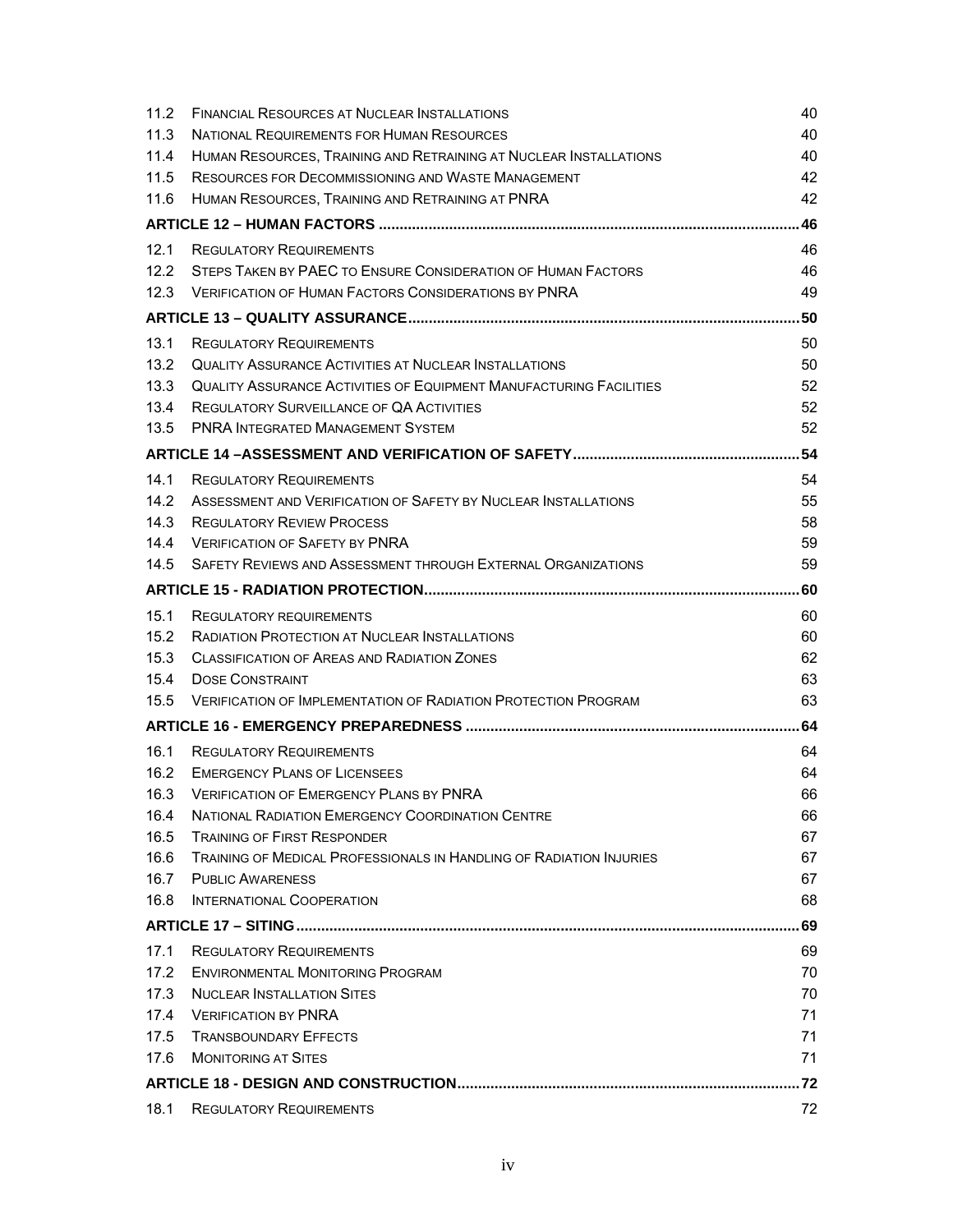| | | |
|---|---|---|
| 11.2 | Financial Resources at Nuclear Installations | 40 |
| 11.3 | National Requirements for Human Resources | 40 |
| 11.4 | Human Resources, Training and Retraining at Nuclear Installations | 40 |
| 11.5 | Resources for Decommissioning and Waste Management | 42 |
| 11.6 | Human Resources, Training and Retraining at PNRA | 42 |
| **ARTICLE 12 – HUMAN FACTORS** | | **46** |
| 12.1 | Regulatory Requirements | 46 |
| 12.2 | Steps Taken by PAEC to Ensure Consideration of Human Factors | 46 |
| 12.3 | Verification of Human Factors Considerations by PNRA | 49 |
| **ARTICLE 13 – QUALITY ASSURANCE** | | **50** |
| 13.1 | Regulatory Requirements | 50 |
| 13.2 | Quality Assurance Activities at Nuclear Installations | 50 |
| 13.3 | Quality Assurance Activities of Equipment Manufacturing Facilities | 52 |
| 13.4 | Regulatory Surveillance of QA Activities | 52 |
| 13.5 | PNRA Integrated Management System | 52 |
| **ARTICLE 14 –ASSESSMENT AND VERIFICATION OF SAFETY** | | **54** |
| 14.1 | Regulatory Requirements | 54 |
| 14.2 | Assessment and Verification of Safety by Nuclear Installations | 55 |
| 14.3 | Regulatory Review Process | 58 |
| 14.4 | Verification of Safety by PNRA | 59 |
| 14.5 | Safety Reviews and Assessment through External Organizations | 59 |
| **ARTICLE 15 - RADIATION PROTECTION** | | **60** |
| 15.1 | Regulatory requirements | 60 |
| 15.2 | Radiation Protection at Nuclear Installations | 60 |
| 15.3 | Classification of Areas and Radiation Zones | 62 |
| 15.4 | Dose Constraint | 63 |
| 15.5 | Verification of Implementation of Radiation Protection Program | 63 |
| **ARTICLE 16 - EMERGENCY PREPAREDNESS** | | **64** |
| 16.1 | Regulatory Requirements | 64 |
| 16.2 | Emergency Plans of Licensees | 64 |
| 16.3 | Verification of Emergency Plans by PNRA | 66 |
| 16.4 | National Radiation Emergency Coordination Centre | 66 |
| 16.5 | Training of First Responder | 67 |
| 16.6 | Training of Medical Professionals in Handling of Radiation Injuries | 67 |
| 16.7 | Public Awareness | 67 |
| 16.8 | International Cooperation | 68 |
| **ARTICLE 17 – SITING** | | **69** |
| 17.1 | Regulatory Requirements | 69 |
| 17.2 | Environmental Monitoring Program | 70 |
| 17.3 | Nuclear Installation Sites | 70 |
| 17.4 | Verification by PNRA | 71 |
| 17.5 | Transboundary Effects | 71 |
| 17.6 | Monitoring at Sites | 71 |
| **ARTICLE 18 - DESIGN AND CONSTRUCTION** | | **72** |
| 18.1 | Regulatory Requirements | 72 |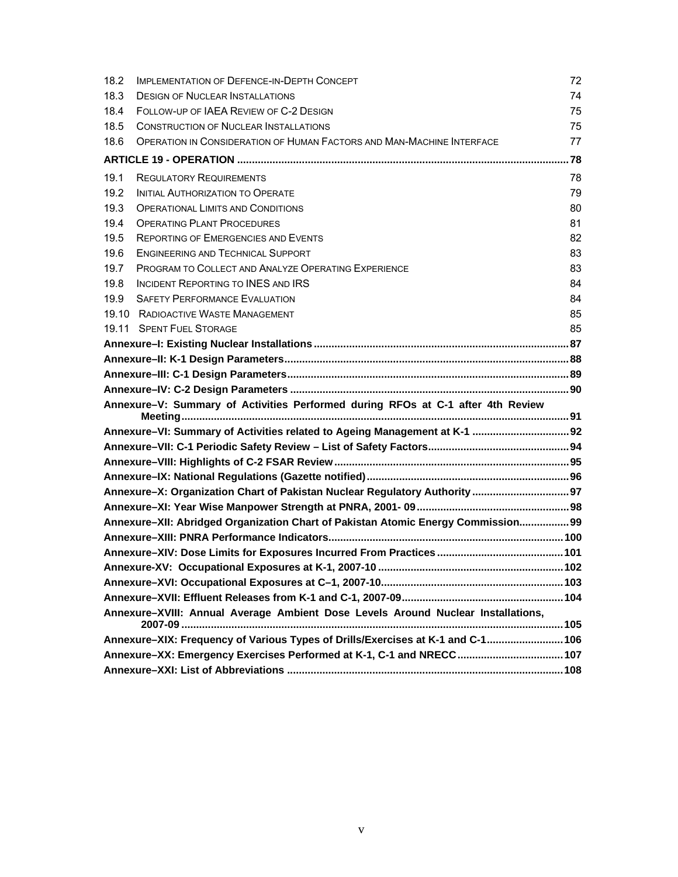| | | |
|---|---|---|
| 18.2 | IMPLEMENTATION OF DEFENCE-IN-DEPTH CONCEPT | 72 |
| 18.3 | DESIGN OF NUCLEAR INSTALLATIONS | 74 |
| 18.4 | FOLLOW-UP OF IAEA REVIEW OF C-2 DESIGN | 75 |
| 18.5 | CONSTRUCTION OF NUCLEAR INSTALLATIONS | 75 |
| 18.6 | OPERATION IN CONSIDERATION OF HUMAN FACTORS AND MAN-MACHINE INTERFACE | 77 |
| **ARTICLE 19 - OPERATION** | | **78** |
| 19.1 | REGULATORY REQUIREMENTS | 78 |
| 19.2 | INITIAL AUTHORIZATION TO OPERATE | 79 |
| 19.3 | OPERATIONAL LIMITS AND CONDITIONS | 80 |
| 19.4 | OPERATING PLANT PROCEDURES | 81 |
| 19.5 | REPORTING OF EMERGENCIES AND EVENTS | 82 |
| 19.6 | ENGINEERING AND TECHNICAL SUPPORT | 83 |
| 19.7 | PROGRAM TO COLLECT AND ANALYZE OPERATING EXPERIENCE | 83 |
| 19.8 | INCIDENT REPORTING TO INES AND IRS | 84 |
| 19.9 | SAFETY PERFORMANCE EVALUATION | 84 |
| 19.10 | RADIOACTIVE WASTE MANAGEMENT | 85 |
| 19.11 | SPENT FUEL STORAGE | 85 |
| **Annexure–I: Existing Nuclear Installations** | | **87** |
| **Annexure–II: K-1 Design Parameters** | | **88** |
| **Annexure–III: C-1 Design Parameters** | | **89** |
| **Annexure–IV: C-2 Design Parameters** | | **90** |
| **Annexure–V: Summary of Activities Performed during RFOs at C-1 after 4th Review Meeting** | | **91** |
| **Annexure–VI: Summary of Activities related to Ageing Management at K-1** | | **92** |
| **Annexure–VII: C-1 Periodic Safety Review – List of Safety Factors** | | **94** |
| **Annexure–VIII: Highlights of C-2 FSAR Review** | | **95** |
| **Annexure–IX: National Regulations (Gazette notified)** | | **96** |
| **Annexure–X: Organization Chart of Pakistan Nuclear Regulatory Authority** | | **97** |
| **Annexure–XI: Year Wise Manpower Strength at PNRA, 2001- 09** | | **98** |
| **Annexure–XII: Abridged Organization Chart of Pakistan Atomic Energy Commission** | | **99** |
| **Annexure–XIII: PNRA Performance Indicators** | | **100** |
| **Annexure–XIV: Dose Limits for Exposures Incurred From Practices** | | **101** |
| **Annexure-XV: Occupational Exposures at K-1, 2007-10** | | **102** |
| **Annexure–XVI: Occupational Exposures at C–1, 2007-10** | | **103** |
| **Annexure–XVII: Effluent Releases from K-1 and C-1, 2007-09** | | **104** |
| **Annexure–XVIII: Annual Average Ambient Dose Levels Around Nuclear Installations, 2007-09** | | **105** |
| **Annexure–XIX: Frequency of Various Types of Drills/Exercises at K-1 and C-1** | | **106** |
| **Annexure–XX: Emergency Exercises Performed at K-1, C-1 and NRECC** | | **107** |
| **Annexure–XXI: List of Abbreviations** | | **108** |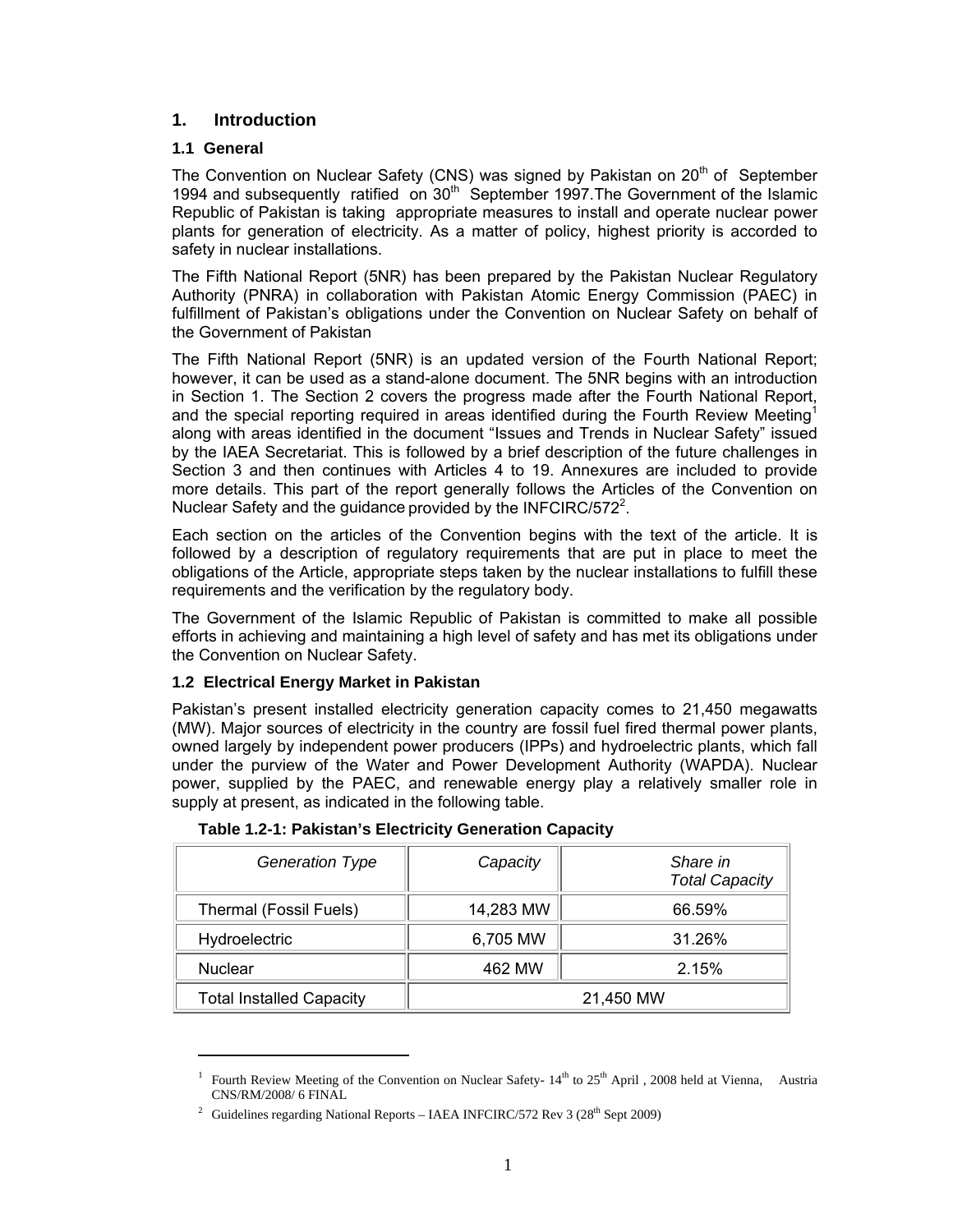# 1. Introduction

## 1.1 General

The Convention on Nuclear Safety (CNS) was signed by Pakistan on 20th of September 1994 and subsequently ratified on 30th September 1997.The Government of the Islamic Republic of Pakistan is taking appropriate measures to install and operate nuclear power plants for generation of electricity. As a matter of policy, highest priority is accorded to safety in nuclear installations.

The Fifth National Report (5NR) has been prepared by the Pakistan Nuclear Regulatory Authority (PNRA) in collaboration with Pakistan Atomic Energy Commission (PAEC) in fulfillment of Pakistan's obligations under the Convention on Nuclear Safety on behalf of the Government of Pakistan

The Fifth National Report (5NR) is an updated version of the Fourth National Report; however, it can be used as a stand-alone document. The 5NR begins with an introduction in Section 1. The Section 2 covers the progress made after the Fourth National Report, and the special reporting required in areas identified during the Fourth Review Meeting[1] along with areas identified in the document "Issues and Trends in Nuclear Safety" issued by the IAEA Secretariat. This is followed by a brief description of the future challenges in Section 3 and then continues with Articles 4 to 19. Annexures are included to provide more details. This part of the report generally follows the Articles of the Convention on Nuclear Safety and the guidance provided by the INFCIRC/572[2].

Each section on the articles of the Convention begins with the text of the article. It is followed by a description of regulatory requirements that are put in place to meet the obligations of the Article, appropriate steps taken by the nuclear installations to fulfill these requirements and the verification by the regulatory body.

The Government of the Islamic Republic of Pakistan is committed to make all possible efforts in achieving and maintaining a high level of safety and has met its obligations under the Convention on Nuclear Safety.

## 1.2 Electrical Energy Market in Pakistan

Pakistan's present installed electricity generation capacity comes to 21,450 megawatts (MW). Major sources of electricity in the country are fossil fuel fired thermal power plants, owned largely by independent power producers (IPPs) and hydroelectric plants, which fall under the purview of the Water and Power Development Authority (WAPDA). Nuclear power, supplied by the PAEC, and renewable energy play a relatively smaller role in supply at present, as indicated in the following table.

**Table 1.2-1: Pakistan's Electricity Generation Capacity**

| *Generation Type* | *Capacity* | *Share in Total Capacity* |
|---|---|---|
| Thermal (Fossil Fuels) | 14,283 MW | 66.59% |
| Hydroelectric | 6,705 MW | 31.26% |
| Nuclear | 462 MW | 2.15% |
| Total Installed Capacity | 21,450 MW | |

[1] Fourth Review Meeting of the Convention on Nuclear Safety- 14th to 25th April , 2008 held at Vienna, Austria CNS/RM/2008/ 6 FINAL

[2] Guidelines regarding National Reports – IAEA INFCIRC/572 Rev 3 (28th Sept 2009)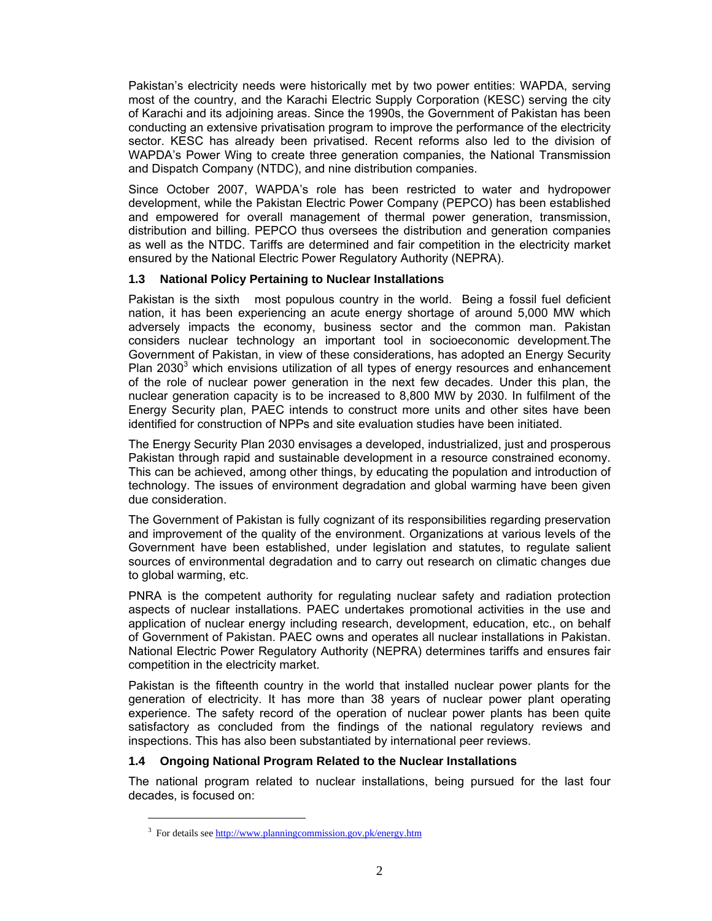Pakistan's electricity needs were historically met by two power entities: WAPDA, serving most of the country, and the Karachi Electric Supply Corporation (KESC) serving the city of Karachi and its adjoining areas. Since the 1990s, the Government of Pakistan has been conducting an extensive privatisation program to improve the performance of the electricity sector. KESC has already been privatised. Recent reforms also led to the division of WAPDA's Power Wing to create three generation companies, the National Transmission and Dispatch Company (NTDC), and nine distribution companies.

Since October 2007, WAPDA's role has been restricted to water and hydropower development, while the Pakistan Electric Power Company (PEPCO) has been established and empowered for overall management of thermal power generation, transmission, distribution and billing. PEPCO thus oversees the distribution and generation companies as well as the NTDC. Tariffs are determined and fair competition in the electricity market ensured by the National Electric Power Regulatory Authority (NEPRA).

### 1.3 National Policy Pertaining to Nuclear Installations

Pakistan is the sixth most populous country in the world. Being a fossil fuel deficient nation, it has been experiencing an acute energy shortage of around 5,000 MW which adversely impacts the economy, business sector and the common man. Pakistan considers nuclear technology an important tool in socioeconomic development.The Government of Pakistan, in view of these considerations, has adopted an Energy Security Plan 2030[3] which envisions utilization of all types of energy resources and enhancement of the role of nuclear power generation in the next few decades. Under this plan, the nuclear generation capacity is to be increased to 8,800 MW by 2030. In fulfilment of the Energy Security plan, PAEC intends to construct more units and other sites have been identified for construction of NPPs and site evaluation studies have been initiated.

The Energy Security Plan 2030 envisages a developed, industrialized, just and prosperous Pakistan through rapid and sustainable development in a resource constrained economy. This can be achieved, among other things, by educating the population and introduction of technology. The issues of environment degradation and global warming have been given due consideration.

The Government of Pakistan is fully cognizant of its responsibilities regarding preservation and improvement of the quality of the environment. Organizations at various levels of the Government have been established, under legislation and statutes, to regulate salient sources of environmental degradation and to carry out research on climatic changes due to global warming, etc.

PNRA is the competent authority for regulating nuclear safety and radiation protection aspects of nuclear installations. PAEC undertakes promotional activities in the use and application of nuclear energy including research, development, education, etc., on behalf of Government of Pakistan. PAEC owns and operates all nuclear installations in Pakistan. National Electric Power Regulatory Authority (NEPRA) determines tariffs and ensures fair competition in the electricity market.

Pakistan is the fifteenth country in the world that installed nuclear power plants for the generation of electricity. It has more than 38 years of nuclear power plant operating experience. The safety record of the operation of nuclear power plants has been quite satisfactory as concluded from the findings of the national regulatory reviews and inspections. This has also been substantiated by international peer reviews.

### 1.4 Ongoing National Program Related to the Nuclear Installations

The national program related to nuclear installations, being pursued for the last four decades, is focused on:

---

[3] For details see http://www.planningcommission.gov.pk/energy.htm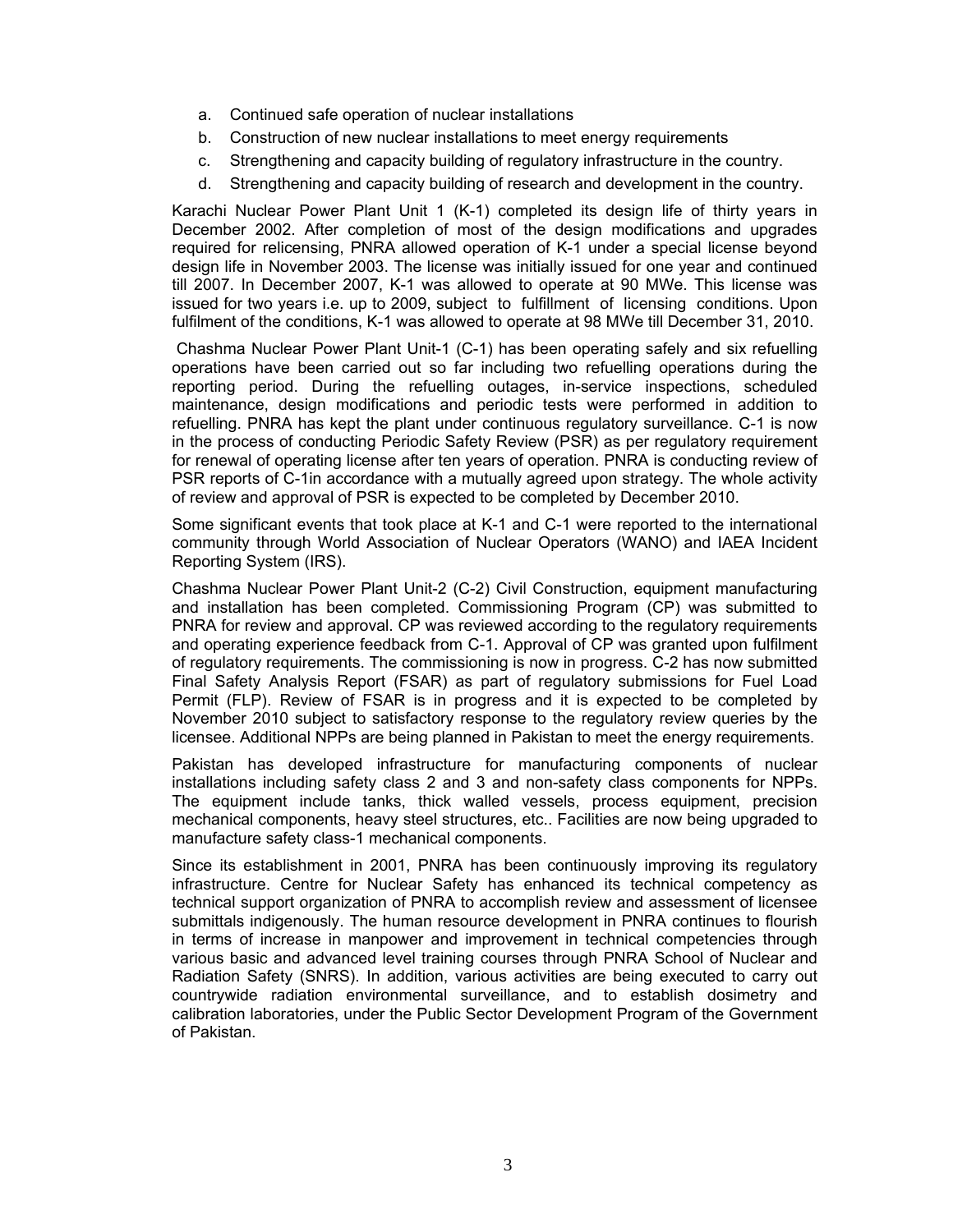a. Continued safe operation of nuclear installations
b. Construction of new nuclear installations to meet energy requirements
c. Strengthening and capacity building of regulatory infrastructure in the country.
d. Strengthening and capacity building of research and development in the country.

Karachi Nuclear Power Plant Unit 1 (K-1) completed its design life of thirty years in December 2002. After completion of most of the design modifications and upgrades required for relicensing, PNRA allowed operation of K-1 under a special license beyond design life in November 2003. The license was initially issued for one year and continued till 2007. In December 2007, K-1 was allowed to operate at 90 MWe. This license was issued for two years i.e. up to 2009, subject to fulfillment of licensing conditions. Upon fulfilment of the conditions, K-1 was allowed to operate at 98 MWe till December 31, 2010.

Chashma Nuclear Power Plant Unit-1 (C-1) has been operating safely and six refuelling operations have been carried out so far including two refuelling operations during the reporting period. During the refuelling outages, in-service inspections, scheduled maintenance, design modifications and periodic tests were performed in addition to refuelling. PNRA has kept the plant under continuous regulatory surveillance. C-1 is now in the process of conducting Periodic Safety Review (PSR) as per regulatory requirement for renewal of operating license after ten years of operation. PNRA is conducting review of PSR reports of C-1in accordance with a mutually agreed upon strategy. The whole activity of review and approval of PSR is expected to be completed by December 2010.

Some significant events that took place at K-1 and C-1 were reported to the international community through World Association of Nuclear Operators (WANO) and IAEA Incident Reporting System (IRS).

Chashma Nuclear Power Plant Unit-2 (C-2) Civil Construction, equipment manufacturing and installation has been completed. Commissioning Program (CP) was submitted to PNRA for review and approval. CP was reviewed according to the regulatory requirements and operating experience feedback from C-1. Approval of CP was granted upon fulfilment of regulatory requirements. The commissioning is now in progress. C-2 has now submitted Final Safety Analysis Report (FSAR) as part of regulatory submissions for Fuel Load Permit (FLP). Review of FSAR is in progress and it is expected to be completed by November 2010 subject to satisfactory response to the regulatory review queries by the licensee. Additional NPPs are being planned in Pakistan to meet the energy requirements.

Pakistan has developed infrastructure for manufacturing components of nuclear installations including safety class 2 and 3 and non-safety class components for NPPs. The equipment include tanks, thick walled vessels, process equipment, precision mechanical components, heavy steel structures, etc.. Facilities are now being upgraded to manufacture safety class-1 mechanical components.

Since its establishment in 2001, PNRA has been continuously improving its regulatory infrastructure. Centre for Nuclear Safety has enhanced its technical competency as technical support organization of PNRA to accomplish review and assessment of licensee submittals indigenously. The human resource development in PNRA continues to flourish in terms of increase in manpower and improvement in technical competencies through various basic and advanced level training courses through PNRA School of Nuclear and Radiation Safety (SNRS). In addition, various activities are being executed to carry out countrywide radiation environmental surveillance, and to establish dosimetry and calibration laboratories, under the Public Sector Development Program of the Government of Pakistan.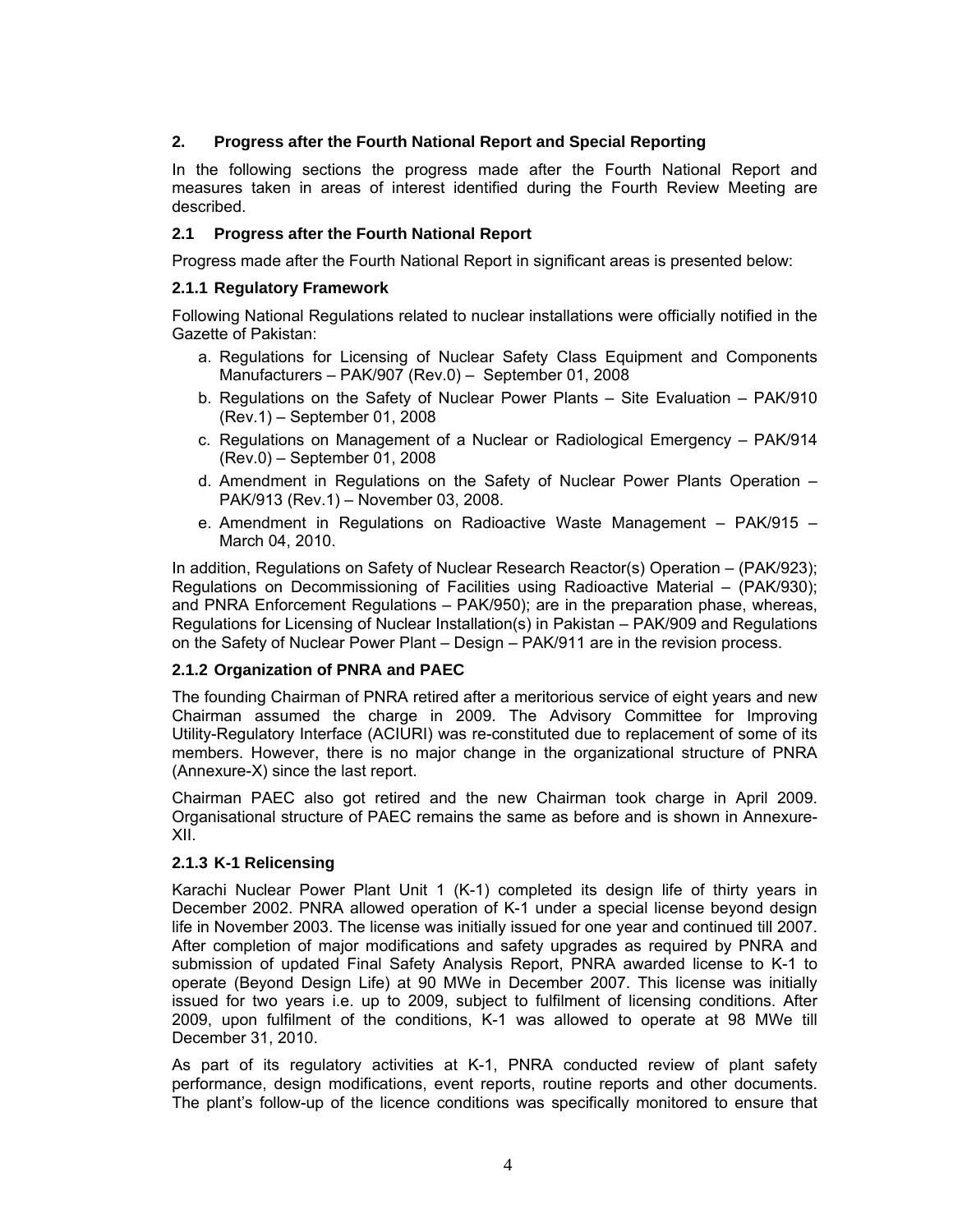## 2. Progress after the Fourth National Report and Special Reporting

In the following sections the progress made after the Fourth National Report and measures taken in areas of interest identified during the Fourth Review Meeting are described.

### 2.1 Progress after the Fourth National Report

Progress made after the Fourth National Report in significant areas is presented below:

#### 2.1.1 Regulatory Framework

Following National Regulations related to nuclear installations were officially notified in the Gazette of Pakistan:

a. Regulations for Licensing of Nuclear Safety Class Equipment and Components Manufacturers – PAK/907 (Rev.0) – September 01, 2008
b. Regulations on the Safety of Nuclear Power Plants – Site Evaluation – PAK/910 (Rev.1) – September 01, 2008
c. Regulations on Management of a Nuclear or Radiological Emergency – PAK/914 (Rev.0) – September 01, 2008
d. Amendment in Regulations on the Safety of Nuclear Power Plants Operation – PAK/913 (Rev.1) – November 03, 2008.
e. Amendment in Regulations on Radioactive Waste Management – PAK/915 – March 04, 2010.

In addition, Regulations on Safety of Nuclear Research Reactor(s) Operation – (PAK/923); Regulations on Decommissioning of Facilities using Radioactive Material – (PAK/930); and PNRA Enforcement Regulations – PAK/950); are in the preparation phase, whereas, Regulations for Licensing of Nuclear Installation(s) in Pakistan – PAK/909 and Regulations on the Safety of Nuclear Power Plant – Design – PAK/911 are in the revision process.

#### 2.1.2 Organization of PNRA and PAEC

The founding Chairman of PNRA retired after a meritorious service of eight years and new Chairman assumed the charge in 2009. The Advisory Committee for Improving Utility-Regulatory Interface (ACIURI) was re-constituted due to replacement of some of its members. However, there is no major change in the organizational structure of PNRA (Annexure-X) since the last report.

Chairman PAEC also got retired and the new Chairman took charge in April 2009. Organisational structure of PAEC remains the same as before and is shown in Annexure-XII.

#### 2.1.3 K-1 Relicensing

Karachi Nuclear Power Plant Unit 1 (K-1) completed its design life of thirty years in December 2002. PNRA allowed operation of K-1 under a special license beyond design life in November 2003. The license was initially issued for one year and continued till 2007. After completion of major modifications and safety upgrades as required by PNRA and submission of updated Final Safety Analysis Report, PNRA awarded license to K-1 to operate (Beyond Design Life) at 90 MWe in December 2007. This license was initially issued for two years i.e. up to 2009, subject to fulfilment of licensing conditions. After 2009, upon fulfilment of the conditions, K-1 was allowed to operate at 98 MWe till December 31, 2010.

As part of its regulatory activities at K-1, PNRA conducted review of plant safety performance, design modifications, event reports, routine reports and other documents. The plant's follow-up of the licence conditions was specifically monitored to ensure that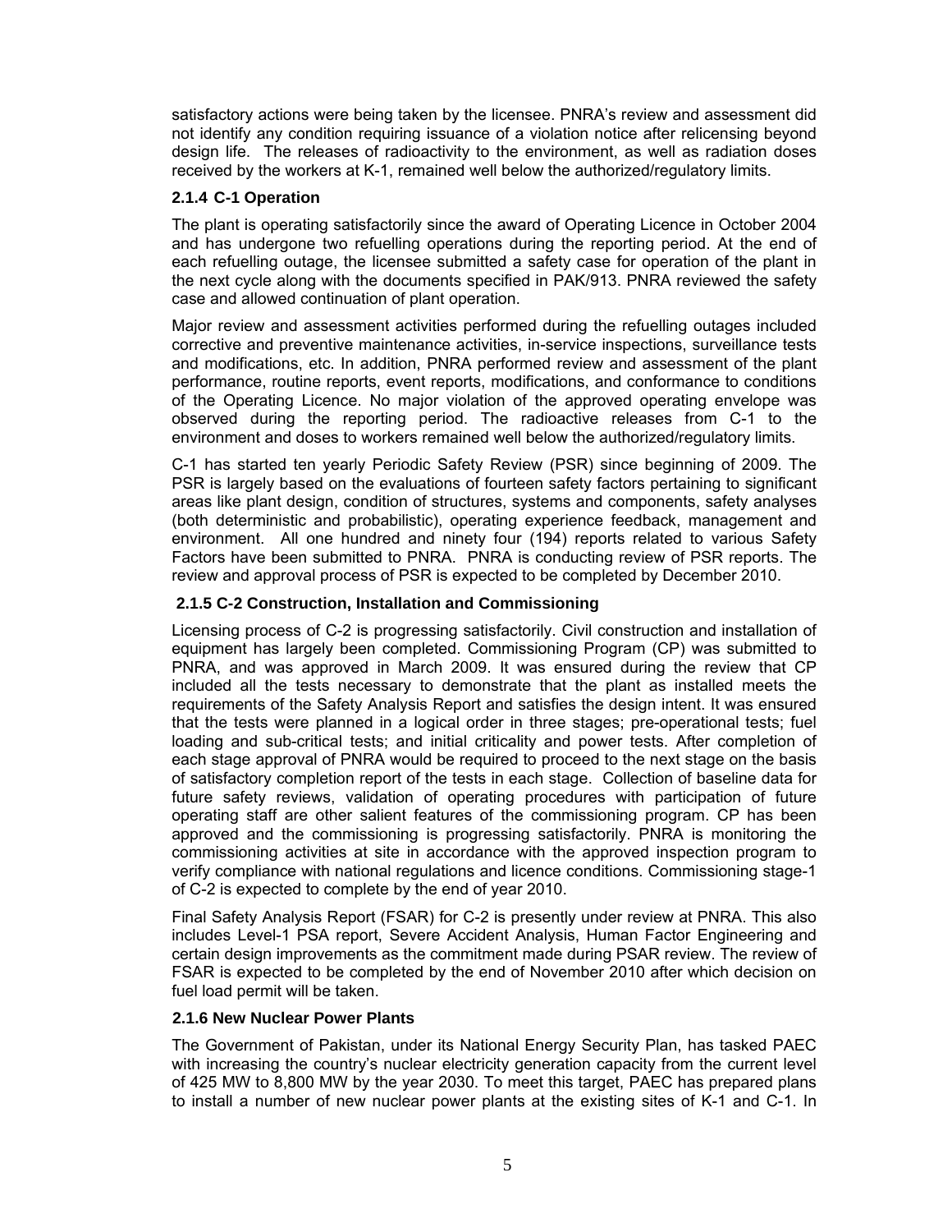satisfactory actions were being taken by the licensee. PNRA's review and assessment did not identify any condition requiring issuance of a violation notice after relicensing beyond design life. The releases of radioactivity to the environment, as well as radiation doses received by the workers at K-1, remained well below the authorized/regulatory limits.

### 2.1.4 C-1 Operation

The plant is operating satisfactorily since the award of Operating Licence in October 2004 and has undergone two refuelling operations during the reporting period. At the end of each refuelling outage, the licensee submitted a safety case for operation of the plant in the next cycle along with the documents specified in PAK/913. PNRA reviewed the safety case and allowed continuation of plant operation.

Major review and assessment activities performed during the refuelling outages included corrective and preventive maintenance activities, in-service inspections, surveillance tests and modifications, etc. In addition, PNRA performed review and assessment of the plant performance, routine reports, event reports, modifications, and conformance to conditions of the Operating Licence. No major violation of the approved operating envelope was observed during the reporting period. The radioactive releases from C-1 to the environment and doses to workers remained well below the authorized/regulatory limits.

C-1 has started ten yearly Periodic Safety Review (PSR) since beginning of 2009. The PSR is largely based on the evaluations of fourteen safety factors pertaining to significant areas like plant design, condition of structures, systems and components, safety analyses (both deterministic and probabilistic), operating experience feedback, management and environment. All one hundred and ninety four (194) reports related to various Safety Factors have been submitted to PNRA. PNRA is conducting review of PSR reports. The review and approval process of PSR is expected to be completed by December 2010.

### 2.1.5 C-2 Construction, Installation and Commissioning

Licensing process of C-2 is progressing satisfactorily. Civil construction and installation of equipment has largely been completed. Commissioning Program (CP) was submitted to PNRA, and was approved in March 2009. It was ensured during the review that CP included all the tests necessary to demonstrate that the plant as installed meets the requirements of the Safety Analysis Report and satisfies the design intent. It was ensured that the tests were planned in a logical order in three stages; pre-operational tests; fuel loading and sub-critical tests; and initial criticality and power tests. After completion of each stage approval of PNRA would be required to proceed to the next stage on the basis of satisfactory completion report of the tests in each stage. Collection of baseline data for future safety reviews, validation of operating procedures with participation of future operating staff are other salient features of the commissioning program. CP has been approved and the commissioning is progressing satisfactorily. PNRA is monitoring the commissioning activities at site in accordance with the approved inspection program to verify compliance with national regulations and licence conditions. Commissioning stage-1 of C-2 is expected to complete by the end of year 2010.

Final Safety Analysis Report (FSAR) for C-2 is presently under review at PNRA. This also includes Level-1 PSA report, Severe Accident Analysis, Human Factor Engineering and certain design improvements as the commitment made during PSAR review. The review of FSAR is expected to be completed by the end of November 2010 after which decision on fuel load permit will be taken.

### 2.1.6 New Nuclear Power Plants

The Government of Pakistan, under its National Energy Security Plan, has tasked PAEC with increasing the country's nuclear electricity generation capacity from the current level of 425 MW to 8,800 MW by the year 2030. To meet this target, PAEC has prepared plans to install a number of new nuclear power plants at the existing sites of K-1 and C-1. In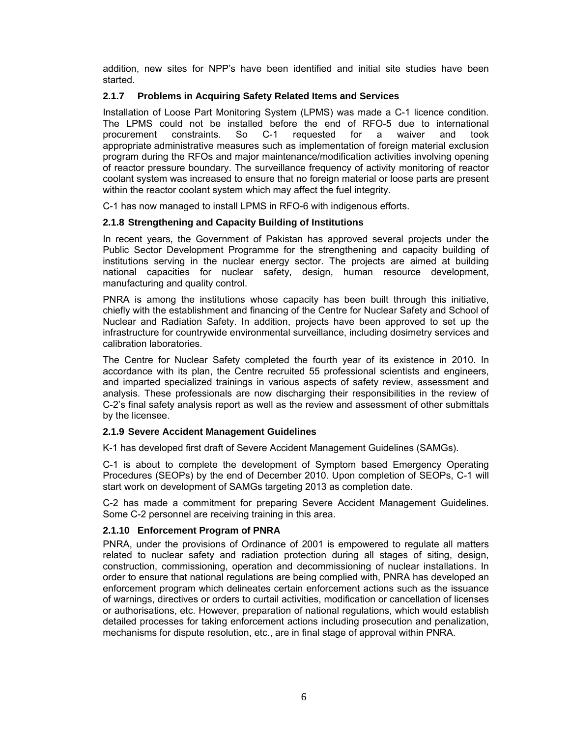addition, new sites for NPP's have been identified and initial site studies have been started.

### 2.1.7 Problems in Acquiring Safety Related Items and Services

Installation of Loose Part Monitoring System (LPMS) was made a C-1 licence condition. The LPMS could not be installed before the end of RFO-5 due to international procurement constraints. So C-1 requested for a waiver and took appropriate administrative measures such as implementation of foreign material exclusion program during the RFOs and major maintenance/modification activities involving opening of reactor pressure boundary. The surveillance frequency of activity monitoring of reactor coolant system was increased to ensure that no foreign material or loose parts are present within the reactor coolant system which may affect the fuel integrity.

C-1 has now managed to install LPMS in RFO-6 with indigenous efforts.

### 2.1.8 Strengthening and Capacity Building of Institutions

In recent years, the Government of Pakistan has approved several projects under the Public Sector Development Programme for the strengthening and capacity building of institutions serving in the nuclear energy sector. The projects are aimed at building national capacities for nuclear safety, design, human resource development, manufacturing and quality control.

PNRA is among the institutions whose capacity has been built through this initiative, chiefly with the establishment and financing of the Centre for Nuclear Safety and School of Nuclear and Radiation Safety. In addition, projects have been approved to set up the infrastructure for countrywide environmental surveillance, including dosimetry services and calibration laboratories.

The Centre for Nuclear Safety completed the fourth year of its existence in 2010. In accordance with its plan, the Centre recruited 55 professional scientists and engineers, and imparted specialized trainings in various aspects of safety review, assessment and analysis. These professionals are now discharging their responsibilities in the review of C-2's final safety analysis report as well as the review and assessment of other submittals by the licensee.

### 2.1.9 Severe Accident Management Guidelines

K-1 has developed first draft of Severe Accident Management Guidelines (SAMGs).

C-1 is about to complete the development of Symptom based Emergency Operating Procedures (SEOPs) by the end of December 2010. Upon completion of SEOPs, C-1 will start work on development of SAMGs targeting 2013 as completion date.

C-2 has made a commitment for preparing Severe Accident Management Guidelines. Some C-2 personnel are receiving training in this area.

### 2.1.10 Enforcement Program of PNRA

PNRA, under the provisions of Ordinance of 2001 is empowered to regulate all matters related to nuclear safety and radiation protection during all stages of siting, design, construction, commissioning, operation and decommissioning of nuclear installations. In order to ensure that national regulations are being complied with, PNRA has developed an enforcement program which delineates certain enforcement actions such as the issuance of warnings, directives or orders to curtail activities, modification or cancellation of licenses or authorisations, etc. However, preparation of national regulations, which would establish detailed processes for taking enforcement actions including prosecution and penalization, mechanisms for dispute resolution, etc., are in final stage of approval within PNRA.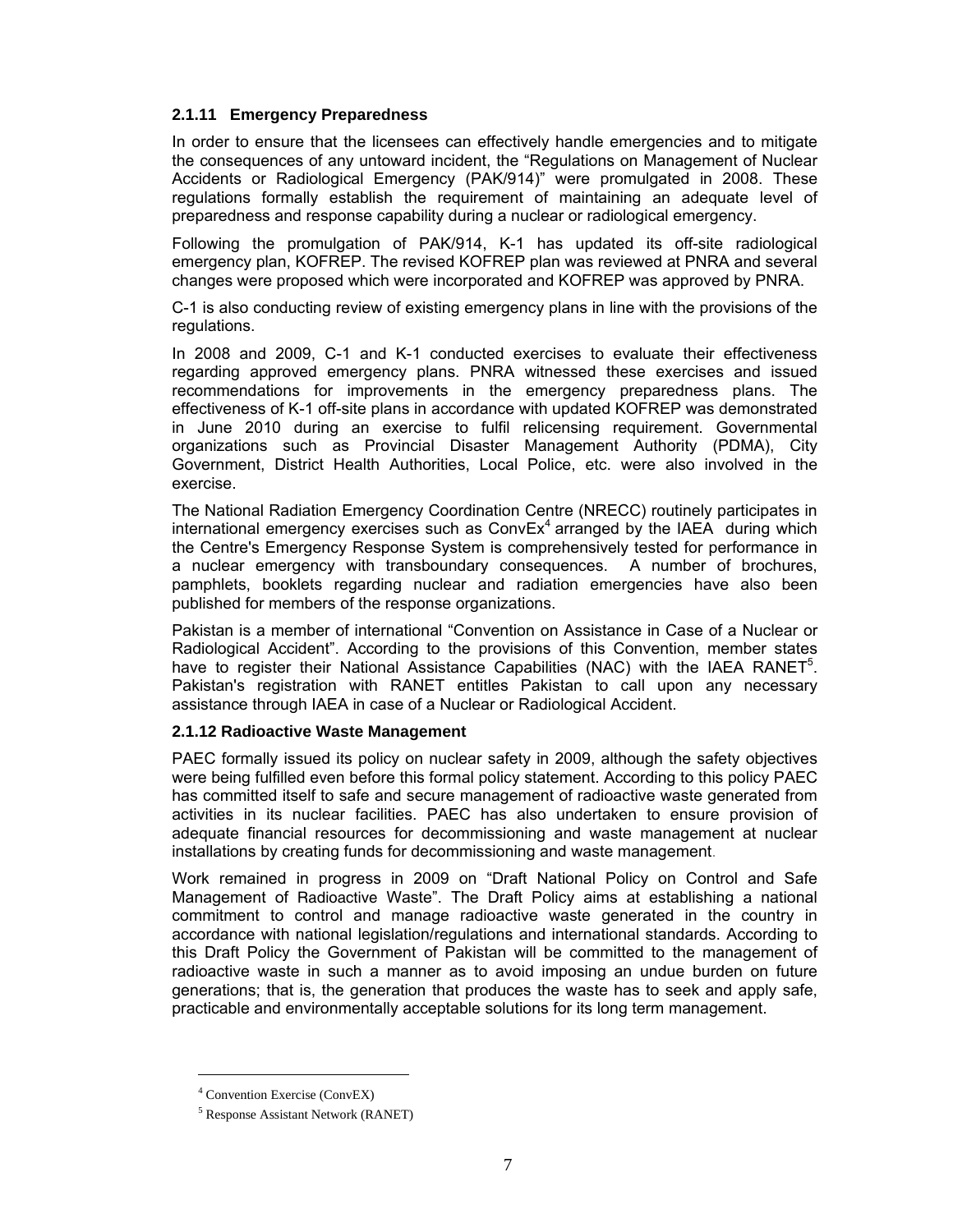### 2.1.11 Emergency Preparedness

In order to ensure that the licensees can effectively handle emergencies and to mitigate the consequences of any untoward incident, the "Regulations on Management of Nuclear Accidents or Radiological Emergency (PAK/914)" were promulgated in 2008. These regulations formally establish the requirement of maintaining an adequate level of preparedness and response capability during a nuclear or radiological emergency.

Following the promulgation of PAK/914, K-1 has updated its off-site radiological emergency plan, KOFREP. The revised KOFREP plan was reviewed at PNRA and several changes were proposed which were incorporated and KOFREP was approved by PNRA.

C-1 is also conducting review of existing emergency plans in line with the provisions of the regulations.

In 2008 and 2009, C-1 and K-1 conducted exercises to evaluate their effectiveness regarding approved emergency plans. PNRA witnessed these exercises and issued recommendations for improvements in the emergency preparedness plans. The effectiveness of K-1 off-site plans in accordance with updated KOFREP was demonstrated in June 2010 during an exercise to fulfil relicensing requirement. Governmental organizations such as Provincial Disaster Management Authority (PDMA), City Government, District Health Authorities, Local Police, etc. were also involved in the exercise.

The National Radiation Emergency Coordination Centre (NRECC) routinely participates in international emergency exercises such as ConvEx[4] arranged by the IAEA during which the Centre's Emergency Response System is comprehensively tested for performance in a nuclear emergency with transboundary consequences. A number of brochures, pamphlets, booklets regarding nuclear and radiation emergencies have also been published for members of the response organizations.

Pakistan is a member of international "Convention on Assistance in Case of a Nuclear or Radiological Accident". According to the provisions of this Convention, member states have to register their National Assistance Capabilities (NAC) with the IAEA RANET[5]. Pakistan's registration with RANET entitles Pakistan to call upon any necessary assistance through IAEA in case of a Nuclear or Radiological Accident.

### 2.1.12 Radioactive Waste Management

PAEC formally issued its policy on nuclear safety in 2009, although the safety objectives were being fulfilled even before this formal policy statement. According to this policy PAEC has committed itself to safe and secure management of radioactive waste generated from activities in its nuclear facilities. PAEC has also undertaken to ensure provision of adequate financial resources for decommissioning and waste management at nuclear installations by creating funds for decommissioning and waste management.

Work remained in progress in 2009 on "Draft National Policy on Control and Safe Management of Radioactive Waste". The Draft Policy aims at establishing a national commitment to control and manage radioactive waste generated in the country in accordance with national legislation/regulations and international standards. According to this Draft Policy the Government of Pakistan will be committed to the management of radioactive waste in such a manner as to avoid imposing an undue burden on future generations; that is, the generation that produces the waste has to seek and apply safe, practicable and environmentally acceptable solutions for its long term management.

---

[4] Convention Exercise (ConvEX)

[5] Response Assistant Network (RANET)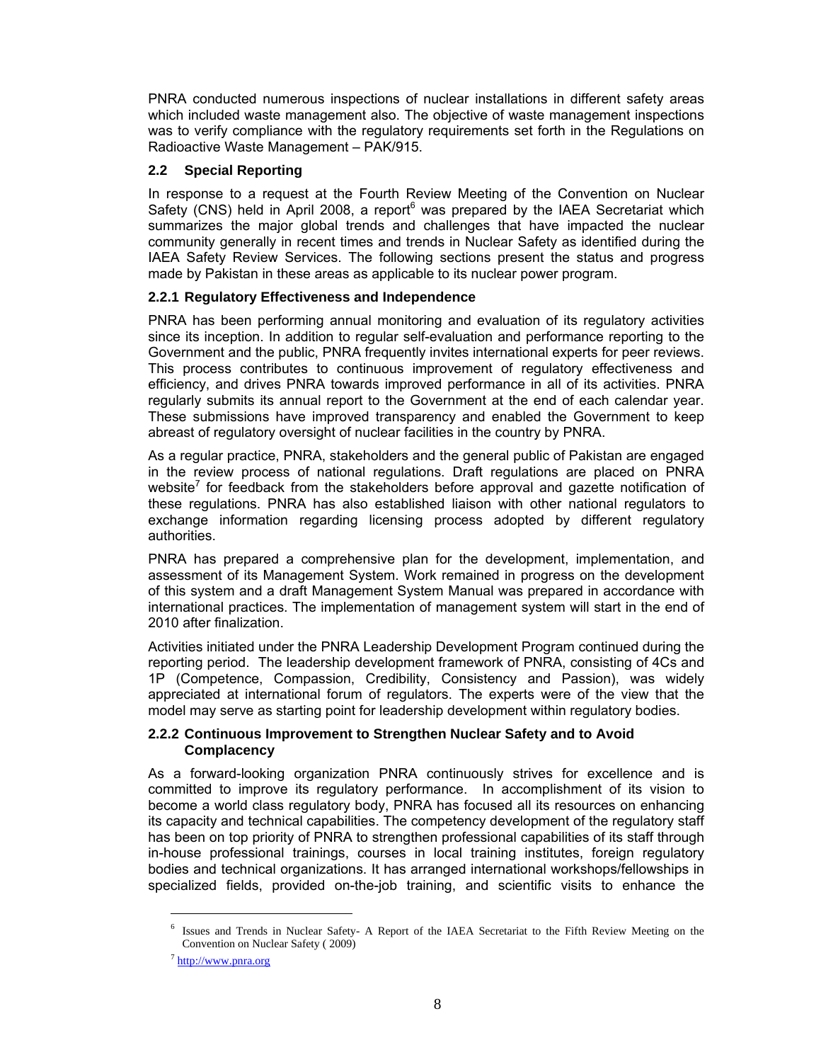PNRA conducted numerous inspections of nuclear installations in different safety areas which included waste management also. The objective of waste management inspections was to verify compliance with the regulatory requirements set forth in the Regulations on Radioactive Waste Management – PAK/915.

## 2.2 Special Reporting

In response to a request at the Fourth Review Meeting of the Convention on Nuclear Safety (CNS) held in April 2008, a report[6] was prepared by the IAEA Secretariat which summarizes the major global trends and challenges that have impacted the nuclear community generally in recent times and trends in Nuclear Safety as identified during the IAEA Safety Review Services. The following sections present the status and progress made by Pakistan in these areas as applicable to its nuclear power program.

### 2.2.1 Regulatory Effectiveness and Independence

PNRA has been performing annual monitoring and evaluation of its regulatory activities since its inception. In addition to regular self-evaluation and performance reporting to the Government and the public, PNRA frequently invites international experts for peer reviews. This process contributes to continuous improvement of regulatory effectiveness and efficiency, and drives PNRA towards improved performance in all of its activities. PNRA regularly submits its annual report to the Government at the end of each calendar year. These submissions have improved transparency and enabled the Government to keep abreast of regulatory oversight of nuclear facilities in the country by PNRA.

As a regular practice, PNRA, stakeholders and the general public of Pakistan are engaged in the review process of national regulations. Draft regulations are placed on PNRA website[7] for feedback from the stakeholders before approval and gazette notification of these regulations. PNRA has also established liaison with other national regulators to exchange information regarding licensing process adopted by different regulatory authorities.

PNRA has prepared a comprehensive plan for the development, implementation, and assessment of its Management System. Work remained in progress on the development of this system and a draft Management System Manual was prepared in accordance with international practices. The implementation of management system will start in the end of 2010 after finalization.

Activities initiated under the PNRA Leadership Development Program continued during the reporting period. The leadership development framework of PNRA, consisting of 4Cs and 1P (Competence, Compassion, Credibility, Consistency and Passion), was widely appreciated at international forum of regulators. The experts were of the view that the model may serve as starting point for leadership development within regulatory bodies.

### 2.2.2 Continuous Improvement to Strengthen Nuclear Safety and to Avoid Complacency

As a forward-looking organization PNRA continuously strives for excellence and is committed to improve its regulatory performance. In accomplishment of its vision to become a world class regulatory body, PNRA has focused all its resources on enhancing its capacity and technical capabilities. The competency development of the regulatory staff has been on top priority of PNRA to strengthen professional capabilities of its staff through in-house professional trainings, courses in local training institutes, foreign regulatory bodies and technical organizations. It has arranged international workshops/fellowships in specialized fields, provided on-the-job training, and scientific visits to enhance the

---

[6] Issues and Trends in Nuclear Safety- A Report of the IAEA Secretariat to the Fifth Review Meeting on the Convention on Nuclear Safety ( 2009)

[7] http://www.pnra.org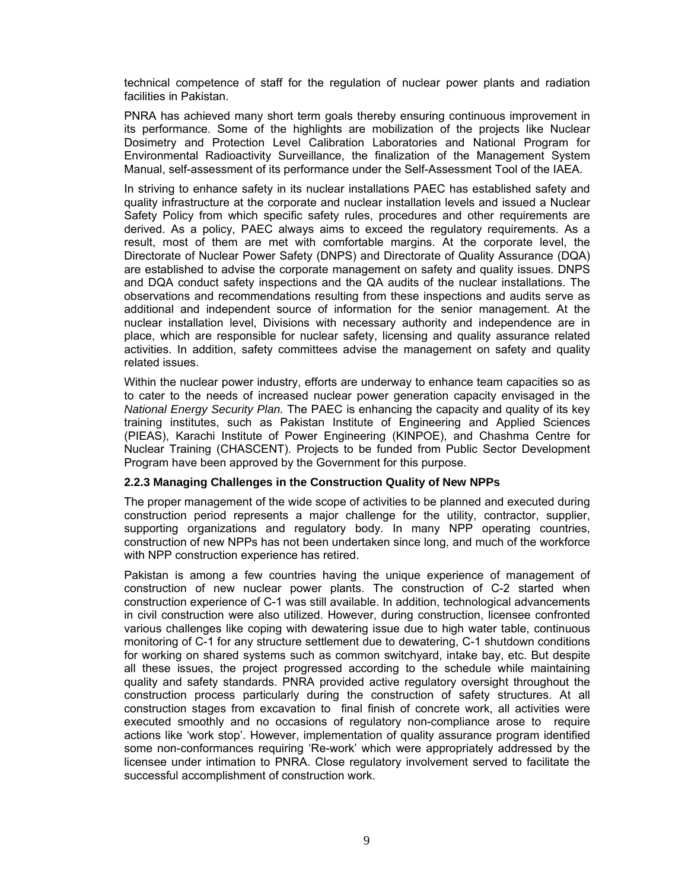technical competence of staff for the regulation of nuclear power plants and radiation facilities in Pakistan.

PNRA has achieved many short term goals thereby ensuring continuous improvement in its performance. Some of the highlights are mobilization of the projects like Nuclear Dosimetry and Protection Level Calibration Laboratories and National Program for Environmental Radioactivity Surveillance, the finalization of the Management System Manual, self-assessment of its performance under the Self-Assessment Tool of the IAEA.

In striving to enhance safety in its nuclear installations PAEC has established safety and quality infrastructure at the corporate and nuclear installation levels and issued a Nuclear Safety Policy from which specific safety rules, procedures and other requirements are derived. As a policy, PAEC always aims to exceed the regulatory requirements. As a result, most of them are met with comfortable margins. At the corporate level, the Directorate of Nuclear Power Safety (DNPS) and Directorate of Quality Assurance (DQA) are established to advise the corporate management on safety and quality issues. DNPS and DQA conduct safety inspections and the QA audits of the nuclear installations. The observations and recommendations resulting from these inspections and audits serve as additional and independent source of information for the senior management. At the nuclear installation level, Divisions with necessary authority and independence are in place, which are responsible for nuclear safety, licensing and quality assurance related activities. In addition, safety committees advise the management on safety and quality related issues.

Within the nuclear power industry, efforts are underway to enhance team capacities so as to cater to the needs of increased nuclear power generation capacity envisaged in the *National Energy Security Plan.* The PAEC is enhancing the capacity and quality of its key training institutes, such as Pakistan Institute of Engineering and Applied Sciences (PIEAS), Karachi Institute of Power Engineering (KINPOE), and Chashma Centre for Nuclear Training (CHASCENT). Projects to be funded from Public Sector Development Program have been approved by the Government for this purpose.

### 2.2.3 Managing Challenges in the Construction Quality of New NPPs

The proper management of the wide scope of activities to be planned and executed during construction period represents a major challenge for the utility, contractor, supplier, supporting organizations and regulatory body. In many NPP operating countries, construction of new NPPs has not been undertaken since long, and much of the workforce with NPP construction experience has retired.

Pakistan is among a few countries having the unique experience of management of construction of new nuclear power plants. The construction of C-2 started when construction experience of C-1 was still available. In addition, technological advancements in civil construction were also utilized. However, during construction, licensee confronted various challenges like coping with dewatering issue due to high water table, continuous monitoring of C-1 for any structure settlement due to dewatering, C-1 shutdown conditions for working on shared systems such as common switchyard, intake bay, etc. But despite all these issues, the project progressed according to the schedule while maintaining quality and safety standards. PNRA provided active regulatory oversight throughout the construction process particularly during the construction of safety structures. At all construction stages from excavation to final finish of concrete work, all activities were executed smoothly and no occasions of regulatory non-compliance arose to require actions like 'work stop'. However, implementation of quality assurance program identified some non-conformances requiring 'Re-work' which were appropriately addressed by the licensee under intimation to PNRA. Close regulatory involvement served to facilitate the successful accomplishment of construction work.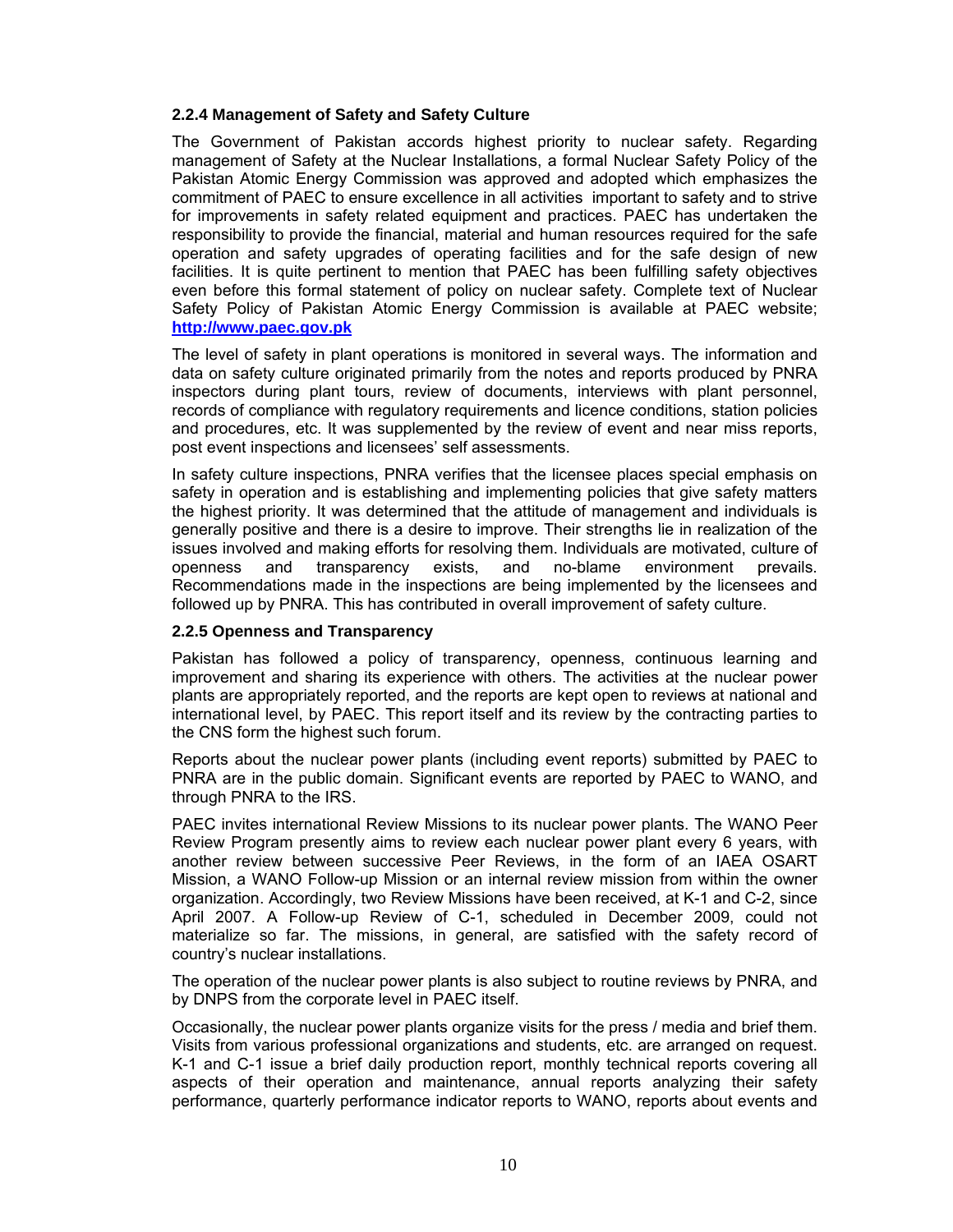#### 2.2.4 Management of Safety and Safety Culture

The Government of Pakistan accords highest priority to nuclear safety. Regarding management of Safety at the Nuclear Installations, a formal Nuclear Safety Policy of the Pakistan Atomic Energy Commission was approved and adopted which emphasizes the commitment of PAEC to ensure excellence in all activities important to safety and to strive for improvements in safety related equipment and practices. PAEC has undertaken the responsibility to provide the financial, material and human resources required for the safe operation and safety upgrades of operating facilities and for the safe design of new facilities. It is quite pertinent to mention that PAEC has been fulfilling safety objectives even before this formal statement of policy on nuclear safety. Complete text of Nuclear Safety Policy of Pakistan Atomic Energy Commission is available at PAEC website; **http://www.paec.gov.pk**

The level of safety in plant operations is monitored in several ways. The information and data on safety culture originated primarily from the notes and reports produced by PNRA inspectors during plant tours, review of documents, interviews with plant personnel, records of compliance with regulatory requirements and licence conditions, station policies and procedures, etc. It was supplemented by the review of event and near miss reports, post event inspections and licensees' self assessments.

In safety culture inspections, PNRA verifies that the licensee places special emphasis on safety in operation and is establishing and implementing policies that give safety matters the highest priority. It was determined that the attitude of management and individuals is generally positive and there is a desire to improve. Their strengths lie in realization of the issues involved and making efforts for resolving them. Individuals are motivated, culture of openness and transparency exists, and no-blame environment prevails. Recommendations made in the inspections are being implemented by the licensees and followed up by PNRA. This has contributed in overall improvement of safety culture.

#### 2.2.5 Openness and Transparency

Pakistan has followed a policy of transparency, openness, continuous learning and improvement and sharing its experience with others. The activities at the nuclear power plants are appropriately reported, and the reports are kept open to reviews at national and international level, by PAEC. This report itself and its review by the contracting parties to the CNS form the highest such forum.

Reports about the nuclear power plants (including event reports) submitted by PAEC to PNRA are in the public domain. Significant events are reported by PAEC to WANO, and through PNRA to the IRS.

PAEC invites international Review Missions to its nuclear power plants. The WANO Peer Review Program presently aims to review each nuclear power plant every 6 years, with another review between successive Peer Reviews, in the form of an IAEA OSART Mission, a WANO Follow-up Mission or an internal review mission from within the owner organization. Accordingly, two Review Missions have been received, at K-1 and C-2, since April 2007. A Follow-up Review of C-1, scheduled in December 2009, could not materialize so far. The missions, in general, are satisfied with the safety record of country's nuclear installations.

The operation of the nuclear power plants is also subject to routine reviews by PNRA, and by DNPS from the corporate level in PAEC itself.

Occasionally, the nuclear power plants organize visits for the press / media and brief them. Visits from various professional organizations and students, etc. are arranged on request. K-1 and C-1 issue a brief daily production report, monthly technical reports covering all aspects of their operation and maintenance, annual reports analyzing their safety performance, quarterly performance indicator reports to WANO, reports about events and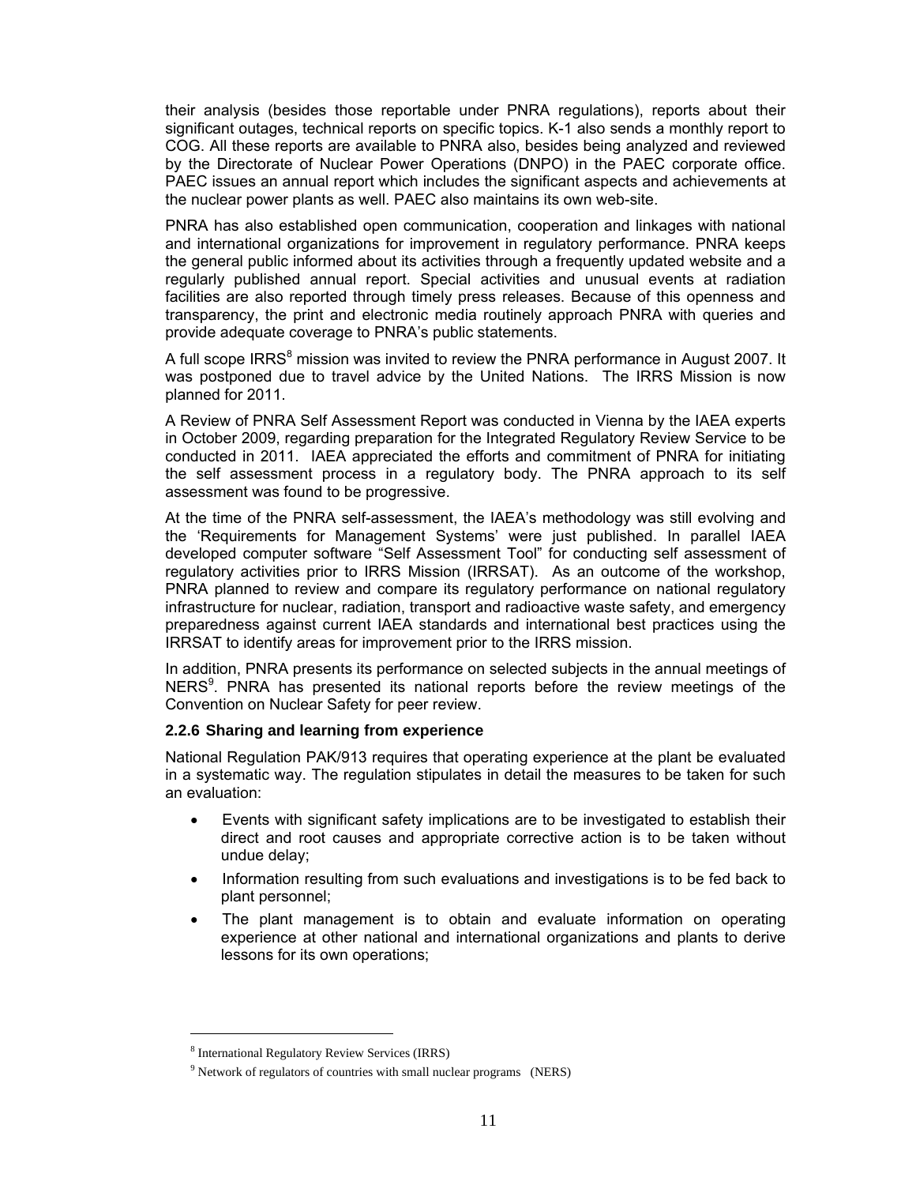their analysis (besides those reportable under PNRA regulations), reports about their significant outages, technical reports on specific topics. K-1 also sends a monthly report to COG. All these reports are available to PNRA also, besides being analyzed and reviewed by the Directorate of Nuclear Power Operations (DNPO) in the PAEC corporate office. PAEC issues an annual report which includes the significant aspects and achievements at the nuclear power plants as well. PAEC also maintains its own web-site.

PNRA has also established open communication, cooperation and linkages with national and international organizations for improvement in regulatory performance. PNRA keeps the general public informed about its activities through a frequently updated website and a regularly published annual report. Special activities and unusual events at radiation facilities are also reported through timely press releases. Because of this openness and transparency, the print and electronic media routinely approach PNRA with queries and provide adequate coverage to PNRA's public statements.

A full scope IRRS[8] mission was invited to review the PNRA performance in August 2007. It was postponed due to travel advice by the United Nations. The IRRS Mission is now planned for 2011.

A Review of PNRA Self Assessment Report was conducted in Vienna by the IAEA experts in October 2009, regarding preparation for the Integrated Regulatory Review Service to be conducted in 2011. IAEA appreciated the efforts and commitment of PNRA for initiating the self assessment process in a regulatory body. The PNRA approach to its self assessment was found to be progressive.

At the time of the PNRA self-assessment, the IAEA's methodology was still evolving and the 'Requirements for Management Systems' were just published. In parallel IAEA developed computer software "Self Assessment Tool" for conducting self assessment of regulatory activities prior to IRRS Mission (IRRSAT). As an outcome of the workshop, PNRA planned to review and compare its regulatory performance on national regulatory infrastructure for nuclear, radiation, transport and radioactive waste safety, and emergency preparedness against current IAEA standards and international best practices using the IRRSAT to identify areas for improvement prior to the IRRS mission.

In addition, PNRA presents its performance on selected subjects in the annual meetings of NERS[9]. PNRA has presented its national reports before the review meetings of the Convention on Nuclear Safety for peer review.

### 2.2.6 Sharing and learning from experience

National Regulation PAK/913 requires that operating experience at the plant be evaluated in a systematic way. The regulation stipulates in detail the measures to be taken for such an evaluation:

- Events with significant safety implications are to be investigated to establish their direct and root causes and appropriate corrective action is to be taken without undue delay;
- Information resulting from such evaluations and investigations is to be fed back to plant personnel;
- The plant management is to obtain and evaluate information on operating experience at other national and international organizations and plants to derive lessons for its own operations;

[8] International Regulatory Review Services (IRRS)

[9] Network of regulators of countries with small nuclear programs (NERS)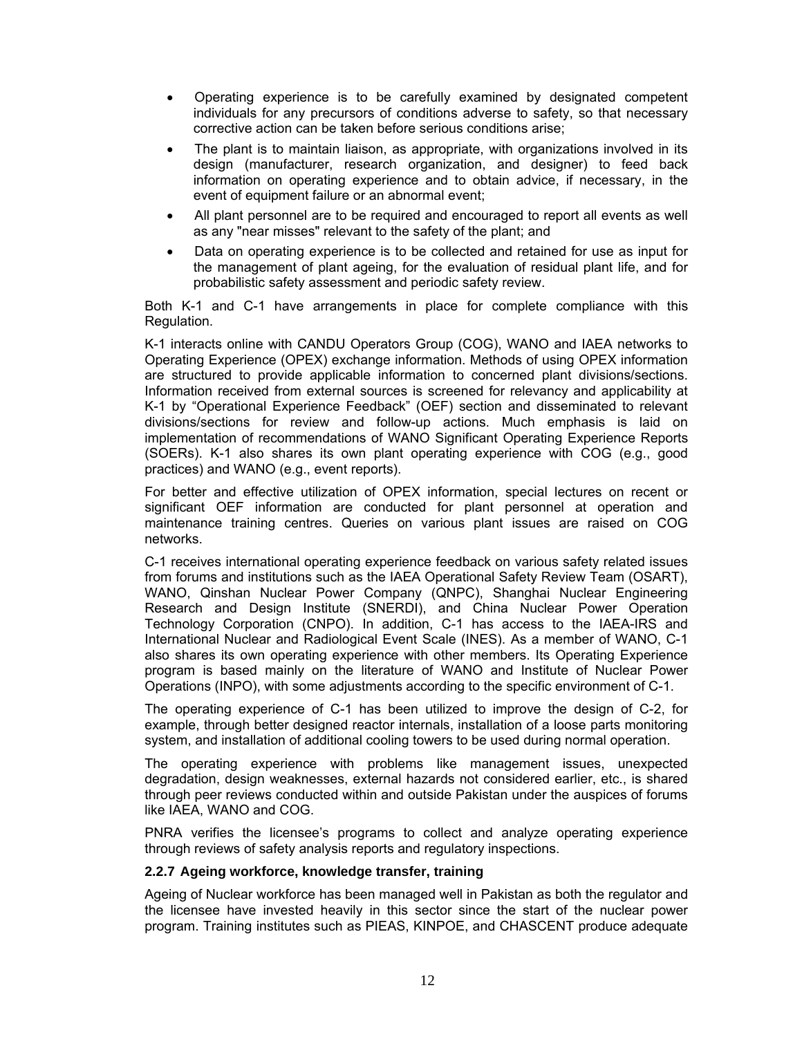- Operating experience is to be carefully examined by designated competent individuals for any precursors of conditions adverse to safety, so that necessary corrective action can be taken before serious conditions arise;
- The plant is to maintain liaison, as appropriate, with organizations involved in its design (manufacturer, research organization, and designer) to feed back information on operating experience and to obtain advice, if necessary, in the event of equipment failure or an abnormal event;
- All plant personnel are to be required and encouraged to report all events as well as any "near misses" relevant to the safety of the plant; and
- Data on operating experience is to be collected and retained for use as input for the management of plant ageing, for the evaluation of residual plant life, and for probabilistic safety assessment and periodic safety review.

Both K-1 and C-1 have arrangements in place for complete compliance with this Regulation.

K-1 interacts online with CANDU Operators Group (COG), WANO and IAEA networks to Operating Experience (OPEX) exchange information. Methods of using OPEX information are structured to provide applicable information to concerned plant divisions/sections. Information received from external sources is screened for relevancy and applicability at K-1 by "Operational Experience Feedback" (OEF) section and disseminated to relevant divisions/sections for review and follow-up actions. Much emphasis is laid on implementation of recommendations of WANO Significant Operating Experience Reports (SOERs). K-1 also shares its own plant operating experience with COG (e.g., good practices) and WANO (e.g., event reports).

For better and effective utilization of OPEX information, special lectures on recent or significant OEF information are conducted for plant personnel at operation and maintenance training centres. Queries on various plant issues are raised on COG networks.

C-1 receives international operating experience feedback on various safety related issues from forums and institutions such as the IAEA Operational Safety Review Team (OSART), WANO, Qinshan Nuclear Power Company (QNPC), Shanghai Nuclear Engineering Research and Design Institute (SNERDI), and China Nuclear Power Operation Technology Corporation (CNPO). In addition, C-1 has access to the IAEA-IRS and International Nuclear and Radiological Event Scale (INES). As a member of WANO, C-1 also shares its own operating experience with other members. Its Operating Experience program is based mainly on the literature of WANO and Institute of Nuclear Power Operations (INPO), with some adjustments according to the specific environment of C-1.

The operating experience of C-1 has been utilized to improve the design of C-2, for example, through better designed reactor internals, installation of a loose parts monitoring system, and installation of additional cooling towers to be used during normal operation.

The operating experience with problems like management issues, unexpected degradation, design weaknesses, external hazards not considered earlier, etc., is shared through peer reviews conducted within and outside Pakistan under the auspices of forums like IAEA, WANO and COG.

PNRA verifies the licensee's programs to collect and analyze operating experience through reviews of safety analysis reports and regulatory inspections.

### 2.2.7 Ageing workforce, knowledge transfer, training

Ageing of Nuclear workforce has been managed well in Pakistan as both the regulator and the licensee have invested heavily in this sector since the start of the nuclear power program. Training institutes such as PIEAS, KINPOE, and CHASCENT produce adequate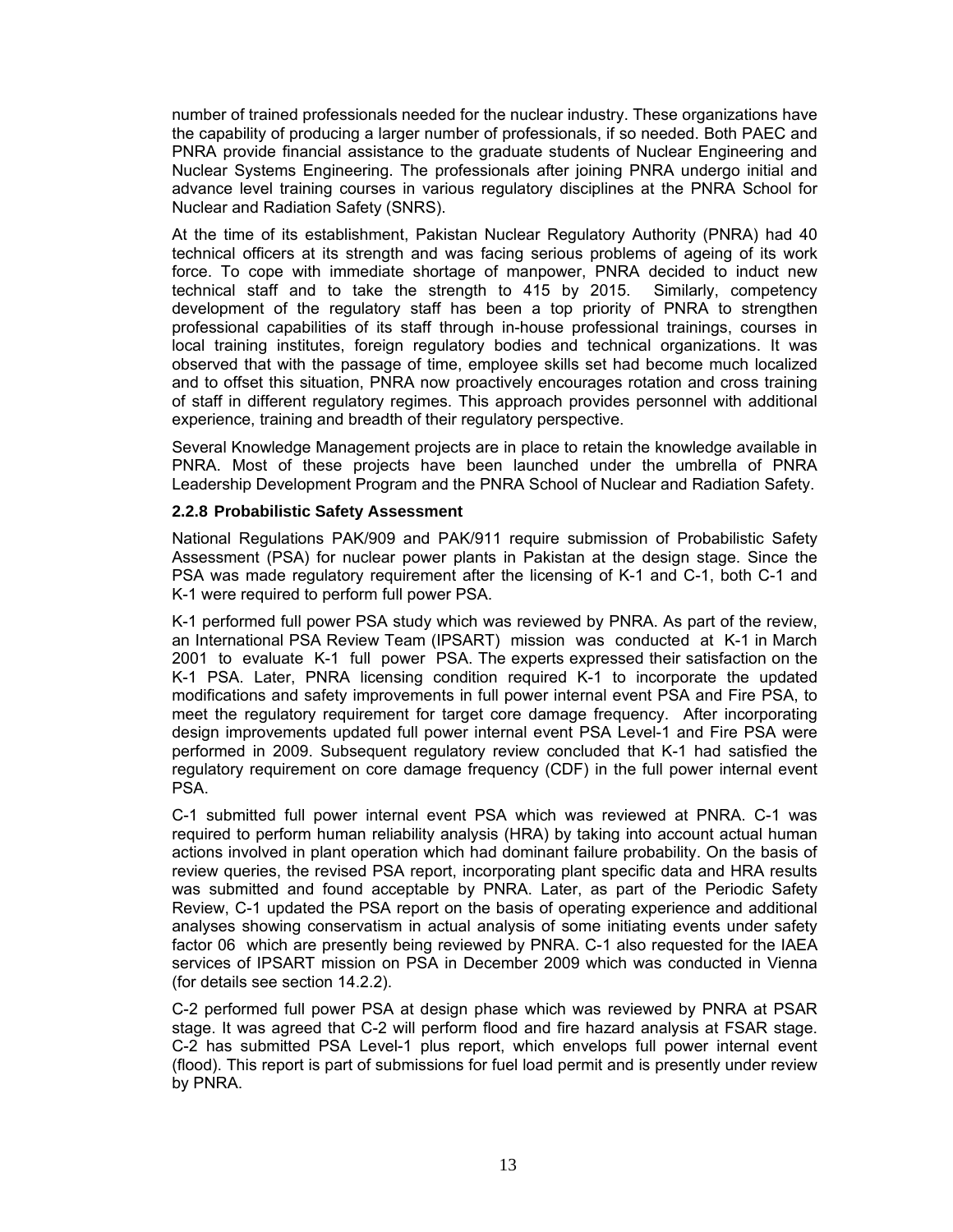number of trained professionals needed for the nuclear industry. These organizations have the capability of producing a larger number of professionals, if so needed. Both PAEC and PNRA provide financial assistance to the graduate students of Nuclear Engineering and Nuclear Systems Engineering. The professionals after joining PNRA undergo initial and advance level training courses in various regulatory disciplines at the PNRA School for Nuclear and Radiation Safety (SNRS).

At the time of its establishment, Pakistan Nuclear Regulatory Authority (PNRA) had 40 technical officers at its strength and was facing serious problems of ageing of its work force. To cope with immediate shortage of manpower, PNRA decided to induct new technical staff and to take the strength to 415 by 2015. Similarly, competency development of the regulatory staff has been a top priority of PNRA to strengthen professional capabilities of its staff through in-house professional trainings, courses in local training institutes, foreign regulatory bodies and technical organizations. It was observed that with the passage of time, employee skills set had become much localized and to offset this situation, PNRA now proactively encourages rotation and cross training of staff in different regulatory regimes. This approach provides personnel with additional experience, training and breadth of their regulatory perspective.

Several Knowledge Management projects are in place to retain the knowledge available in PNRA. Most of these projects have been launched under the umbrella of PNRA Leadership Development Program and the PNRA School of Nuclear and Radiation Safety.

### 2.2.8 Probabilistic Safety Assessment

National Regulations PAK/909 and PAK/911 require submission of Probabilistic Safety Assessment (PSA) for nuclear power plants in Pakistan at the design stage. Since the PSA was made regulatory requirement after the licensing of K-1 and C-1, both C-1 and K-1 were required to perform full power PSA.

K-1 performed full power PSA study which was reviewed by PNRA. As part of the review, an International PSA Review Team (IPSART) mission was conducted at K-1 in March 2001 to evaluate K-1 full power PSA. The experts expressed their satisfaction on the K-1 PSA. Later, PNRA licensing condition required K-1 to incorporate the updated modifications and safety improvements in full power internal event PSA and Fire PSA, to meet the regulatory requirement for target core damage frequency. After incorporating design improvements updated full power internal event PSA Level-1 and Fire PSA were performed in 2009. Subsequent regulatory review concluded that K-1 had satisfied the regulatory requirement on core damage frequency (CDF) in the full power internal event PSA.

C-1 submitted full power internal event PSA which was reviewed at PNRA. C-1 was required to perform human reliability analysis (HRA) by taking into account actual human actions involved in plant operation which had dominant failure probability. On the basis of review queries, the revised PSA report, incorporating plant specific data and HRA results was submitted and found acceptable by PNRA. Later, as part of the Periodic Safety Review, C-1 updated the PSA report on the basis of operating experience and additional analyses showing conservatism in actual analysis of some initiating events under safety factor 06 which are presently being reviewed by PNRA. C-1 also requested for the IAEA services of IPSART mission on PSA in December 2009 which was conducted in Vienna (for details see section 14.2.2).

C-2 performed full power PSA at design phase which was reviewed by PNRA at PSAR stage. It was agreed that C-2 will perform flood and fire hazard analysis at FSAR stage. C-2 has submitted PSA Level-1 plus report, which envelops full power internal event (flood). This report is part of submissions for fuel load permit and is presently under review by PNRA.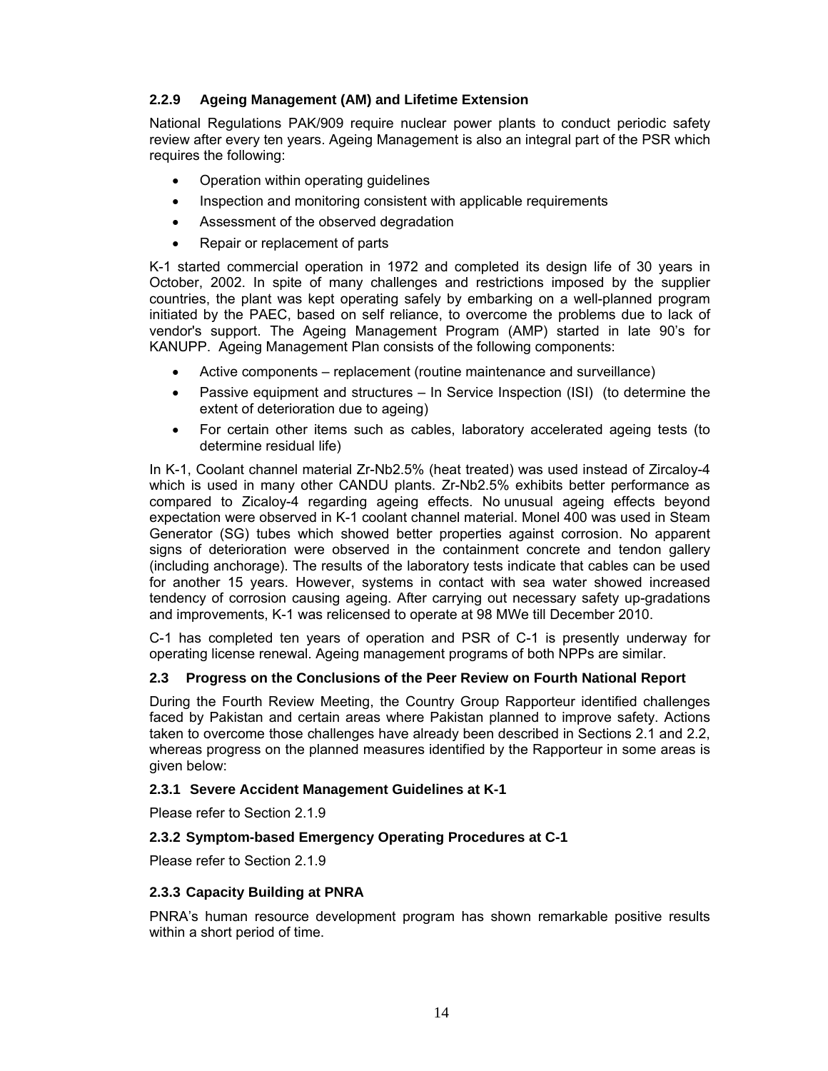### 2.2.9 Ageing Management (AM) and Lifetime Extension

National Regulations PAK/909 require nuclear power plants to conduct periodic safety review after every ten years. Ageing Management is also an integral part of the PSR which requires the following:

- Operation within operating guidelines
- Inspection and monitoring consistent with applicable requirements
- Assessment of the observed degradation
- Repair or replacement of parts

K-1 started commercial operation in 1972 and completed its design life of 30 years in October, 2002. In spite of many challenges and restrictions imposed by the supplier countries, the plant was kept operating safely by embarking on a well-planned program initiated by the PAEC, based on self reliance, to overcome the problems due to lack of vendor's support. The Ageing Management Program (AMP) started in late 90's for KANUPP. Ageing Management Plan consists of the following components:

- Active components – replacement (routine maintenance and surveillance)
- Passive equipment and structures – In Service Inspection (ISI) (to determine the extent of deterioration due to ageing)
- For certain other items such as cables, laboratory accelerated ageing tests (to determine residual life)

In K-1, Coolant channel material Zr-Nb2.5% (heat treated) was used instead of Zircaloy-4 which is used in many other CANDU plants. Zr-Nb2.5% exhibits better performance as compared to Zicaloy-4 regarding ageing effects. No unusual ageing effects beyond expectation were observed in K-1 coolant channel material. Monel 400 was used in Steam Generator (SG) tubes which showed better properties against corrosion. No apparent signs of deterioration were observed in the containment concrete and tendon gallery (including anchorage). The results of the laboratory tests indicate that cables can be used for another 15 years. However, systems in contact with sea water showed increased tendency of corrosion causing ageing. After carrying out necessary safety up-gradations and improvements, K-1 was relicensed to operate at 98 MWe till December 2010.

C-1 has completed ten years of operation and PSR of C-1 is presently underway for operating license renewal. Ageing management programs of both NPPs are similar.

## 2.3 Progress on the Conclusions of the Peer Review on Fourth National Report

During the Fourth Review Meeting, the Country Group Rapporteur identified challenges faced by Pakistan and certain areas where Pakistan planned to improve safety. Actions taken to overcome those challenges have already been described in Sections 2.1 and 2.2, whereas progress on the planned measures identified by the Rapporteur in some areas is given below:

### 2.3.1 Severe Accident Management Guidelines at K-1

Please refer to Section 2.1.9

### 2.3.2 Symptom-based Emergency Operating Procedures at C-1

Please refer to Section 2.1.9

### 2.3.3 Capacity Building at PNRA

PNRA's human resource development program has shown remarkable positive results within a short period of time.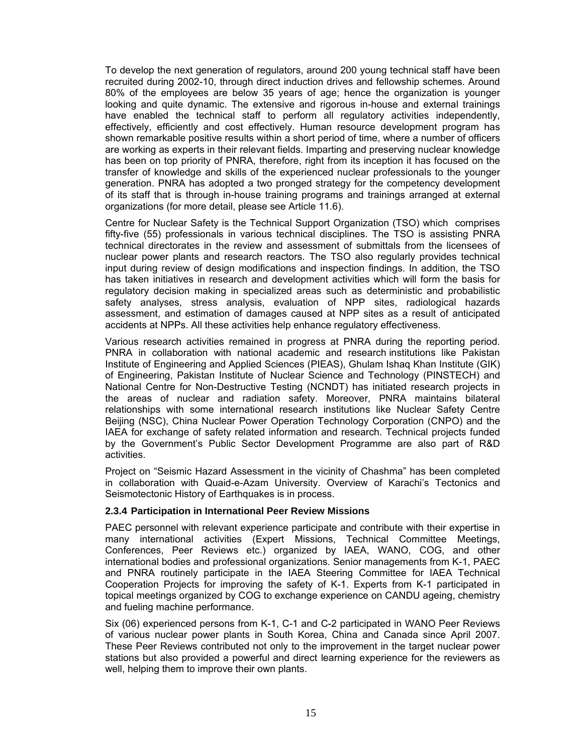To develop the next generation of regulators, around 200 young technical staff have been recruited during 2002-10, through direct induction drives and fellowship schemes. Around 80% of the employees are below 35 years of age; hence the organization is younger looking and quite dynamic. The extensive and rigorous in-house and external trainings have enabled the technical staff to perform all regulatory activities independently, effectively, efficiently and cost effectively. Human resource development program has shown remarkable positive results within a short period of time, where a number of officers are working as experts in their relevant fields. Imparting and preserving nuclear knowledge has been on top priority of PNRA, therefore, right from its inception it has focused on the transfer of knowledge and skills of the experienced nuclear professionals to the younger generation. PNRA has adopted a two pronged strategy for the competency development of its staff that is through in-house training programs and trainings arranged at external organizations (for more detail, please see Article 11.6).

Centre for Nuclear Safety is the Technical Support Organization (TSO) which comprises fifty-five (55) professionals in various technical disciplines. The TSO is assisting PNRA technical directorates in the review and assessment of submittals from the licensees of nuclear power plants and research reactors. The TSO also regularly provides technical input during review of design modifications and inspection findings. In addition, the TSO has taken initiatives in research and development activities which will form the basis for regulatory decision making in specialized areas such as deterministic and probabilistic safety analyses, stress analysis, evaluation of NPP sites, radiological hazards assessment, and estimation of damages caused at NPP sites as a result of anticipated accidents at NPPs. All these activities help enhance regulatory effectiveness.

Various research activities remained in progress at PNRA during the reporting period. PNRA in collaboration with national academic and research institutions like Pakistan Institute of Engineering and Applied Sciences (PIEAS), Ghulam Ishaq Khan Institute (GIK) of Engineering, Pakistan Institute of Nuclear Science and Technology (PINSTECH) and National Centre for Non-Destructive Testing (NCNDT) has initiated research projects in the areas of nuclear and radiation safety. Moreover, PNRA maintains bilateral relationships with some international research institutions like Nuclear Safety Centre Beijing (NSC), China Nuclear Power Operation Technology Corporation (CNPO) and the IAEA for exchange of safety related information and research. Technical projects funded by the Government's Public Sector Development Programme are also part of R&D activities.

Project on "Seismic Hazard Assessment in the vicinity of Chashma" has been completed in collaboration with Quaid-e-Azam University. Overview of Karachi's Tectonics and Seismotectonic History of Earthquakes is in process.

#### 2.3.4 Participation in International Peer Review Missions

PAEC personnel with relevant experience participate and contribute with their expertise in many international activities (Expert Missions, Technical Committee Meetings, Conferences, Peer Reviews etc.) organized by IAEA, WANO, COG, and other international bodies and professional organizations. Senior managements from K-1, PAEC and PNRA routinely participate in the IAEA Steering Committee for IAEA Technical Cooperation Projects for improving the safety of K-1. Experts from K-1 participated in topical meetings organized by COG to exchange experience on CANDU ageing, chemistry and fueling machine performance.

Six (06) experienced persons from K-1, C-1 and C-2 participated in WANO Peer Reviews of various nuclear power plants in South Korea, China and Canada since April 2007. These Peer Reviews contributed not only to the improvement in the target nuclear power stations but also provided a powerful and direct learning experience for the reviewers as well, helping them to improve their own plants.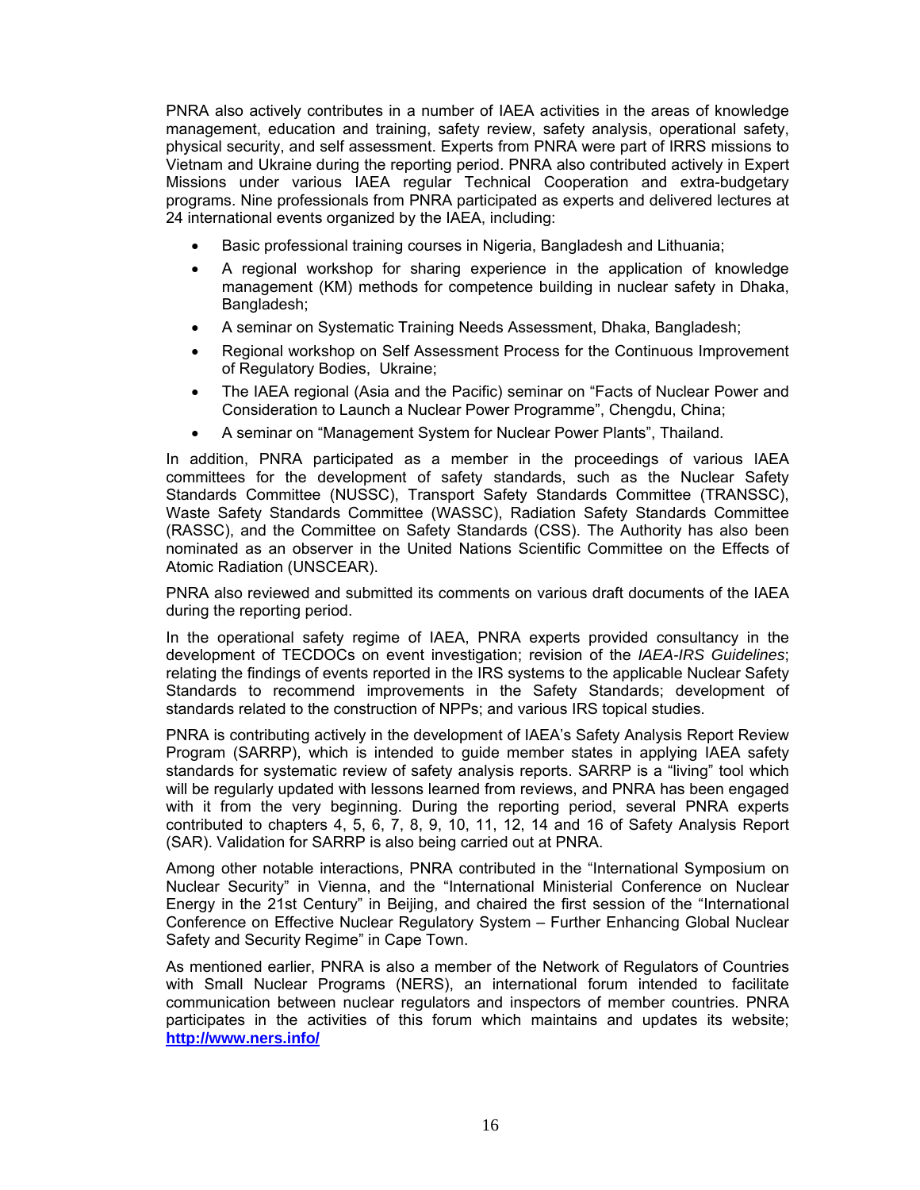PNRA also actively contributes in a number of IAEA activities in the areas of knowledge management, education and training, safety review, safety analysis, operational safety, physical security, and self assessment. Experts from PNRA were part of IRRS missions to Vietnam and Ukraine during the reporting period. PNRA also contributed actively in Expert Missions under various IAEA regular Technical Cooperation and extra-budgetary programs. Nine professionals from PNRA participated as experts and delivered lectures at 24 international events organized by the IAEA, including:

- Basic professional training courses in Nigeria, Bangladesh and Lithuania;
- A regional workshop for sharing experience in the application of knowledge management (KM) methods for competence building in nuclear safety in Dhaka, Bangladesh;
- A seminar on Systematic Training Needs Assessment, Dhaka, Bangladesh;
- Regional workshop on Self Assessment Process for the Continuous Improvement of Regulatory Bodies, Ukraine;
- The IAEA regional (Asia and the Pacific) seminar on "Facts of Nuclear Power and Consideration to Launch a Nuclear Power Programme", Chengdu, China;
- A seminar on "Management System for Nuclear Power Plants", Thailand.

In addition, PNRA participated as a member in the proceedings of various IAEA committees for the development of safety standards, such as the Nuclear Safety Standards Committee (NUSSC), Transport Safety Standards Committee (TRANSSC), Waste Safety Standards Committee (WASSC), Radiation Safety Standards Committee (RASSC), and the Committee on Safety Standards (CSS). The Authority has also been nominated as an observer in the United Nations Scientific Committee on the Effects of Atomic Radiation (UNSCEAR).

PNRA also reviewed and submitted its comments on various draft documents of the IAEA during the reporting period.

In the operational safety regime of IAEA, PNRA experts provided consultancy in the development of TECDOCs on event investigation; revision of the *IAEA-IRS Guidelines*; relating the findings of events reported in the IRS systems to the applicable Nuclear Safety Standards to recommend improvements in the Safety Standards; development of standards related to the construction of NPPs; and various IRS topical studies.

PNRA is contributing actively in the development of IAEA's Safety Analysis Report Review Program (SARRP), which is intended to guide member states in applying IAEA safety standards for systematic review of safety analysis reports. SARRP is a "living" tool which will be regularly updated with lessons learned from reviews, and PNRA has been engaged with it from the very beginning. During the reporting period, several PNRA experts contributed to chapters 4, 5, 6, 7, 8, 9, 10, 11, 12, 14 and 16 of Safety Analysis Report (SAR). Validation for SARRP is also being carried out at PNRA.

Among other notable interactions, PNRA contributed in the "International Symposium on Nuclear Security" in Vienna, and the "International Ministerial Conference on Nuclear Energy in the 21st Century" in Beijing, and chaired the first session of the "International Conference on Effective Nuclear Regulatory System – Further Enhancing Global Nuclear Safety and Security Regime" in Cape Town.

As mentioned earlier, PNRA is also a member of the Network of Regulators of Countries with Small Nuclear Programs (NERS), an international forum intended to facilitate communication between nuclear regulators and inspectors of member countries. PNRA participates in the activities of this forum which maintains and updates its website; **http://www.ners.info/**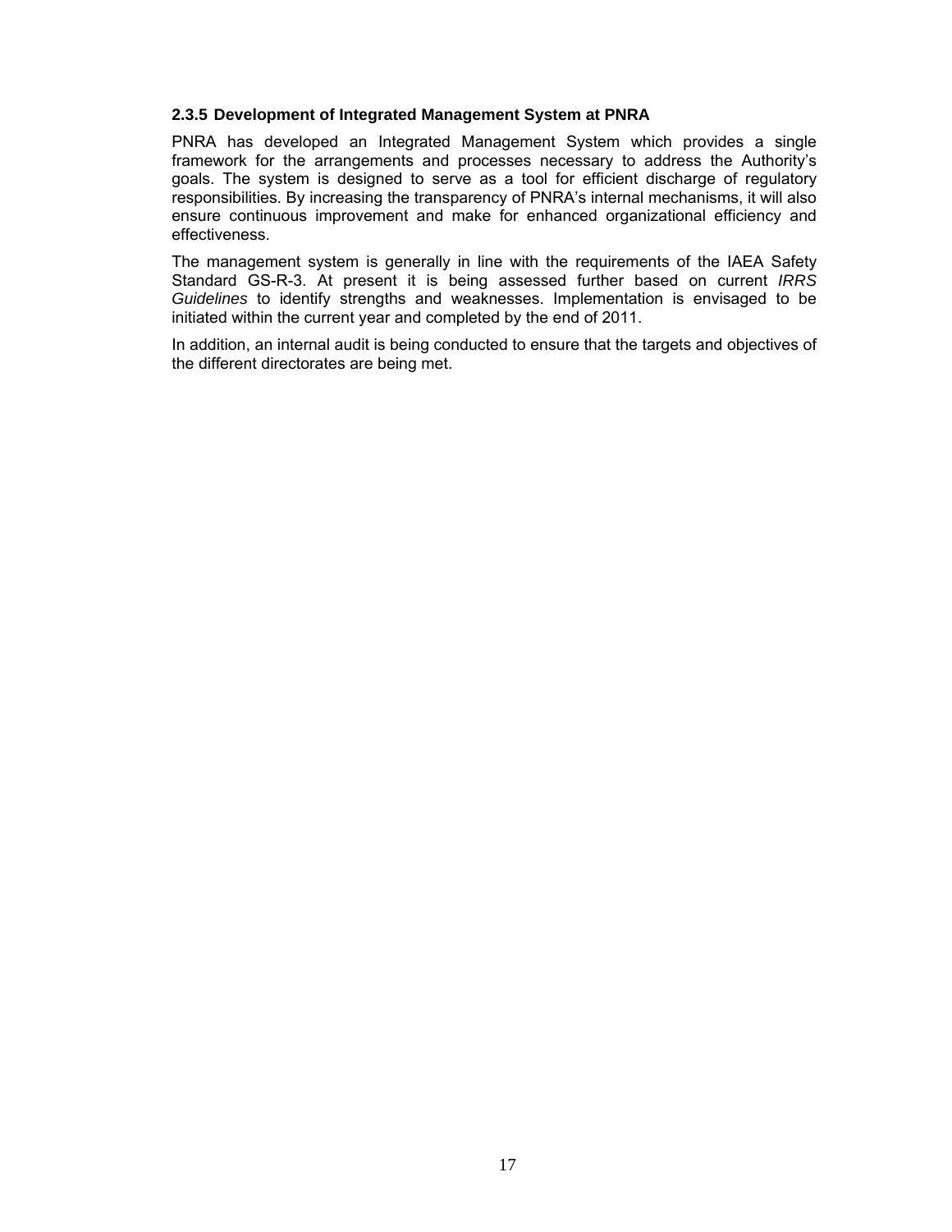### 2.3.5 Development of Integrated Management System at PNRA

PNRA has developed an Integrated Management System which provides a single framework for the arrangements and processes necessary to address the Authority's goals. The system is designed to serve as a tool for efficient discharge of regulatory responsibilities. By increasing the transparency of PNRA's internal mechanisms, it will also ensure continuous improvement and make for enhanced organizational efficiency and effectiveness.

The management system is generally in line with the requirements of the IAEA Safety Standard GS-R-3. At present it is being assessed further based on current *IRRS Guidelines* to identify strengths and weaknesses. Implementation is envisaged to be initiated within the current year and completed by the end of 2011.

In addition, an internal audit is being conducted to ensure that the targets and objectives of the different directorates are being met.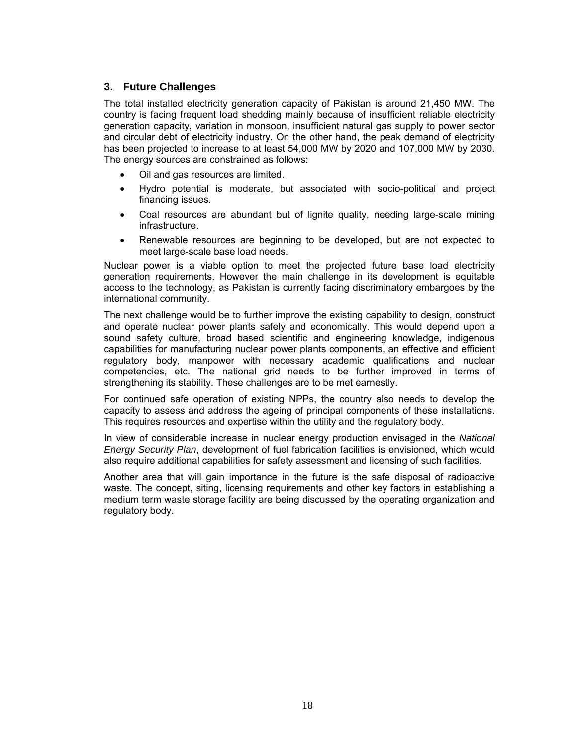## 3. Future Challenges

The total installed electricity generation capacity of Pakistan is around 21,450 MW. The country is facing frequent load shedding mainly because of insufficient reliable electricity generation capacity, variation in monsoon, insufficient natural gas supply to power sector and circular debt of electricity industry. On the other hand, the peak demand of electricity has been projected to increase to at least 54,000 MW by 2020 and 107,000 MW by 2030. The energy sources are constrained as follows:

- Oil and gas resources are limited.
- Hydro potential is moderate, but associated with socio-political and project financing issues.
- Coal resources are abundant but of lignite quality, needing large-scale mining infrastructure.
- Renewable resources are beginning to be developed, but are not expected to meet large-scale base load needs.

Nuclear power is a viable option to meet the projected future base load electricity generation requirements. However the main challenge in its development is equitable access to the technology, as Pakistan is currently facing discriminatory embargoes by the international community.

The next challenge would be to further improve the existing capability to design, construct and operate nuclear power plants safely and economically. This would depend upon a sound safety culture, broad based scientific and engineering knowledge, indigenous capabilities for manufacturing nuclear power plants components, an effective and efficient regulatory body, manpower with necessary academic qualifications and nuclear competencies, etc. The national grid needs to be further improved in terms of strengthening its stability. These challenges are to be met earnestly.

For continued safe operation of existing NPPs, the country also needs to develop the capacity to assess and address the ageing of principal components of these installations. This requires resources and expertise within the utility and the regulatory body.

In view of considerable increase in nuclear energy production envisaged in the *National Energy Security Plan*, development of fuel fabrication facilities is envisioned, which would also require additional capabilities for safety assessment and licensing of such facilities.

Another area that will gain importance in the future is the safe disposal of radioactive waste. The concept, siting, licensing requirements and other key factors in establishing a medium term waste storage facility are being discussed by the operating organization and regulatory body.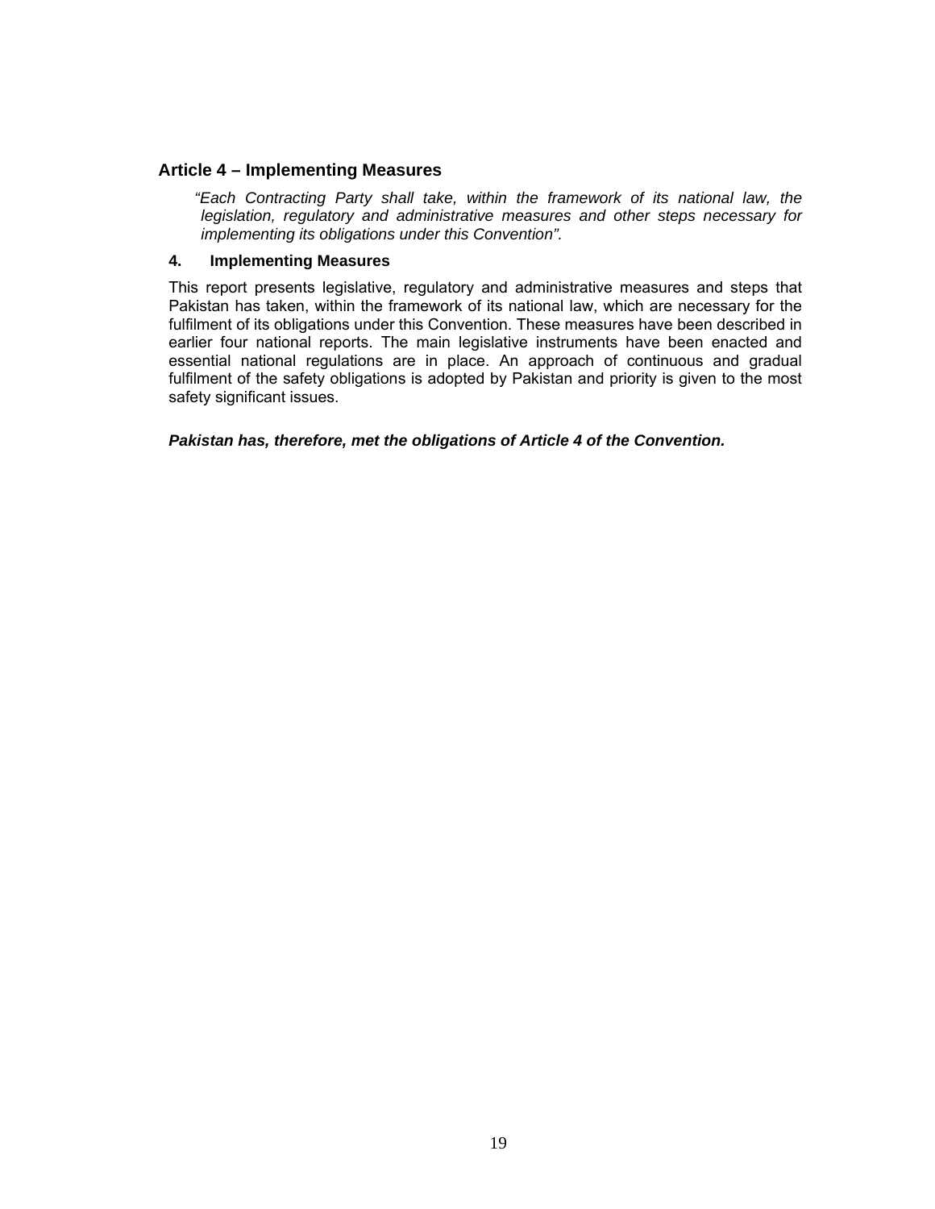## Article 4 – Implementing Measures

*"Each Contracting Party shall take, within the framework of its national law, the legislation, regulatory and administrative measures and other steps necessary for implementing its obligations under this Convention".*

### 4. Implementing Measures

This report presents legislative, regulatory and administrative measures and steps that Pakistan has taken, within the framework of its national law, which are necessary for the fulfilment of its obligations under this Convention. These measures have been described in earlier four national reports. The main legislative instruments have been enacted and essential national regulations are in place. An approach of continuous and gradual fulfilment of the safety obligations is adopted by Pakistan and priority is given to the most safety significant issues.

***Pakistan has, therefore, met the obligations of Article 4 of the Convention.***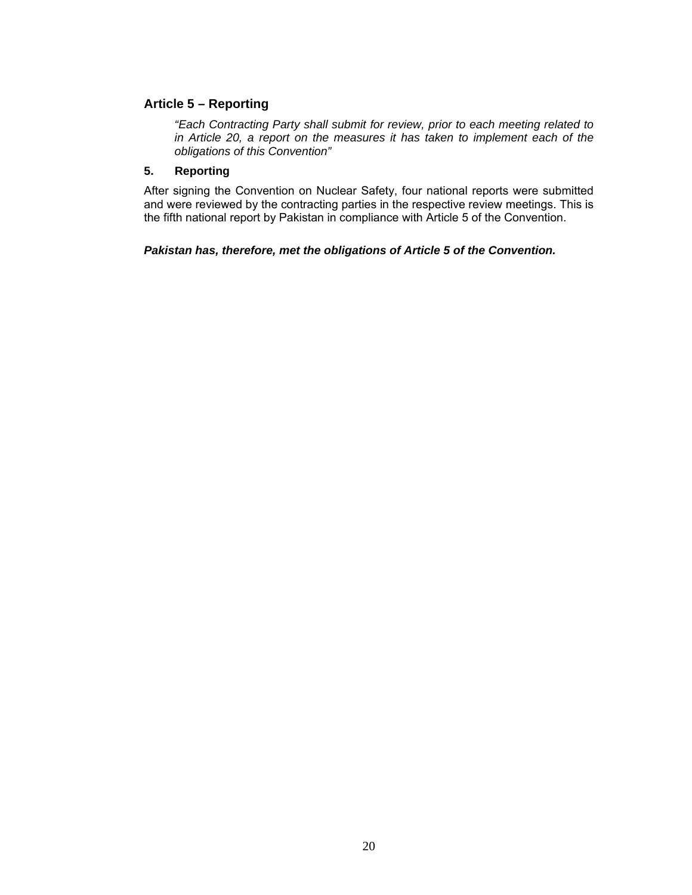## Article 5 – Reporting

> *"Each Contracting Party shall submit for review, prior to each meeting related to in Article 20, a report on the measures it has taken to implement each of the obligations of this Convention"*

### 5. Reporting

After signing the Convention on Nuclear Safety, four national reports were submitted and were reviewed by the contracting parties in the respective review meetings. This is the fifth national report by Pakistan in compliance with Article 5 of the Convention.

***Pakistan has, therefore, met the obligations of Article 5 of the Convention.***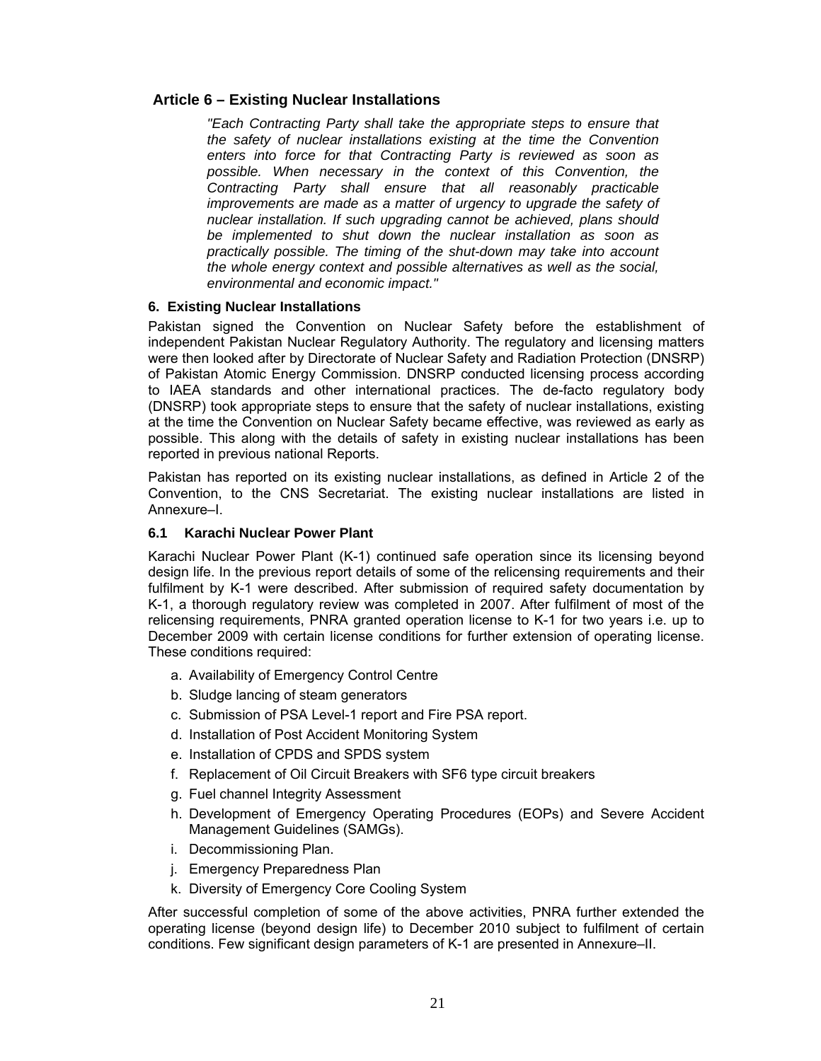## Article 6 – Existing Nuclear Installations

*"Each Contracting Party shall take the appropriate steps to ensure that the safety of nuclear installations existing at the time the Convention enters into force for that Contracting Party is reviewed as soon as possible. When necessary in the context of this Convention, the Contracting Party shall ensure that all reasonably practicable improvements are made as a matter of urgency to upgrade the safety of nuclear installation. If such upgrading cannot be achieved, plans should be implemented to shut down the nuclear installation as soon as practically possible. The timing of the shut-down may take into account the whole energy context and possible alternatives as well as the social, environmental and economic impact."*

### 6. Existing Nuclear Installations

Pakistan signed the Convention on Nuclear Safety before the establishment of independent Pakistan Nuclear Regulatory Authority. The regulatory and licensing matters were then looked after by Directorate of Nuclear Safety and Radiation Protection (DNSRP) of Pakistan Atomic Energy Commission. DNSRP conducted licensing process according to IAEA standards and other international practices. The de-facto regulatory body (DNSRP) took appropriate steps to ensure that the safety of nuclear installations, existing at the time the Convention on Nuclear Safety became effective, was reviewed as early as possible. This along with the details of safety in existing nuclear installations has been reported in previous national Reports.

Pakistan has reported on its existing nuclear installations, as defined in Article 2 of the Convention, to the CNS Secretariat. The existing nuclear installations are listed in Annexure–I.

#### 6.1 Karachi Nuclear Power Plant

Karachi Nuclear Power Plant (K-1) continued safe operation since its licensing beyond design life. In the previous report details of some of the relicensing requirements and their fulfilment by K-1 were described. After submission of required safety documentation by K-1, a thorough regulatory review was completed in 2007. After fulfilment of most of the relicensing requirements, PNRA granted operation license to K-1 for two years i.e. up to December 2009 with certain license conditions for further extension of operating license. These conditions required:

a. Availability of Emergency Control Centre
b. Sludge lancing of steam generators
c. Submission of PSA Level-1 report and Fire PSA report.
d. Installation of Post Accident Monitoring System
e. Installation of CPDS and SPDS system
f. Replacement of Oil Circuit Breakers with SF6 type circuit breakers
g. Fuel channel Integrity Assessment
h. Development of Emergency Operating Procedures (EOPs) and Severe Accident Management Guidelines (SAMGs).
i. Decommissioning Plan.
j. Emergency Preparedness Plan
k. Diversity of Emergency Core Cooling System

After successful completion of some of the above activities, PNRA further extended the operating license (beyond design life) to December 2010 subject to fulfilment of certain conditions. Few significant design parameters of K-1 are presented in Annexure–II.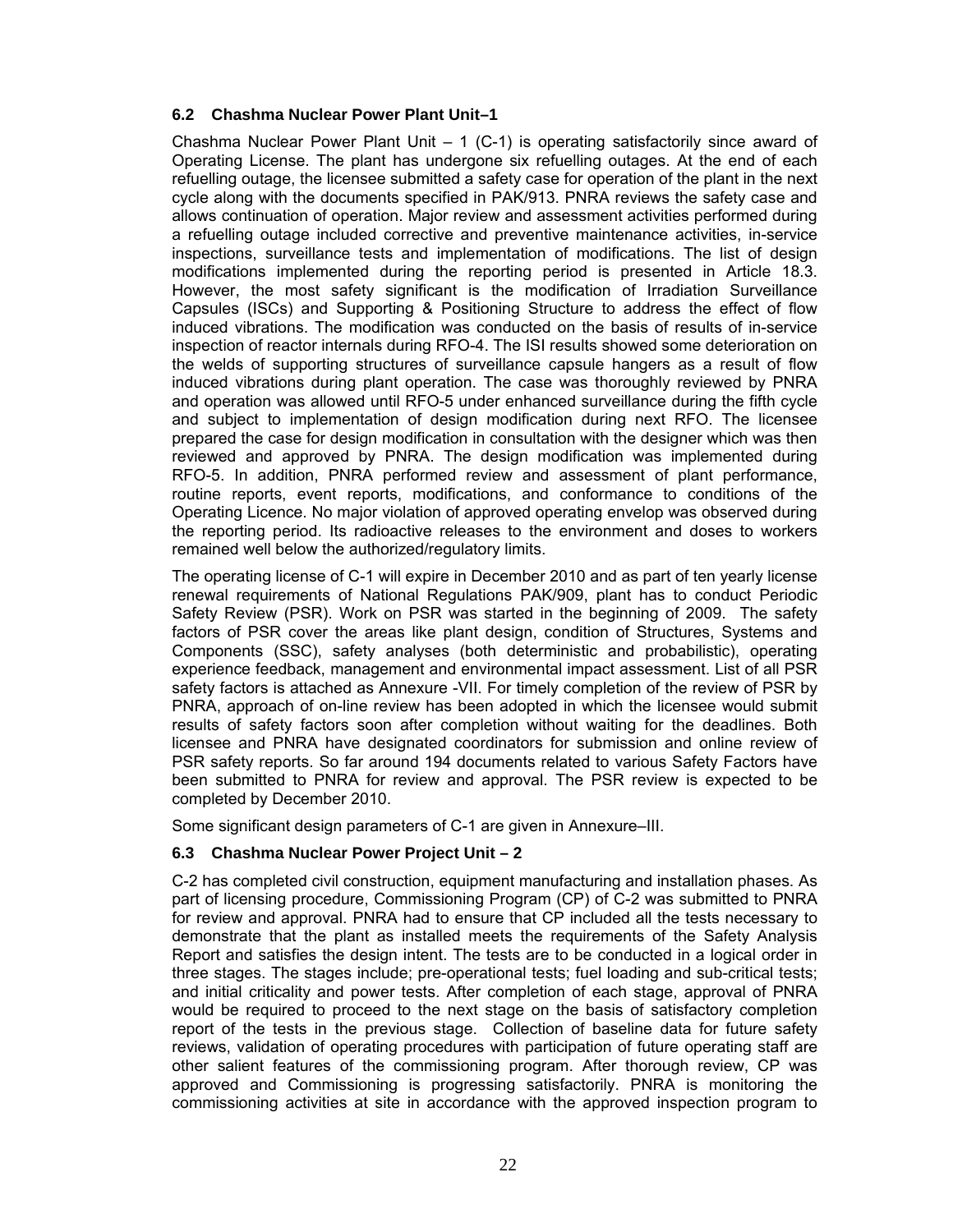### 6.2 Chashma Nuclear Power Plant Unit–1

Chashma Nuclear Power Plant Unit – 1 (C-1) is operating satisfactorily since award of Operating License. The plant has undergone six refuelling outages. At the end of each refuelling outage, the licensee submitted a safety case for operation of the plant in the next cycle along with the documents specified in PAK/913. PNRA reviews the safety case and allows continuation of operation. Major review and assessment activities performed during a refuelling outage included corrective and preventive maintenance activities, in-service inspections, surveillance tests and implementation of modifications. The list of design modifications implemented during the reporting period is presented in Article 18.3. However, the most safety significant is the modification of Irradiation Surveillance Capsules (ISCs) and Supporting & Positioning Structure to address the effect of flow induced vibrations. The modification was conducted on the basis of results of in-service inspection of reactor internals during RFO-4. The ISI results showed some deterioration on the welds of supporting structures of surveillance capsule hangers as a result of flow induced vibrations during plant operation. The case was thoroughly reviewed by PNRA and operation was allowed until RFO-5 under enhanced surveillance during the fifth cycle and subject to implementation of design modification during next RFO. The licensee prepared the case for design modification in consultation with the designer which was then reviewed and approved by PNRA. The design modification was implemented during RFO-5. In addition, PNRA performed review and assessment of plant performance, routine reports, event reports, modifications, and conformance to conditions of the Operating Licence. No major violation of approved operating envelop was observed during the reporting period. Its radioactive releases to the environment and doses to workers remained well below the authorized/regulatory limits.

The operating license of C-1 will expire in December 2010 and as part of ten yearly license renewal requirements of National Regulations PAK/909, plant has to conduct Periodic Safety Review (PSR). Work on PSR was started in the beginning of 2009. The safety factors of PSR cover the areas like plant design, condition of Structures, Systems and Components (SSC), safety analyses (both deterministic and probabilistic), operating experience feedback, management and environmental impact assessment. List of all PSR safety factors is attached as Annexure -VII. For timely completion of the review of PSR by PNRA, approach of on-line review has been adopted in which the licensee would submit results of safety factors soon after completion without waiting for the deadlines. Both licensee and PNRA have designated coordinators for submission and online review of PSR safety reports. So far around 194 documents related to various Safety Factors have been submitted to PNRA for review and approval. The PSR review is expected to be completed by December 2010.

Some significant design parameters of C-1 are given in Annexure–III.

### 6.3 Chashma Nuclear Power Project Unit – 2

C-2 has completed civil construction, equipment manufacturing and installation phases. As part of licensing procedure, Commissioning Program (CP) of C-2 was submitted to PNRA for review and approval. PNRA had to ensure that CP included all the tests necessary to demonstrate that the plant as installed meets the requirements of the Safety Analysis Report and satisfies the design intent. The tests are to be conducted in a logical order in three stages. The stages include; pre-operational tests; fuel loading and sub-critical tests; and initial criticality and power tests. After completion of each stage, approval of PNRA would be required to proceed to the next stage on the basis of satisfactory completion report of the tests in the previous stage. Collection of baseline data for future safety reviews, validation of operating procedures with participation of future operating staff are other salient features of the commissioning program. After thorough review, CP was approved and Commissioning is progressing satisfactorily. PNRA is monitoring the commissioning activities at site in accordance with the approved inspection program to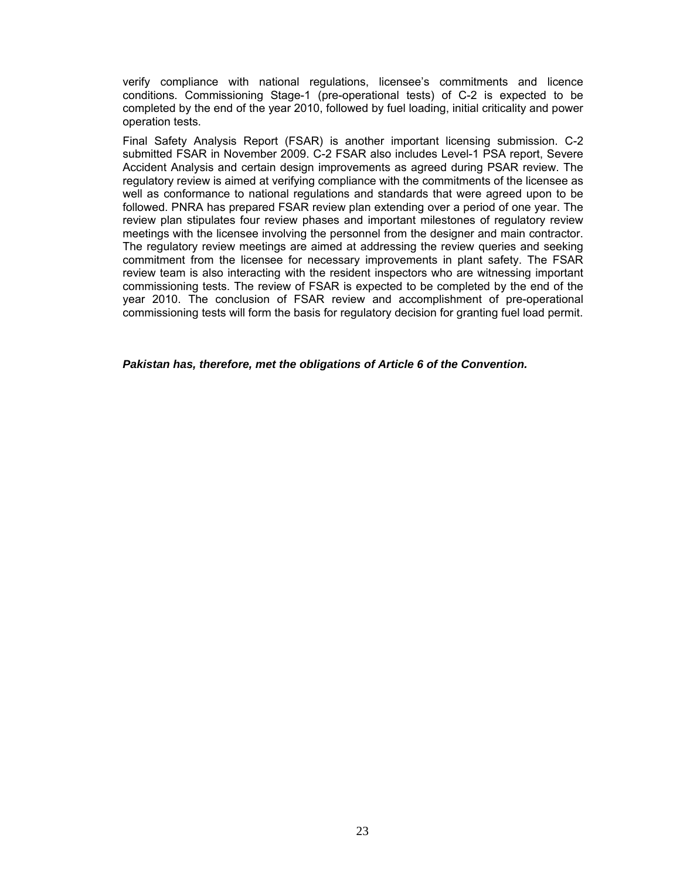verify compliance with national regulations, licensee's commitments and licence conditions. Commissioning Stage-1 (pre-operational tests) of C-2 is expected to be completed by the end of the year 2010, followed by fuel loading, initial criticality and power operation tests.

Final Safety Analysis Report (FSAR) is another important licensing submission. C-2 submitted FSAR in November 2009. C-2 FSAR also includes Level-1 PSA report, Severe Accident Analysis and certain design improvements as agreed during PSAR review. The regulatory review is aimed at verifying compliance with the commitments of the licensee as well as conformance to national regulations and standards that were agreed upon to be followed. PNRA has prepared FSAR review plan extending over a period of one year. The review plan stipulates four review phases and important milestones of regulatory review meetings with the licensee involving the personnel from the designer and main contractor. The regulatory review meetings are aimed at addressing the review queries and seeking commitment from the licensee for necessary improvements in plant safety. The FSAR review team is also interacting with the resident inspectors who are witnessing important commissioning tests. The review of FSAR is expected to be completed by the end of the year 2010. The conclusion of FSAR review and accomplishment of pre-operational commissioning tests will form the basis for regulatory decision for granting fuel load permit.

***Pakistan has, therefore, met the obligations of Article 6 of the Convention.***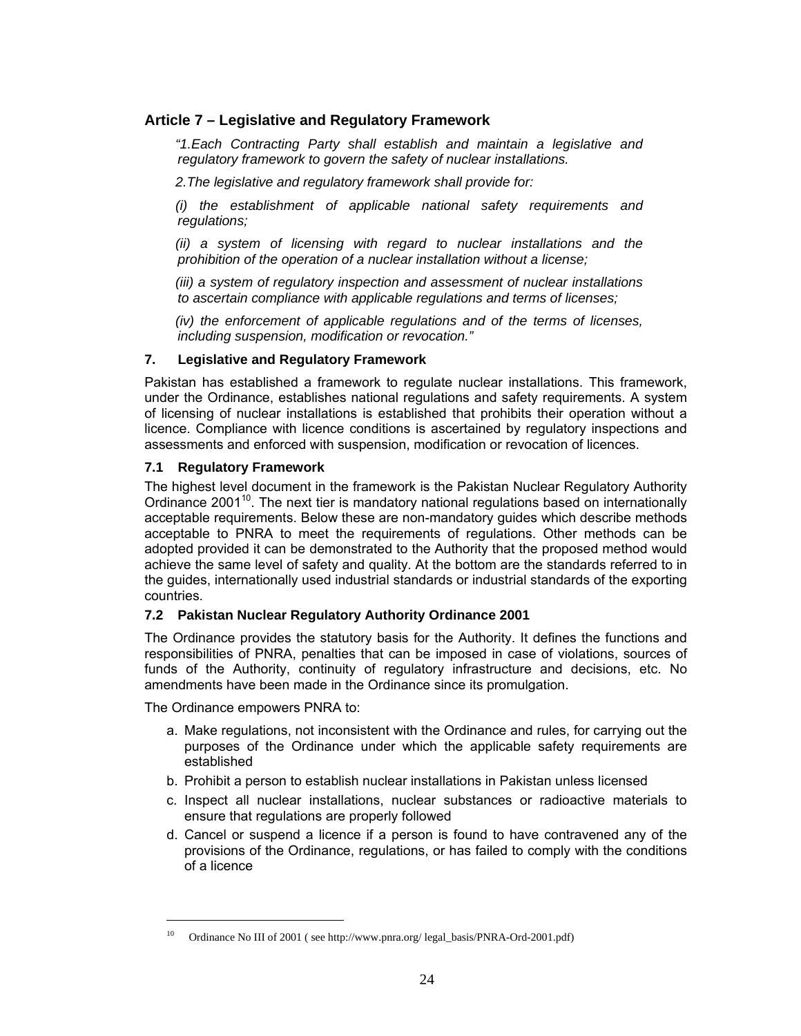## Article 7 – Legislative and Regulatory Framework

*"1.Each Contracting Party shall establish and maintain a legislative and regulatory framework to govern the safety of nuclear installations.*

*2.The legislative and regulatory framework shall provide for:*

*(i) the establishment of applicable national safety requirements and regulations;*

*(ii) a system of licensing with regard to nuclear installations and the prohibition of the operation of a nuclear installation without a license;*

*(iii) a system of regulatory inspection and assessment of nuclear installations to ascertain compliance with applicable regulations and terms of licenses;*

*(iv) the enforcement of applicable regulations and of the terms of licenses, including suspension, modification or revocation."*

### 7. Legislative and Regulatory Framework

Pakistan has established a framework to regulate nuclear installations. This framework, under the Ordinance, establishes national regulations and safety requirements. A system of licensing of nuclear installations is established that prohibits their operation without a licence. Compliance with licence conditions is ascertained by regulatory inspections and assessments and enforced with suspension, modification or revocation of licences.

#### 7.1 Regulatory Framework

The highest level document in the framework is the Pakistan Nuclear Regulatory Authority Ordinance 2001[10]. The next tier is mandatory national regulations based on internationally acceptable requirements. Below these are non-mandatory guides which describe methods acceptable to PNRA to meet the requirements of regulations. Other methods can be adopted provided it can be demonstrated to the Authority that the proposed method would achieve the same level of safety and quality. At the bottom are the standards referred to in the guides, internationally used industrial standards or industrial standards of the exporting countries.

#### 7.2 Pakistan Nuclear Regulatory Authority Ordinance 2001

The Ordinance provides the statutory basis for the Authority. It defines the functions and responsibilities of PNRA, penalties that can be imposed in case of violations, sources of funds of the Authority, continuity of regulatory infrastructure and decisions, etc. No amendments have been made in the Ordinance since its promulgation.

The Ordinance empowers PNRA to:

a. Make regulations, not inconsistent with the Ordinance and rules, for carrying out the purposes of the Ordinance under which the applicable safety requirements are established
b. Prohibit a person to establish nuclear installations in Pakistan unless licensed
c. Inspect all nuclear installations, nuclear substances or radioactive materials to ensure that regulations are properly followed
d. Cancel or suspend a licence if a person is found to have contravened any of the provisions of the Ordinance, regulations, or has failed to comply with the conditions of a licence

---

[10] Ordinance No III of 2001 ( see http://www.pnra.org/ legal_basis/PNRA-Ord-2001.pdf)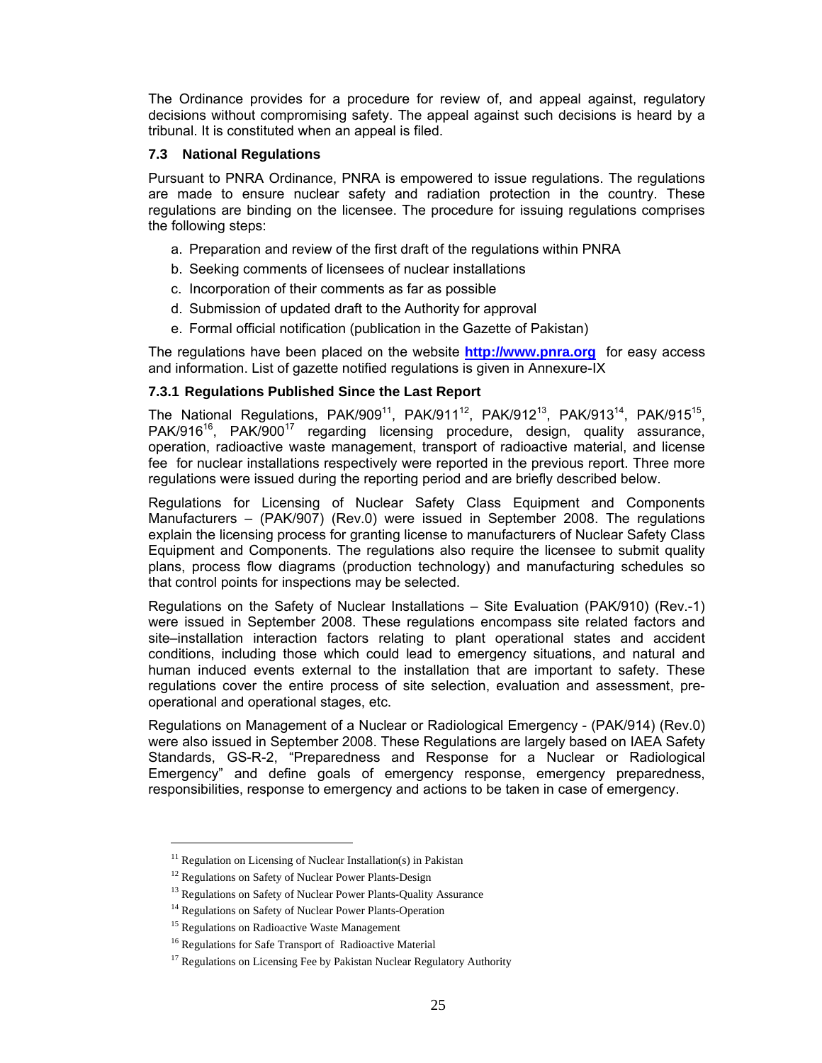The Ordinance provides for a procedure for review of, and appeal against, regulatory decisions without compromising safety. The appeal against such decisions is heard by a tribunal. It is constituted when an appeal is filed.

### 7.3 National Regulations

Pursuant to PNRA Ordinance, PNRA is empowered to issue regulations. The regulations are made to ensure nuclear safety and radiation protection in the country. These regulations are binding on the licensee. The procedure for issuing regulations comprises the following steps:

a. Preparation and review of the first draft of the regulations within PNRA
b. Seeking comments of licensees of nuclear installations
c. Incorporation of their comments as far as possible
d. Submission of updated draft to the Authority for approval
e. Formal official notification (publication in the Gazette of Pakistan)

The regulations have been placed on the website **http://www.pnra.org** for easy access and information. List of gazette notified regulations is given in Annexure-IX

#### 7.3.1 Regulations Published Since the Last Report

The National Regulations, PAK/909[11], PAK/911[12], PAK/912[13], PAK/913[14], PAK/915[15], PAK/916[16], PAK/900[17] regarding licensing procedure, design, quality assurance, operation, radioactive waste management, transport of radioactive material, and license fee for nuclear installations respectively were reported in the previous report. Three more regulations were issued during the reporting period and are briefly described below.

Regulations for Licensing of Nuclear Safety Class Equipment and Components Manufacturers – (PAK/907) (Rev.0) were issued in September 2008. The regulations explain the licensing process for granting license to manufacturers of Nuclear Safety Class Equipment and Components. The regulations also require the licensee to submit quality plans, process flow diagrams (production technology) and manufacturing schedules so that control points for inspections may be selected.

Regulations on the Safety of Nuclear Installations – Site Evaluation (PAK/910) (Rev.-1) were issued in September 2008. These regulations encompass site related factors and site–installation interaction factors relating to plant operational states and accident conditions, including those which could lead to emergency situations, and natural and human induced events external to the installation that are important to safety. These regulations cover the entire process of site selection, evaluation and assessment, pre-operational and operational stages, etc.

Regulations on Management of a Nuclear or Radiological Emergency - (PAK/914) (Rev.0) were also issued in September 2008. These Regulations are largely based on IAEA Safety Standards, GS-R-2, "Preparedness and Response for a Nuclear or Radiological Emergency" and define goals of emergency response, emergency preparedness, responsibilities, response to emergency and actions to be taken in case of emergency.

---

[11] Regulation on Licensing of Nuclear Installation(s) in Pakistan

[12] Regulations on Safety of Nuclear Power Plants-Design

[13] Regulations on Safety of Nuclear Power Plants-Quality Assurance

[14] Regulations on Safety of Nuclear Power Plants-Operation

[15] Regulations on Radioactive Waste Management

[16] Regulations for Safe Transport of Radioactive Material

[17] Regulations on Licensing Fee by Pakistan Nuclear Regulatory Authority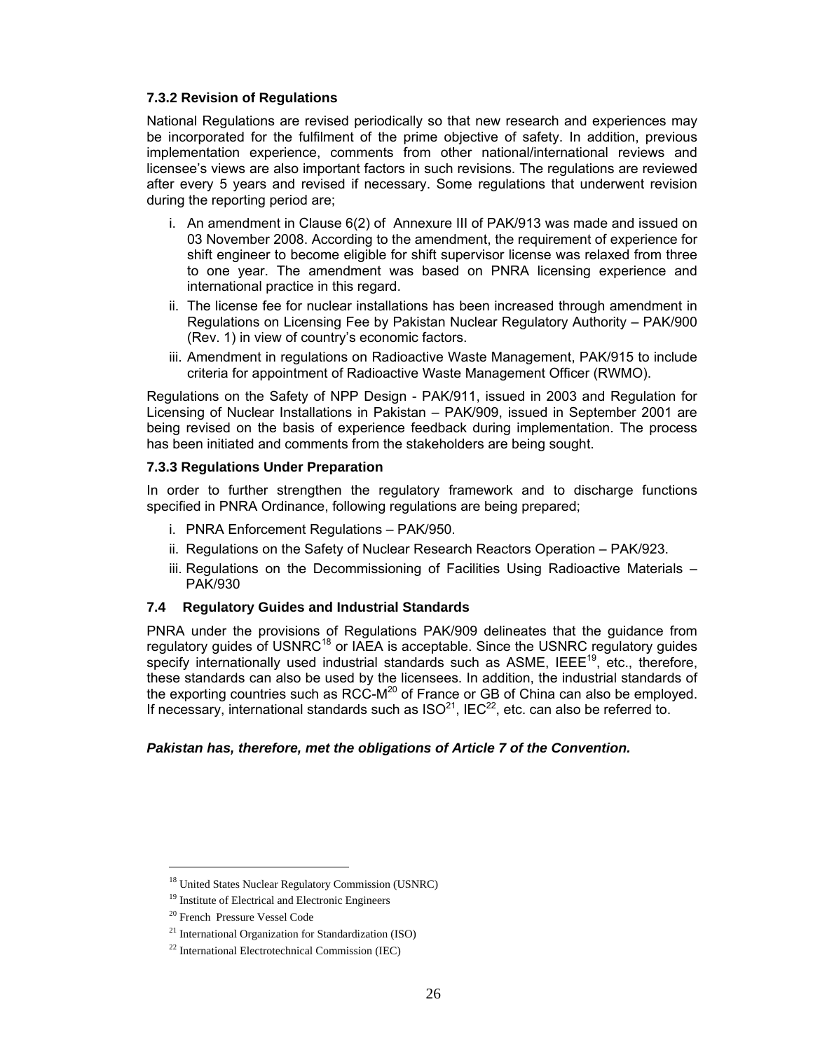### 7.3.2 Revision of Regulations

National Regulations are revised periodically so that new research and experiences may be incorporated for the fulfilment of the prime objective of safety. In addition, previous implementation experience, comments from other national/international reviews and licensee's views are also important factors in such revisions. The regulations are reviewed after every 5 years and revised if necessary. Some regulations that underwent revision during the reporting period are;

i. An amendment in Clause 6(2) of Annexure III of PAK/913 was made and issued on 03 November 2008. According to the amendment, the requirement of experience for shift engineer to become eligible for shift supervisor license was relaxed from three to one year. The amendment was based on PNRA licensing experience and international practice in this regard.

ii. The license fee for nuclear installations has been increased through amendment in Regulations on Licensing Fee by Pakistan Nuclear Regulatory Authority – PAK/900 (Rev. 1) in view of country's economic factors.

iii. Amendment in regulations on Radioactive Waste Management, PAK/915 to include criteria for appointment of Radioactive Waste Management Officer (RWMO).

Regulations on the Safety of NPP Design - PAK/911, issued in 2003 and Regulation for Licensing of Nuclear Installations in Pakistan – PAK/909, issued in September 2001 are being revised on the basis of experience feedback during implementation. The process has been initiated and comments from the stakeholders are being sought.

### 7.3.3 Regulations Under Preparation

In order to further strengthen the regulatory framework and to discharge functions specified in PNRA Ordinance, following regulations are being prepared;

i. PNRA Enforcement Regulations – PAK/950.

ii. Regulations on the Safety of Nuclear Research Reactors Operation – PAK/923.

iii. Regulations on the Decommissioning of Facilities Using Radioactive Materials – PAK/930

## 7.4 Regulatory Guides and Industrial Standards

PNRA under the provisions of Regulations PAK/909 delineates that the guidance from regulatory guides of USNRC[18] or IAEA is acceptable. Since the USNRC regulatory guides specify internationally used industrial standards such as ASME, IEEE[19], etc., therefore, these standards can also be used by the licensees. In addition, the industrial standards of the exporting countries such as RCC-M[20] of France or GB of China can also be employed. If necessary, international standards such as ISO[21], IEC[22], etc. can also be referred to.

***Pakistan has, therefore, met the obligations of Article 7 of the Convention.***

---

[18] United States Nuclear Regulatory Commission (USNRC)

[19] Institute of Electrical and Electronic Engineers

[20] French Pressure Vessel Code

[21] International Organization for Standardization (ISO)

[22] International Electrotechnical Commission (IEC)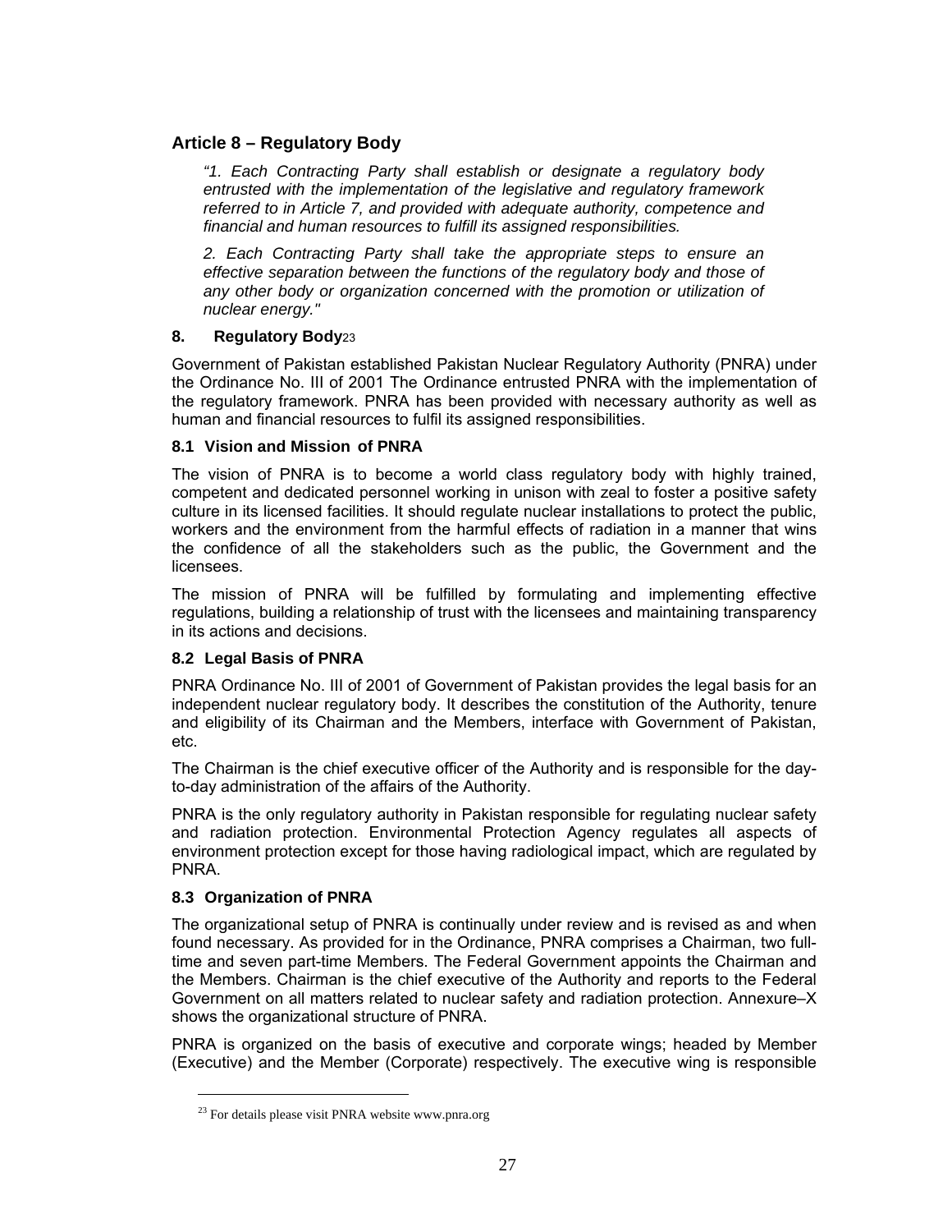## Article 8 – Regulatory Body

*"1. Each Contracting Party shall establish or designate a regulatory body entrusted with the implementation of the legislative and regulatory framework referred to in Article 7, and provided with adequate authority, competence and financial and human resources to fulfill its assigned responsibilities.*

*2. Each Contracting Party shall take the appropriate steps to ensure an effective separation between the functions of the regulatory body and those of any other body or organization concerned with the promotion or utilization of nuclear energy."*

### 8. Regulatory Body[23]

Government of Pakistan established Pakistan Nuclear Regulatory Authority (PNRA) under the Ordinance No. III of 2001 The Ordinance entrusted PNRA with the implementation of the regulatory framework. PNRA has been provided with necessary authority as well as human and financial resources to fulfil its assigned responsibilities.

#### 8.1 Vision and Mission of PNRA

The vision of PNRA is to become a world class regulatory body with highly trained, competent and dedicated personnel working in unison with zeal to foster a positive safety culture in its licensed facilities. It should regulate nuclear installations to protect the public, workers and the environment from the harmful effects of radiation in a manner that wins the confidence of all the stakeholders such as the public, the Government and the licensees.

The mission of PNRA will be fulfilled by formulating and implementing effective regulations, building a relationship of trust with the licensees and maintaining transparency in its actions and decisions.

#### 8.2 Legal Basis of PNRA

PNRA Ordinance No. III of 2001 of Government of Pakistan provides the legal basis for an independent nuclear regulatory body. It describes the constitution of the Authority, tenure and eligibility of its Chairman and the Members, interface with Government of Pakistan, etc.

The Chairman is the chief executive officer of the Authority and is responsible for the day-to-day administration of the affairs of the Authority.

PNRA is the only regulatory authority in Pakistan responsible for regulating nuclear safety and radiation protection. Environmental Protection Agency regulates all aspects of environment protection except for those having radiological impact, which are regulated by PNRA.

#### 8.3 Organization of PNRA

The organizational setup of PNRA is continually under review and is revised as and when found necessary. As provided for in the Ordinance, PNRA comprises a Chairman, two full-time and seven part-time Members. The Federal Government appoints the Chairman and the Members. Chairman is the chief executive of the Authority and reports to the Federal Government on all matters related to nuclear safety and radiation protection. Annexure–X shows the organizational structure of PNRA.

PNRA is organized on the basis of executive and corporate wings; headed by Member (Executive) and the Member (Corporate) respectively. The executive wing is responsible

[23] For details please visit PNRA website www.pnra.org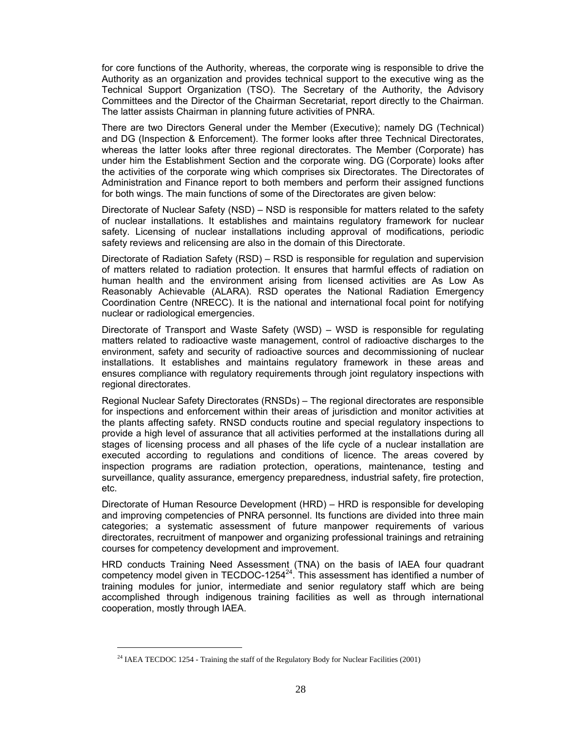for core functions of the Authority, whereas, the corporate wing is responsible to drive the Authority as an organization and provides technical support to the executive wing as the Technical Support Organization (TSO). The Secretary of the Authority, the Advisory Committees and the Director of the Chairman Secretariat, report directly to the Chairman. The latter assists Chairman in planning future activities of PNRA.

There are two Directors General under the Member (Executive); namely DG (Technical) and DG (Inspection & Enforcement). The former looks after three Technical Directorates, whereas the latter looks after three regional directorates. The Member (Corporate) has under him the Establishment Section and the corporate wing. DG (Corporate) looks after the activities of the corporate wing which comprises six Directorates. The Directorates of Administration and Finance report to both members and perform their assigned functions for both wings. The main functions of some of the Directorates are given below:

Directorate of Nuclear Safety (NSD) – NSD is responsible for matters related to the safety of nuclear installations. It establishes and maintains regulatory framework for nuclear safety. Licensing of nuclear installations including approval of modifications, periodic safety reviews and relicensing are also in the domain of this Directorate.

Directorate of Radiation Safety (RSD) – RSD is responsible for regulation and supervision of matters related to radiation protection. It ensures that harmful effects of radiation on human health and the environment arising from licensed activities are As Low As Reasonably Achievable (ALARA). RSD operates the National Radiation Emergency Coordination Centre (NRECC). It is the national and international focal point for notifying nuclear or radiological emergencies.

Directorate of Transport and Waste Safety (WSD) – WSD is responsible for regulating matters related to radioactive waste management, control of radioactive discharges to the environment, safety and security of radioactive sources and decommissioning of nuclear installations. It establishes and maintains regulatory framework in these areas and ensures compliance with regulatory requirements through joint regulatory inspections with regional directorates.

Regional Nuclear Safety Directorates (RNSDs) – The regional directorates are responsible for inspections and enforcement within their areas of jurisdiction and monitor activities at the plants affecting safety. RNSD conducts routine and special regulatory inspections to provide a high level of assurance that all activities performed at the installations during all stages of licensing process and all phases of the life cycle of a nuclear installation are executed according to regulations and conditions of licence. The areas covered by inspection programs are radiation protection, operations, maintenance, testing and surveillance, quality assurance, emergency preparedness, industrial safety, fire protection, etc.

Directorate of Human Resource Development (HRD) – HRD is responsible for developing and improving competencies of PNRA personnel. Its functions are divided into three main categories; a systematic assessment of future manpower requirements of various directorates, recruitment of manpower and organizing professional trainings and retraining courses for competency development and improvement.

HRD conducts Training Need Assessment (TNA) on the basis of IAEA four quadrant competency model given in TECDOC-1254[24]. This assessment has identified a number of training modules for junior, intermediate and senior regulatory staff which are being accomplished through indigenous training facilities as well as through international cooperation, mostly through IAEA.

[24] IAEA TECDOC 1254 - Training the staff of the Regulatory Body for Nuclear Facilities (2001)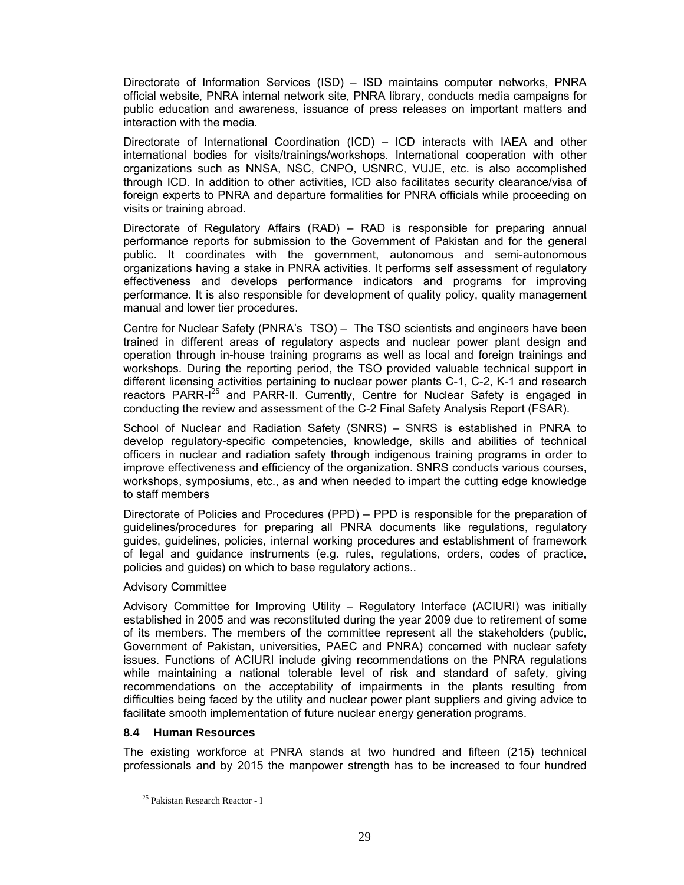Directorate of Information Services (ISD) – ISD maintains computer networks, PNRA official website, PNRA internal network site, PNRA library, conducts media campaigns for public education and awareness, issuance of press releases on important matters and interaction with the media.

Directorate of International Coordination (ICD) – ICD interacts with IAEA and other international bodies for visits/trainings/workshops. International cooperation with other organizations such as NNSA, NSC, CNPO, USNRC, VUJE, etc. is also accomplished through ICD. In addition to other activities, ICD also facilitates security clearance/visa of foreign experts to PNRA and departure formalities for PNRA officials while proceeding on visits or training abroad.

Directorate of Regulatory Affairs (RAD) – RAD is responsible for preparing annual performance reports for submission to the Government of Pakistan and for the general public. It coordinates with the government, autonomous and semi-autonomous organizations having a stake in PNRA activities. It performs self assessment of regulatory effectiveness and develops performance indicators and programs for improving performance. It is also responsible for development of quality policy, quality management manual and lower tier procedures.

Centre for Nuclear Safety (PNRA's TSO) – The TSO scientists and engineers have been trained in different areas of regulatory aspects and nuclear power plant design and operation through in-house training programs as well as local and foreign trainings and workshops. During the reporting period, the TSO provided valuable technical support in different licensing activities pertaining to nuclear power plants C-1, C-2, K-1 and research reactors PARR-I[25] and PARR-II. Currently, Centre for Nuclear Safety is engaged in conducting the review and assessment of the C-2 Final Safety Analysis Report (FSAR).

School of Nuclear and Radiation Safety (SNRS) – SNRS is established in PNRA to develop regulatory-specific competencies, knowledge, skills and abilities of technical officers in nuclear and radiation safety through indigenous training programs in order to improve effectiveness and efficiency of the organization. SNRS conducts various courses, workshops, symposiums, etc., as and when needed to impart the cutting edge knowledge to staff members

Directorate of Policies and Procedures (PPD) – PPD is responsible for the preparation of guidelines/procedures for preparing all PNRA documents like regulations, regulatory guides, guidelines, policies, internal working procedures and establishment of framework of legal and guidance instruments (e.g. rules, regulations, orders, codes of practice, policies and guides) on which to base regulatory actions..

Advisory Committee

Advisory Committee for Improving Utility – Regulatory Interface (ACIURI) was initially established in 2005 and was reconstituted during the year 2009 due to retirement of some of its members. The members of the committee represent all the stakeholders (public, Government of Pakistan, universities, PAEC and PNRA) concerned with nuclear safety issues. Functions of ACIURI include giving recommendations on the PNRA regulations while maintaining a national tolerable level of risk and standard of safety, giving recommendations on the acceptability of impairments in the plants resulting from difficulties being faced by the utility and nuclear power plant suppliers and giving advice to facilitate smooth implementation of future nuclear energy generation programs.

### 8.4 Human Resources

The existing workforce at PNRA stands at two hundred and fifteen (215) technical professionals and by 2015 the manpower strength has to be increased to four hundred

[25] Pakistan Research Reactor - I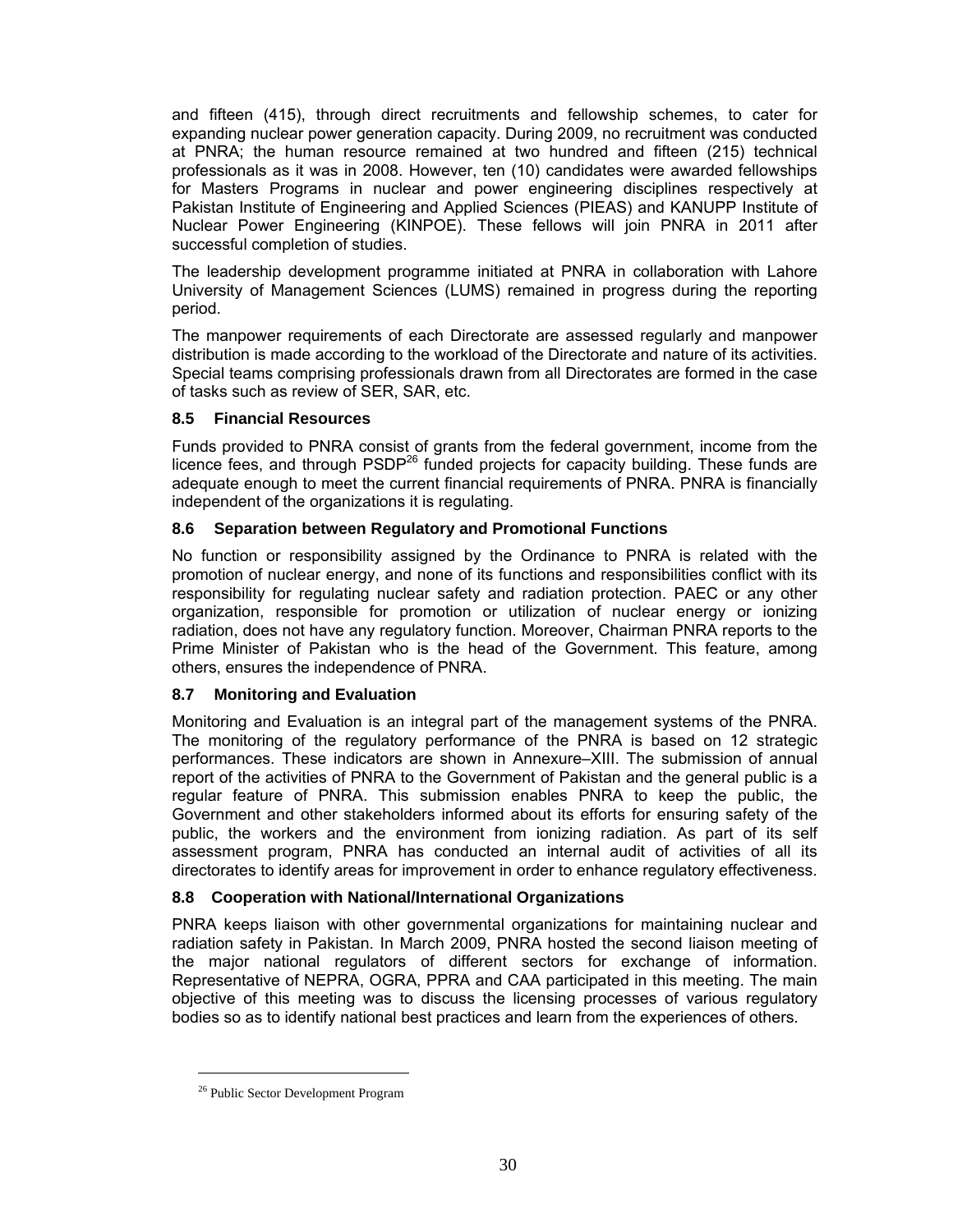and fifteen (415), through direct recruitments and fellowship schemes, to cater for expanding nuclear power generation capacity. During 2009, no recruitment was conducted at PNRA; the human resource remained at two hundred and fifteen (215) technical professionals as it was in 2008. However, ten (10) candidates were awarded fellowships for Masters Programs in nuclear and power engineering disciplines respectively at Pakistan Institute of Engineering and Applied Sciences (PIEAS) and KANUPP Institute of Nuclear Power Engineering (KINPOE). These fellows will join PNRA in 2011 after successful completion of studies.

The leadership development programme initiated at PNRA in collaboration with Lahore University of Management Sciences (LUMS) remained in progress during the reporting period.

The manpower requirements of each Directorate are assessed regularly and manpower distribution is made according to the workload of the Directorate and nature of its activities. Special teams comprising professionals drawn from all Directorates are formed in the case of tasks such as review of SER, SAR, etc.

### 8.5 Financial Resources

Funds provided to PNRA consist of grants from the federal government, income from the licence fees, and through PSDP[26] funded projects for capacity building. These funds are adequate enough to meet the current financial requirements of PNRA. PNRA is financially independent of the organizations it is regulating.

### 8.6 Separation between Regulatory and Promotional Functions

No function or responsibility assigned by the Ordinance to PNRA is related with the promotion of nuclear energy, and none of its functions and responsibilities conflict with its responsibility for regulating nuclear safety and radiation protection. PAEC or any other organization, responsible for promotion or utilization of nuclear energy or ionizing radiation, does not have any regulatory function. Moreover, Chairman PNRA reports to the Prime Minister of Pakistan who is the head of the Government. This feature, among others, ensures the independence of PNRA.

### 8.7 Monitoring and Evaluation

Monitoring and Evaluation is an integral part of the management systems of the PNRA. The monitoring of the regulatory performance of the PNRA is based on 12 strategic performances. These indicators are shown in Annexure–XIII. The submission of annual report of the activities of PNRA to the Government of Pakistan and the general public is a regular feature of PNRA. This submission enables PNRA to keep the public, the Government and other stakeholders informed about its efforts for ensuring safety of the public, the workers and the environment from ionizing radiation. As part of its self assessment program, PNRA has conducted an internal audit of activities of all its directorates to identify areas for improvement in order to enhance regulatory effectiveness.

### 8.8 Cooperation with National/International Organizations

PNRA keeps liaison with other governmental organizations for maintaining nuclear and radiation safety in Pakistan. In March 2009, PNRA hosted the second liaison meeting of the major national regulators of different sectors for exchange of information. Representative of NEPRA, OGRA, PPRA and CAA participated in this meeting. The main objective of this meeting was to discuss the licensing processes of various regulatory bodies so as to identify national best practices and learn from the experiences of others.

---

[26] Public Sector Development Program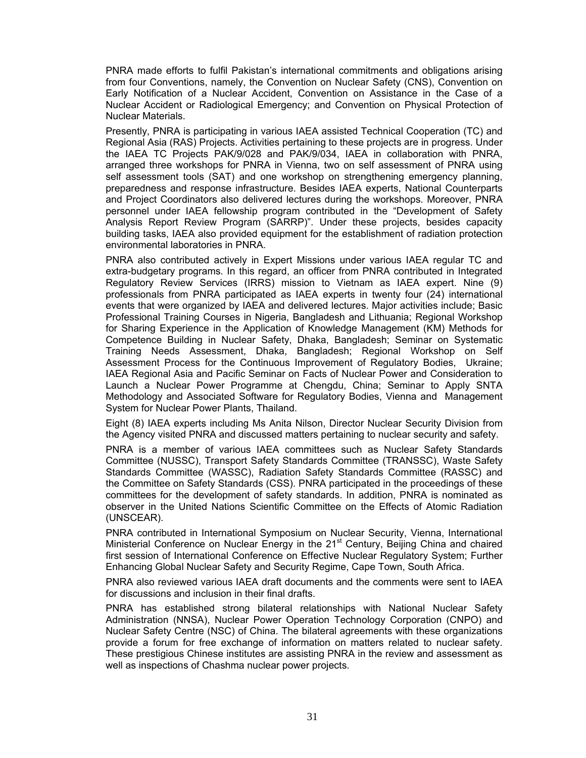PNRA made efforts to fulfil Pakistan's international commitments and obligations arising from four Conventions, namely, the Convention on Nuclear Safety (CNS), Convention on Early Notification of a Nuclear Accident, Convention on Assistance in the Case of a Nuclear Accident or Radiological Emergency; and Convention on Physical Protection of Nuclear Materials.

Presently, PNRA is participating in various IAEA assisted Technical Cooperation (TC) and Regional Asia (RAS) Projects. Activities pertaining to these projects are in progress. Under the IAEA TC Projects PAK/9/028 and PAK/9/034, IAEA in collaboration with PNRA, arranged three workshops for PNRA in Vienna, two on self assessment of PNRA using self assessment tools (SAT) and one workshop on strengthening emergency planning, preparedness and response infrastructure. Besides IAEA experts, National Counterparts and Project Coordinators also delivered lectures during the workshops. Moreover, PNRA personnel under IAEA fellowship program contributed in the "Development of Safety Analysis Report Review Program (SARRP)". Under these projects, besides capacity building tasks, IAEA also provided equipment for the establishment of radiation protection environmental laboratories in PNRA.

PNRA also contributed actively in Expert Missions under various IAEA regular TC and extra-budgetary programs. In this regard, an officer from PNRA contributed in Integrated Regulatory Review Services (IRRS) mission to Vietnam as IAEA expert. Nine (9) professionals from PNRA participated as IAEA experts in twenty four (24) international events that were organized by IAEA and delivered lectures. Major activities include; Basic Professional Training Courses in Nigeria, Bangladesh and Lithuania; Regional Workshop for Sharing Experience in the Application of Knowledge Management (KM) Methods for Competence Building in Nuclear Safety, Dhaka, Bangladesh; Seminar on Systematic Training Needs Assessment, Dhaka, Bangladesh; Regional Workshop on Self Assessment Process for the Continuous Improvement of Regulatory Bodies, Ukraine; IAEA Regional Asia and Pacific Seminar on Facts of Nuclear Power and Consideration to Launch a Nuclear Power Programme at Chengdu, China; Seminar to Apply SNTA Methodology and Associated Software for Regulatory Bodies, Vienna and Management System for Nuclear Power Plants, Thailand.

Eight (8) IAEA experts including Ms Anita Nilson, Director Nuclear Security Division from the Agency visited PNRA and discussed matters pertaining to nuclear security and safety.

PNRA is a member of various IAEA committees such as Nuclear Safety Standards Committee (NUSSC), Transport Safety Standards Committee (TRANSSC), Waste Safety Standards Committee (WASSC), Radiation Safety Standards Committee (RASSC) and the Committee on Safety Standards (CSS). PNRA participated in the proceedings of these committees for the development of safety standards. In addition, PNRA is nominated as observer in the United Nations Scientific Committee on the Effects of Atomic Radiation (UNSCEAR).

PNRA contributed in International Symposium on Nuclear Security, Vienna, International Ministerial Conference on Nuclear Energy in the 21st Century, Beijing China and chaired first session of International Conference on Effective Nuclear Regulatory System; Further Enhancing Global Nuclear Safety and Security Regime, Cape Town, South Africa.

PNRA also reviewed various IAEA draft documents and the comments were sent to IAEA for discussions and inclusion in their final drafts.

PNRA has established strong bilateral relationships with National Nuclear Safety Administration (NNSA), Nuclear Power Operation Technology Corporation (CNPO) and Nuclear Safety Centre (NSC) of China. The bilateral agreements with these organizations provide a forum for free exchange of information on matters related to nuclear safety. These prestigious Chinese institutes are assisting PNRA in the review and assessment as well as inspections of Chashma nuclear power projects.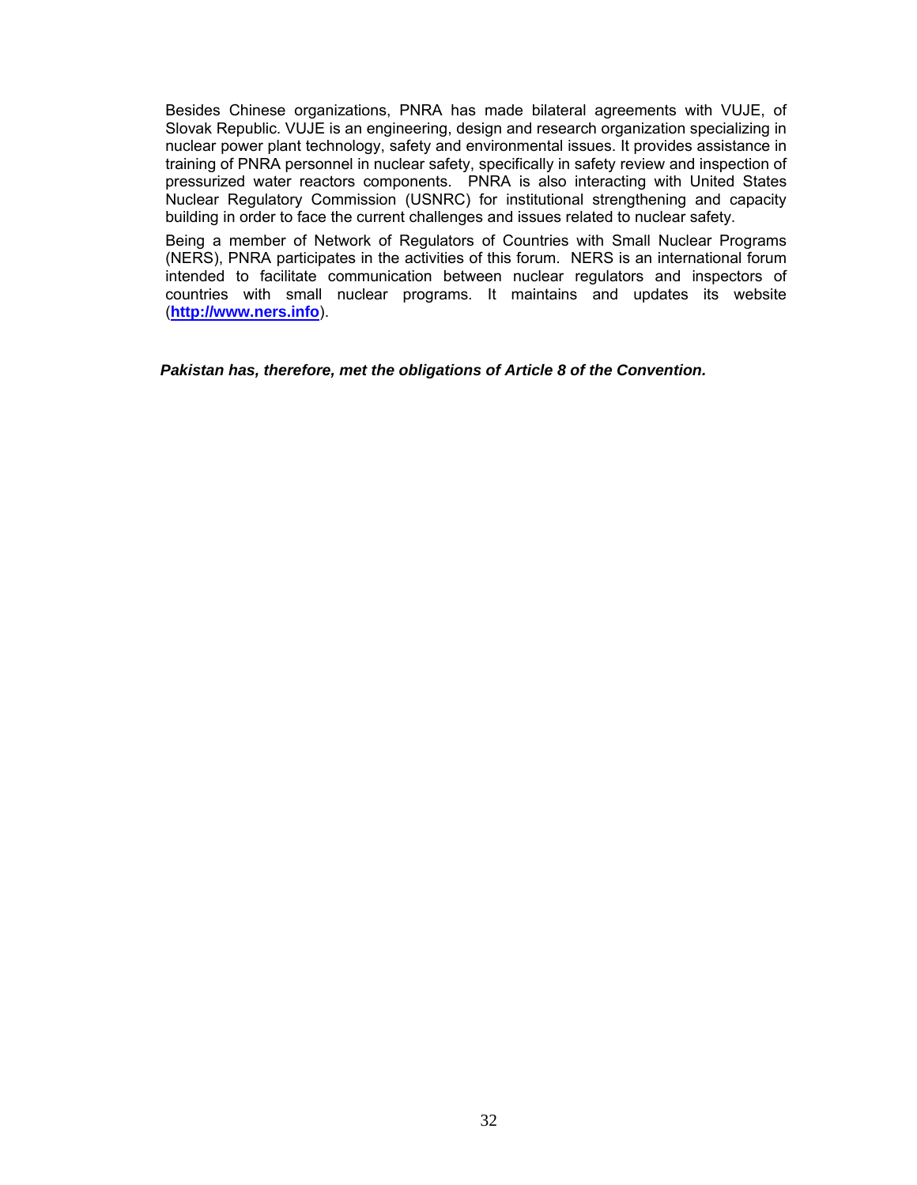Besides Chinese organizations, PNRA has made bilateral agreements with VUJE, of Slovak Republic. VUJE is an engineering, design and research organization specializing in nuclear power plant technology, safety and environmental issues. It provides assistance in training of PNRA personnel in nuclear safety, specifically in safety review and inspection of pressurized water reactors components. PNRA is also interacting with United States Nuclear Regulatory Commission (USNRC) for institutional strengthening and capacity building in order to face the current challenges and issues related to nuclear safety.

Being a member of Network of Regulators of Countries with Small Nuclear Programs (NERS), PNRA participates in the activities of this forum. NERS is an international forum intended to facilitate communication between nuclear regulators and inspectors of countries with small nuclear programs. It maintains and updates its website (**http://www.ners.info**).

***Pakistan has, therefore, met the obligations of Article 8 of the Convention.***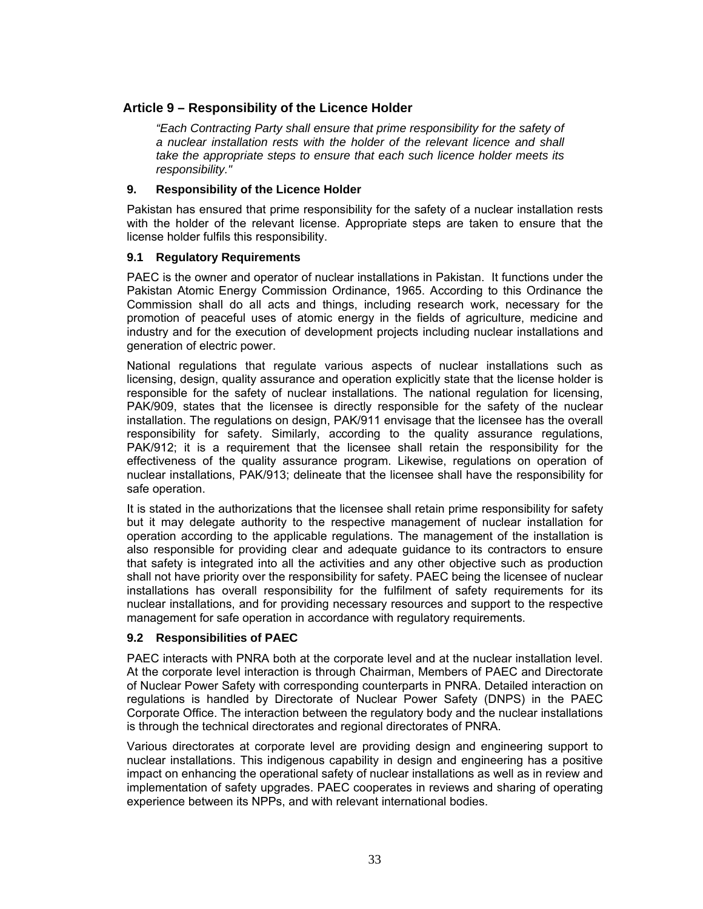## Article 9 – Responsibility of the Licence Holder

*"Each Contracting Party shall ensure that prime responsibility for the safety of a nuclear installation rests with the holder of the relevant licence and shall take the appropriate steps to ensure that each such licence holder meets its responsibility."*

### 9. Responsibility of the Licence Holder

Pakistan has ensured that prime responsibility for the safety of a nuclear installation rests with the holder of the relevant license. Appropriate steps are taken to ensure that the license holder fulfils this responsibility.

### 9.1 Regulatory Requirements

PAEC is the owner and operator of nuclear installations in Pakistan. It functions under the Pakistan Atomic Energy Commission Ordinance, 1965. According to this Ordinance the Commission shall do all acts and things, including research work, necessary for the promotion of peaceful uses of atomic energy in the fields of agriculture, medicine and industry and for the execution of development projects including nuclear installations and generation of electric power.

National regulations that regulate various aspects of nuclear installations such as licensing, design, quality assurance and operation explicitly state that the license holder is responsible for the safety of nuclear installations. The national regulation for licensing, PAK/909, states that the licensee is directly responsible for the safety of the nuclear installation. The regulations on design, PAK/911 envisage that the licensee has the overall responsibility for safety. Similarly, according to the quality assurance regulations, PAK/912; it is a requirement that the licensee shall retain the responsibility for the effectiveness of the quality assurance program. Likewise, regulations on operation of nuclear installations, PAK/913; delineate that the licensee shall have the responsibility for safe operation.

It is stated in the authorizations that the licensee shall retain prime responsibility for safety but it may delegate authority to the respective management of nuclear installation for operation according to the applicable regulations. The management of the installation is also responsible for providing clear and adequate guidance to its contractors to ensure that safety is integrated into all the activities and any other objective such as production shall not have priority over the responsibility for safety. PAEC being the licensee of nuclear installations has overall responsibility for the fulfilment of safety requirements for its nuclear installations, and for providing necessary resources and support to the respective management for safe operation in accordance with regulatory requirements.

### 9.2 Responsibilities of PAEC

PAEC interacts with PNRA both at the corporate level and at the nuclear installation level. At the corporate level interaction is through Chairman, Members of PAEC and Directorate of Nuclear Power Safety with corresponding counterparts in PNRA. Detailed interaction on regulations is handled by Directorate of Nuclear Power Safety (DNPS) in the PAEC Corporate Office. The interaction between the regulatory body and the nuclear installations is through the technical directorates and regional directorates of PNRA.

Various directorates at corporate level are providing design and engineering support to nuclear installations. This indigenous capability in design and engineering has a positive impact on enhancing the operational safety of nuclear installations as well as in review and implementation of safety upgrades. PAEC cooperates in reviews and sharing of operating experience between its NPPs, and with relevant international bodies.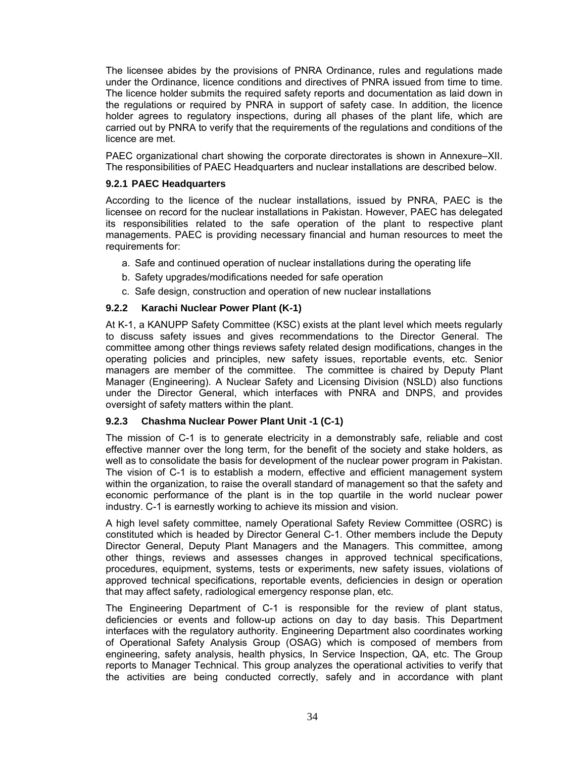The licensee abides by the provisions of PNRA Ordinance, rules and regulations made under the Ordinance, licence conditions and directives of PNRA issued from time to time. The licence holder submits the required safety reports and documentation as laid down in the regulations or required by PNRA in support of safety case. In addition, the licence holder agrees to regulatory inspections, during all phases of the plant life, which are carried out by PNRA to verify that the requirements of the regulations and conditions of the licence are met.

PAEC organizational chart showing the corporate directorates is shown in Annexure–XII. The responsibilities of PAEC Headquarters and nuclear installations are described below.

### 9.2.1 PAEC Headquarters

According to the licence of the nuclear installations, issued by PNRA, PAEC is the licensee on record for the nuclear installations in Pakistan. However, PAEC has delegated its responsibilities related to the safe operation of the plant to respective plant managements. PAEC is providing necessary financial and human resources to meet the requirements for:

a. Safe and continued operation of nuclear installations during the operating life
b. Safety upgrades/modifications needed for safe operation
c. Safe design, construction and operation of new nuclear installations

### 9.2.2 Karachi Nuclear Power Plant (K-1)

At K-1, a KANUPP Safety Committee (KSC) exists at the plant level which meets regularly to discuss safety issues and gives recommendations to the Director General. The committee among other things reviews safety related design modifications, changes in the operating policies and principles, new safety issues, reportable events, etc. Senior managers are member of the committee. The committee is chaired by Deputy Plant Manager (Engineering). A Nuclear Safety and Licensing Division (NSLD) also functions under the Director General, which interfaces with PNRA and DNPS, and provides oversight of safety matters within the plant.

### 9.2.3 Chashma Nuclear Power Plant Unit -1 (C-1)

The mission of C-1 is to generate electricity in a demonstrably safe, reliable and cost effective manner over the long term, for the benefit of the society and stake holders, as well as to consolidate the basis for development of the nuclear power program in Pakistan. The vision of C-1 is to establish a modern, effective and efficient management system within the organization, to raise the overall standard of management so that the safety and economic performance of the plant is in the top quartile in the world nuclear power industry. C-1 is earnestly working to achieve its mission and vision.

A high level safety committee, namely Operational Safety Review Committee (OSRC) is constituted which is headed by Director General C-1. Other members include the Deputy Director General, Deputy Plant Managers and the Managers. This committee, among other things, reviews and assesses changes in approved technical specifications, procedures, equipment, systems, tests or experiments, new safety issues, violations of approved technical specifications, reportable events, deficiencies in design or operation that may affect safety, radiological emergency response plan, etc.

The Engineering Department of C-1 is responsible for the review of plant status, deficiencies or events and follow-up actions on day to day basis. This Department interfaces with the regulatory authority. Engineering Department also coordinates working of Operational Safety Analysis Group (OSAG) which is composed of members from engineering, safety analysis, health physics, In Service Inspection, QA, etc. The Group reports to Manager Technical. This group analyzes the operational activities to verify that the activities are being conducted correctly, safely and in accordance with plant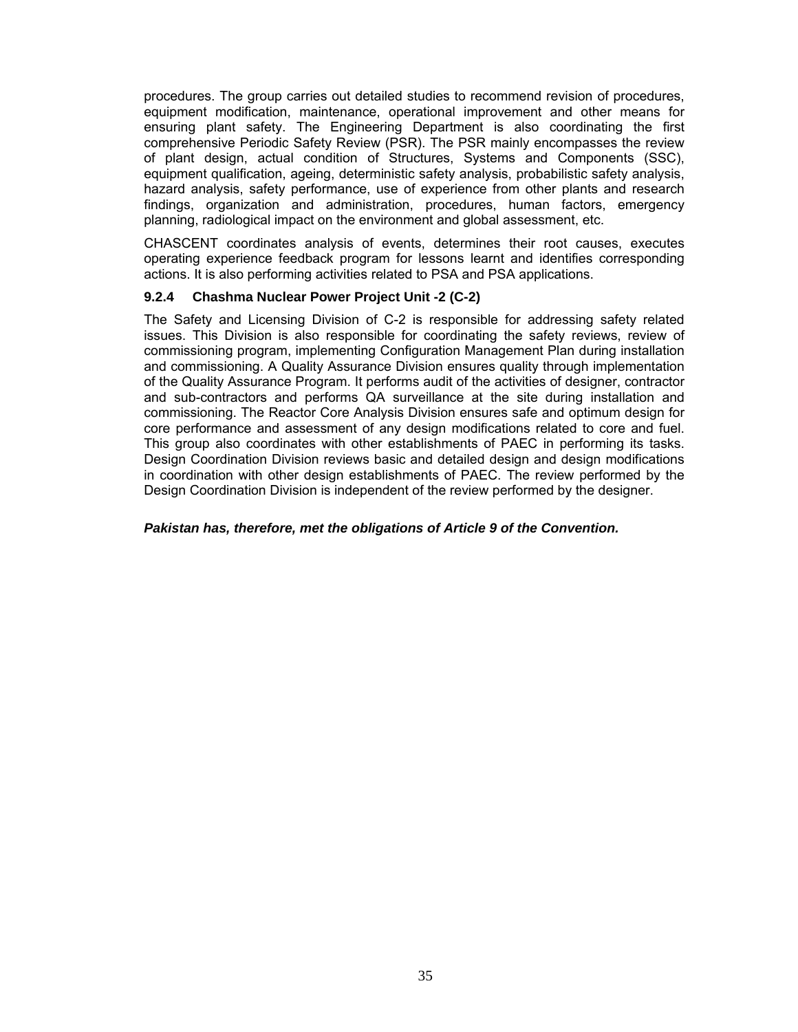procedures. The group carries out detailed studies to recommend revision of procedures, equipment modification, maintenance, operational improvement and other means for ensuring plant safety. The Engineering Department is also coordinating the first comprehensive Periodic Safety Review (PSR). The PSR mainly encompasses the review of plant design, actual condition of Structures, Systems and Components (SSC), equipment qualification, ageing, deterministic safety analysis, probabilistic safety analysis, hazard analysis, safety performance, use of experience from other plants and research findings, organization and administration, procedures, human factors, emergency planning, radiological impact on the environment and global assessment, etc.

CHASCENT coordinates analysis of events, determines their root causes, executes operating experience feedback program for lessons learnt and identifies corresponding actions. It is also performing activities related to PSA and PSA applications.

#### 9.2.4 Chashma Nuclear Power Project Unit -2 (C-2)

The Safety and Licensing Division of C-2 is responsible for addressing safety related issues. This Division is also responsible for coordinating the safety reviews, review of commissioning program, implementing Configuration Management Plan during installation and commissioning. A Quality Assurance Division ensures quality through implementation of the Quality Assurance Program. It performs audit of the activities of designer, contractor and sub-contractors and performs QA surveillance at the site during installation and commissioning. The Reactor Core Analysis Division ensures safe and optimum design for core performance and assessment of any design modifications related to core and fuel. This group also coordinates with other establishments of PAEC in performing its tasks. Design Coordination Division reviews basic and detailed design and design modifications in coordination with other design establishments of PAEC. The review performed by the Design Coordination Division is independent of the review performed by the designer.

***Pakistan has, therefore, met the obligations of Article 9 of the Convention.***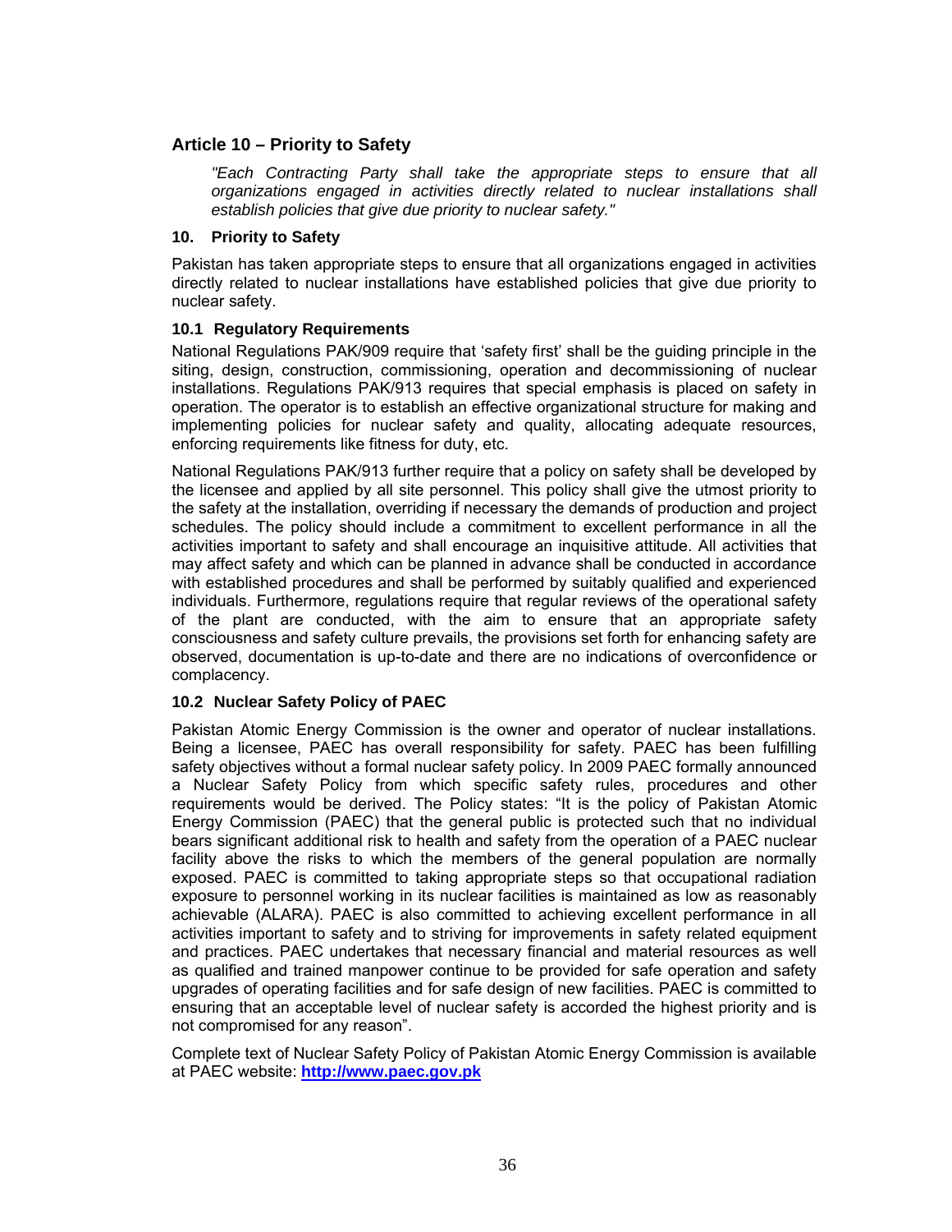## Article 10 – Priority to Safety

*"Each Contracting Party shall take the appropriate steps to ensure that all organizations engaged in activities directly related to nuclear installations shall establish policies that give due priority to nuclear safety."*

### 10. Priority to Safety

Pakistan has taken appropriate steps to ensure that all organizations engaged in activities directly related to nuclear installations have established policies that give due priority to nuclear safety.

#### 10.1 Regulatory Requirements

National Regulations PAK/909 require that 'safety first' shall be the guiding principle in the siting, design, construction, commissioning, operation and decommissioning of nuclear installations. Regulations PAK/913 requires that special emphasis is placed on safety in operation. The operator is to establish an effective organizational structure for making and implementing policies for nuclear safety and quality, allocating adequate resources, enforcing requirements like fitness for duty, etc.

National Regulations PAK/913 further require that a policy on safety shall be developed by the licensee and applied by all site personnel. This policy shall give the utmost priority to the safety at the installation, overriding if necessary the demands of production and project schedules. The policy should include a commitment to excellent performance in all the activities important to safety and shall encourage an inquisitive attitude. All activities that may affect safety and which can be planned in advance shall be conducted in accordance with established procedures and shall be performed by suitably qualified and experienced individuals. Furthermore, regulations require that regular reviews of the operational safety of the plant are conducted, with the aim to ensure that an appropriate safety consciousness and safety culture prevails, the provisions set forth for enhancing safety are observed, documentation is up-to-date and there are no indications of overconfidence or complacency.

#### 10.2 Nuclear Safety Policy of PAEC

Pakistan Atomic Energy Commission is the owner and operator of nuclear installations. Being a licensee, PAEC has overall responsibility for safety. PAEC has been fulfilling safety objectives without a formal nuclear safety policy. In 2009 PAEC formally announced a Nuclear Safety Policy from which specific safety rules, procedures and other requirements would be derived. The Policy states: "It is the policy of Pakistan Atomic Energy Commission (PAEC) that the general public is protected such that no individual bears significant additional risk to health and safety from the operation of a PAEC nuclear facility above the risks to which the members of the general population are normally exposed. PAEC is committed to taking appropriate steps so that occupational radiation exposure to personnel working in its nuclear facilities is maintained as low as reasonably achievable (ALARA). PAEC is also committed to achieving excellent performance in all activities important to safety and to striving for improvements in safety related equipment and practices. PAEC undertakes that necessary financial and material resources as well as qualified and trained manpower continue to be provided for safe operation and safety upgrades of operating facilities and for safe design of new facilities. PAEC is committed to ensuring that an acceptable level of nuclear safety is accorded the highest priority and is not compromised for any reason".

Complete text of Nuclear Safety Policy of Pakistan Atomic Energy Commission is available at PAEC website: **http://www.paec.gov.pk**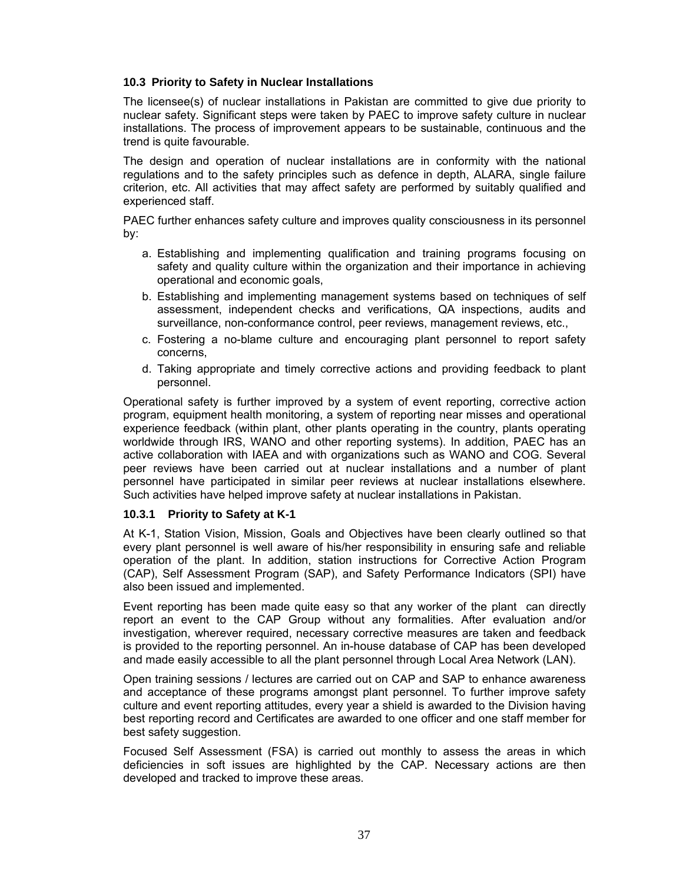### 10.3 Priority to Safety in Nuclear Installations

The licensee(s) of nuclear installations in Pakistan are committed to give due priority to nuclear safety. Significant steps were taken by PAEC to improve safety culture in nuclear installations. The process of improvement appears to be sustainable, continuous and the trend is quite favourable.

The design and operation of nuclear installations are in conformity with the national regulations and to the safety principles such as defence in depth, ALARA, single failure criterion, etc. All activities that may affect safety are performed by suitably qualified and experienced staff.

PAEC further enhances safety culture and improves quality consciousness in its personnel by:

a. Establishing and implementing qualification and training programs focusing on safety and quality culture within the organization and their importance in achieving operational and economic goals,
b. Establishing and implementing management systems based on techniques of self assessment, independent checks and verifications, QA inspections, audits and surveillance, non-conformance control, peer reviews, management reviews, etc.,
c. Fostering a no-blame culture and encouraging plant personnel to report safety concerns,
d. Taking appropriate and timely corrective actions and providing feedback to plant personnel.

Operational safety is further improved by a system of event reporting, corrective action program, equipment health monitoring, a system of reporting near misses and operational experience feedback (within plant, other plants operating in the country, plants operating worldwide through IRS, WANO and other reporting systems). In addition, PAEC has an active collaboration with IAEA and with organizations such as WANO and COG. Several peer reviews have been carried out at nuclear installations and a number of plant personnel have participated in similar peer reviews at nuclear installations elsewhere. Such activities have helped improve safety at nuclear installations in Pakistan.

#### 10.3.1 Priority to Safety at K-1

At K-1, Station Vision, Mission, Goals and Objectives have been clearly outlined so that every plant personnel is well aware of his/her responsibility in ensuring safe and reliable operation of the plant. In addition, station instructions for Corrective Action Program (CAP), Self Assessment Program (SAP), and Safety Performance Indicators (SPI) have also been issued and implemented.

Event reporting has been made quite easy so that any worker of the plant can directly report an event to the CAP Group without any formalities. After evaluation and/or investigation, wherever required, necessary corrective measures are taken and feedback is provided to the reporting personnel. An in-house database of CAP has been developed and made easily accessible to all the plant personnel through Local Area Network (LAN).

Open training sessions / lectures are carried out on CAP and SAP to enhance awareness and acceptance of these programs amongst plant personnel. To further improve safety culture and event reporting attitudes, every year a shield is awarded to the Division having best reporting record and Certificates are awarded to one officer and one staff member for best safety suggestion.

Focused Self Assessment (FSA) is carried out monthly to assess the areas in which deficiencies in soft issues are highlighted by the CAP. Necessary actions are then developed and tracked to improve these areas.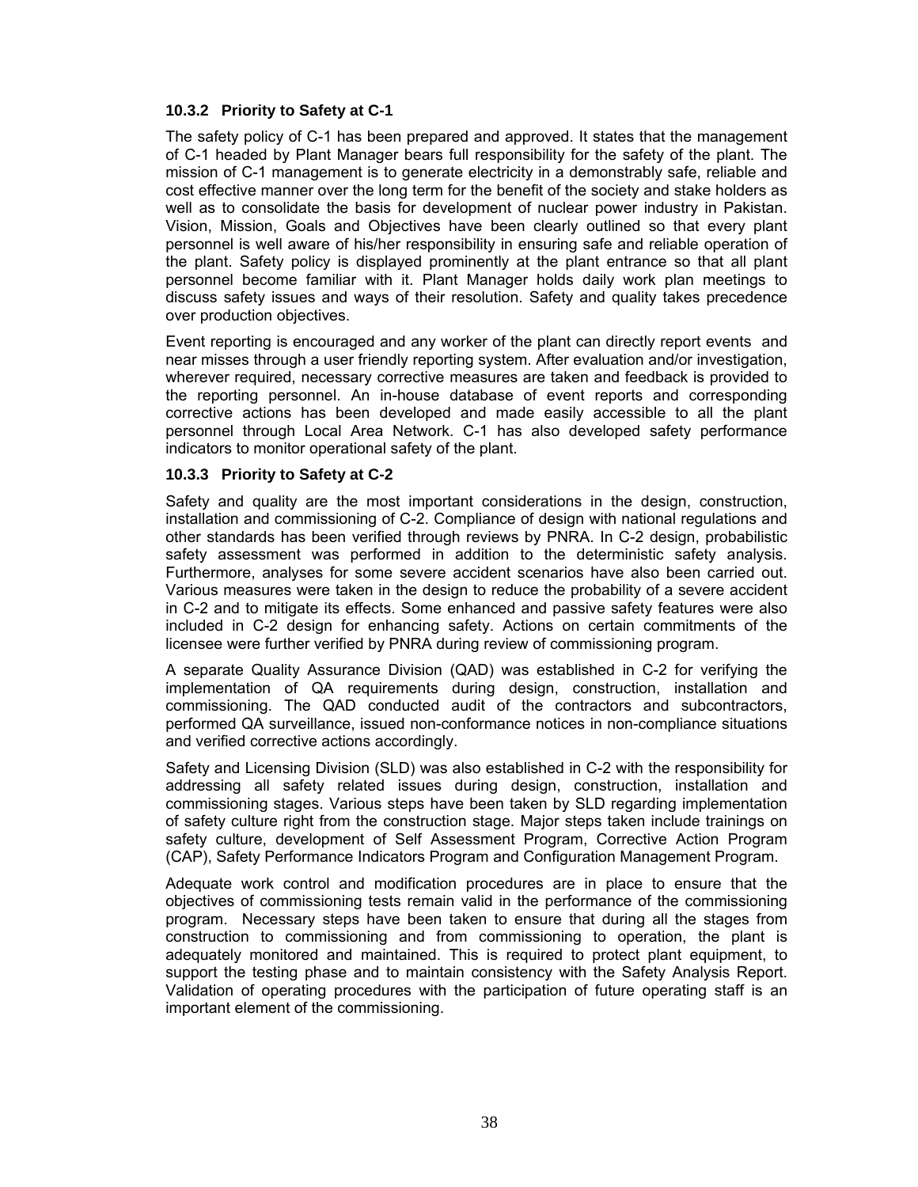### 10.3.2 Priority to Safety at C-1

The safety policy of C-1 has been prepared and approved. It states that the management of C-1 headed by Plant Manager bears full responsibility for the safety of the plant. The mission of C-1 management is to generate electricity in a demonstrably safe, reliable and cost effective manner over the long term for the benefit of the society and stake holders as well as to consolidate the basis for development of nuclear power industry in Pakistan. Vision, Mission, Goals and Objectives have been clearly outlined so that every plant personnel is well aware of his/her responsibility in ensuring safe and reliable operation of the plant. Safety policy is displayed prominently at the plant entrance so that all plant personnel become familiar with it. Plant Manager holds daily work plan meetings to discuss safety issues and ways of their resolution. Safety and quality takes precedence over production objectives.

Event reporting is encouraged and any worker of the plant can directly report events and near misses through a user friendly reporting system. After evaluation and/or investigation, wherever required, necessary corrective measures are taken and feedback is provided to the reporting personnel. An in-house database of event reports and corresponding corrective actions has been developed and made easily accessible to all the plant personnel through Local Area Network. C-1 has also developed safety performance indicators to monitor operational safety of the plant.

### 10.3.3 Priority to Safety at C-2

Safety and quality are the most important considerations in the design, construction, installation and commissioning of C-2. Compliance of design with national regulations and other standards has been verified through reviews by PNRA. In C-2 design, probabilistic safety assessment was performed in addition to the deterministic safety analysis. Furthermore, analyses for some severe accident scenarios have also been carried out. Various measures were taken in the design to reduce the probability of a severe accident in C-2 and to mitigate its effects. Some enhanced and passive safety features were also included in C-2 design for enhancing safety. Actions on certain commitments of the licensee were further verified by PNRA during review of commissioning program.

A separate Quality Assurance Division (QAD) was established in C-2 for verifying the implementation of QA requirements during design, construction, installation and commissioning. The QAD conducted audit of the contractors and subcontractors, performed QA surveillance, issued non-conformance notices in non-compliance situations and verified corrective actions accordingly.

Safety and Licensing Division (SLD) was also established in C-2 with the responsibility for addressing all safety related issues during design, construction, installation and commissioning stages. Various steps have been taken by SLD regarding implementation of safety culture right from the construction stage. Major steps taken include trainings on safety culture, development of Self Assessment Program, Corrective Action Program (CAP), Safety Performance Indicators Program and Configuration Management Program.

Adequate work control and modification procedures are in place to ensure that the objectives of commissioning tests remain valid in the performance of the commissioning program. Necessary steps have been taken to ensure that during all the stages from construction to commissioning and from commissioning to operation, the plant is adequately monitored and maintained. This is required to protect plant equipment, to support the testing phase and to maintain consistency with the Safety Analysis Report. Validation of operating procedures with the participation of future operating staff is an important element of the commissioning.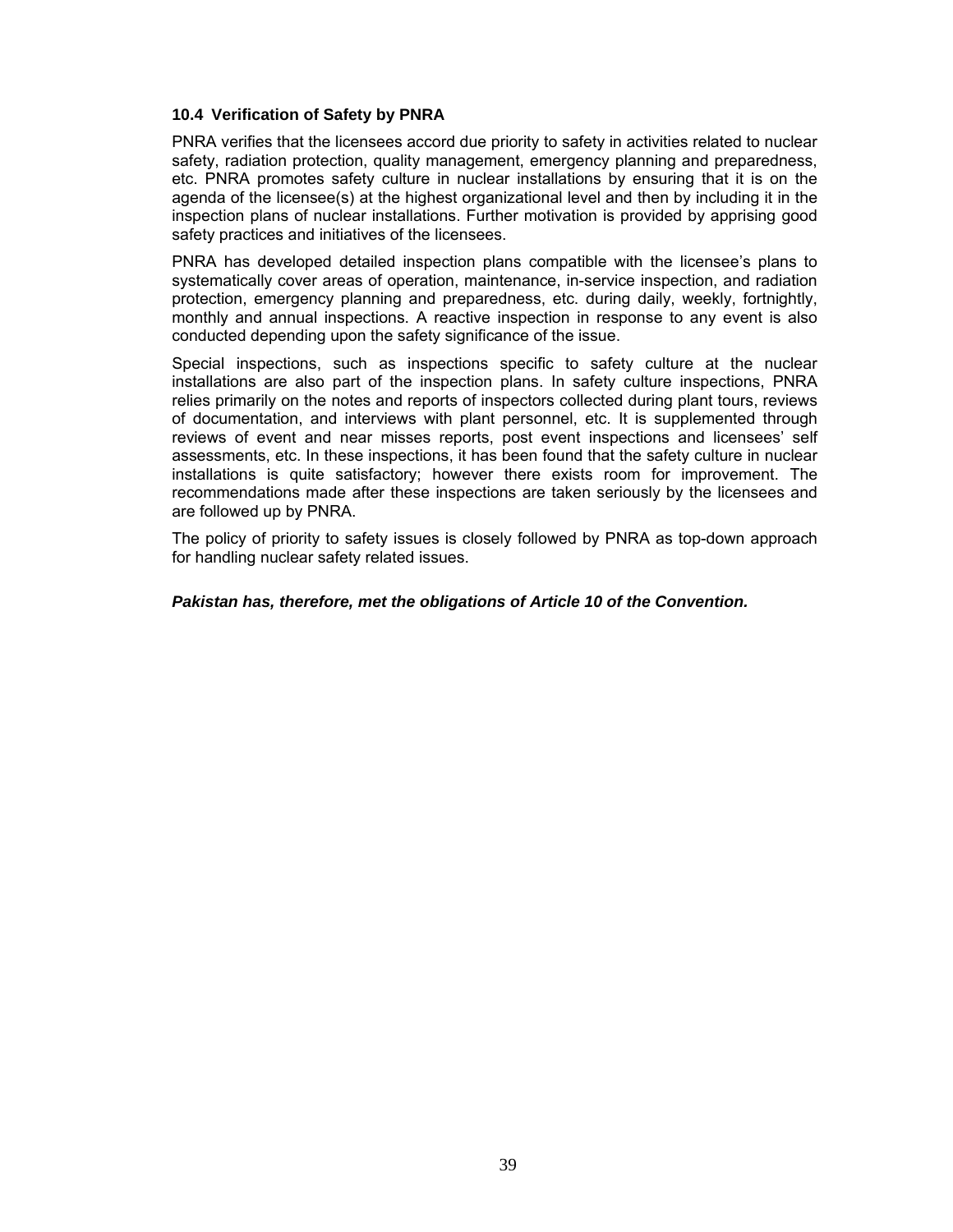### 10.4 Verification of Safety by PNRA

PNRA verifies that the licensees accord due priority to safety in activities related to nuclear safety, radiation protection, quality management, emergency planning and preparedness, etc. PNRA promotes safety culture in nuclear installations by ensuring that it is on the agenda of the licensee(s) at the highest organizational level and then by including it in the inspection plans of nuclear installations. Further motivation is provided by apprising good safety practices and initiatives of the licensees.

PNRA has developed detailed inspection plans compatible with the licensee's plans to systematically cover areas of operation, maintenance, in-service inspection, and radiation protection, emergency planning and preparedness, etc. during daily, weekly, fortnightly, monthly and annual inspections. A reactive inspection in response to any event is also conducted depending upon the safety significance of the issue.

Special inspections, such as inspections specific to safety culture at the nuclear installations are also part of the inspection plans. In safety culture inspections, PNRA relies primarily on the notes and reports of inspectors collected during plant tours, reviews of documentation, and interviews with plant personnel, etc. It is supplemented through reviews of event and near misses reports, post event inspections and licensees' self assessments, etc. In these inspections, it has been found that the safety culture in nuclear installations is quite satisfactory; however there exists room for improvement. The recommendations made after these inspections are taken seriously by the licensees and are followed up by PNRA.

The policy of priority to safety issues is closely followed by PNRA as top-down approach for handling nuclear safety related issues.

***Pakistan has, therefore, met the obligations of Article 10 of the Convention.***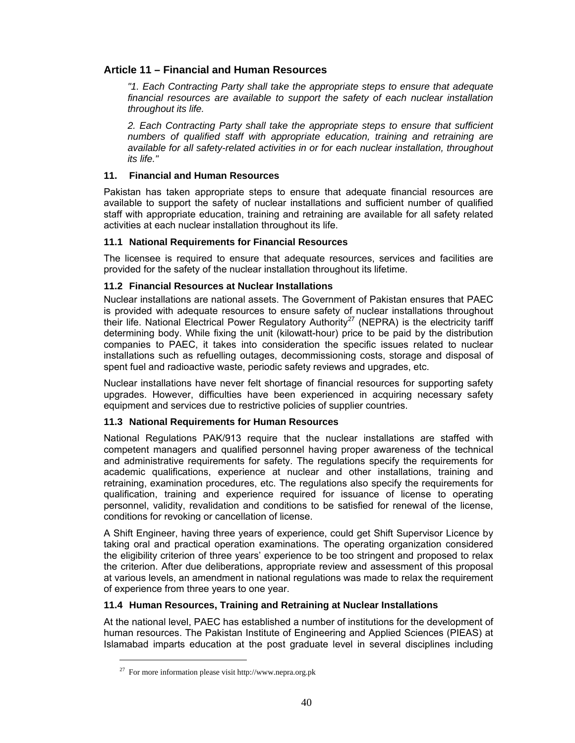## Article 11 – Financial and Human Resources

*"1. Each Contracting Party shall take the appropriate steps to ensure that adequate financial resources are available to support the safety of each nuclear installation throughout its life.*

*2. Each Contracting Party shall take the appropriate steps to ensure that sufficient numbers of qualified staff with appropriate education, training and retraining are available for all safety-related activities in or for each nuclear installation, throughout its life."*

### 11. Financial and Human Resources

Pakistan has taken appropriate steps to ensure that adequate financial resources are available to support the safety of nuclear installations and sufficient number of qualified staff with appropriate education, training and retraining are available for all safety related activities at each nuclear installation throughout its life.

#### 11.1 National Requirements for Financial Resources

The licensee is required to ensure that adequate resources, services and facilities are provided for the safety of the nuclear installation throughout its lifetime.

#### 11.2 Financial Resources at Nuclear Installations

Nuclear installations are national assets. The Government of Pakistan ensures that PAEC is provided with adequate resources to ensure safety of nuclear installations throughout their life. National Electrical Power Regulatory Authority[27] (NEPRA) is the electricity tariff determining body. While fixing the unit (kilowatt-hour) price to be paid by the distribution companies to PAEC, it takes into consideration the specific issues related to nuclear installations such as refuelling outages, decommissioning costs, storage and disposal of spent fuel and radioactive waste, periodic safety reviews and upgrades, etc.

Nuclear installations have never felt shortage of financial resources for supporting safety upgrades. However, difficulties have been experienced in acquiring necessary safety equipment and services due to restrictive policies of supplier countries.

#### 11.3 National Requirements for Human Resources

National Regulations PAK/913 require that the nuclear installations are staffed with competent managers and qualified personnel having proper awareness of the technical and administrative requirements for safety. The regulations specify the requirements for academic qualifications, experience at nuclear and other installations, training and retraining, examination procedures, etc. The regulations also specify the requirements for qualification, training and experience required for issuance of license to operating personnel, validity, revalidation and conditions to be satisfied for renewal of the license, conditions for revoking or cancellation of license.

A Shift Engineer, having three years of experience, could get Shift Supervisor Licence by taking oral and practical operation examinations. The operating organization considered the eligibility criterion of three years' experience to be too stringent and proposed to relax the criterion. After due deliberations, appropriate review and assessment of this proposal at various levels, an amendment in national regulations was made to relax the requirement of experience from three years to one year.

#### 11.4 Human Resources, Training and Retraining at Nuclear Installations

At the national level, PAEC has established a number of institutions for the development of human resources. The Pakistan Institute of Engineering and Applied Sciences (PIEAS) at Islamabad imparts education at the post graduate level in several disciplines including

[27] For more information please visit http://www.nepra.org.pk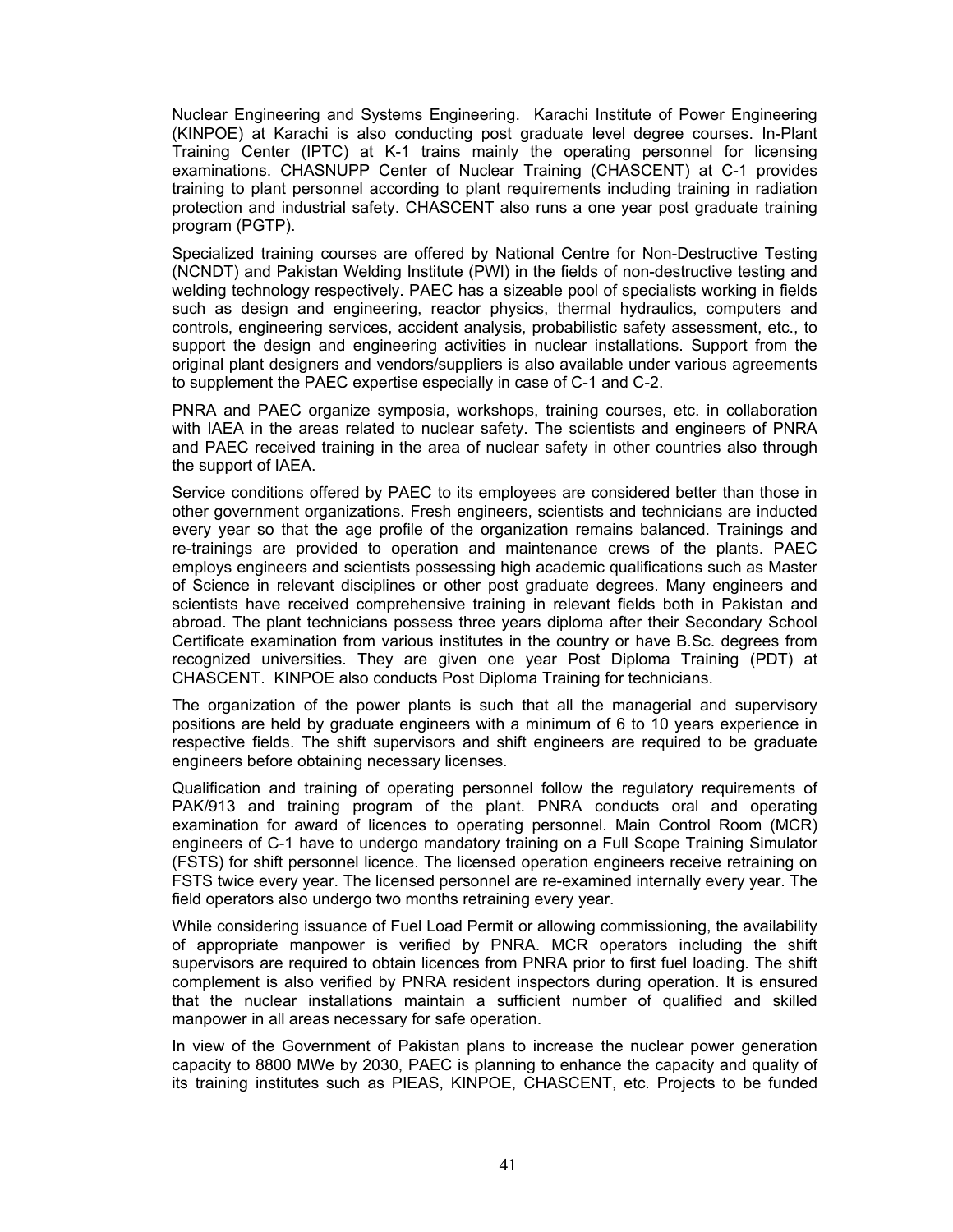Nuclear Engineering and Systems Engineering. Karachi Institute of Power Engineering (KINPOE) at Karachi is also conducting post graduate level degree courses. In-Plant Training Center (IPTC) at K-1 trains mainly the operating personnel for licensing examinations. CHASNUPP Center of Nuclear Training (CHASCENT) at C-1 provides training to plant personnel according to plant requirements including training in radiation protection and industrial safety. CHASCENT also runs a one year post graduate training program (PGTP).

Specialized training courses are offered by National Centre for Non-Destructive Testing (NCNDT) and Pakistan Welding Institute (PWI) in the fields of non-destructive testing and welding technology respectively. PAEC has a sizeable pool of specialists working in fields such as design and engineering, reactor physics, thermal hydraulics, computers and controls, engineering services, accident analysis, probabilistic safety assessment, etc., to support the design and engineering activities in nuclear installations. Support from the original plant designers and vendors/suppliers is also available under various agreements to supplement the PAEC expertise especially in case of C-1 and C-2.

PNRA and PAEC organize symposia, workshops, training courses, etc. in collaboration with IAEA in the areas related to nuclear safety. The scientists and engineers of PNRA and PAEC received training in the area of nuclear safety in other countries also through the support of IAEA.

Service conditions offered by PAEC to its employees are considered better than those in other government organizations. Fresh engineers, scientists and technicians are inducted every year so that the age profile of the organization remains balanced. Trainings and re-trainings are provided to operation and maintenance crews of the plants. PAEC employs engineers and scientists possessing high academic qualifications such as Master of Science in relevant disciplines or other post graduate degrees. Many engineers and scientists have received comprehensive training in relevant fields both in Pakistan and abroad. The plant technicians possess three years diploma after their Secondary School Certificate examination from various institutes in the country or have B.Sc. degrees from recognized universities. They are given one year Post Diploma Training (PDT) at CHASCENT. KINPOE also conducts Post Diploma Training for technicians.

The organization of the power plants is such that all the managerial and supervisory positions are held by graduate engineers with a minimum of 6 to 10 years experience in respective fields. The shift supervisors and shift engineers are required to be graduate engineers before obtaining necessary licenses.

Qualification and training of operating personnel follow the regulatory requirements of PAK/913 and training program of the plant. PNRA conducts oral and operating examination for award of licences to operating personnel. Main Control Room (MCR) engineers of C-1 have to undergo mandatory training on a Full Scope Training Simulator (FSTS) for shift personnel licence. The licensed operation engineers receive retraining on FSTS twice every year. The licensed personnel are re-examined internally every year. The field operators also undergo two months retraining every year.

While considering issuance of Fuel Load Permit or allowing commissioning, the availability of appropriate manpower is verified by PNRA. MCR operators including the shift supervisors are required to obtain licences from PNRA prior to first fuel loading. The shift complement is also verified by PNRA resident inspectors during operation. It is ensured that the nuclear installations maintain a sufficient number of qualified and skilled manpower in all areas necessary for safe operation.

In view of the Government of Pakistan plans to increase the nuclear power generation capacity to 8800 MWe by 2030, PAEC is planning to enhance the capacity and quality of its training institutes such as PIEAS, KINPOE, CHASCENT, etc. Projects to be funded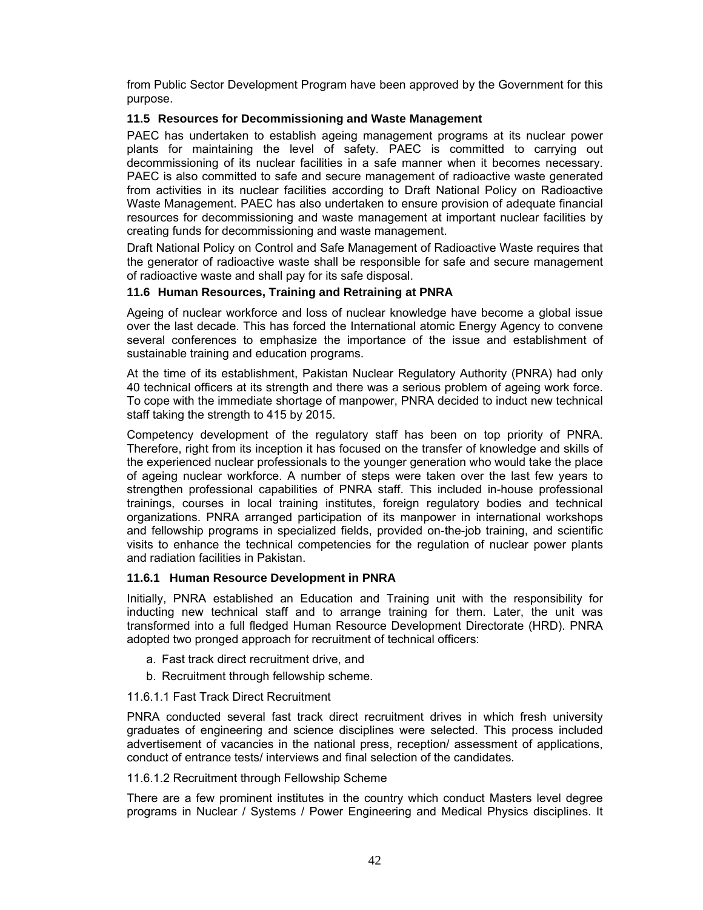from Public Sector Development Program have been approved by the Government for this purpose.

### 11.5 Resources for Decommissioning and Waste Management

PAEC has undertaken to establish ageing management programs at its nuclear power plants for maintaining the level of safety. PAEC is committed to carrying out decommissioning of its nuclear facilities in a safe manner when it becomes necessary. PAEC is also committed to safe and secure management of radioactive waste generated from activities in its nuclear facilities according to Draft National Policy on Radioactive Waste Management. PAEC has also undertaken to ensure provision of adequate financial resources for decommissioning and waste management at important nuclear facilities by creating funds for decommissioning and waste management.

Draft National Policy on Control and Safe Management of Radioactive Waste requires that the generator of radioactive waste shall be responsible for safe and secure management of radioactive waste and shall pay for its safe disposal.

### 11.6 Human Resources, Training and Retraining at PNRA

Ageing of nuclear workforce and loss of nuclear knowledge have become a global issue over the last decade. This has forced the International atomic Energy Agency to convene several conferences to emphasize the importance of the issue and establishment of sustainable training and education programs.

At the time of its establishment, Pakistan Nuclear Regulatory Authority (PNRA) had only 40 technical officers at its strength and there was a serious problem of ageing work force. To cope with the immediate shortage of manpower, PNRA decided to induct new technical staff taking the strength to 415 by 2015.

Competency development of the regulatory staff has been on top priority of PNRA. Therefore, right from its inception it has focused on the transfer of knowledge and skills of the experienced nuclear professionals to the younger generation who would take the place of ageing nuclear workforce. A number of steps were taken over the last few years to strengthen professional capabilities of PNRA staff. This included in-house professional trainings, courses in local training institutes, foreign regulatory bodies and technical organizations. PNRA arranged participation of its manpower in international workshops and fellowship programs in specialized fields, provided on-the-job training, and scientific visits to enhance the technical competencies for the regulation of nuclear power plants and radiation facilities in Pakistan.

#### 11.6.1 Human Resource Development in PNRA

Initially, PNRA established an Education and Training unit with the responsibility for inducting new technical staff and to arrange training for them. Later, the unit was transformed into a full fledged Human Resource Development Directorate (HRD). PNRA adopted two pronged approach for recruitment of technical officers:

a. Fast track direct recruitment drive, and
b. Recruitment through fellowship scheme.

11.6.1.1 Fast Track Direct Recruitment

PNRA conducted several fast track direct recruitment drives in which fresh university graduates of engineering and science disciplines were selected. This process included advertisement of vacancies in the national press, reception/ assessment of applications, conduct of entrance tests/ interviews and final selection of the candidates.

11.6.1.2 Recruitment through Fellowship Scheme

There are a few prominent institutes in the country which conduct Masters level degree programs in Nuclear / Systems / Power Engineering and Medical Physics disciplines. It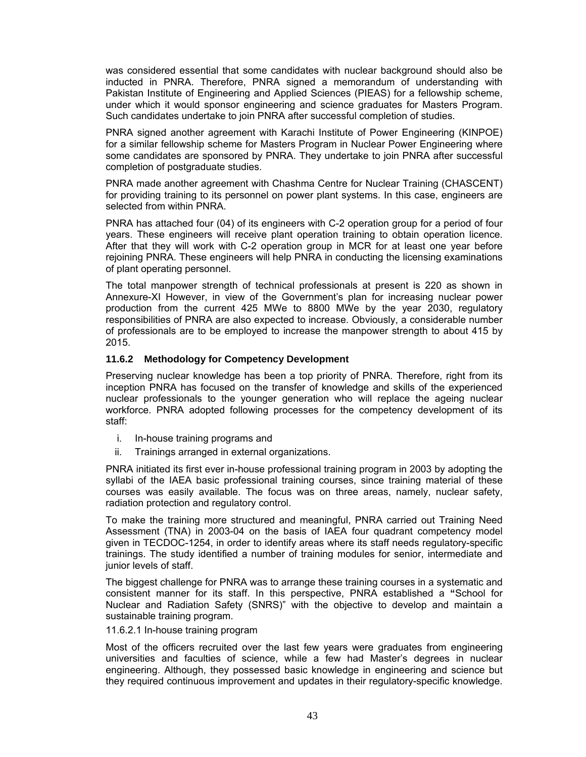was considered essential that some candidates with nuclear background should also be inducted in PNRA. Therefore, PNRA signed a memorandum of understanding with Pakistan Institute of Engineering and Applied Sciences (PIEAS) for a fellowship scheme, under which it would sponsor engineering and science graduates for Masters Program. Such candidates undertake to join PNRA after successful completion of studies.

PNRA signed another agreement with Karachi Institute of Power Engineering (KINPOE) for a similar fellowship scheme for Masters Program in Nuclear Power Engineering where some candidates are sponsored by PNRA. They undertake to join PNRA after successful completion of postgraduate studies.

PNRA made another agreement with Chashma Centre for Nuclear Training (CHASCENT) for providing training to its personnel on power plant systems. In this case, engineers are selected from within PNRA.

PNRA has attached four (04) of its engineers with C-2 operation group for a period of four years. These engineers will receive plant operation training to obtain operation licence. After that they will work with C-2 operation group in MCR for at least one year before rejoining PNRA. These engineers will help PNRA in conducting the licensing examinations of plant operating personnel.

The total manpower strength of technical professionals at present is 220 as shown in Annexure-XI However, in view of the Government's plan for increasing nuclear power production from the current 425 MWe to 8800 MWe by the year 2030, regulatory responsibilities of PNRA are also expected to increase. Obviously, a considerable number of professionals are to be employed to increase the manpower strength to about 415 by 2015.

### 11.6.2 Methodology for Competency Development

Preserving nuclear knowledge has been a top priority of PNRA. Therefore, right from its inception PNRA has focused on the transfer of knowledge and skills of the experienced nuclear professionals to the younger generation who will replace the ageing nuclear workforce. PNRA adopted following processes for the competency development of its staff:

i. In-house training programs and
ii. Trainings arranged in external organizations.

PNRA initiated its first ever in-house professional training program in 2003 by adopting the syllabi of the IAEA basic professional training courses, since training material of these courses was easily available. The focus was on three areas, namely, nuclear safety, radiation protection and regulatory control.

To make the training more structured and meaningful, PNRA carried out Training Need Assessment (TNA) in 2003-04 on the basis of IAEA four quadrant competency model given in TECDOC-1254, in order to identify areas where its staff needs regulatory-specific trainings. The study identified a number of training modules for senior, intermediate and junior levels of staff.

The biggest challenge for PNRA was to arrange these training courses in a systematic and consistent manner for its staff. In this perspective, PNRA established a **"**School for Nuclear and Radiation Safety (SNRS)" with the objective to develop and maintain a sustainable training program.

11.6.2.1 In-house training program

Most of the officers recruited over the last few years were graduates from engineering universities and faculties of science, while a few had Master's degrees in nuclear engineering. Although, they possessed basic knowledge in engineering and science but they required continuous improvement and updates in their regulatory-specific knowledge.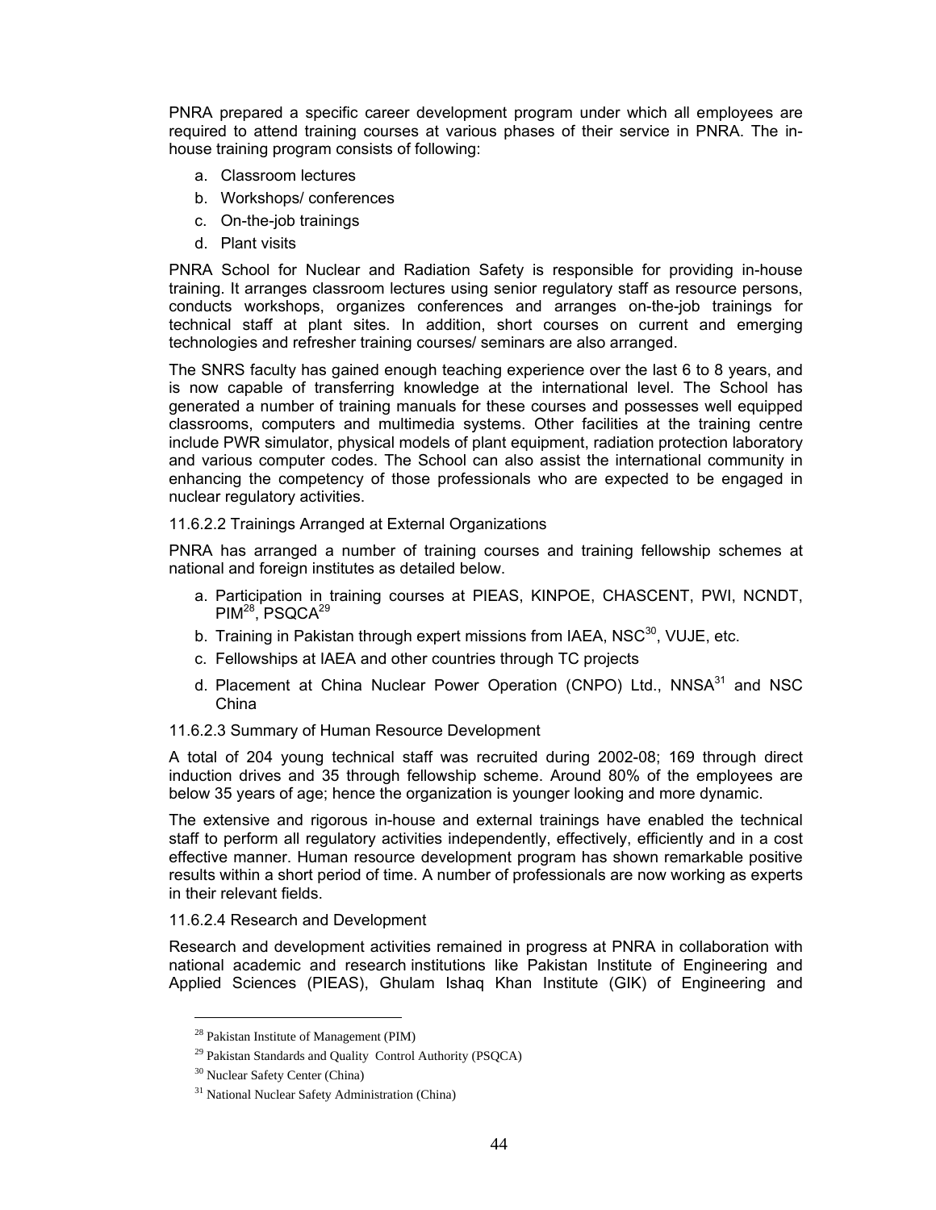PNRA prepared a specific career development program under which all employees are required to attend training courses at various phases of their service in PNRA. The in-house training program consists of following:

a. Classroom lectures
b. Workshops/ conferences
c. On-the-job trainings
d. Plant visits

PNRA School for Nuclear and Radiation Safety is responsible for providing in-house training. It arranges classroom lectures using senior regulatory staff as resource persons, conducts workshops, organizes conferences and arranges on-the-job trainings for technical staff at plant sites. In addition, short courses on current and emerging technologies and refresher training courses/ seminars are also arranged.

The SNRS faculty has gained enough teaching experience over the last 6 to 8 years, and is now capable of transferring knowledge at the international level. The School has generated a number of training manuals for these courses and possesses well equipped classrooms, computers and multimedia systems. Other facilities at the training centre include PWR simulator, physical models of plant equipment, radiation protection laboratory and various computer codes. The School can also assist the international community in enhancing the competency of those professionals who are expected to be engaged in nuclear regulatory activities.

11.6.2.2 Trainings Arranged at External Organizations

PNRA has arranged a number of training courses and training fellowship schemes at national and foreign institutes as detailed below.

a. Participation in training courses at PIEAS, KINPOE, CHASCENT, PWI, NCNDT, PIM[28], PSQCA[29]
b. Training in Pakistan through expert missions from IAEA, NSC[30], VUJE, etc.
c. Fellowships at IAEA and other countries through TC projects
d. Placement at China Nuclear Power Operation (CNPO) Ltd., NNSA[31] and NSC China

11.6.2.3 Summary of Human Resource Development

A total of 204 young technical staff was recruited during 2002-08; 169 through direct induction drives and 35 through fellowship scheme. Around 80% of the employees are below 35 years of age; hence the organization is younger looking and more dynamic.

The extensive and rigorous in-house and external trainings have enabled the technical staff to perform all regulatory activities independently, effectively, efficiently and in a cost effective manner. Human resource development program has shown remarkable positive results within a short period of time. A number of professionals are now working as experts in their relevant fields.

11.6.2.4 Research and Development

Research and development activities remained in progress at PNRA in collaboration with national academic and research institutions like Pakistan Institute of Engineering and Applied Sciences (PIEAS), Ghulam Ishaq Khan Institute (GIK) of Engineering and

---

[28] Pakistan Institute of Management (PIM)

[29] Pakistan Standards and Quality Control Authority (PSQCA)

[30] Nuclear Safety Center (China)

[31] National Nuclear Safety Administration (China)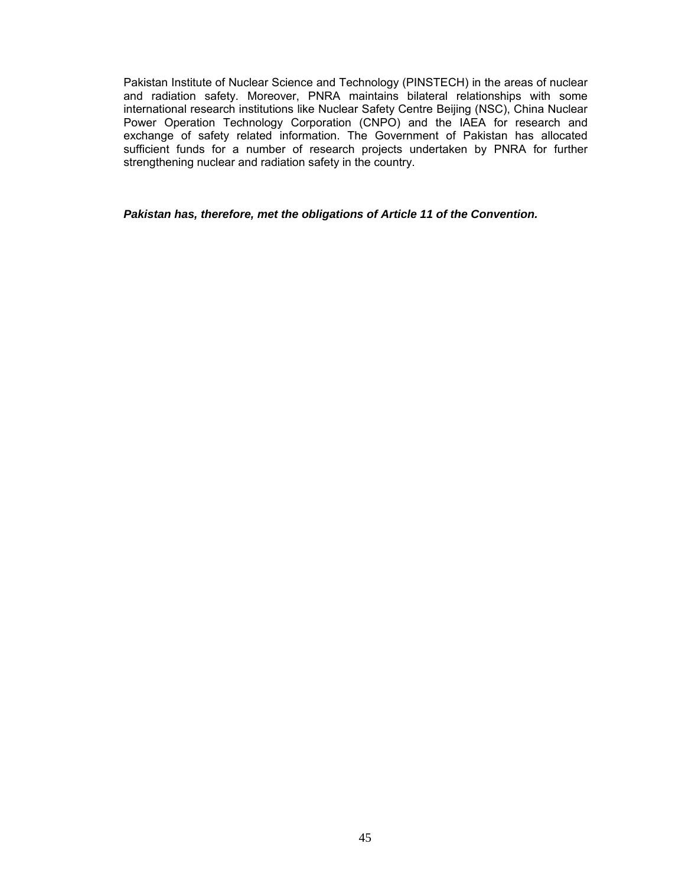Pakistan Institute of Nuclear Science and Technology (PINSTECH) in the areas of nuclear and radiation safety. Moreover, PNRA maintains bilateral relationships with some international research institutions like Nuclear Safety Centre Beijing (NSC), China Nuclear Power Operation Technology Corporation (CNPO) and the IAEA for research and exchange of safety related information. The Government of Pakistan has allocated sufficient funds for a number of research projects undertaken by PNRA for further strengthening nuclear and radiation safety in the country.

***Pakistan has, therefore, met the obligations of Article 11 of the Convention.***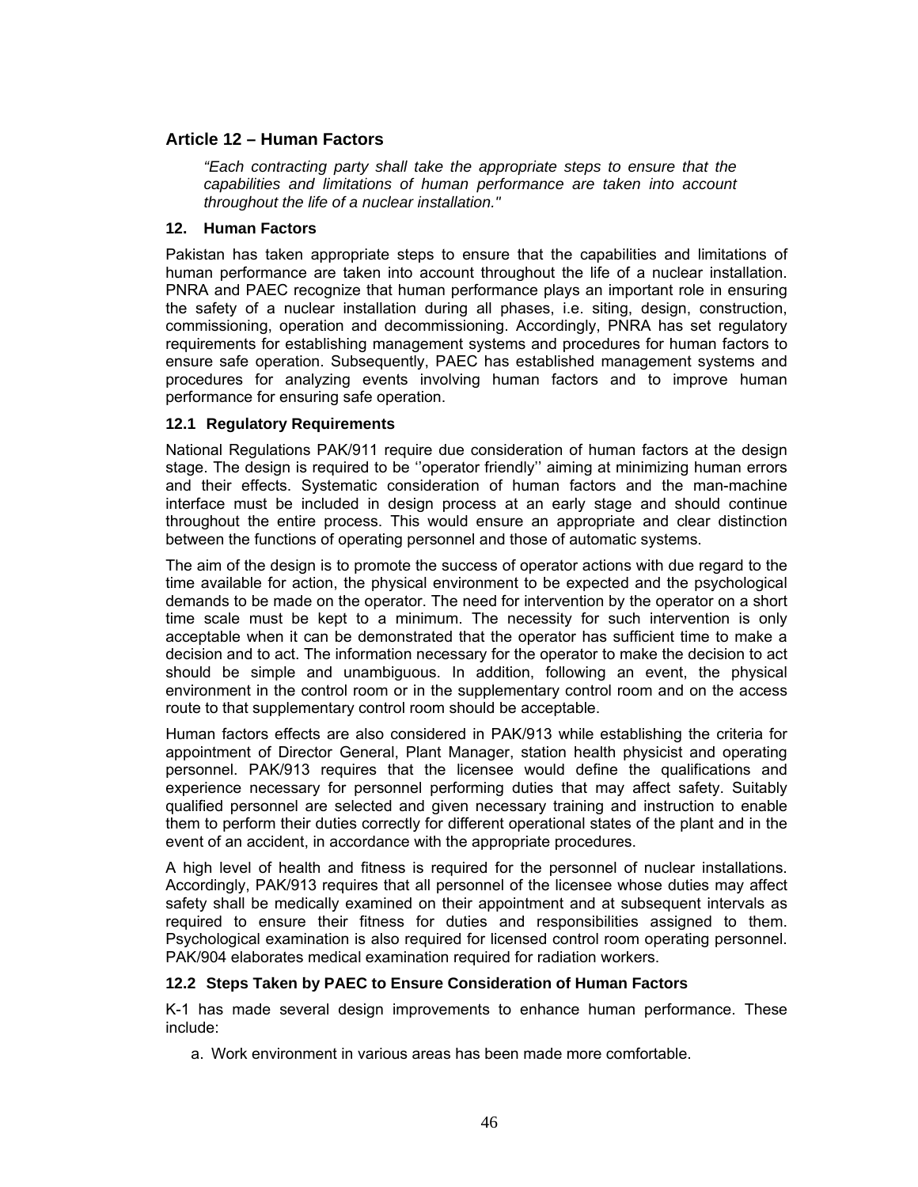## Article 12 – Human Factors

*"Each contracting party shall take the appropriate steps to ensure that the capabilities and limitations of human performance are taken into account throughout the life of a nuclear installation."*

### 12. Human Factors

Pakistan has taken appropriate steps to ensure that the capabilities and limitations of human performance are taken into account throughout the life of a nuclear installation. PNRA and PAEC recognize that human performance plays an important role in ensuring the safety of a nuclear installation during all phases, i.e. siting, design, construction, commissioning, operation and decommissioning. Accordingly, PNRA has set regulatory requirements for establishing management systems and procedures for human factors to ensure safe operation. Subsequently, PAEC has established management systems and procedures for analyzing events involving human factors and to improve human performance for ensuring safe operation.

### 12.1 Regulatory Requirements

National Regulations PAK/911 require due consideration of human factors at the design stage. The design is required to be ''operator friendly'' aiming at minimizing human errors and their effects. Systematic consideration of human factors and the man-machine interface must be included in design process at an early stage and should continue throughout the entire process. This would ensure an appropriate and clear distinction between the functions of operating personnel and those of automatic systems.

The aim of the design is to promote the success of operator actions with due regard to the time available for action, the physical environment to be expected and the psychological demands to be made on the operator. The need for intervention by the operator on a short time scale must be kept to a minimum. The necessity for such intervention is only acceptable when it can be demonstrated that the operator has sufficient time to make a decision and to act. The information necessary for the operator to make the decision to act should be simple and unambiguous. In addition, following an event, the physical environment in the control room or in the supplementary control room and on the access route to that supplementary control room should be acceptable.

Human factors effects are also considered in PAK/913 while establishing the criteria for appointment of Director General, Plant Manager, station health physicist and operating personnel. PAK/913 requires that the licensee would define the qualifications and experience necessary for personnel performing duties that may affect safety. Suitably qualified personnel are selected and given necessary training and instruction to enable them to perform their duties correctly for different operational states of the plant and in the event of an accident, in accordance with the appropriate procedures.

A high level of health and fitness is required for the personnel of nuclear installations. Accordingly, PAK/913 requires that all personnel of the licensee whose duties may affect safety shall be medically examined on their appointment and at subsequent intervals as required to ensure their fitness for duties and responsibilities assigned to them. Psychological examination is also required for licensed control room operating personnel. PAK/904 elaborates medical examination required for radiation workers.

### 12.2 Steps Taken by PAEC to Ensure Consideration of Human Factors

K-1 has made several design improvements to enhance human performance. These include:

a. Work environment in various areas has been made more comfortable.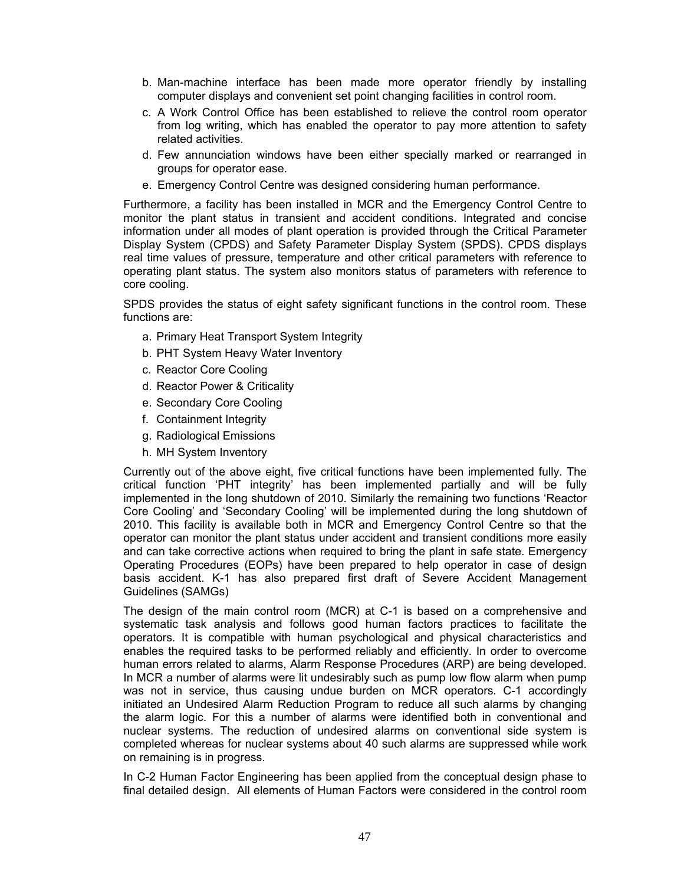b. Man-machine interface has been made more operator friendly by installing computer displays and convenient set point changing facilities in control room.
c. A Work Control Office has been established to relieve the control room operator from log writing, which has enabled the operator to pay more attention to safety related activities.
d. Few annunciation windows have been either specially marked or rearranged in groups for operator ease.
e. Emergency Control Centre was designed considering human performance.

Furthermore, a facility has been installed in MCR and the Emergency Control Centre to monitor the plant status in transient and accident conditions. Integrated and concise information under all modes of plant operation is provided through the Critical Parameter Display System (CPDS) and Safety Parameter Display System (SPDS). CPDS displays real time values of pressure, temperature and other critical parameters with reference to operating plant status. The system also monitors status of parameters with reference to core cooling.

SPDS provides the status of eight safety significant functions in the control room. These functions are:

a. Primary Heat Transport System Integrity
b. PHT System Heavy Water Inventory
c. Reactor Core Cooling
d. Reactor Power & Criticality
e. Secondary Core Cooling
f. Containment Integrity
g. Radiological Emissions
h. MH System Inventory

Currently out of the above eight, five critical functions have been implemented fully. The critical function 'PHT integrity' has been implemented partially and will be fully implemented in the long shutdown of 2010. Similarly the remaining two functions 'Reactor Core Cooling' and 'Secondary Cooling' will be implemented during the long shutdown of 2010. This facility is available both in MCR and Emergency Control Centre so that the operator can monitor the plant status under accident and transient conditions more easily and can take corrective actions when required to bring the plant in safe state. Emergency Operating Procedures (EOPs) have been prepared to help operator in case of design basis accident. K-1 has also prepared first draft of Severe Accident Management Guidelines (SAMGs)

The design of the main control room (MCR) at C-1 is based on a comprehensive and systematic task analysis and follows good human factors practices to facilitate the operators. It is compatible with human psychological and physical characteristics and enables the required tasks to be performed reliably and efficiently. In order to overcome human errors related to alarms, Alarm Response Procedures (ARP) are being developed. In MCR a number of alarms were lit undesirably such as pump low flow alarm when pump was not in service, thus causing undue burden on MCR operators. C-1 accordingly initiated an Undesired Alarm Reduction Program to reduce all such alarms by changing the alarm logic. For this a number of alarms were identified both in conventional and nuclear systems. The reduction of undesired alarms on conventional side system is completed whereas for nuclear systems about 40 such alarms are suppressed while work on remaining is in progress.

In C-2 Human Factor Engineering has been applied from the conceptual design phase to final detailed design. All elements of Human Factors were considered in the control room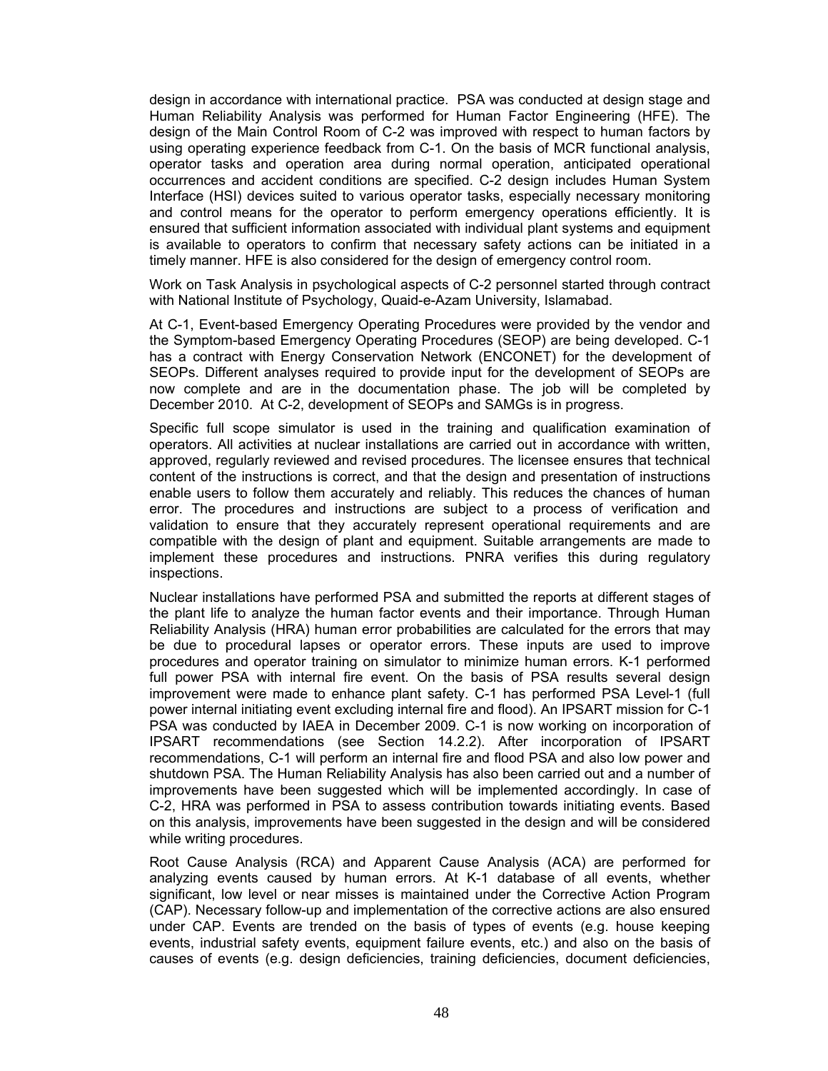design in accordance with international practice. PSA was conducted at design stage and Human Reliability Analysis was performed for Human Factor Engineering (HFE). The design of the Main Control Room of C-2 was improved with respect to human factors by using operating experience feedback from C-1. On the basis of MCR functional analysis, operator tasks and operation area during normal operation, anticipated operational occurrences and accident conditions are specified. C-2 design includes Human System Interface (HSI) devices suited to various operator tasks, especially necessary monitoring and control means for the operator to perform emergency operations efficiently. It is ensured that sufficient information associated with individual plant systems and equipment is available to operators to confirm that necessary safety actions can be initiated in a timely manner. HFE is also considered for the design of emergency control room.

Work on Task Analysis in psychological aspects of C-2 personnel started through contract with National Institute of Psychology, Quaid-e-Azam University, Islamabad.

At C-1, Event-based Emergency Operating Procedures were provided by the vendor and the Symptom-based Emergency Operating Procedures (SEOP) are being developed. C-1 has a contract with Energy Conservation Network (ENCONET) for the development of SEOPs. Different analyses required to provide input for the development of SEOPs are now complete and are in the documentation phase. The job will be completed by December 2010. At C-2, development of SEOPs and SAMGs is in progress.

Specific full scope simulator is used in the training and qualification examination of operators. All activities at nuclear installations are carried out in accordance with written, approved, regularly reviewed and revised procedures. The licensee ensures that technical content of the instructions is correct, and that the design and presentation of instructions enable users to follow them accurately and reliably. This reduces the chances of human error. The procedures and instructions are subject to a process of verification and validation to ensure that they accurately represent operational requirements and are compatible with the design of plant and equipment. Suitable arrangements are made to implement these procedures and instructions. PNRA verifies this during regulatory inspections.

Nuclear installations have performed PSA and submitted the reports at different stages of the plant life to analyze the human factor events and their importance. Through Human Reliability Analysis (HRA) human error probabilities are calculated for the errors that may be due to procedural lapses or operator errors. These inputs are used to improve procedures and operator training on simulator to minimize human errors. K-1 performed full power PSA with internal fire event. On the basis of PSA results several design improvement were made to enhance plant safety. C-1 has performed PSA Level-1 (full power internal initiating event excluding internal fire and flood). An IPSART mission for C-1 PSA was conducted by IAEA in December 2009. C-1 is now working on incorporation of IPSART recommendations (see Section 14.2.2). After incorporation of IPSART recommendations, C-1 will perform an internal fire and flood PSA and also low power and shutdown PSA. The Human Reliability Analysis has also been carried out and a number of improvements have been suggested which will be implemented accordingly. In case of C-2, HRA was performed in PSA to assess contribution towards initiating events. Based on this analysis, improvements have been suggested in the design and will be considered while writing procedures.

Root Cause Analysis (RCA) and Apparent Cause Analysis (ACA) are performed for analyzing events caused by human errors. At K-1 database of all events, whether significant, low level or near misses is maintained under the Corrective Action Program (CAP). Necessary follow-up and implementation of the corrective actions are also ensured under CAP. Events are trended on the basis of types of events (e.g. house keeping events, industrial safety events, equipment failure events, etc.) and also on the basis of causes of events (e.g. design deficiencies, training deficiencies, document deficiencies,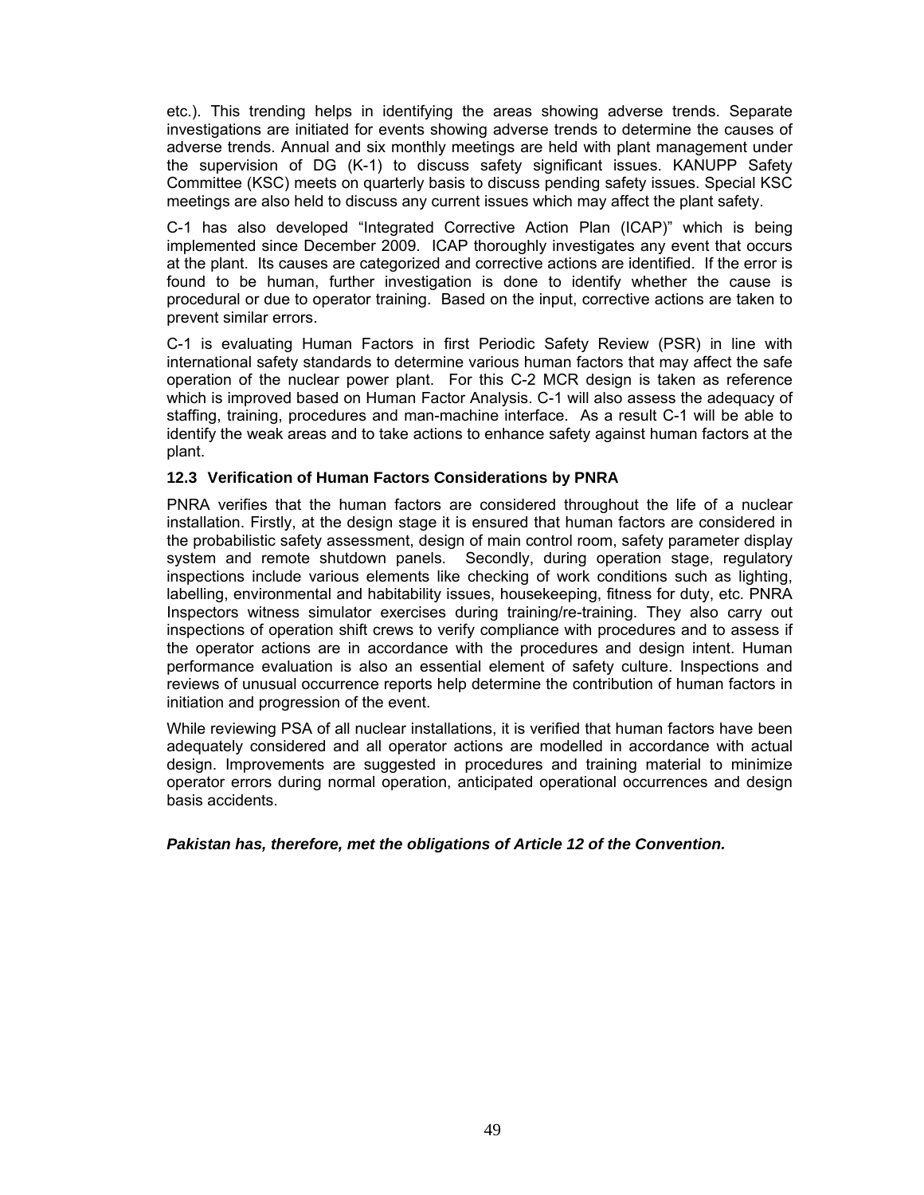etc.). This trending helps in identifying the areas showing adverse trends. Separate investigations are initiated for events showing adverse trends to determine the causes of adverse trends. Annual and six monthly meetings are held with plant management under the supervision of DG (K-1) to discuss safety significant issues. KANUPP Safety Committee (KSC) meets on quarterly basis to discuss pending safety issues. Special KSC meetings are also held to discuss any current issues which may affect the plant safety.

C-1 has also developed "Integrated Corrective Action Plan (ICAP)" which is being implemented since December 2009. ICAP thoroughly investigates any event that occurs at the plant. Its causes are categorized and corrective actions are identified. If the error is found to be human, further investigation is done to identify whether the cause is procedural or due to operator training. Based on the input, corrective actions are taken to prevent similar errors.

C-1 is evaluating Human Factors in first Periodic Safety Review (PSR) in line with international safety standards to determine various human factors that may affect the safe operation of the nuclear power plant. For this C-2 MCR design is taken as reference which is improved based on Human Factor Analysis. C-1 will also assess the adequacy of staffing, training, procedures and man-machine interface. As a result C-1 will be able to identify the weak areas and to take actions to enhance safety against human factors at the plant.

### 12.3 Verification of Human Factors Considerations by PNRA

PNRA verifies that the human factors are considered throughout the life of a nuclear installation. Firstly, at the design stage it is ensured that human factors are considered in the probabilistic safety assessment, design of main control room, safety parameter display system and remote shutdown panels. Secondly, during operation stage, regulatory inspections include various elements like checking of work conditions such as lighting, labelling, environmental and habitability issues, housekeeping, fitness for duty, etc. PNRA Inspectors witness simulator exercises during training/re-training. They also carry out inspections of operation shift crews to verify compliance with procedures and to assess if the operator actions are in accordance with the procedures and design intent. Human performance evaluation is also an essential element of safety culture. Inspections and reviews of unusual occurrence reports help determine the contribution of human factors in initiation and progression of the event.

While reviewing PSA of all nuclear installations, it is verified that human factors have been adequately considered and all operator actions are modelled in accordance with actual design. Improvements are suggested in procedures and training material to minimize operator errors during normal operation, anticipated operational occurrences and design basis accidents.

***Pakistan has, therefore, met the obligations of Article 12 of the Convention.***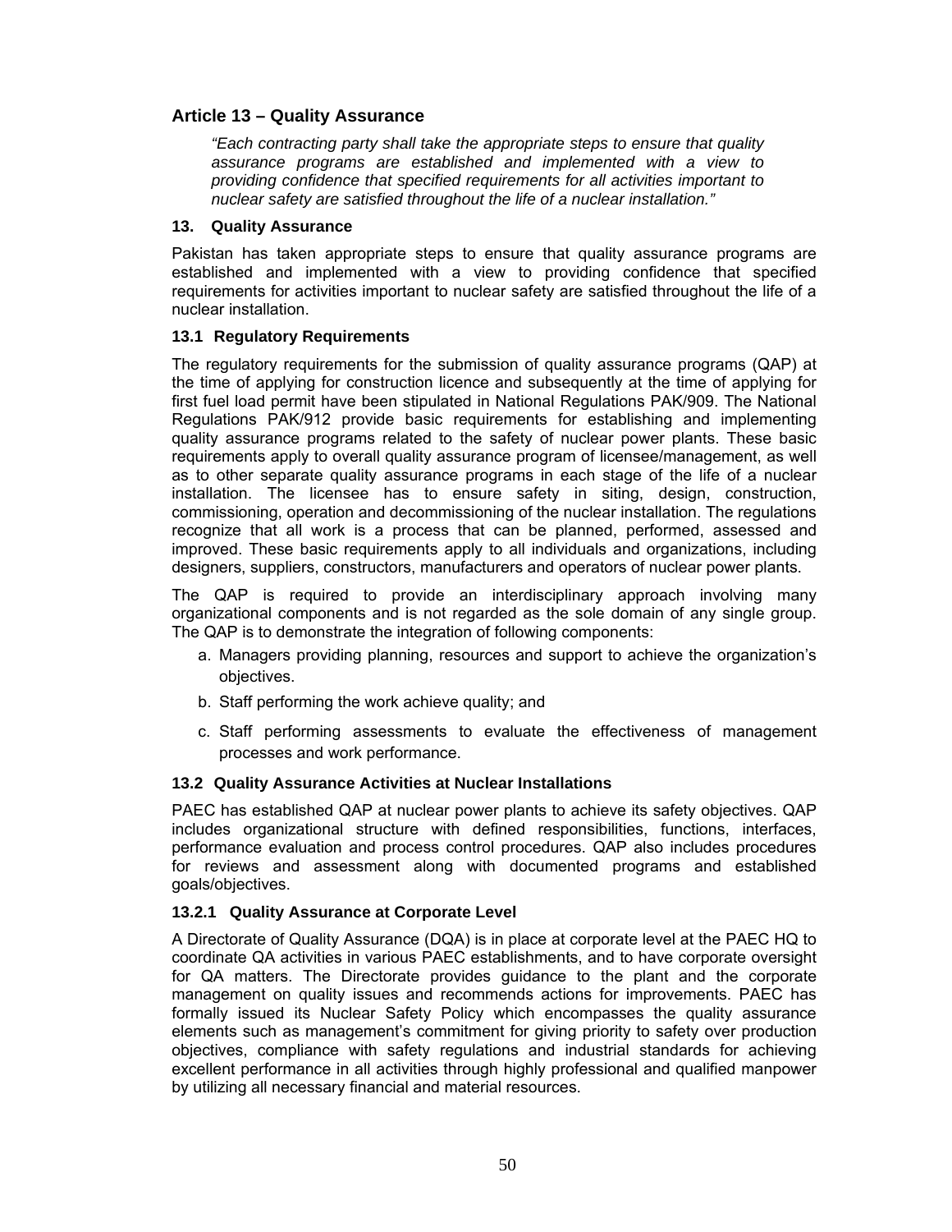## Article 13 – Quality Assurance

*"Each contracting party shall take the appropriate steps to ensure that quality assurance programs are established and implemented with a view to providing confidence that specified requirements for all activities important to nuclear safety are satisfied throughout the life of a nuclear installation."*

### 13. Quality Assurance

Pakistan has taken appropriate steps to ensure that quality assurance programs are established and implemented with a view to providing confidence that specified requirements for activities important to nuclear safety are satisfied throughout the life of a nuclear installation.

### 13.1 Regulatory Requirements

The regulatory requirements for the submission of quality assurance programs (QAP) at the time of applying for construction licence and subsequently at the time of applying for first fuel load permit have been stipulated in National Regulations PAK/909. The National Regulations PAK/912 provide basic requirements for establishing and implementing quality assurance programs related to the safety of nuclear power plants. These basic requirements apply to overall quality assurance program of licensee/management, as well as to other separate quality assurance programs in each stage of the life of a nuclear installation. The licensee has to ensure safety in siting, design, construction, commissioning, operation and decommissioning of the nuclear installation. The regulations recognize that all work is a process that can be planned, performed, assessed and improved. These basic requirements apply to all individuals and organizations, including designers, suppliers, constructors, manufacturers and operators of nuclear power plants.

The QAP is required to provide an interdisciplinary approach involving many organizational components and is not regarded as the sole domain of any single group. The QAP is to demonstrate the integration of following components:

a. Managers providing planning, resources and support to achieve the organization's objectives.

b. Staff performing the work achieve quality; and

c. Staff performing assessments to evaluate the effectiveness of management processes and work performance.

### 13.2 Quality Assurance Activities at Nuclear Installations

PAEC has established QAP at nuclear power plants to achieve its safety objectives. QAP includes organizational structure with defined responsibilities, functions, interfaces, performance evaluation and process control procedures. QAP also includes procedures for reviews and assessment along with documented programs and established goals/objectives.

#### 13.2.1 Quality Assurance at Corporate Level

A Directorate of Quality Assurance (DQA) is in place at corporate level at the PAEC HQ to coordinate QA activities in various PAEC establishments, and to have corporate oversight for QA matters. The Directorate provides guidance to the plant and the corporate management on quality issues and recommends actions for improvements. PAEC has formally issued its Nuclear Safety Policy which encompasses the quality assurance elements such as management's commitment for giving priority to safety over production objectives, compliance with safety regulations and industrial standards for achieving excellent performance in all activities through highly professional and qualified manpower by utilizing all necessary financial and material resources.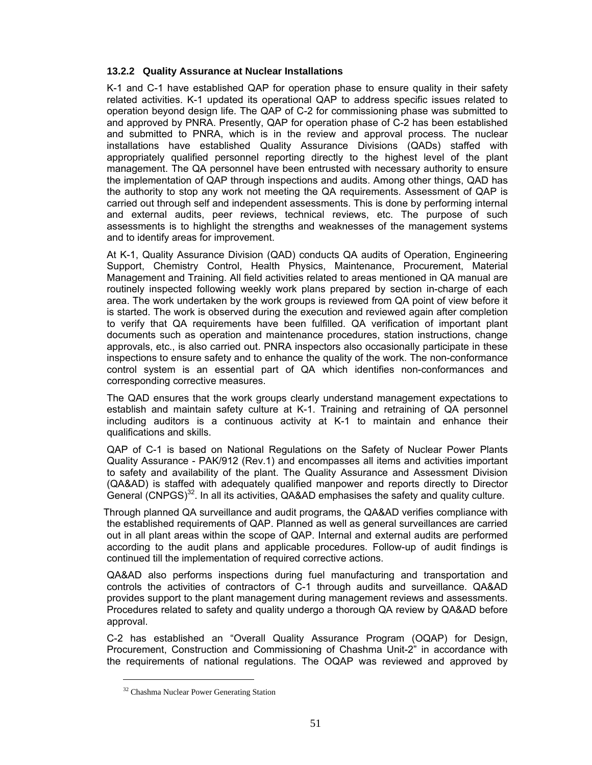### 13.2.2 Quality Assurance at Nuclear Installations

K-1 and C-1 have established QAP for operation phase to ensure quality in their safety related activities. K-1 updated its operational QAP to address specific issues related to operation beyond design life. The QAP of C-2 for commissioning phase was submitted to and approved by PNRA. Presently, QAP for operation phase of C-2 has been established and submitted to PNRA, which is in the review and approval process. The nuclear installations have established Quality Assurance Divisions (QADs) staffed with appropriately qualified personnel reporting directly to the highest level of the plant management. The QA personnel have been entrusted with necessary authority to ensure the implementation of QAP through inspections and audits. Among other things, QAD has the authority to stop any work not meeting the QA requirements. Assessment of QAP is carried out through self and independent assessments. This is done by performing internal and external audits, peer reviews, technical reviews, etc. The purpose of such assessments is to highlight the strengths and weaknesses of the management systems and to identify areas for improvement.

At K-1, Quality Assurance Division (QAD) conducts QA audits of Operation, Engineering Support, Chemistry Control, Health Physics, Maintenance, Procurement, Material Management and Training. All field activities related to areas mentioned in QA manual are routinely inspected following weekly work plans prepared by section in-charge of each area. The work undertaken by the work groups is reviewed from QA point of view before it is started. The work is observed during the execution and reviewed again after completion to verify that QA requirements have been fulfilled. QA verification of important plant documents such as operation and maintenance procedures, station instructions, change approvals, etc., is also carried out. PNRA inspectors also occasionally participate in these inspections to ensure safety and to enhance the quality of the work. The non-conformance control system is an essential part of QA which identifies non-conformances and corresponding corrective measures.

The QAD ensures that the work groups clearly understand management expectations to establish and maintain safety culture at K-1. Training and retraining of QA personnel including auditors is a continuous activity at K-1 to maintain and enhance their qualifications and skills.

QAP of C-1 is based on National Regulations on the Safety of Nuclear Power Plants Quality Assurance - PAK/912 (Rev.1) and encompasses all items and activities important to safety and availability of the plant. The Quality Assurance and Assessment Division (QA&AD) is staffed with adequately qualified manpower and reports directly to Director General (CNPGS)[32]. In all its activities, QA&AD emphasises the safety and quality culture.

Through planned QA surveillance and audit programs, the QA&AD verifies compliance with the established requirements of QAP. Planned as well as general surveillances are carried out in all plant areas within the scope of QAP. Internal and external audits are performed according to the audit plans and applicable procedures. Follow-up of audit findings is continued till the implementation of required corrective actions.

QA&AD also performs inspections during fuel manufacturing and transportation and controls the activities of contractors of C-1 through audits and surveillance. QA&AD provides support to the plant management during management reviews and assessments. Procedures related to safety and quality undergo a thorough QA review by QA&AD before approval.

C-2 has established an "Overall Quality Assurance Program (OQAP) for Design, Procurement, Construction and Commissioning of Chashma Unit-2" in accordance with the requirements of national regulations. The OQAP was reviewed and approved by

---

[32] Chashma Nuclear Power Generating Station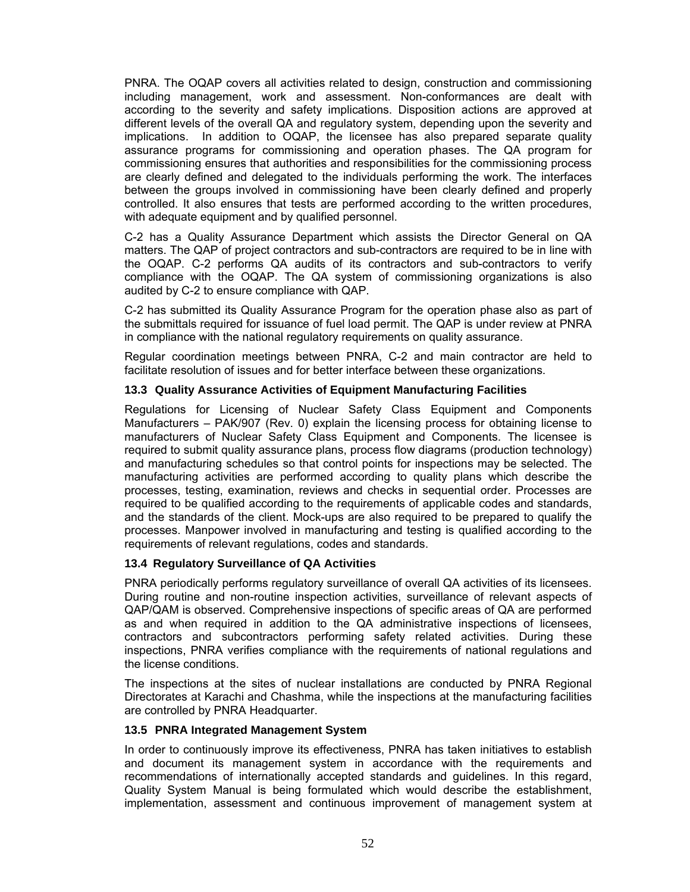PNRA. The OQAP covers all activities related to design, construction and commissioning including management, work and assessment. Non-conformances are dealt with according to the severity and safety implications. Disposition actions are approved at different levels of the overall QA and regulatory system, depending upon the severity and implications. In addition to OQAP, the licensee has also prepared separate quality assurance programs for commissioning and operation phases. The QA program for commissioning ensures that authorities and responsibilities for the commissioning process are clearly defined and delegated to the individuals performing the work. The interfaces between the groups involved in commissioning have been clearly defined and properly controlled. It also ensures that tests are performed according to the written procedures, with adequate equipment and by qualified personnel.

C-2 has a Quality Assurance Department which assists the Director General on QA matters. The QAP of project contractors and sub-contractors are required to be in line with the OQAP. C-2 performs QA audits of its contractors and sub-contractors to verify compliance with the OQAP. The QA system of commissioning organizations is also audited by C-2 to ensure compliance with QAP.

C-2 has submitted its Quality Assurance Program for the operation phase also as part of the submittals required for issuance of fuel load permit. The QAP is under review at PNRA in compliance with the national regulatory requirements on quality assurance.

Regular coordination meetings between PNRA, C-2 and main contractor are held to facilitate resolution of issues and for better interface between these organizations.

### 13.3 Quality Assurance Activities of Equipment Manufacturing Facilities

Regulations for Licensing of Nuclear Safety Class Equipment and Components Manufacturers – PAK/907 (Rev. 0) explain the licensing process for obtaining license to manufacturers of Nuclear Safety Class Equipment and Components. The licensee is required to submit quality assurance plans, process flow diagrams (production technology) and manufacturing schedules so that control points for inspections may be selected. The manufacturing activities are performed according to quality plans which describe the processes, testing, examination, reviews and checks in sequential order. Processes are required to be qualified according to the requirements of applicable codes and standards, and the standards of the client. Mock-ups are also required to be prepared to qualify the processes. Manpower involved in manufacturing and testing is qualified according to the requirements of relevant regulations, codes and standards.

### 13.4 Regulatory Surveillance of QA Activities

PNRA periodically performs regulatory surveillance of overall QA activities of its licensees. During routine and non-routine inspection activities, surveillance of relevant aspects of QAP/QAM is observed. Comprehensive inspections of specific areas of QA are performed as and when required in addition to the QA administrative inspections of licensees, contractors and subcontractors performing safety related activities. During these inspections, PNRA verifies compliance with the requirements of national regulations and the license conditions.

The inspections at the sites of nuclear installations are conducted by PNRA Regional Directorates at Karachi and Chashma, while the inspections at the manufacturing facilities are controlled by PNRA Headquarter.

### 13.5 PNRA Integrated Management System

In order to continuously improve its effectiveness, PNRA has taken initiatives to establish and document its management system in accordance with the requirements and recommendations of internationally accepted standards and guidelines. In this regard, Quality System Manual is being formulated which would describe the establishment, implementation, assessment and continuous improvement of management system at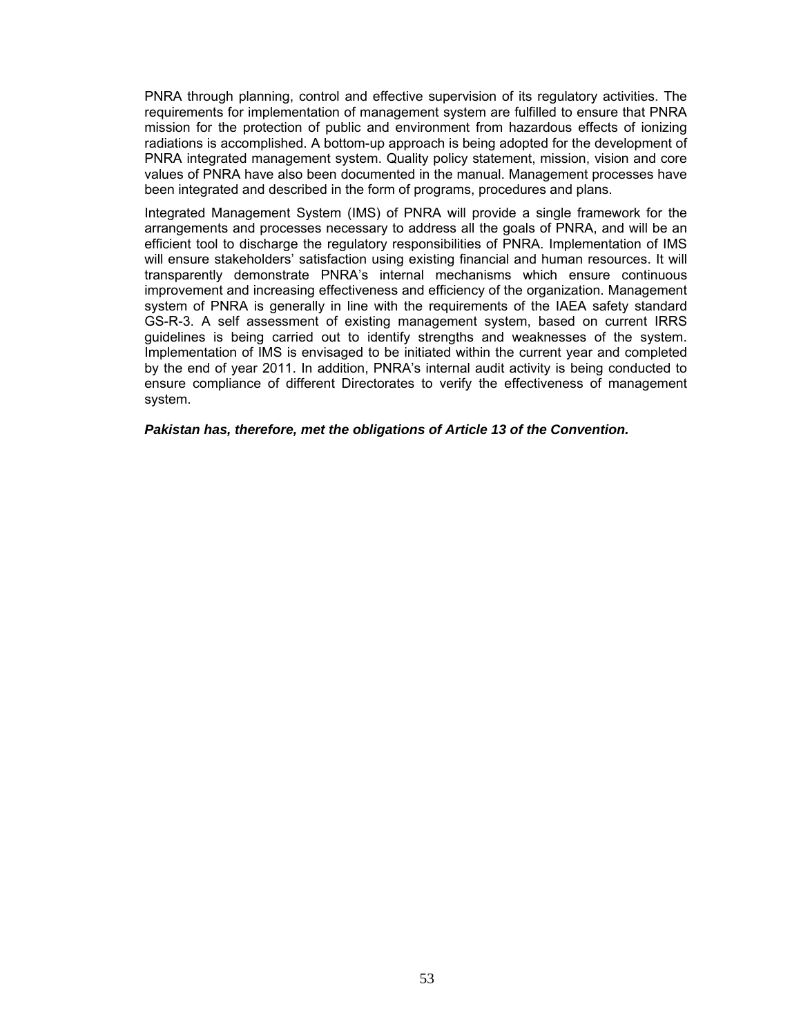PNRA through planning, control and effective supervision of its regulatory activities. The requirements for implementation of management system are fulfilled to ensure that PNRA mission for the protection of public and environment from hazardous effects of ionizing radiations is accomplished. A bottom-up approach is being adopted for the development of PNRA integrated management system. Quality policy statement, mission, vision and core values of PNRA have also been documented in the manual. Management processes have been integrated and described in the form of programs, procedures and plans.

Integrated Management System (IMS) of PNRA will provide a single framework for the arrangements and processes necessary to address all the goals of PNRA, and will be an efficient tool to discharge the regulatory responsibilities of PNRA. Implementation of IMS will ensure stakeholders' satisfaction using existing financial and human resources. It will transparently demonstrate PNRA's internal mechanisms which ensure continuous improvement and increasing effectiveness and efficiency of the organization. Management system of PNRA is generally in line with the requirements of the IAEA safety standard GS-R-3. A self assessment of existing management system, based on current IRRS guidelines is being carried out to identify strengths and weaknesses of the system. Implementation of IMS is envisaged to be initiated within the current year and completed by the end of year 2011. In addition, PNRA's internal audit activity is being conducted to ensure compliance of different Directorates to verify the effectiveness of management system.

***Pakistan has, therefore, met the obligations of Article 13 of the Convention.***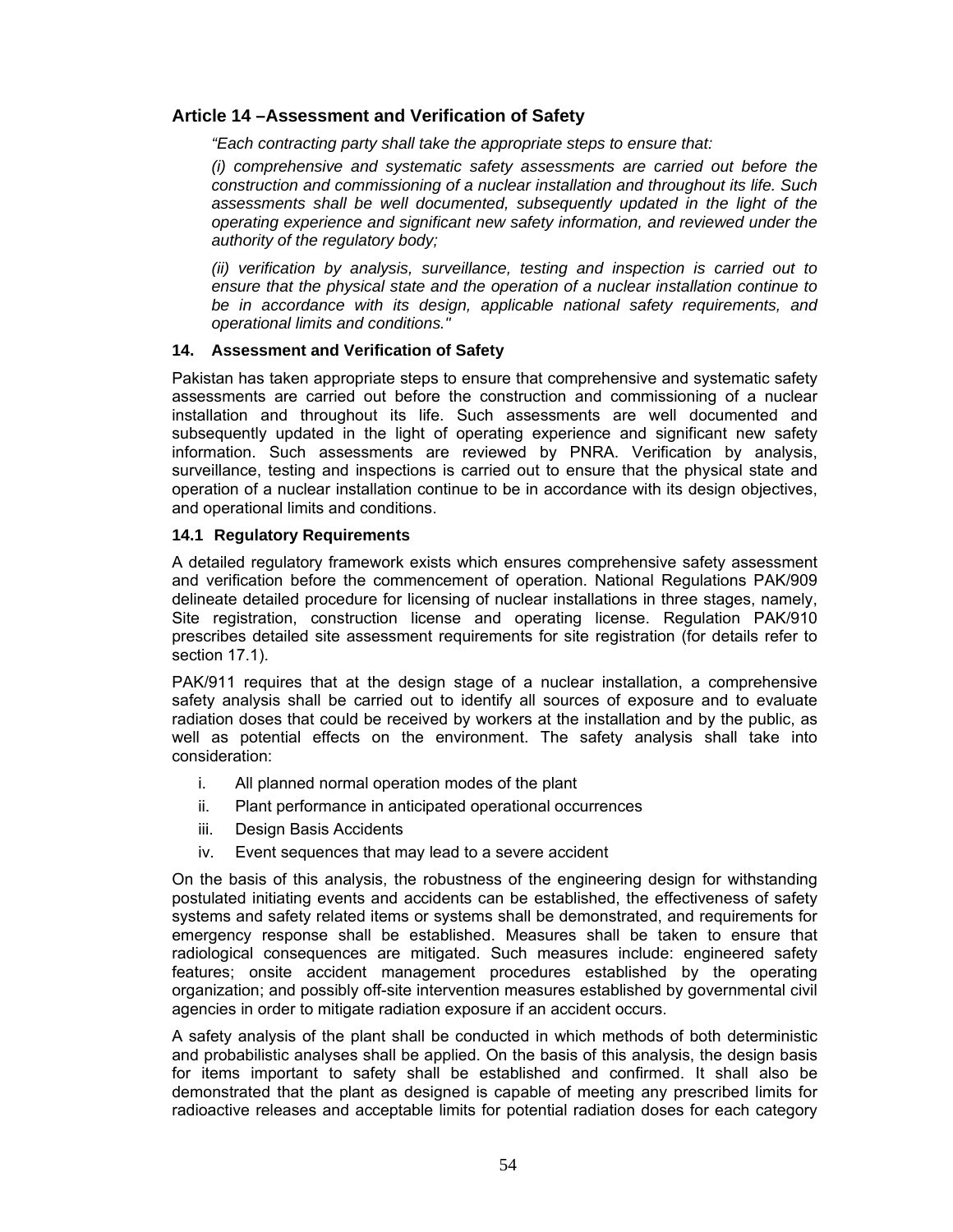## Article 14 –Assessment and Verification of Safety

*"Each contracting party shall take the appropriate steps to ensure that:*

*(i) comprehensive and systematic safety assessments are carried out before the construction and commissioning of a nuclear installation and throughout its life. Such assessments shall be well documented, subsequently updated in the light of the operating experience and significant new safety information, and reviewed under the authority of the regulatory body;*

*(ii) verification by analysis, surveillance, testing and inspection is carried out to ensure that the physical state and the operation of a nuclear installation continue to be in accordance with its design, applicable national safety requirements, and operational limits and conditions."*

### 14. Assessment and Verification of Safety

Pakistan has taken appropriate steps to ensure that comprehensive and systematic safety assessments are carried out before the construction and commissioning of a nuclear installation and throughout its life. Such assessments are well documented and subsequently updated in the light of operating experience and significant new safety information. Such assessments are reviewed by PNRA. Verification by analysis, surveillance, testing and inspections is carried out to ensure that the physical state and operation of a nuclear installation continue to be in accordance with its design objectives, and operational limits and conditions.

### 14.1 Regulatory Requirements

A detailed regulatory framework exists which ensures comprehensive safety assessment and verification before the commencement of operation. National Regulations PAK/909 delineate detailed procedure for licensing of nuclear installations in three stages, namely, Site registration, construction license and operating license. Regulation PAK/910 prescribes detailed site assessment requirements for site registration (for details refer to section 17.1).

PAK/911 requires that at the design stage of a nuclear installation, a comprehensive safety analysis shall be carried out to identify all sources of exposure and to evaluate radiation doses that could be received by workers at the installation and by the public, as well as potential effects on the environment. The safety analysis shall take into consideration:

i. All planned normal operation modes of the plant
ii. Plant performance in anticipated operational occurrences
iii. Design Basis Accidents
iv. Event sequences that may lead to a severe accident

On the basis of this analysis, the robustness of the engineering design for withstanding postulated initiating events and accidents can be established, the effectiveness of safety systems and safety related items or systems shall be demonstrated, and requirements for emergency response shall be established. Measures shall be taken to ensure that radiological consequences are mitigated. Such measures include: engineered safety features; onsite accident management procedures established by the operating organization; and possibly off-site intervention measures established by governmental civil agencies in order to mitigate radiation exposure if an accident occurs.

A safety analysis of the plant shall be conducted in which methods of both deterministic and probabilistic analyses shall be applied. On the basis of this analysis, the design basis for items important to safety shall be established and confirmed. It shall also be demonstrated that the plant as designed is capable of meeting any prescribed limits for radioactive releases and acceptable limits for potential radiation doses for each category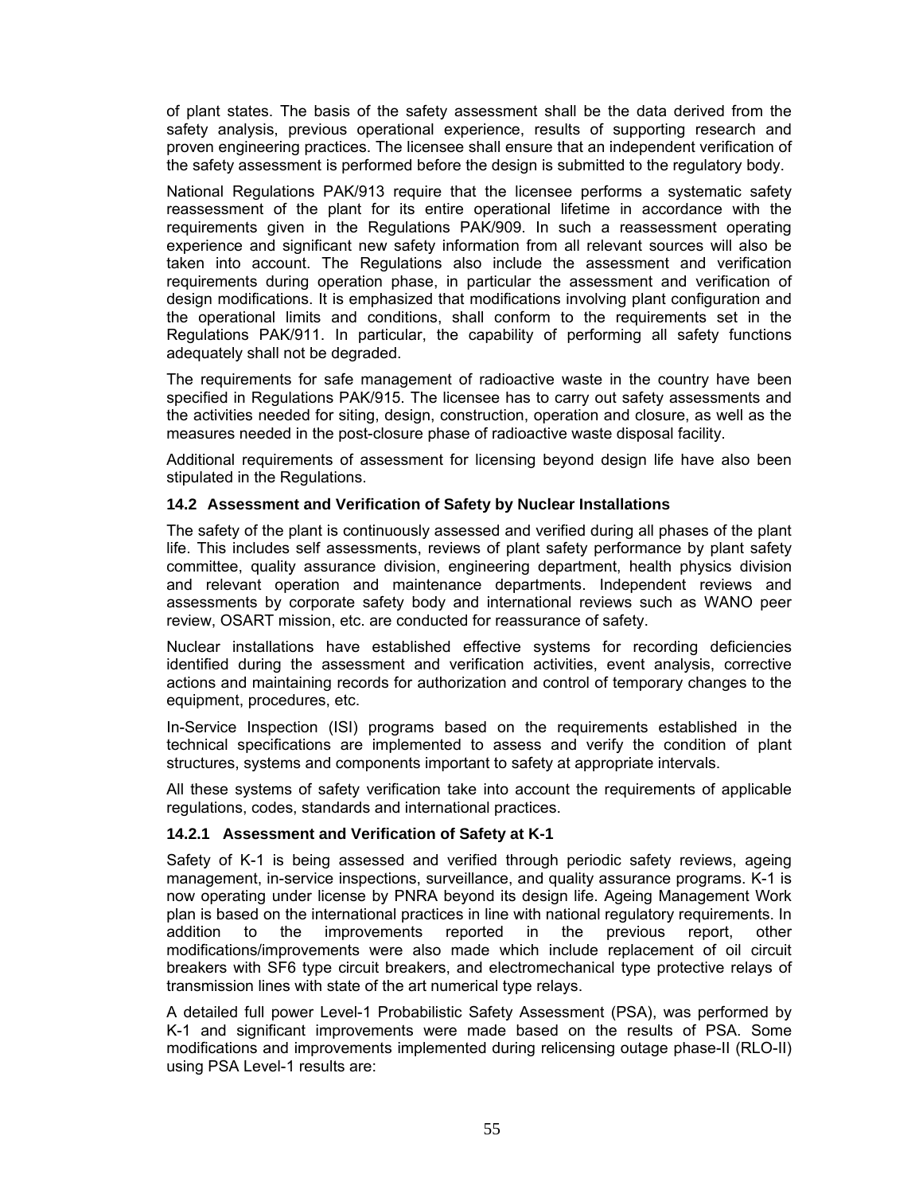of plant states. The basis of the safety assessment shall be the data derived from the safety analysis, previous operational experience, results of supporting research and proven engineering practices. The licensee shall ensure that an independent verification of the safety assessment is performed before the design is submitted to the regulatory body.

National Regulations PAK/913 require that the licensee performs a systematic safety reassessment of the plant for its entire operational lifetime in accordance with the requirements given in the Regulations PAK/909. In such a reassessment operating experience and significant new safety information from all relevant sources will also be taken into account. The Regulations also include the assessment and verification requirements during operation phase, in particular the assessment and verification of design modifications. It is emphasized that modifications involving plant configuration and the operational limits and conditions, shall conform to the requirements set in the Regulations PAK/911. In particular, the capability of performing all safety functions adequately shall not be degraded.

The requirements for safe management of radioactive waste in the country have been specified in Regulations PAK/915. The licensee has to carry out safety assessments and the activities needed for siting, design, construction, operation and closure, as well as the measures needed in the post-closure phase of radioactive waste disposal facility.

Additional requirements of assessment for licensing beyond design life have also been stipulated in the Regulations.

### 14.2 Assessment and Verification of Safety by Nuclear Installations

The safety of the plant is continuously assessed and verified during all phases of the plant life. This includes self assessments, reviews of plant safety performance by plant safety committee, quality assurance division, engineering department, health physics division and relevant operation and maintenance departments. Independent reviews and assessments by corporate safety body and international reviews such as WANO peer review, OSART mission, etc. are conducted for reassurance of safety.

Nuclear installations have established effective systems for recording deficiencies identified during the assessment and verification activities, event analysis, corrective actions and maintaining records for authorization and control of temporary changes to the equipment, procedures, etc.

In-Service Inspection (ISI) programs based on the requirements established in the technical specifications are implemented to assess and verify the condition of plant structures, systems and components important to safety at appropriate intervals.

All these systems of safety verification take into account the requirements of applicable regulations, codes, standards and international practices.

#### 14.2.1 Assessment and Verification of Safety at K-1

Safety of K-1 is being assessed and verified through periodic safety reviews, ageing management, in-service inspections, surveillance, and quality assurance programs. K-1 is now operating under license by PNRA beyond its design life. Ageing Management Work plan is based on the international practices in line with national regulatory requirements. In addition to the improvements reported in the previous report, other modifications/improvements were also made which include replacement of oil circuit breakers with SF6 type circuit breakers, and electromechanical type protective relays of transmission lines with state of the art numerical type relays.

A detailed full power Level-1 Probabilistic Safety Assessment (PSA), was performed by K-1 and significant improvements were made based on the results of PSA. Some modifications and improvements implemented during relicensing outage phase-II (RLO-II) using PSA Level-1 results are: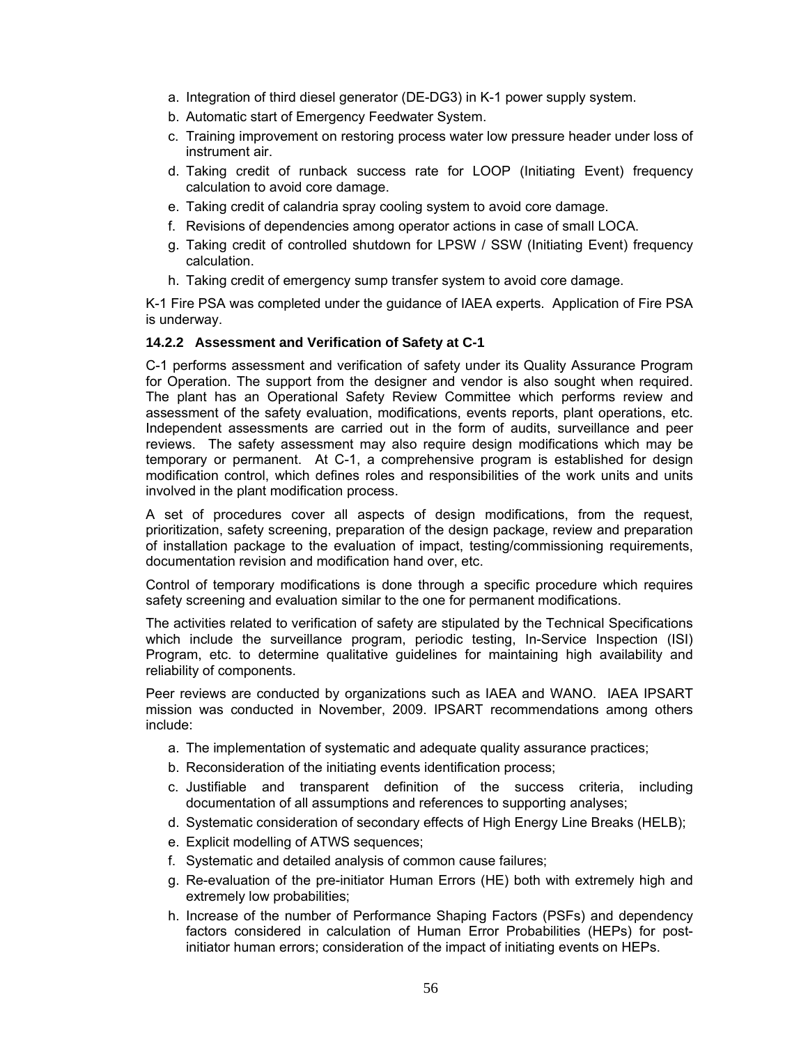a. Integration of third diesel generator (DE-DG3) in K-1 power supply system.
b. Automatic start of Emergency Feedwater System.
c. Training improvement on restoring process water low pressure header under loss of instrument air.
d. Taking credit of runback success rate for LOOP (Initiating Event) frequency calculation to avoid core damage.
e. Taking credit of calandria spray cooling system to avoid core damage.
f. Revisions of dependencies among operator actions in case of small LOCA.
g. Taking credit of controlled shutdown for LPSW / SSW (Initiating Event) frequency calculation.
h. Taking credit of emergency sump transfer system to avoid core damage.

K-1 Fire PSA was completed under the guidance of IAEA experts. Application of Fire PSA is underway.

### 14.2.2 Assessment and Verification of Safety at C-1

C-1 performs assessment and verification of safety under its Quality Assurance Program for Operation. The support from the designer and vendor is also sought when required. The plant has an Operational Safety Review Committee which performs review and assessment of the safety evaluation, modifications, events reports, plant operations, etc. Independent assessments are carried out in the form of audits, surveillance and peer reviews. The safety assessment may also require design modifications which may be temporary or permanent. At C-1, a comprehensive program is established for design modification control, which defines roles and responsibilities of the work units and units involved in the plant modification process.

A set of procedures cover all aspects of design modifications, from the request, prioritization, safety screening, preparation of the design package, review and preparation of installation package to the evaluation of impact, testing/commissioning requirements, documentation revision and modification hand over, etc.

Control of temporary modifications is done through a specific procedure which requires safety screening and evaluation similar to the one for permanent modifications.

The activities related to verification of safety are stipulated by the Technical Specifications which include the surveillance program, periodic testing, In-Service Inspection (ISI) Program, etc. to determine qualitative guidelines for maintaining high availability and reliability of components.

Peer reviews are conducted by organizations such as IAEA and WANO. IAEA IPSART mission was conducted in November, 2009. IPSART recommendations among others include:

a. The implementation of systematic and adequate quality assurance practices;
b. Reconsideration of the initiating events identification process;
c. Justifiable and transparent definition of the success criteria, including documentation of all assumptions and references to supporting analyses;
d. Systematic consideration of secondary effects of High Energy Line Breaks (HELB);
e. Explicit modelling of ATWS sequences;
f. Systematic and detailed analysis of common cause failures;
g. Re-evaluation of the pre-initiator Human Errors (HE) both with extremely high and extremely low probabilities;
h. Increase of the number of Performance Shaping Factors (PSFs) and dependency factors considered in calculation of Human Error Probabilities (HEPs) for post-initiator human errors; consideration of the impact of initiating events on HEPs.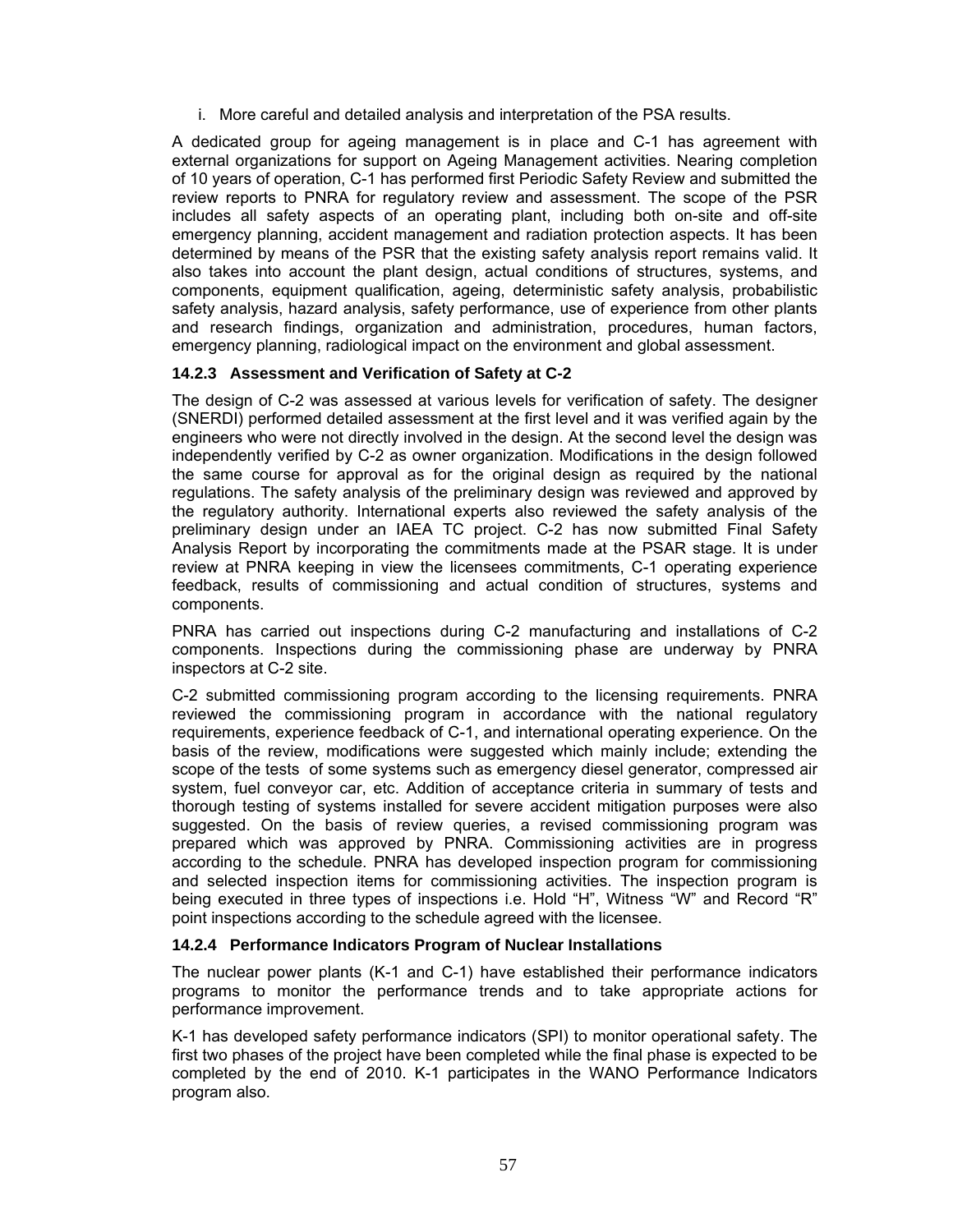i. More careful and detailed analysis and interpretation of the PSA results.

A dedicated group for ageing management is in place and C-1 has agreement with external organizations for support on Ageing Management activities. Nearing completion of 10 years of operation, C-1 has performed first Periodic Safety Review and submitted the review reports to PNRA for regulatory review and assessment. The scope of the PSR includes all safety aspects of an operating plant, including both on-site and off-site emergency planning, accident management and radiation protection aspects. It has been determined by means of the PSR that the existing safety analysis report remains valid. It also takes into account the plant design, actual conditions of structures, systems, and components, equipment qualification, ageing, deterministic safety analysis, probabilistic safety analysis, hazard analysis, safety performance, use of experience from other plants and research findings, organization and administration, procedures, human factors, emergency planning, radiological impact on the environment and global assessment.

### 14.2.3 Assessment and Verification of Safety at C-2

The design of C-2 was assessed at various levels for verification of safety. The designer (SNERDI) performed detailed assessment at the first level and it was verified again by the engineers who were not directly involved in the design. At the second level the design was independently verified by C-2 as owner organization. Modifications in the design followed the same course for approval as for the original design as required by the national regulations. The safety analysis of the preliminary design was reviewed and approved by the regulatory authority. International experts also reviewed the safety analysis of the preliminary design under an IAEA TC project. C-2 has now submitted Final Safety Analysis Report by incorporating the commitments made at the PSAR stage. It is under review at PNRA keeping in view the licensees commitments, C-1 operating experience feedback, results of commissioning and actual condition of structures, systems and components.

PNRA has carried out inspections during C-2 manufacturing and installations of C-2 components. Inspections during the commissioning phase are underway by PNRA inspectors at C-2 site.

C-2 submitted commissioning program according to the licensing requirements. PNRA reviewed the commissioning program in accordance with the national regulatory requirements, experience feedback of C-1, and international operating experience. On the basis of the review, modifications were suggested which mainly include; extending the scope of the tests of some systems such as emergency diesel generator, compressed air system, fuel conveyor car, etc. Addition of acceptance criteria in summary of tests and thorough testing of systems installed for severe accident mitigation purposes were also suggested. On the basis of review queries, a revised commissioning program was prepared which was approved by PNRA. Commissioning activities are in progress according to the schedule. PNRA has developed inspection program for commissioning and selected inspection items for commissioning activities. The inspection program is being executed in three types of inspections i.e. Hold "H", Witness "W" and Record "R" point inspections according to the schedule agreed with the licensee.

### 14.2.4 Performance Indicators Program of Nuclear Installations

The nuclear power plants (K-1 and C-1) have established their performance indicators programs to monitor the performance trends and to take appropriate actions for performance improvement.

K-1 has developed safety performance indicators (SPI) to monitor operational safety. The first two phases of the project have been completed while the final phase is expected to be completed by the end of 2010. K-1 participates in the WANO Performance Indicators program also.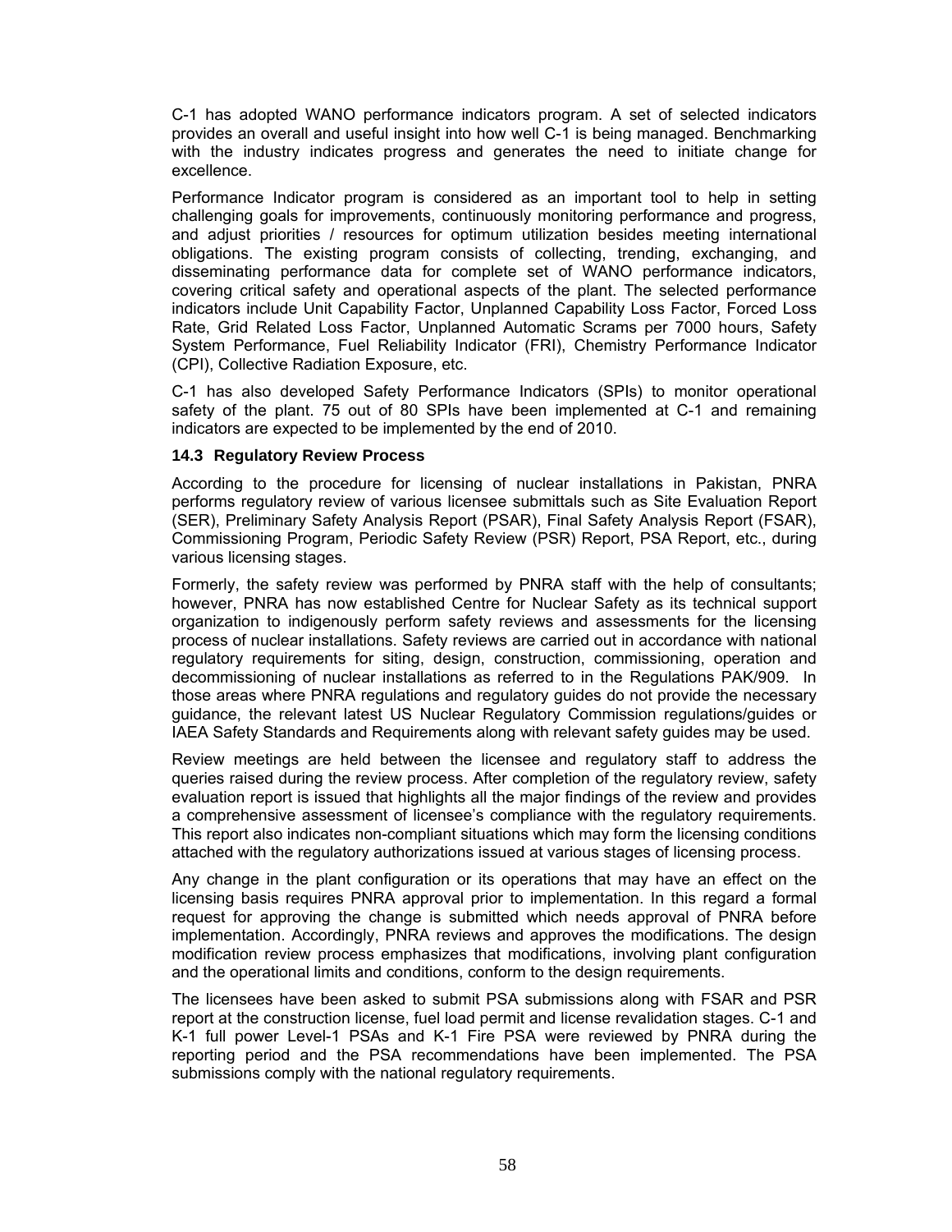C-1 has adopted WANO performance indicators program. A set of selected indicators provides an overall and useful insight into how well C-1 is being managed. Benchmarking with the industry indicates progress and generates the need to initiate change for excellence.

Performance Indicator program is considered as an important tool to help in setting challenging goals for improvements, continuously monitoring performance and progress, and adjust priorities / resources for optimum utilization besides meeting international obligations. The existing program consists of collecting, trending, exchanging, and disseminating performance data for complete set of WANO performance indicators, covering critical safety and operational aspects of the plant. The selected performance indicators include Unit Capability Factor, Unplanned Capability Loss Factor, Forced Loss Rate, Grid Related Loss Factor, Unplanned Automatic Scrams per 7000 hours, Safety System Performance, Fuel Reliability Indicator (FRI), Chemistry Performance Indicator (CPI), Collective Radiation Exposure, etc.

C-1 has also developed Safety Performance Indicators (SPIs) to monitor operational safety of the plant. 75 out of 80 SPIs have been implemented at C-1 and remaining indicators are expected to be implemented by the end of 2010.

### 14.3 Regulatory Review Process

According to the procedure for licensing of nuclear installations in Pakistan, PNRA performs regulatory review of various licensee submittals such as Site Evaluation Report (SER), Preliminary Safety Analysis Report (PSAR), Final Safety Analysis Report (FSAR), Commissioning Program, Periodic Safety Review (PSR) Report, PSA Report, etc., during various licensing stages.

Formerly, the safety review was performed by PNRA staff with the help of consultants; however, PNRA has now established Centre for Nuclear Safety as its technical support organization to indigenously perform safety reviews and assessments for the licensing process of nuclear installations. Safety reviews are carried out in accordance with national regulatory requirements for siting, design, construction, commissioning, operation and decommissioning of nuclear installations as referred to in the Regulations PAK/909. In those areas where PNRA regulations and regulatory guides do not provide the necessary guidance, the relevant latest US Nuclear Regulatory Commission regulations/guides or IAEA Safety Standards and Requirements along with relevant safety guides may be used.

Review meetings are held between the licensee and regulatory staff to address the queries raised during the review process. After completion of the regulatory review, safety evaluation report is issued that highlights all the major findings of the review and provides a comprehensive assessment of licensee's compliance with the regulatory requirements. This report also indicates non-compliant situations which may form the licensing conditions attached with the regulatory authorizations issued at various stages of licensing process.

Any change in the plant configuration or its operations that may have an effect on the licensing basis requires PNRA approval prior to implementation. In this regard a formal request for approving the change is submitted which needs approval of PNRA before implementation. Accordingly, PNRA reviews and approves the modifications. The design modification review process emphasizes that modifications, involving plant configuration and the operational limits and conditions, conform to the design requirements.

The licensees have been asked to submit PSA submissions along with FSAR and PSR report at the construction license, fuel load permit and license revalidation stages. C-1 and K-1 full power Level-1 PSAs and K-1 Fire PSA were reviewed by PNRA during the reporting period and the PSA recommendations have been implemented. The PSA submissions comply with the national regulatory requirements.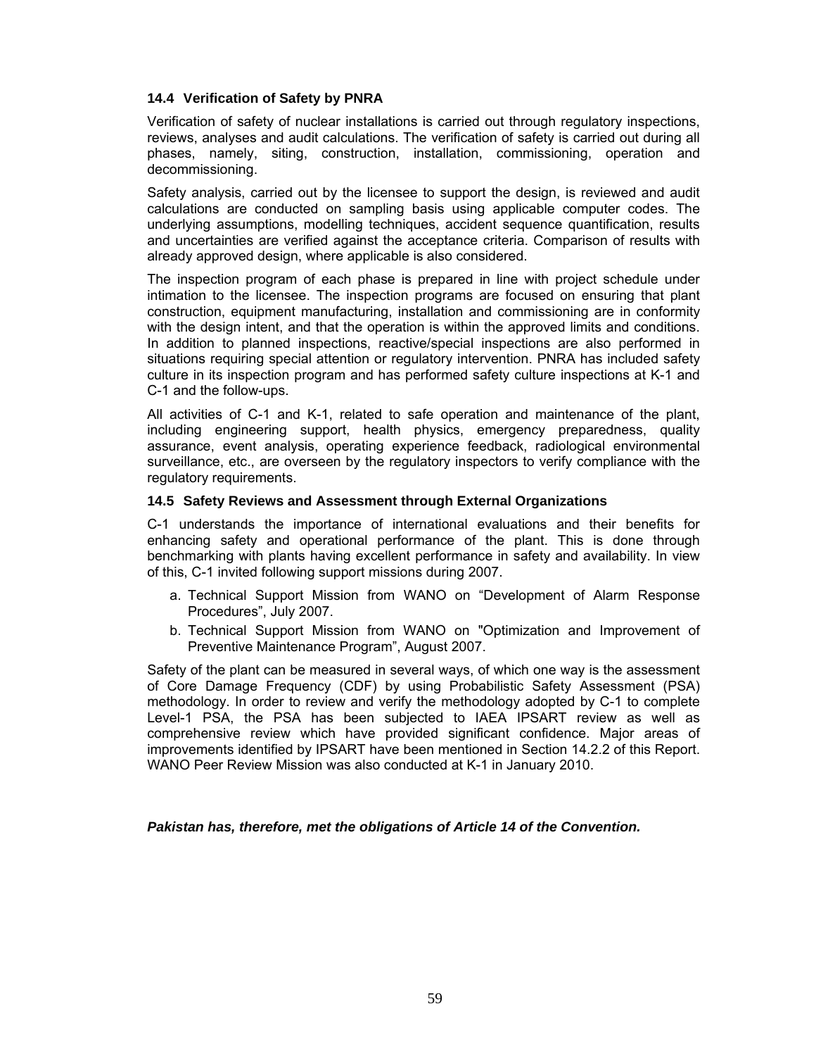### 14.4 Verification of Safety by PNRA

Verification of safety of nuclear installations is carried out through regulatory inspections, reviews, analyses and audit calculations. The verification of safety is carried out during all phases, namely, siting, construction, installation, commissioning, operation and decommissioning.

Safety analysis, carried out by the licensee to support the design, is reviewed and audit calculations are conducted on sampling basis using applicable computer codes. The underlying assumptions, modelling techniques, accident sequence quantification, results and uncertainties are verified against the acceptance criteria. Comparison of results with already approved design, where applicable is also considered.

The inspection program of each phase is prepared in line with project schedule under intimation to the licensee. The inspection programs are focused on ensuring that plant construction, equipment manufacturing, installation and commissioning are in conformity with the design intent, and that the operation is within the approved limits and conditions. In addition to planned inspections, reactive/special inspections are also performed in situations requiring special attention or regulatory intervention. PNRA has included safety culture in its inspection program and has performed safety culture inspections at K-1 and C-1 and the follow-ups.

All activities of C-1 and K-1, related to safe operation and maintenance of the plant, including engineering support, health physics, emergency preparedness, quality assurance, event analysis, operating experience feedback, radiological environmental surveillance, etc., are overseen by the regulatory inspectors to verify compliance with the regulatory requirements.

### 14.5 Safety Reviews and Assessment through External Organizations

C-1 understands the importance of international evaluations and their benefits for enhancing safety and operational performance of the plant. This is done through benchmarking with plants having excellent performance in safety and availability. In view of this, C-1 invited following support missions during 2007.

a. Technical Support Mission from WANO on "Development of Alarm Response Procedures", July 2007.
b. Technical Support Mission from WANO on "Optimization and Improvement of Preventive Maintenance Program", August 2007.

Safety of the plant can be measured in several ways, of which one way is the assessment of Core Damage Frequency (CDF) by using Probabilistic Safety Assessment (PSA) methodology. In order to review and verify the methodology adopted by C-1 to complete Level-1 PSA, the PSA has been subjected to IAEA IPSART review as well as comprehensive review which have provided significant confidence. Major areas of improvements identified by IPSART have been mentioned in Section 14.2.2 of this Report. WANO Peer Review Mission was also conducted at K-1 in January 2010.

***Pakistan has, therefore, met the obligations of Article 14 of the Convention.***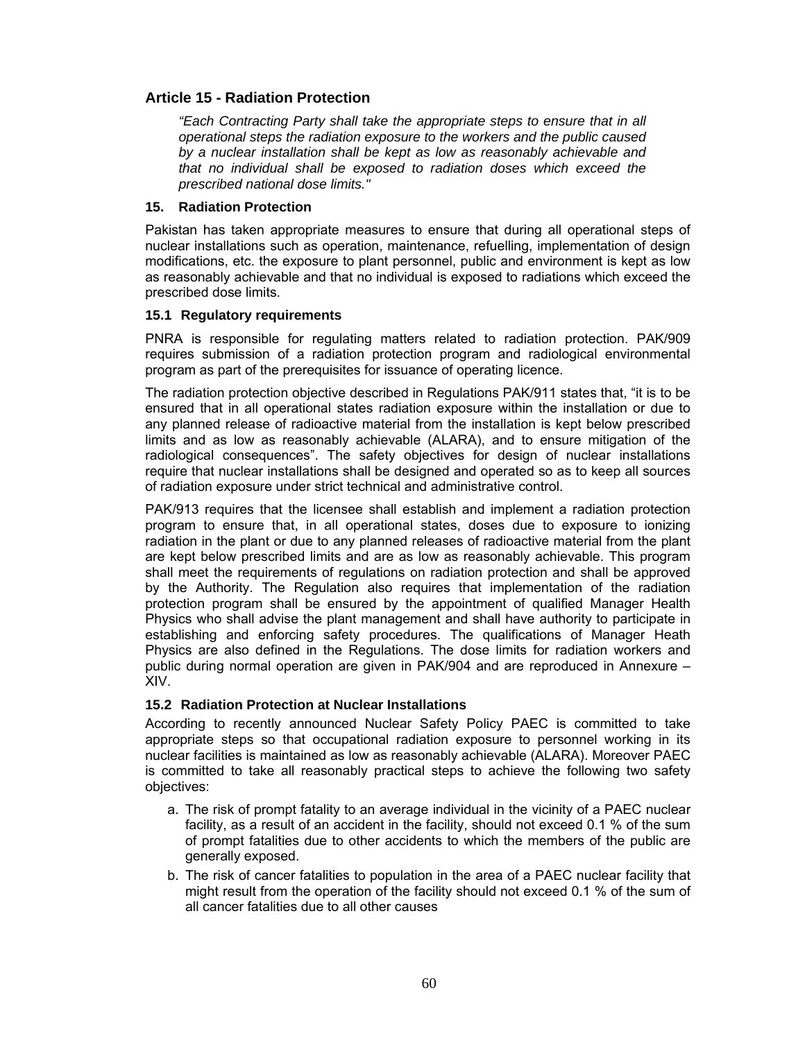## Article 15 - Radiation Protection

*"Each Contracting Party shall take the appropriate steps to ensure that in all operational steps the radiation exposure to the workers and the public caused by a nuclear installation shall be kept as low as reasonably achievable and that no individual shall be exposed to radiation doses which exceed the prescribed national dose limits."*

### 15. Radiation Protection

Pakistan has taken appropriate measures to ensure that during all operational steps of nuclear installations such as operation, maintenance, refuelling, implementation of design modifications, etc. the exposure to plant personnel, public and environment is kept as low as reasonably achievable and that no individual is exposed to radiations which exceed the prescribed dose limits.

### 15.1 Regulatory requirements

PNRA is responsible for regulating matters related to radiation protection. PAK/909 requires submission of a radiation protection program and radiological environmental program as part of the prerequisites for issuance of operating licence.

The radiation protection objective described in Regulations PAK/911 states that, "it is to be ensured that in all operational states radiation exposure within the installation or due to any planned release of radioactive material from the installation is kept below prescribed limits and as low as reasonably achievable (ALARA), and to ensure mitigation of the radiological consequences". The safety objectives for design of nuclear installations require that nuclear installations shall be designed and operated so as to keep all sources of radiation exposure under strict technical and administrative control.

PAK/913 requires that the licensee shall establish and implement a radiation protection program to ensure that, in all operational states, doses due to exposure to ionizing radiation in the plant or due to any planned releases of radioactive material from the plant are kept below prescribed limits and are as low as reasonably achievable. This program shall meet the requirements of regulations on radiation protection and shall be approved by the Authority. The Regulation also requires that implementation of the radiation protection program shall be ensured by the appointment of qualified Manager Health Physics who shall advise the plant management and shall have authority to participate in establishing and enforcing safety procedures. The qualifications of Manager Heath Physics are also defined in the Regulations. The dose limits for radiation workers and public during normal operation are given in PAK/904 and are reproduced in Annexure – XIV.

### 15.2 Radiation Protection at Nuclear Installations

According to recently announced Nuclear Safety Policy PAEC is committed to take appropriate steps so that occupational radiation exposure to personnel working in its nuclear facilities is maintained as low as reasonably achievable (ALARA). Moreover PAEC is committed to take all reasonably practical steps to achieve the following two safety objectives:

a. The risk of prompt fatality to an average individual in the vicinity of a PAEC nuclear facility, as a result of an accident in the facility, should not exceed 0.1 % of the sum of prompt fatalities due to other accidents to which the members of the public are generally exposed.

b. The risk of cancer fatalities to population in the area of a PAEC nuclear facility that might result from the operation of the facility should not exceed 0.1 % of the sum of all cancer fatalities due to all other causes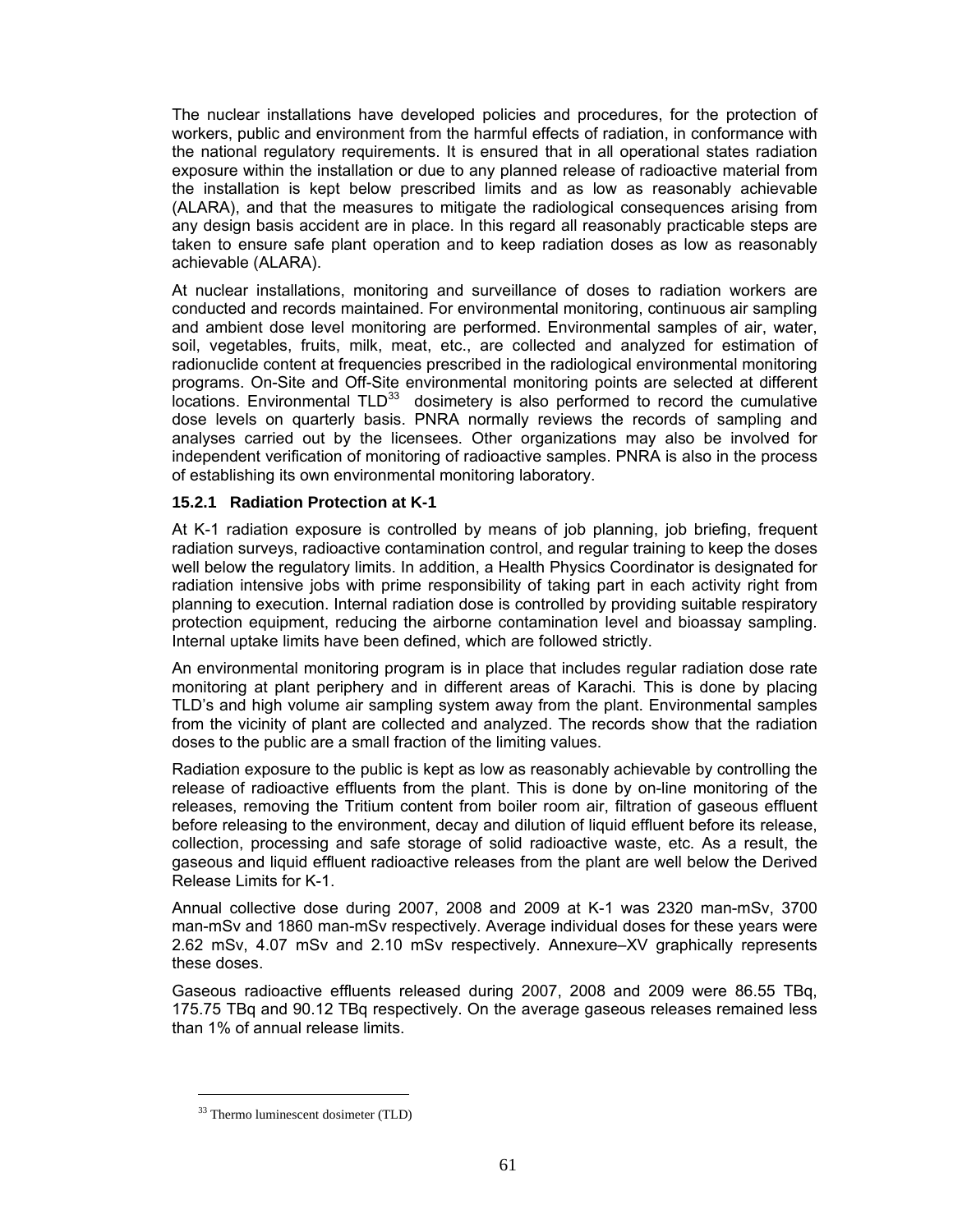The nuclear installations have developed policies and procedures, for the protection of workers, public and environment from the harmful effects of radiation, in conformance with the national regulatory requirements. It is ensured that in all operational states radiation exposure within the installation or due to any planned release of radioactive material from the installation is kept below prescribed limits and as low as reasonably achievable (ALARA), and that the measures to mitigate the radiological consequences arising from any design basis accident are in place. In this regard all reasonably practicable steps are taken to ensure safe plant operation and to keep radiation doses as low as reasonably achievable (ALARA).

At nuclear installations, monitoring and surveillance of doses to radiation workers are conducted and records maintained. For environmental monitoring, continuous air sampling and ambient dose level monitoring are performed. Environmental samples of air, water, soil, vegetables, fruits, milk, meat, etc., are collected and analyzed for estimation of radionuclide content at frequencies prescribed in the radiological environmental monitoring programs. On-Site and Off-Site environmental monitoring points are selected at different locations. Environmental TLD[33] dosimetery is also performed to record the cumulative dose levels on quarterly basis. PNRA normally reviews the records of sampling and analyses carried out by the licensees. Other organizations may also be involved for independent verification of monitoring of radioactive samples. PNRA is also in the process of establishing its own environmental monitoring laboratory.

### 15.2.1 Radiation Protection at K-1

At K-1 radiation exposure is controlled by means of job planning, job briefing, frequent radiation surveys, radioactive contamination control, and regular training to keep the doses well below the regulatory limits. In addition, a Health Physics Coordinator is designated for radiation intensive jobs with prime responsibility of taking part in each activity right from planning to execution. Internal radiation dose is controlled by providing suitable respiratory protection equipment, reducing the airborne contamination level and bioassay sampling. Internal uptake limits have been defined, which are followed strictly.

An environmental monitoring program is in place that includes regular radiation dose rate monitoring at plant periphery and in different areas of Karachi. This is done by placing TLD's and high volume air sampling system away from the plant. Environmental samples from the vicinity of plant are collected and analyzed. The records show that the radiation doses to the public are a small fraction of the limiting values.

Radiation exposure to the public is kept as low as reasonably achievable by controlling the release of radioactive effluents from the plant. This is done by on-line monitoring of the releases, removing the Tritium content from boiler room air, filtration of gaseous effluent before releasing to the environment, decay and dilution of liquid effluent before its release, collection, processing and safe storage of solid radioactive waste, etc. As a result, the gaseous and liquid effluent radioactive releases from the plant are well below the Derived Release Limits for K-1.

Annual collective dose during 2007, 2008 and 2009 at K-1 was 2320 man-mSv, 3700 man-mSv and 1860 man-mSv respectively. Average individual doses for these years were 2.62 mSv, 4.07 mSv and 2.10 mSv respectively. Annexure–XV graphically represents these doses.

Gaseous radioactive effluents released during 2007, 2008 and 2009 were 86.55 TBq, 175.75 TBq and 90.12 TBq respectively. On the average gaseous releases remained less than 1% of annual release limits.

---

[33] Thermo luminescent dosimeter (TLD)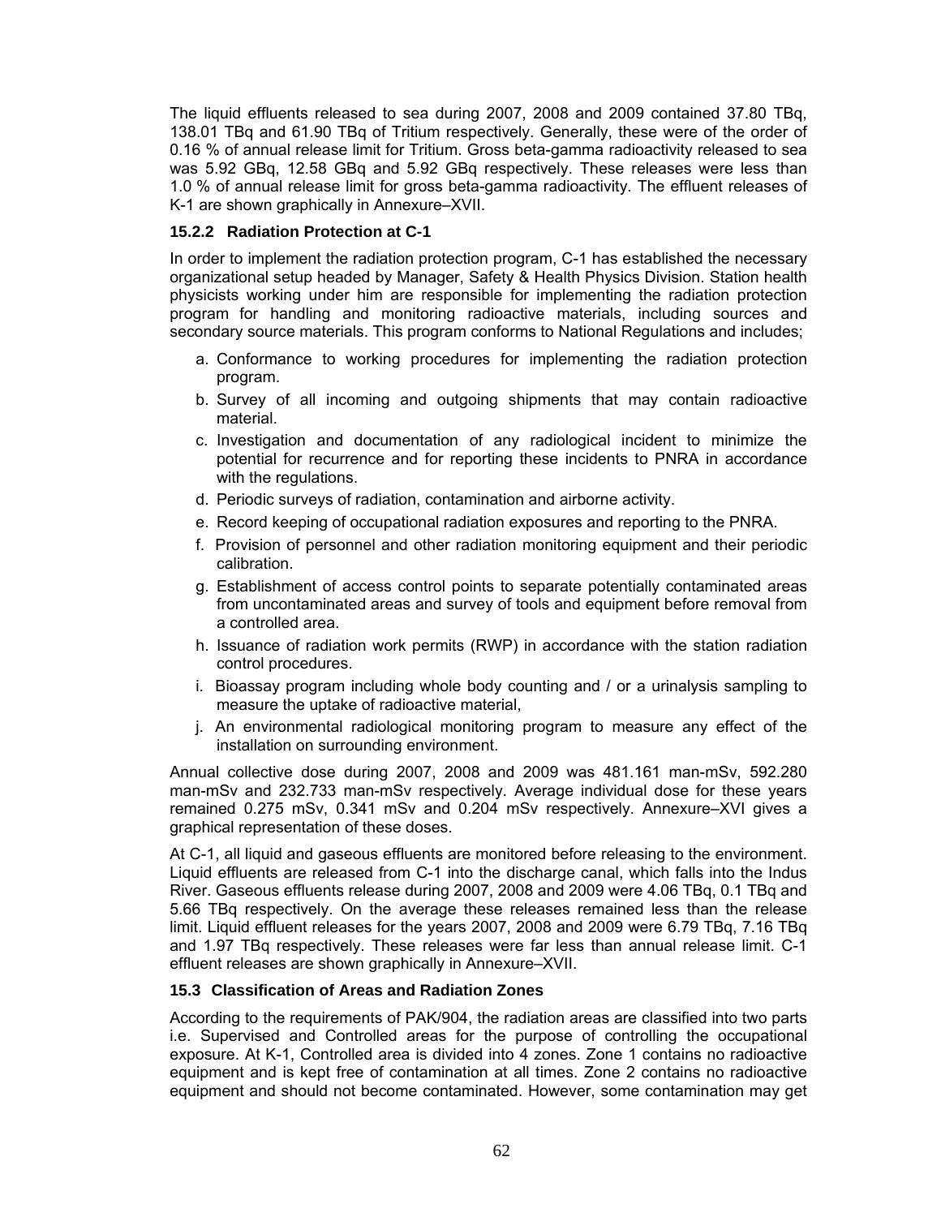The liquid effluents released to sea during 2007, 2008 and 2009 contained 37.80 TBq, 138.01 TBq and 61.90 TBq of Tritium respectively. Generally, these were of the order of 0.16 % of annual release limit for Tritium. Gross beta-gamma radioactivity released to sea was 5.92 GBq, 12.58 GBq and 5.92 GBq respectively. These releases were less than 1.0 % of annual release limit for gross beta-gamma radioactivity. The effluent releases of K-1 are shown graphically in Annexure–XVII.

### 15.2.2 Radiation Protection at C-1

In order to implement the radiation protection program, C-1 has established the necessary organizational setup headed by Manager, Safety & Health Physics Division. Station health physicists working under him are responsible for implementing the radiation protection program for handling and monitoring radioactive materials, including sources and secondary source materials. This program conforms to National Regulations and includes;

a. Conformance to working procedures for implementing the radiation protection program.
b. Survey of all incoming and outgoing shipments that may contain radioactive material.
c. Investigation and documentation of any radiological incident to minimize the potential for recurrence and for reporting these incidents to PNRA in accordance with the regulations.
d. Periodic surveys of radiation, contamination and airborne activity.
e. Record keeping of occupational radiation exposures and reporting to the PNRA.
f. Provision of personnel and other radiation monitoring equipment and their periodic calibration.
g. Establishment of access control points to separate potentially contaminated areas from uncontaminated areas and survey of tools and equipment before removal from a controlled area.
h. Issuance of radiation work permits (RWP) in accordance with the station radiation control procedures.
i. Bioassay program including whole body counting and / or a urinalysis sampling to measure the uptake of radioactive material,
j. An environmental radiological monitoring program to measure any effect of the installation on surrounding environment.

Annual collective dose during 2007, 2008 and 2009 was 481.161 man-mSv, 592.280 man-mSv and 232.733 man-mSv respectively. Average individual dose for these years remained 0.275 mSv, 0.341 mSv and 0.204 mSv respectively. Annexure–XVI gives a graphical representation of these doses.

At C-1, all liquid and gaseous effluents are monitored before releasing to the environment. Liquid effluents are released from C-1 into the discharge canal, which falls into the Indus River. Gaseous effluents release during 2007, 2008 and 2009 were 4.06 TBq, 0.1 TBq and 5.66 TBq respectively. On the average these releases remained less than the release limit. Liquid effluent releases for the years 2007, 2008 and 2009 were 6.79 TBq, 7.16 TBq and 1.97 TBq respectively. These releases were far less than annual release limit. C-1 effluent releases are shown graphically in Annexure–XVII.

## 15.3 Classification of Areas and Radiation Zones

According to the requirements of PAK/904, the radiation areas are classified into two parts i.e. Supervised and Controlled areas for the purpose of controlling the occupational exposure. At K-1, Controlled area is divided into 4 zones. Zone 1 contains no radioactive equipment and is kept free of contamination at all times. Zone 2 contains no radioactive equipment and should not become contaminated. However, some contamination may get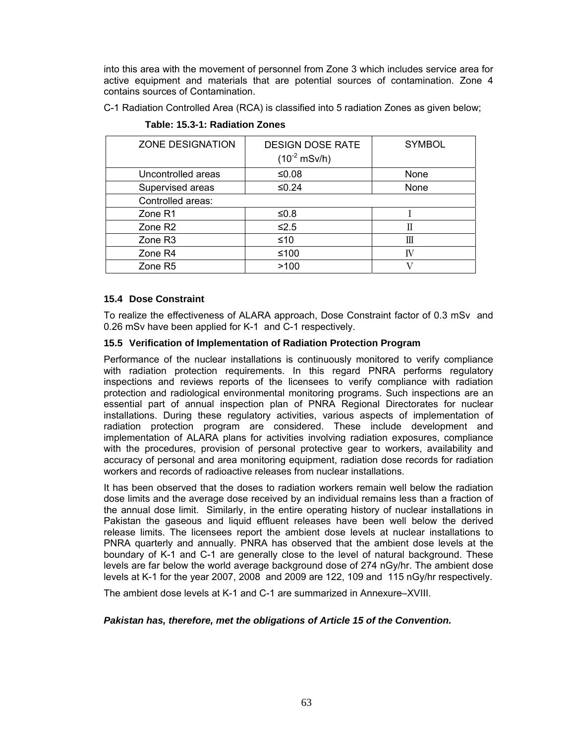into this area with the movement of personnel from Zone 3 which includes service area for active equipment and materials that are potential sources of contamination. Zone 4 contains sources of Contamination.

C-1 Radiation Controlled Area (RCA) is classified into 5 radiation Zones as given below;

**Table: 15.3-1: Radiation Zones**

| ZONE DESIGNATION | DESIGN DOSE RATE ($10^{-2}$ mSv/h) | SYMBOL |
|---|---|---|
| Uncontrolled areas | ≤0.08 | None |
| Supervised areas | ≤0.24 | None |
| Controlled areas: | | |
| Zone R1 | ≤0.8 | I |
| Zone R2 | ≤2.5 | II |
| Zone R3 | ≤10 | III |
| Zone R4 | ≤100 | IV |
| Zone R5 | >100 | V |

### 15.4 Dose Constraint

To realize the effectiveness of ALARA approach, Dose Constraint factor of 0.3 mSv and 0.26 mSv have been applied for K-1 and C-1 respectively.

### 15.5 Verification of Implementation of Radiation Protection Program

Performance of the nuclear installations is continuously monitored to verify compliance with radiation protection requirements. In this regard PNRA performs regulatory inspections and reviews reports of the licensees to verify compliance with radiation protection and radiological environmental monitoring programs. Such inspections are an essential part of annual inspection plan of PNRA Regional Directorates for nuclear installations. During these regulatory activities, various aspects of implementation of radiation protection program are considered. These include development and implementation of ALARA plans for activities involving radiation exposures, compliance with the procedures, provision of personal protective gear to workers, availability and accuracy of personal and area monitoring equipment, radiation dose records for radiation workers and records of radioactive releases from nuclear installations.

It has been observed that the doses to radiation workers remain well below the radiation dose limits and the average dose received by an individual remains less than a fraction of the annual dose limit. Similarly, in the entire operating history of nuclear installations in Pakistan the gaseous and liquid effluent releases have been well below the derived release limits. The licensees report the ambient dose levels at nuclear installations to PNRA quarterly and annually. PNRA has observed that the ambient dose levels at the boundary of K-1 and C-1 are generally close to the level of natural background. These levels are far below the world average background dose of 274 nGy/hr. The ambient dose levels at K-1 for the year 2007, 2008 and 2009 are 122, 109 and 115 nGy/hr respectively.

The ambient dose levels at K-1 and C-1 are summarized in Annexure–XVIII.

***Pakistan has, therefore, met the obligations of Article 15 of the Convention.***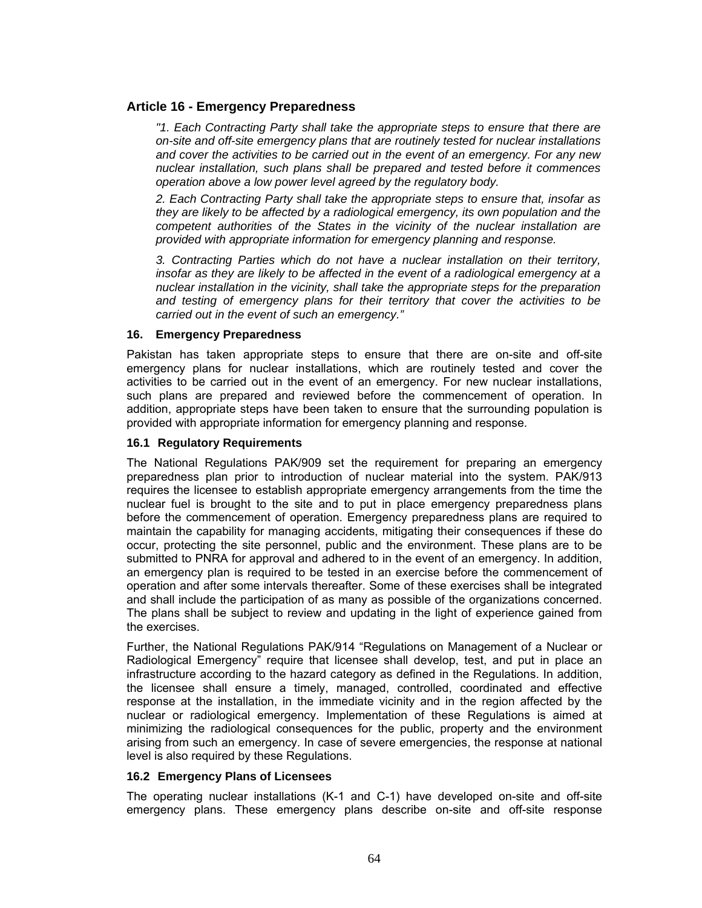## Article 16 - Emergency Preparedness

*"1. Each Contracting Party shall take the appropriate steps to ensure that there are on-site and off-site emergency plans that are routinely tested for nuclear installations and cover the activities to be carried out in the event of an emergency. For any new nuclear installation, such plans shall be prepared and tested before it commences operation above a low power level agreed by the regulatory body.*

*2. Each Contracting Party shall take the appropriate steps to ensure that, insofar as they are likely to be affected by a radiological emergency, its own population and the competent authorities of the States in the vicinity of the nuclear installation are provided with appropriate information for emergency planning and response.*

*3. Contracting Parties which do not have a nuclear installation on their territory, insofar as they are likely to be affected in the event of a radiological emergency at a nuclear installation in the vicinity, shall take the appropriate steps for the preparation and testing of emergency plans for their territory that cover the activities to be carried out in the event of such an emergency."*

### 16. Emergency Preparedness

Pakistan has taken appropriate steps to ensure that there are on-site and off-site emergency plans for nuclear installations, which are routinely tested and cover the activities to be carried out in the event of an emergency. For new nuclear installations, such plans are prepared and reviewed before the commencement of operation. In addition, appropriate steps have been taken to ensure that the surrounding population is provided with appropriate information for emergency planning and response.

#### 16.1 Regulatory Requirements

The National Regulations PAK/909 set the requirement for preparing an emergency preparedness plan prior to introduction of nuclear material into the system. PAK/913 requires the licensee to establish appropriate emergency arrangements from the time the nuclear fuel is brought to the site and to put in place emergency preparedness plans before the commencement of operation. Emergency preparedness plans are required to maintain the capability for managing accidents, mitigating their consequences if these do occur, protecting the site personnel, public and the environment. These plans are to be submitted to PNRA for approval and adhered to in the event of an emergency. In addition, an emergency plan is required to be tested in an exercise before the commencement of operation and after some intervals thereafter. Some of these exercises shall be integrated and shall include the participation of as many as possible of the organizations concerned. The plans shall be subject to review and updating in the light of experience gained from the exercises.

Further, the National Regulations PAK/914 "Regulations on Management of a Nuclear or Radiological Emergency" require that licensee shall develop, test, and put in place an infrastructure according to the hazard category as defined in the Regulations. In addition, the licensee shall ensure a timely, managed, controlled, coordinated and effective response at the installation, in the immediate vicinity and in the region affected by the nuclear or radiological emergency. Implementation of these Regulations is aimed at minimizing the radiological consequences for the public, property and the environment arising from such an emergency. In case of severe emergencies, the response at national level is also required by these Regulations.

#### 16.2 Emergency Plans of Licensees

The operating nuclear installations (K-1 and C-1) have developed on-site and off-site emergency plans. These emergency plans describe on-site and off-site response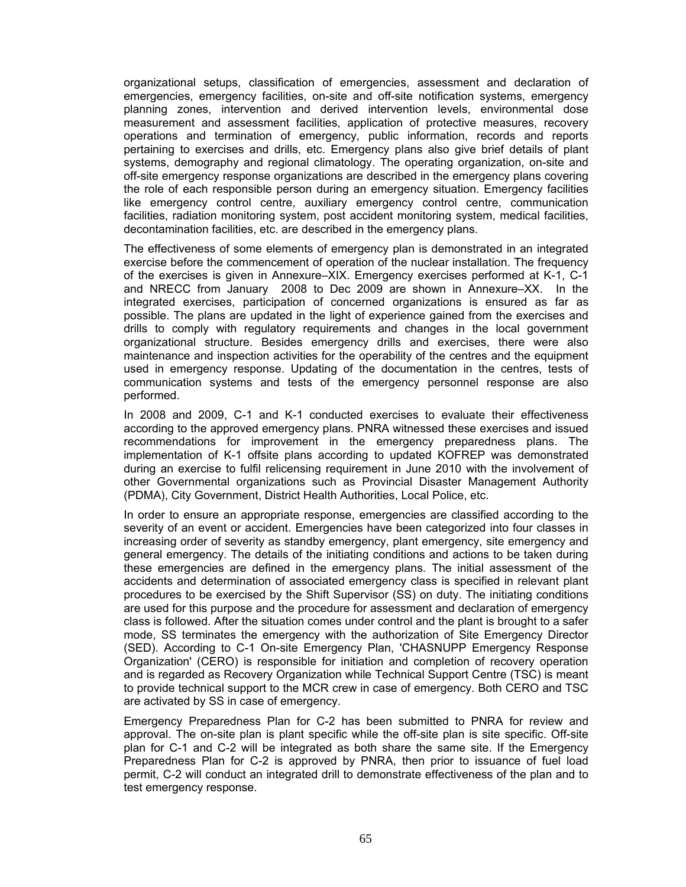organizational setups, classification of emergencies, assessment and declaration of emergencies, emergency facilities, on-site and off-site notification systems, emergency planning zones, intervention and derived intervention levels, environmental dose measurement and assessment facilities, application of protective measures, recovery operations and termination of emergency, public information, records and reports pertaining to exercises and drills, etc. Emergency plans also give brief details of plant systems, demography and regional climatology. The operating organization, on-site and off-site emergency response organizations are described in the emergency plans covering the role of each responsible person during an emergency situation. Emergency facilities like emergency control centre, auxiliary emergency control centre, communication facilities, radiation monitoring system, post accident monitoring system, medical facilities, decontamination facilities, etc. are described in the emergency plans.

The effectiveness of some elements of emergency plan is demonstrated in an integrated exercise before the commencement of operation of the nuclear installation. The frequency of the exercises is given in Annexure–XIX. Emergency exercises performed at K-1, C-1 and NRECC from January 2008 to Dec 2009 are shown in Annexure–XX. In the integrated exercises, participation of concerned organizations is ensured as far as possible. The plans are updated in the light of experience gained from the exercises and drills to comply with regulatory requirements and changes in the local government organizational structure. Besides emergency drills and exercises, there were also maintenance and inspection activities for the operability of the centres and the equipment used in emergency response. Updating of the documentation in the centres, tests of communication systems and tests of the emergency personnel response are also performed.

In 2008 and 2009, C-1 and K-1 conducted exercises to evaluate their effectiveness according to the approved emergency plans. PNRA witnessed these exercises and issued recommendations for improvement in the emergency preparedness plans. The implementation of K-1 offsite plans according to updated KOFREP was demonstrated during an exercise to fulfil relicensing requirement in June 2010 with the involvement of other Governmental organizations such as Provincial Disaster Management Authority (PDMA), City Government, District Health Authorities, Local Police, etc.

In order to ensure an appropriate response, emergencies are classified according to the severity of an event or accident. Emergencies have been categorized into four classes in increasing order of severity as standby emergency, plant emergency, site emergency and general emergency. The details of the initiating conditions and actions to be taken during these emergencies are defined in the emergency plans. The initial assessment of the accidents and determination of associated emergency class is specified in relevant plant procedures to be exercised by the Shift Supervisor (SS) on duty. The initiating conditions are used for this purpose and the procedure for assessment and declaration of emergency class is followed. After the situation comes under control and the plant is brought to a safer mode, SS terminates the emergency with the authorization of Site Emergency Director (SED). According to C-1 On-site Emergency Plan, 'CHASNUPP Emergency Response Organization' (CERO) is responsible for initiation and completion of recovery operation and is regarded as Recovery Organization while Technical Support Centre (TSC) is meant to provide technical support to the MCR crew in case of emergency. Both CERO and TSC are activated by SS in case of emergency.

Emergency Preparedness Plan for C-2 has been submitted to PNRA for review and approval. The on-site plan is plant specific while the off-site plan is site specific. Off-site plan for C-1 and C-2 will be integrated as both share the same site. If the Emergency Preparedness Plan for C-2 is approved by PNRA, then prior to issuance of fuel load permit, C-2 will conduct an integrated drill to demonstrate effectiveness of the plan and to test emergency response.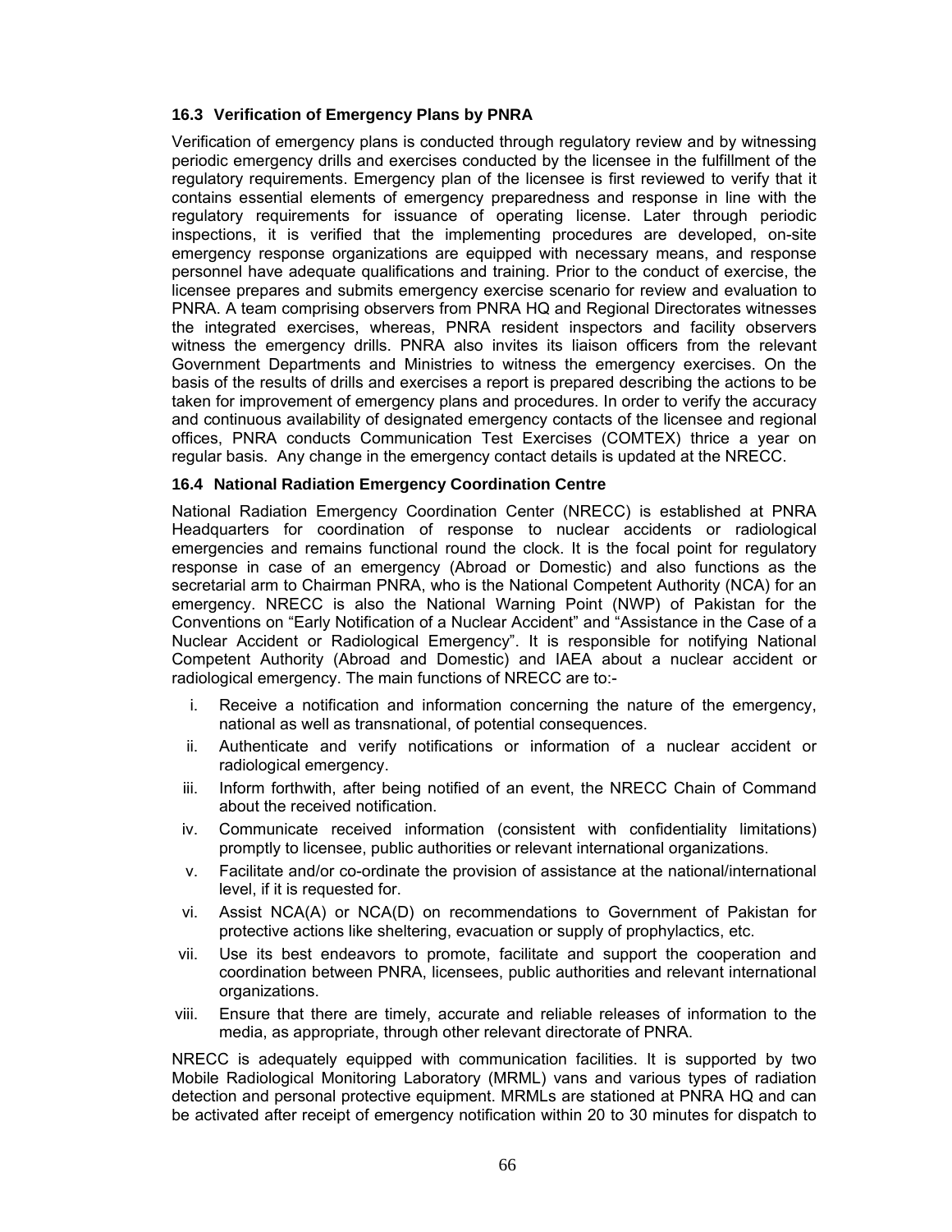### 16.3 Verification of Emergency Plans by PNRA

Verification of emergency plans is conducted through regulatory review and by witnessing periodic emergency drills and exercises conducted by the licensee in the fulfillment of the regulatory requirements. Emergency plan of the licensee is first reviewed to verify that it contains essential elements of emergency preparedness and response in line with the regulatory requirements for issuance of operating license. Later through periodic inspections, it is verified that the implementing procedures are developed, on-site emergency response organizations are equipped with necessary means, and response personnel have adequate qualifications and training. Prior to the conduct of exercise, the licensee prepares and submits emergency exercise scenario for review and evaluation to PNRA. A team comprising observers from PNRA HQ and Regional Directorates witnesses the integrated exercises, whereas, PNRA resident inspectors and facility observers witness the emergency drills. PNRA also invites its liaison officers from the relevant Government Departments and Ministries to witness the emergency exercises. On the basis of the results of drills and exercises a report is prepared describing the actions to be taken for improvement of emergency plans and procedures. In order to verify the accuracy and continuous availability of designated emergency contacts of the licensee and regional offices, PNRA conducts Communication Test Exercises (COMTEX) thrice a year on regular basis. Any change in the emergency contact details is updated at the NRECC.

### 16.4 National Radiation Emergency Coordination Centre

National Radiation Emergency Coordination Center (NRECC) is established at PNRA Headquarters for coordination of response to nuclear accidents or radiological emergencies and remains functional round the clock. It is the focal point for regulatory response in case of an emergency (Abroad or Domestic) and also functions as the secretarial arm to Chairman PNRA, who is the National Competent Authority (NCA) for an emergency. NRECC is also the National Warning Point (NWP) of Pakistan for the Conventions on "Early Notification of a Nuclear Accident" and "Assistance in the Case of a Nuclear Accident or Radiological Emergency". It is responsible for notifying National Competent Authority (Abroad and Domestic) and IAEA about a nuclear accident or radiological emergency. The main functions of NRECC are to:-

i. Receive a notification and information concerning the nature of the emergency, national as well as transnational, of potential consequences.
ii. Authenticate and verify notifications or information of a nuclear accident or radiological emergency.
iii. Inform forthwith, after being notified of an event, the NRECC Chain of Command about the received notification.
iv. Communicate received information (consistent with confidentiality limitations) promptly to licensee, public authorities or relevant international organizations.
v. Facilitate and/or co-ordinate the provision of assistance at the national/international level, if it is requested for.
vi. Assist NCA(A) or NCA(D) on recommendations to Government of Pakistan for protective actions like sheltering, evacuation or supply of prophylactics, etc.
vii. Use its best endeavors to promote, facilitate and support the cooperation and coordination between PNRA, licensees, public authorities and relevant international organizations.
viii. Ensure that there are timely, accurate and reliable releases of information to the media, as appropriate, through other relevant directorate of PNRA.

NRECC is adequately equipped with communication facilities. It is supported by two Mobile Radiological Monitoring Laboratory (MRML) vans and various types of radiation detection and personal protective equipment. MRMLs are stationed at PNRA HQ and can be activated after receipt of emergency notification within 20 to 30 minutes for dispatch to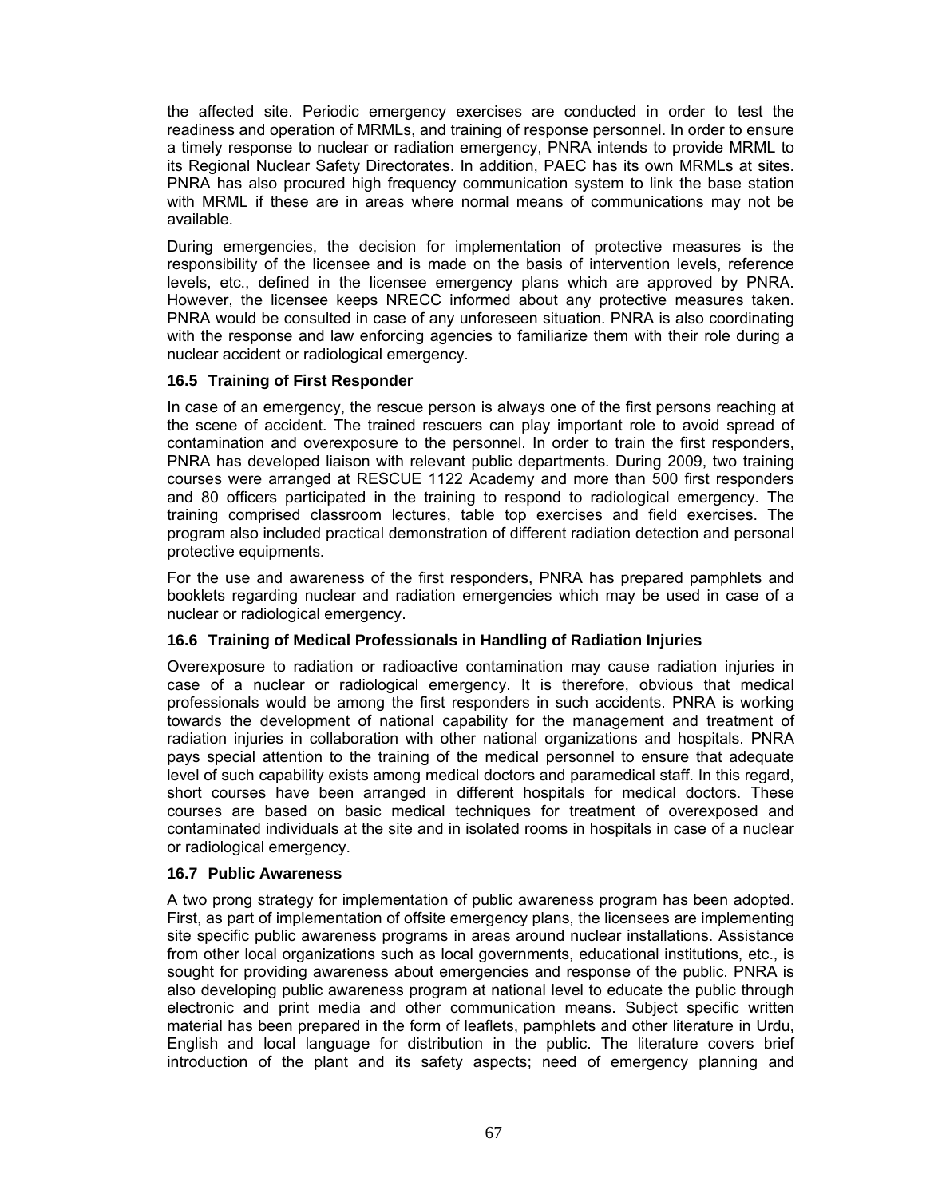the affected site. Periodic emergency exercises are conducted in order to test the readiness and operation of MRMLs, and training of response personnel. In order to ensure a timely response to nuclear or radiation emergency, PNRA intends to provide MRML to its Regional Nuclear Safety Directorates. In addition, PAEC has its own MRMLs at sites. PNRA has also procured high frequency communication system to link the base station with MRML if these are in areas where normal means of communications may not be available.

During emergencies, the decision for implementation of protective measures is the responsibility of the licensee and is made on the basis of intervention levels, reference levels, etc., defined in the licensee emergency plans which are approved by PNRA. However, the licensee keeps NRECC informed about any protective measures taken. PNRA would be consulted in case of any unforeseen situation. PNRA is also coordinating with the response and law enforcing agencies to familiarize them with their role during a nuclear accident or radiological emergency.

### 16.5 Training of First Responder

In case of an emergency, the rescue person is always one of the first persons reaching at the scene of accident. The trained rescuers can play important role to avoid spread of contamination and overexposure to the personnel. In order to train the first responders, PNRA has developed liaison with relevant public departments. During 2009, two training courses were arranged at RESCUE 1122 Academy and more than 500 first responders and 80 officers participated in the training to respond to radiological emergency. The training comprised classroom lectures, table top exercises and field exercises. The program also included practical demonstration of different radiation detection and personal protective equipments.

For the use and awareness of the first responders, PNRA has prepared pamphlets and booklets regarding nuclear and radiation emergencies which may be used in case of a nuclear or radiological emergency.

### 16.6 Training of Medical Professionals in Handling of Radiation Injuries

Overexposure to radiation or radioactive contamination may cause radiation injuries in case of a nuclear or radiological emergency. It is therefore, obvious that medical professionals would be among the first responders in such accidents. PNRA is working towards the development of national capability for the management and treatment of radiation injuries in collaboration with other national organizations and hospitals. PNRA pays special attention to the training of the medical personnel to ensure that adequate level of such capability exists among medical doctors and paramedical staff. In this regard, short courses have been arranged in different hospitals for medical doctors. These courses are based on basic medical techniques for treatment of overexposed and contaminated individuals at the site and in isolated rooms in hospitals in case of a nuclear or radiological emergency.

### 16.7 Public Awareness

A two prong strategy for implementation of public awareness program has been adopted. First, as part of implementation of offsite emergency plans, the licensees are implementing site specific public awareness programs in areas around nuclear installations. Assistance from other local organizations such as local governments, educational institutions, etc., is sought for providing awareness about emergencies and response of the public. PNRA is also developing public awareness program at national level to educate the public through electronic and print media and other communication means. Subject specific written material has been prepared in the form of leaflets, pamphlets and other literature in Urdu, English and local language for distribution in the public. The literature covers brief introduction of the plant and its safety aspects; need of emergency planning and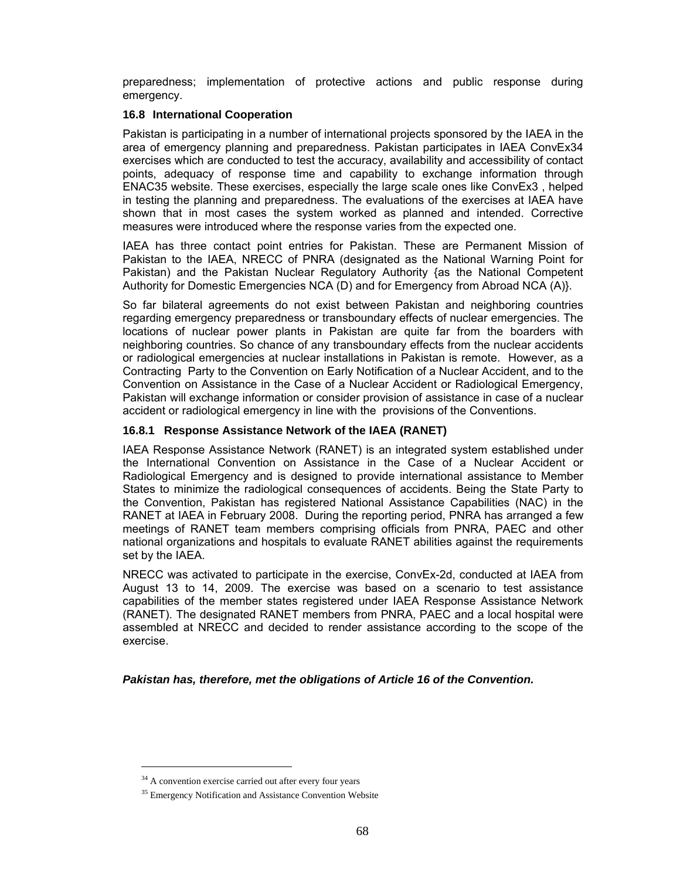preparedness; implementation of protective actions and public response during emergency.

### 16.8 International Cooperation

Pakistan is participating in a number of international projects sponsored by the IAEA in the area of emergency planning and preparedness. Pakistan participates in IAEA ConvEx[34] exercises which are conducted to test the accuracy, availability and accessibility of contact points, adequacy of response time and capability to exchange information through ENAC[35] website. These exercises, especially the large scale ones like ConvEx3 , helped in testing the planning and preparedness. The evaluations of the exercises at IAEA have shown that in most cases the system worked as planned and intended. Corrective measures were introduced where the response varies from the expected one.

IAEA has three contact point entries for Pakistan. These are Permanent Mission of Pakistan to the IAEA, NRECC of PNRA (designated as the National Warning Point for Pakistan) and the Pakistan Nuclear Regulatory Authority {as the National Competent Authority for Domestic Emergencies NCA (D) and for Emergency from Abroad NCA (A)}.

So far bilateral agreements do not exist between Pakistan and neighboring countries regarding emergency preparedness or transboundary effects of nuclear emergencies. The locations of nuclear power plants in Pakistan are quite far from the boarders with neighboring countries. So chance of any transboundary effects from the nuclear accidents or radiological emergencies at nuclear installations in Pakistan is remote. However, as a Contracting Party to the Convention on Early Notification of a Nuclear Accident, and to the Convention on Assistance in the Case of a Nuclear Accident or Radiological Emergency, Pakistan will exchange information or consider provision of assistance in case of a nuclear accident or radiological emergency in line with the provisions of the Conventions.

#### 16.8.1 Response Assistance Network of the IAEA (RANET)

IAEA Response Assistance Network (RANET) is an integrated system established under the International Convention on Assistance in the Case of a Nuclear Accident or Radiological Emergency and is designed to provide international assistance to Member States to minimize the radiological consequences of accidents. Being the State Party to the Convention, Pakistan has registered National Assistance Capabilities (NAC) in the RANET at IAEA in February 2008. During the reporting period, PNRA has arranged a few meetings of RANET team members comprising officials from PNRA, PAEC and other national organizations and hospitals to evaluate RANET abilities against the requirements set by the IAEA.

NRECC was activated to participate in the exercise, ConvEx-2d, conducted at IAEA from August 13 to 14, 2009. The exercise was based on a scenario to test assistance capabilities of the member states registered under IAEA Response Assistance Network (RANET). The designated RANET members from PNRA, PAEC and a local hospital were assembled at NRECC and decided to render assistance according to the scope of the exercise.

***Pakistan has, therefore, met the obligations of Article 16 of the Convention.***

---

[34] A convention exercise carried out after every four years

[35] Emergency Notification and Assistance Convention Website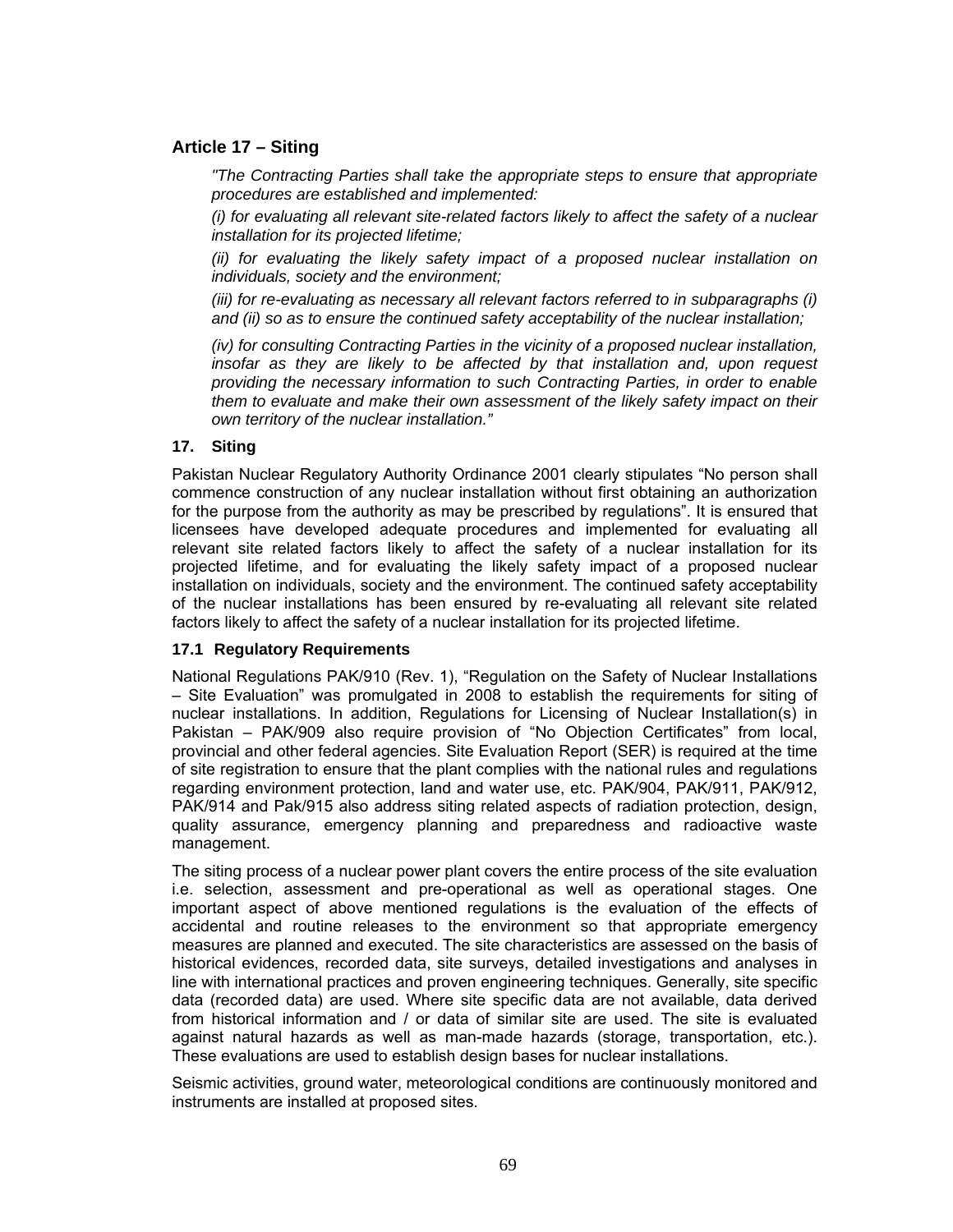## Article 17 – Siting

*"The Contracting Parties shall take the appropriate steps to ensure that appropriate procedures are established and implemented:*

*(i) for evaluating all relevant site-related factors likely to affect the safety of a nuclear installation for its projected lifetime;*

*(ii) for evaluating the likely safety impact of a proposed nuclear installation on individuals, society and the environment;*

*(iii) for re-evaluating as necessary all relevant factors referred to in subparagraphs (i) and (ii) so as to ensure the continued safety acceptability of the nuclear installation;*

*(iv) for consulting Contracting Parties in the vicinity of a proposed nuclear installation, insofar as they are likely to be affected by that installation and, upon request providing the necessary information to such Contracting Parties, in order to enable them to evaluate and make their own assessment of the likely safety impact on their own territory of the nuclear installation."*

### 17. Siting

Pakistan Nuclear Regulatory Authority Ordinance 2001 clearly stipulates "No person shall commence construction of any nuclear installation without first obtaining an authorization for the purpose from the authority as may be prescribed by regulations". It is ensured that licensees have developed adequate procedures and implemented for evaluating all relevant site related factors likely to affect the safety of a nuclear installation for its projected lifetime, and for evaluating the likely safety impact of a proposed nuclear installation on individuals, society and the environment. The continued safety acceptability of the nuclear installations has been ensured by re-evaluating all relevant site related factors likely to affect the safety of a nuclear installation for its projected lifetime.

### 17.1 Regulatory Requirements

National Regulations PAK/910 (Rev. 1), "Regulation on the Safety of Nuclear Installations – Site Evaluation" was promulgated in 2008 to establish the requirements for siting of nuclear installations. In addition, Regulations for Licensing of Nuclear Installation(s) in Pakistan – PAK/909 also require provision of "No Objection Certificates" from local, provincial and other federal agencies. Site Evaluation Report (SER) is required at the time of site registration to ensure that the plant complies with the national rules and regulations regarding environment protection, land and water use, etc. PAK/904, PAK/911, PAK/912, PAK/914 and Pak/915 also address siting related aspects of radiation protection, design, quality assurance, emergency planning and preparedness and radioactive waste management.

The siting process of a nuclear power plant covers the entire process of the site evaluation i.e. selection, assessment and pre-operational as well as operational stages. One important aspect of above mentioned regulations is the evaluation of the effects of accidental and routine releases to the environment so that appropriate emergency measures are planned and executed. The site characteristics are assessed on the basis of historical evidences, recorded data, site surveys, detailed investigations and analyses in line with international practices and proven engineering techniques. Generally, site specific data (recorded data) are used. Where site specific data are not available, data derived from historical information and / or data of similar site are used. The site is evaluated against natural hazards as well as man-made hazards (storage, transportation, etc.). These evaluations are used to establish design bases for nuclear installations.

Seismic activities, ground water, meteorological conditions are continuously monitored and instruments are installed at proposed sites.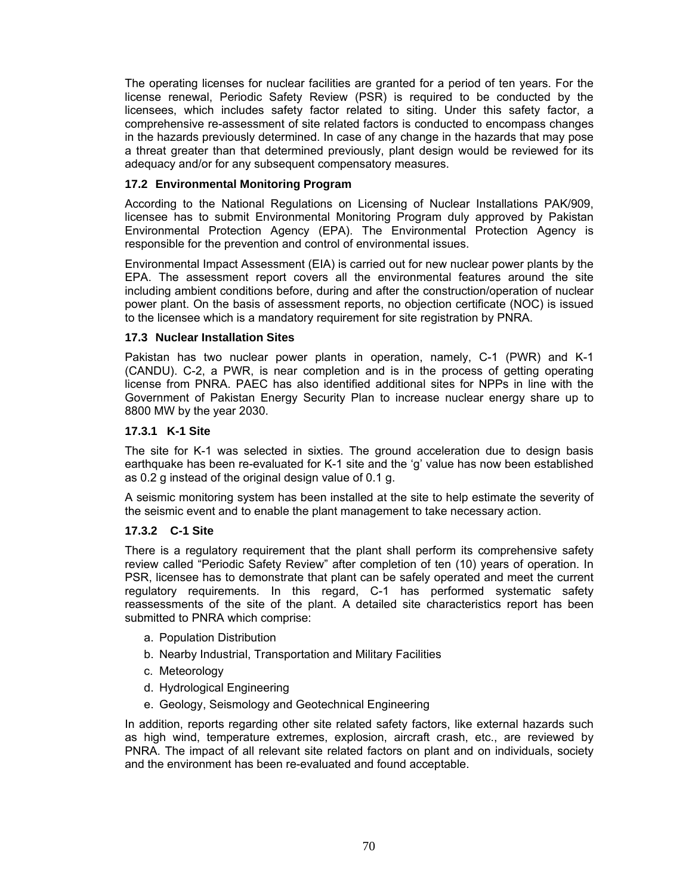The operating licenses for nuclear facilities are granted for a period of ten years. For the license renewal, Periodic Safety Review (PSR) is required to be conducted by the licensees, which includes safety factor related to siting. Under this safety factor, a comprehensive re-assessment of site related factors is conducted to encompass changes in the hazards previously determined. In case of any change in the hazards that may pose a threat greater than that determined previously, plant design would be reviewed for its adequacy and/or for any subsequent compensatory measures.

### 17.2 Environmental Monitoring Program

According to the National Regulations on Licensing of Nuclear Installations PAK/909, licensee has to submit Environmental Monitoring Program duly approved by Pakistan Environmental Protection Agency (EPA). The Environmental Protection Agency is responsible for the prevention and control of environmental issues.

Environmental Impact Assessment (EIA) is carried out for new nuclear power plants by the EPA. The assessment report covers all the environmental features around the site including ambient conditions before, during and after the construction/operation of nuclear power plant. On the basis of assessment reports, no objection certificate (NOC) is issued to the licensee which is a mandatory requirement for site registration by PNRA.

### 17.3 Nuclear Installation Sites

Pakistan has two nuclear power plants in operation, namely, C-1 (PWR) and K-1 (CANDU). C-2, a PWR, is near completion and is in the process of getting operating license from PNRA. PAEC has also identified additional sites for NPPs in line with the Government of Pakistan Energy Security Plan to increase nuclear energy share up to 8800 MW by the year 2030.

#### 17.3.1 K-1 Site

The site for K-1 was selected in sixties. The ground acceleration due to design basis earthquake has been re-evaluated for K-1 site and the 'g' value has now been established as 0.2 g instead of the original design value of 0.1 g.

A seismic monitoring system has been installed at the site to help estimate the severity of the seismic event and to enable the plant management to take necessary action.

#### 17.3.2 C-1 Site

There is a regulatory requirement that the plant shall perform its comprehensive safety review called "Periodic Safety Review" after completion of ten (10) years of operation. In PSR, licensee has to demonstrate that plant can be safely operated and meet the current regulatory requirements. In this regard, C-1 has performed systematic safety reassessments of the site of the plant. A detailed site characteristics report has been submitted to PNRA which comprise:

a. Population Distribution
b. Nearby Industrial, Transportation and Military Facilities
c. Meteorology
d. Hydrological Engineering
e. Geology, Seismology and Geotechnical Engineering

In addition, reports regarding other site related safety factors, like external hazards such as high wind, temperature extremes, explosion, aircraft crash, etc., are reviewed by PNRA. The impact of all relevant site related factors on plant and on individuals, society and the environment has been re-evaluated and found acceptable.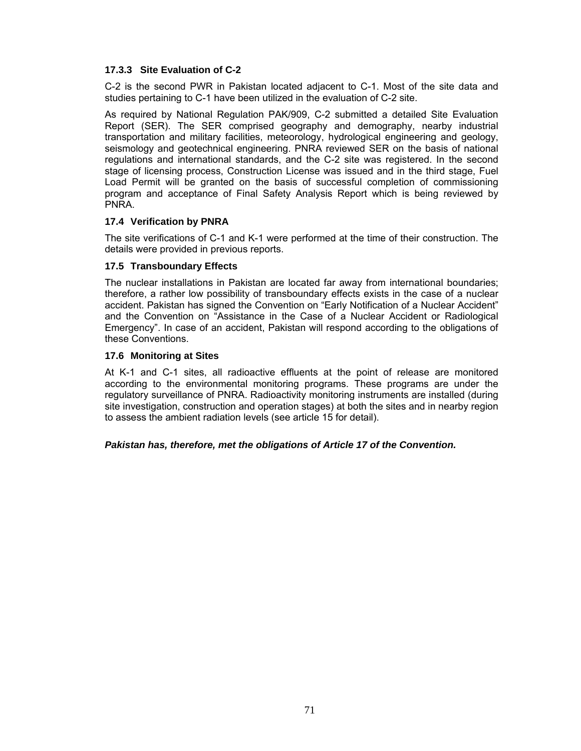### 17.3.3 Site Evaluation of C-2

C-2 is the second PWR in Pakistan located adjacent to C-1. Most of the site data and studies pertaining to C-1 have been utilized in the evaluation of C-2 site.

As required by National Regulation PAK/909, C-2 submitted a detailed Site Evaluation Report (SER). The SER comprised geography and demography, nearby industrial transportation and military facilities, meteorology, hydrological engineering and geology, seismology and geotechnical engineering. PNRA reviewed SER on the basis of national regulations and international standards, and the C-2 site was registered. In the second stage of licensing process, Construction License was issued and in the third stage, Fuel Load Permit will be granted on the basis of successful completion of commissioning program and acceptance of Final Safety Analysis Report which is being reviewed by PNRA.

## 17.4 Verification by PNRA

The site verifications of C-1 and K-1 were performed at the time of their construction. The details were provided in previous reports.

## 17.5 Transboundary Effects

The nuclear installations in Pakistan are located far away from international boundaries; therefore, a rather low possibility of transboundary effects exists in the case of a nuclear accident. Pakistan has signed the Convention on “Early Notification of a Nuclear Accident” and the Convention on “Assistance in the Case of a Nuclear Accident or Radiological Emergency”. In case of an accident, Pakistan will respond according to the obligations of these Conventions.

## 17.6 Monitoring at Sites

At K-1 and C-1 sites, all radioactive effluents at the point of release are monitored according to the environmental monitoring programs. These programs are under the regulatory surveillance of PNRA. Radioactivity monitoring instruments are installed (during site investigation, construction and operation stages) at both the sites and in nearby region to assess the ambient radiation levels (see article 15 for detail).

***Pakistan has, therefore, met the obligations of Article 17 of the Convention.***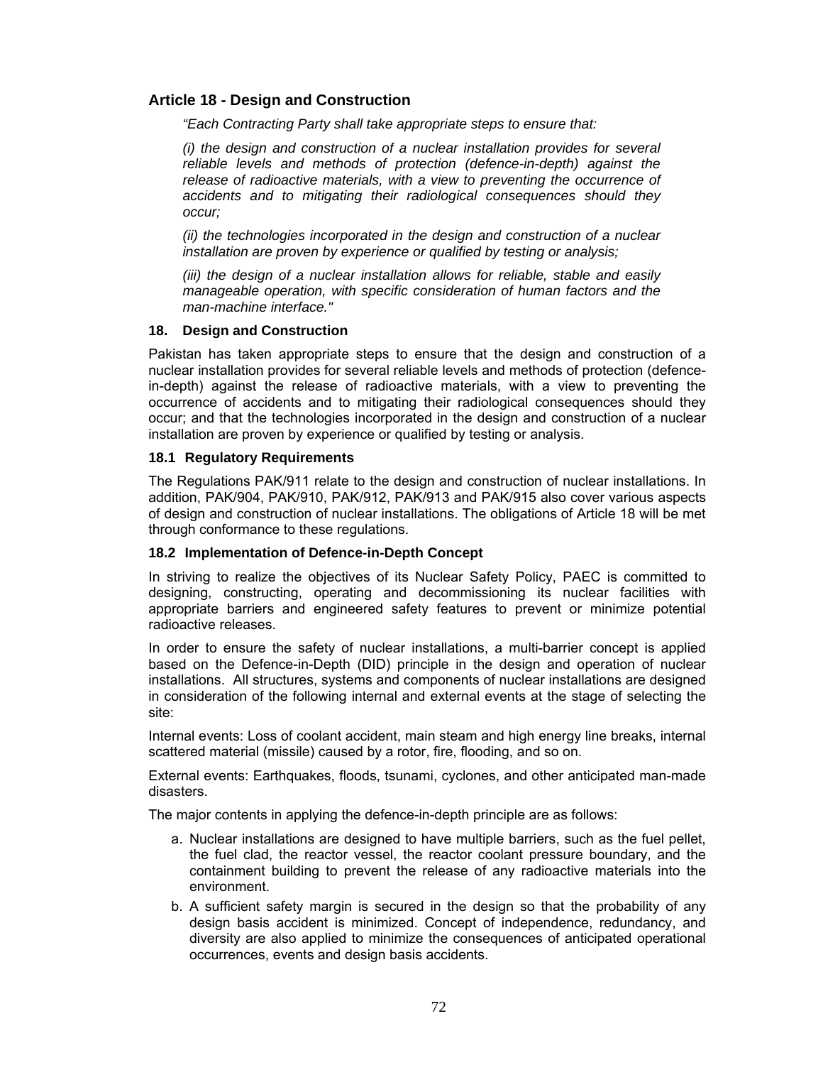## Article 18 - Design and Construction

*"Each Contracting Party shall take appropriate steps to ensure that:*

*(i) the design and construction of a nuclear installation provides for several reliable levels and methods of protection (defence-in-depth) against the release of radioactive materials, with a view to preventing the occurrence of accidents and to mitigating their radiological consequences should they occur;*

*(ii) the technologies incorporated in the design and construction of a nuclear installation are proven by experience or qualified by testing or analysis;*

*(iii) the design of a nuclear installation allows for reliable, stable and easily manageable operation, with specific consideration of human factors and the man-machine interface."*

### 18. Design and Construction

Pakistan has taken appropriate steps to ensure that the design and construction of a nuclear installation provides for several reliable levels and methods of protection (defence-in-depth) against the release of radioactive materials, with a view to preventing the occurrence of accidents and to mitigating their radiological consequences should they occur; and that the technologies incorporated in the design and construction of a nuclear installation are proven by experience or qualified by testing or analysis.

### 18.1 Regulatory Requirements

The Regulations PAK/911 relate to the design and construction of nuclear installations. In addition, PAK/904, PAK/910, PAK/912, PAK/913 and PAK/915 also cover various aspects of design and construction of nuclear installations. The obligations of Article 18 will be met through conformance to these regulations.

### 18.2 Implementation of Defence-in-Depth Concept

In striving to realize the objectives of its Nuclear Safety Policy, PAEC is committed to designing, constructing, operating and decommissioning its nuclear facilities with appropriate barriers and engineered safety features to prevent or minimize potential radioactive releases.

In order to ensure the safety of nuclear installations, a multi-barrier concept is applied based on the Defence-in-Depth (DID) principle in the design and operation of nuclear installations. All structures, systems and components of nuclear installations are designed in consideration of the following internal and external events at the stage of selecting the site:

Internal events: Loss of coolant accident, main steam and high energy line breaks, internal scattered material (missile) caused by a rotor, fire, flooding, and so on.

External events: Earthquakes, floods, tsunami, cyclones, and other anticipated man-made disasters.

The major contents in applying the defence-in-depth principle are as follows:

a. Nuclear installations are designed to have multiple barriers, such as the fuel pellet, the fuel clad, the reactor vessel, the reactor coolant pressure boundary, and the containment building to prevent the release of any radioactive materials into the environment.

b. A sufficient safety margin is secured in the design so that the probability of any design basis accident is minimized. Concept of independence, redundancy, and diversity are also applied to minimize the consequences of anticipated operational occurrences, events and design basis accidents.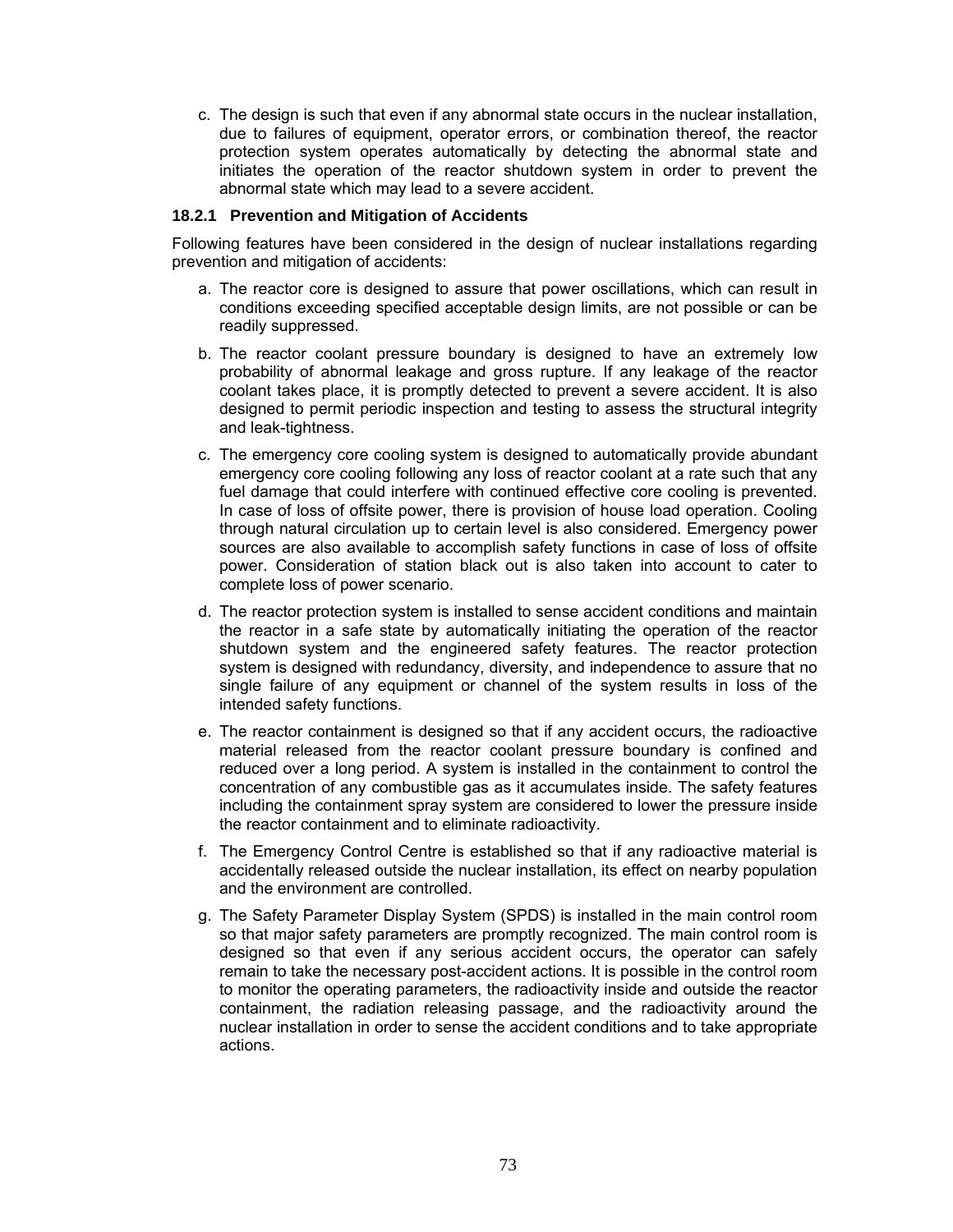c. The design is such that even if any abnormal state occurs in the nuclear installation, due to failures of equipment, operator errors, or combination thereof, the reactor protection system operates automatically by detecting the abnormal state and initiates the operation of the reactor shutdown system in order to prevent the abnormal state which may lead to a severe accident.

### 18.2.1 Prevention and Mitigation of Accidents

Following features have been considered in the design of nuclear installations regarding prevention and mitigation of accidents:

a. The reactor core is designed to assure that power oscillations, which can result in conditions exceeding specified acceptable design limits, are not possible or can be readily suppressed.

b. The reactor coolant pressure boundary is designed to have an extremely low probability of abnormal leakage and gross rupture. If any leakage of the reactor coolant takes place, it is promptly detected to prevent a severe accident. It is also designed to permit periodic inspection and testing to assess the structural integrity and leak-tightness.

c. The emergency core cooling system is designed to automatically provide abundant emergency core cooling following any loss of reactor coolant at a rate such that any fuel damage that could interfere with continued effective core cooling is prevented. In case of loss of offsite power, there is provision of house load operation. Cooling through natural circulation up to certain level is also considered. Emergency power sources are also available to accomplish safety functions in case of loss of offsite power. Consideration of station black out is also taken into account to cater to complete loss of power scenario.

d. The reactor protection system is installed to sense accident conditions and maintain the reactor in a safe state by automatically initiating the operation of the reactor shutdown system and the engineered safety features. The reactor protection system is designed with redundancy, diversity, and independence to assure that no single failure of any equipment or channel of the system results in loss of the intended safety functions.

e. The reactor containment is designed so that if any accident occurs, the radioactive material released from the reactor coolant pressure boundary is confined and reduced over a long period. A system is installed in the containment to control the concentration of any combustible gas as it accumulates inside. The safety features including the containment spray system are considered to lower the pressure inside the reactor containment and to eliminate radioactivity.

f. The Emergency Control Centre is established so that if any radioactive material is accidentally released outside the nuclear installation, its effect on nearby population and the environment are controlled.

g. The Safety Parameter Display System (SPDS) is installed in the main control room so that major safety parameters are promptly recognized. The main control room is designed so that even if any serious accident occurs, the operator can safely remain to take the necessary post-accident actions. It is possible in the control room to monitor the operating parameters, the radioactivity inside and outside the reactor containment, the radiation releasing passage, and the radioactivity around the nuclear installation in order to sense the accident conditions and to take appropriate actions.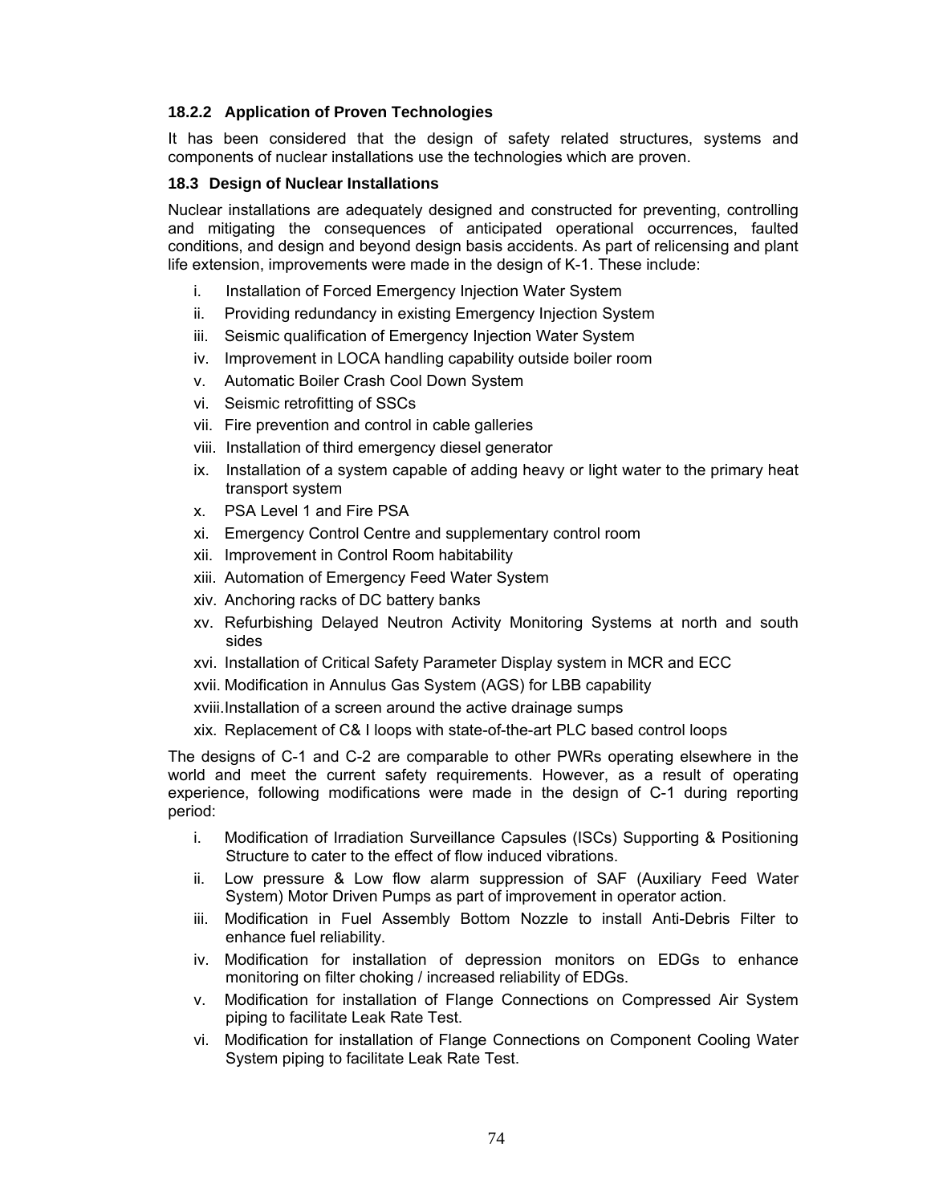### 18.2.2 Application of Proven Technologies

It has been considered that the design of safety related structures, systems and components of nuclear installations use the technologies which are proven.

### 18.3 Design of Nuclear Installations

Nuclear installations are adequately designed and constructed for preventing, controlling and mitigating the consequences of anticipated operational occurrences, faulted conditions, and design and beyond design basis accidents. As part of relicensing and plant life extension, improvements were made in the design of K-1. These include:

- i. Installation of Forced Emergency Injection Water System
- ii. Providing redundancy in existing Emergency Injection System
- iii. Seismic qualification of Emergency Injection Water System
- iv. Improvement in LOCA handling capability outside boiler room
- v. Automatic Boiler Crash Cool Down System
- vi. Seismic retrofitting of SSCs
- vii. Fire prevention and control in cable galleries
- viii. Installation of third emergency diesel generator
- ix. Installation of a system capable of adding heavy or light water to the primary heat transport system
- x. PSA Level 1 and Fire PSA
- xi. Emergency Control Centre and supplementary control room
- xii. Improvement in Control Room habitability
- xiii. Automation of Emergency Feed Water System
- xiv. Anchoring racks of DC battery banks
- xv. Refurbishing Delayed Neutron Activity Monitoring Systems at north and south sides
- xvi. Installation of Critical Safety Parameter Display system in MCR and ECC
- xvii. Modification in Annulus Gas System (AGS) for LBB capability
- xviii. Installation of a screen around the active drainage sumps
- xix. Replacement of C& I loops with state-of-the-art PLC based control loops

The designs of C-1 and C-2 are comparable to other PWRs operating elsewhere in the world and meet the current safety requirements. However, as a result of operating experience, following modifications were made in the design of C-1 during reporting period:

- i. Modification of Irradiation Surveillance Capsules (ISCs) Supporting & Positioning Structure to cater to the effect of flow induced vibrations.
- ii. Low pressure & Low flow alarm suppression of SAF (Auxiliary Feed Water System) Motor Driven Pumps as part of improvement in operator action.
- iii. Modification in Fuel Assembly Bottom Nozzle to install Anti-Debris Filter to enhance fuel reliability.
- iv. Modification for installation of depression monitors on EDGs to enhance monitoring on filter choking / increased reliability of EDGs.
- v. Modification for installation of Flange Connections on Compressed Air System piping to facilitate Leak Rate Test.
- vi. Modification for installation of Flange Connections on Component Cooling Water System piping to facilitate Leak Rate Test.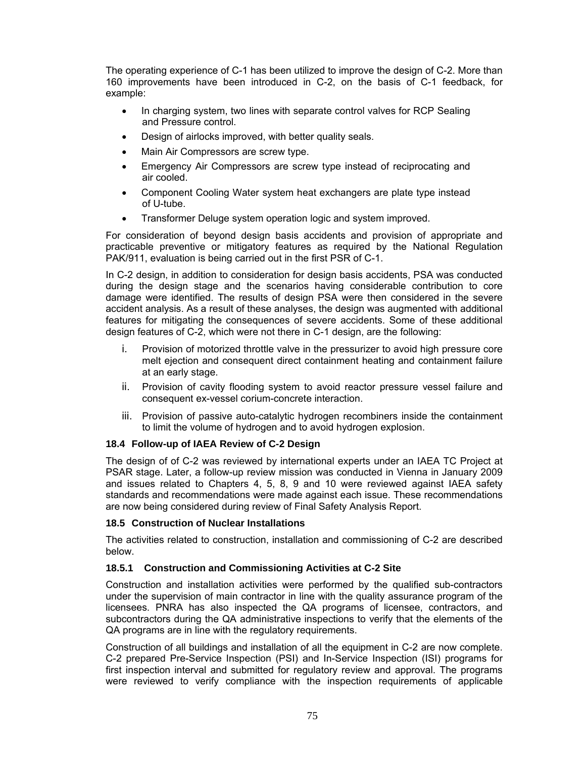The operating experience of C-1 has been utilized to improve the design of C-2. More than 160 improvements have been introduced in C-2, on the basis of C-1 feedback, for example:

- In charging system, two lines with separate control valves for RCP Sealing and Pressure control.
- Design of airlocks improved, with better quality seals.
- Main Air Compressors are screw type.
- Emergency Air Compressors are screw type instead of reciprocating and air cooled.
- Component Cooling Water system heat exchangers are plate type instead of U-tube.
- Transformer Deluge system operation logic and system improved.

For consideration of beyond design basis accidents and provision of appropriate and practicable preventive or mitigatory features as required by the National Regulation PAK/911, evaluation is being carried out in the first PSR of C-1.

In C-2 design, in addition to consideration for design basis accidents, PSA was conducted during the design stage and the scenarios having considerable contribution to core damage were identified. The results of design PSA were then considered in the severe accident analysis. As a result of these analyses, the design was augmented with additional features for mitigating the consequences of severe accidents. Some of these additional design features of C-2, which were not there in C-1 design, are the following:

i. Provision of motorized throttle valve in the pressurizer to avoid high pressure core melt ejection and consequent direct containment heating and containment failure at an early stage.

ii. Provision of cavity flooding system to avoid reactor pressure vessel failure and consequent ex-vessel corium-concrete interaction.

iii. Provision of passive auto-catalytic hydrogen recombiners inside the containment to limit the volume of hydrogen and to avoid hydrogen explosion.

### 18.4 Follow-up of IAEA Review of C-2 Design

The design of of C-2 was reviewed by international experts under an IAEA TC Project at PSAR stage. Later, a follow-up review mission was conducted in Vienna in January 2009 and issues related to Chapters 4, 5, 8, 9 and 10 were reviewed against IAEA safety standards and recommendations were made against each issue. These recommendations are now being considered during review of Final Safety Analysis Report.

### 18.5 Construction of Nuclear Installations

The activities related to construction, installation and commissioning of C-2 are described below.

#### 18.5.1 Construction and Commissioning Activities at C-2 Site

Construction and installation activities were performed by the qualified sub-contractors under the supervision of main contractor in line with the quality assurance program of the licensees. PNRA has also inspected the QA programs of licensee, contractors, and subcontractors during the QA administrative inspections to verify that the elements of the QA programs are in line with the regulatory requirements.

Construction of all buildings and installation of all the equipment in C-2 are now complete. C-2 prepared Pre-Service Inspection (PSI) and In-Service Inspection (ISI) programs for first inspection interval and submitted for regulatory review and approval. The programs were reviewed to verify compliance with the inspection requirements of applicable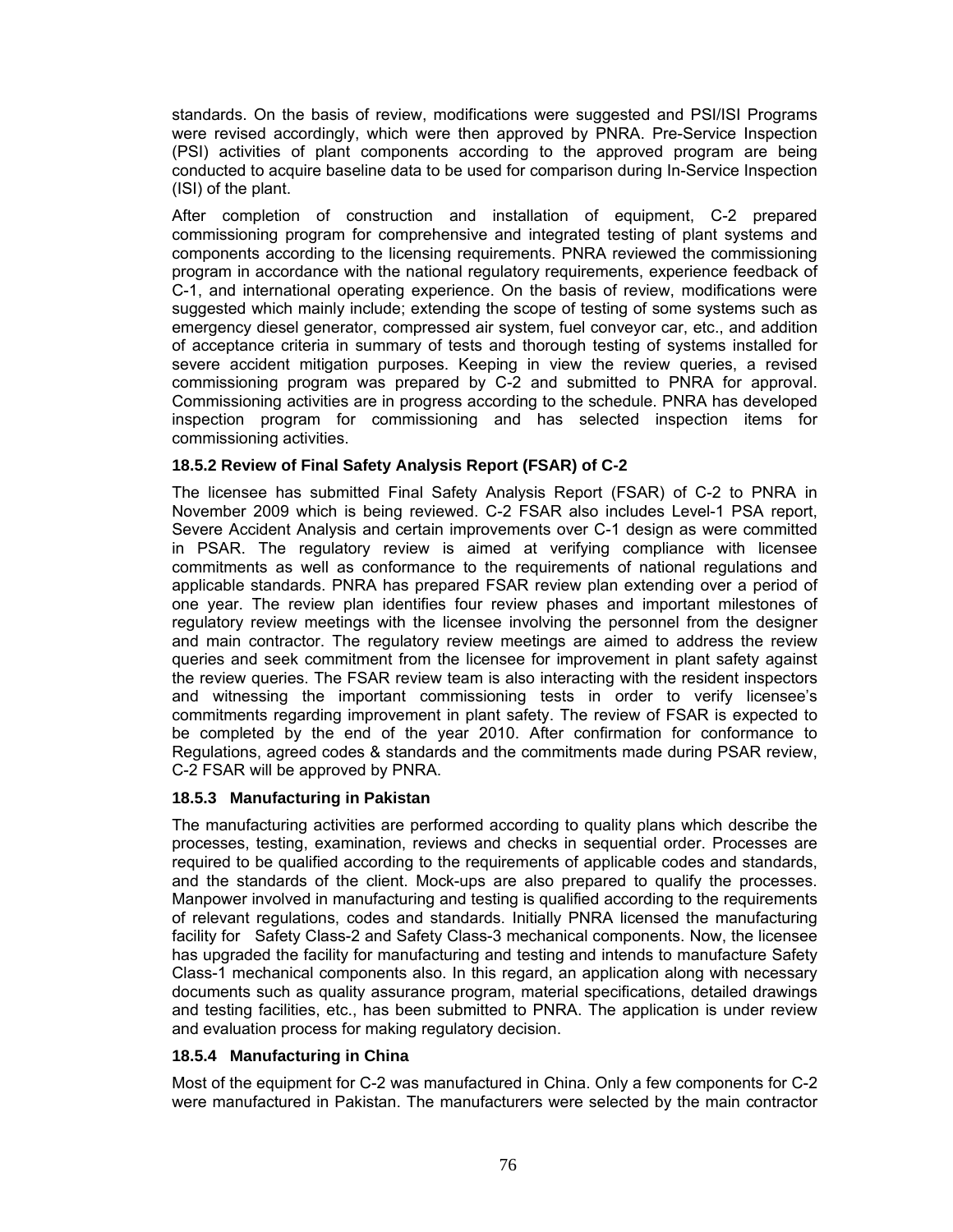standards. On the basis of review, modifications were suggested and PSI/ISI Programs were revised accordingly, which were then approved by PNRA. Pre-Service Inspection (PSI) activities of plant components according to the approved program are being conducted to acquire baseline data to be used for comparison during In-Service Inspection (ISI) of the plant.

After completion of construction and installation of equipment, C-2 prepared commissioning program for comprehensive and integrated testing of plant systems and components according to the licensing requirements. PNRA reviewed the commissioning program in accordance with the national regulatory requirements, experience feedback of C-1, and international operating experience. On the basis of review, modifications were suggested which mainly include; extending the scope of testing of some systems such as emergency diesel generator, compressed air system, fuel conveyor car, etc., and addition of acceptance criteria in summary of tests and thorough testing of systems installed for severe accident mitigation purposes. Keeping in view the review queries, a revised commissioning program was prepared by C-2 and submitted to PNRA for approval. Commissioning activities are in progress according to the schedule. PNRA has developed inspection program for commissioning and has selected inspection items for commissioning activities.

#### 18.5.2 Review of Final Safety Analysis Report (FSAR) of C-2

The licensee has submitted Final Safety Analysis Report (FSAR) of C-2 to PNRA in November 2009 which is being reviewed. C-2 FSAR also includes Level-1 PSA report, Severe Accident Analysis and certain improvements over C-1 design as were committed in PSAR. The regulatory review is aimed at verifying compliance with licensee commitments as well as conformance to the requirements of national regulations and applicable standards. PNRA has prepared FSAR review plan extending over a period of one year. The review plan identifies four review phases and important milestones of regulatory review meetings with the licensee involving the personnel from the designer and main contractor. The regulatory review meetings are aimed to address the review queries and seek commitment from the licensee for improvement in plant safety against the review queries. The FSAR review team is also interacting with the resident inspectors and witnessing the important commissioning tests in order to verify licensee's commitments regarding improvement in plant safety. The review of FSAR is expected to be completed by the end of the year 2010. After confirmation for conformance to Regulations, agreed codes & standards and the commitments made during PSAR review, C-2 FSAR will be approved by PNRA.

#### 18.5.3 Manufacturing in Pakistan

The manufacturing activities are performed according to quality plans which describe the processes, testing, examination, reviews and checks in sequential order. Processes are required to be qualified according to the requirements of applicable codes and standards, and the standards of the client. Mock-ups are also prepared to qualify the processes. Manpower involved in manufacturing and testing is qualified according to the requirements of relevant regulations, codes and standards. Initially PNRA licensed the manufacturing facility for Safety Class-2 and Safety Class-3 mechanical components. Now, the licensee has upgraded the facility for manufacturing and testing and intends to manufacture Safety Class-1 mechanical components also. In this regard, an application along with necessary documents such as quality assurance program, material specifications, detailed drawings and testing facilities, etc., has been submitted to PNRA. The application is under review and evaluation process for making regulatory decision.

#### 18.5.4 Manufacturing in China

Most of the equipment for C-2 was manufactured in China. Only a few components for C-2 were manufactured in Pakistan. The manufacturers were selected by the main contractor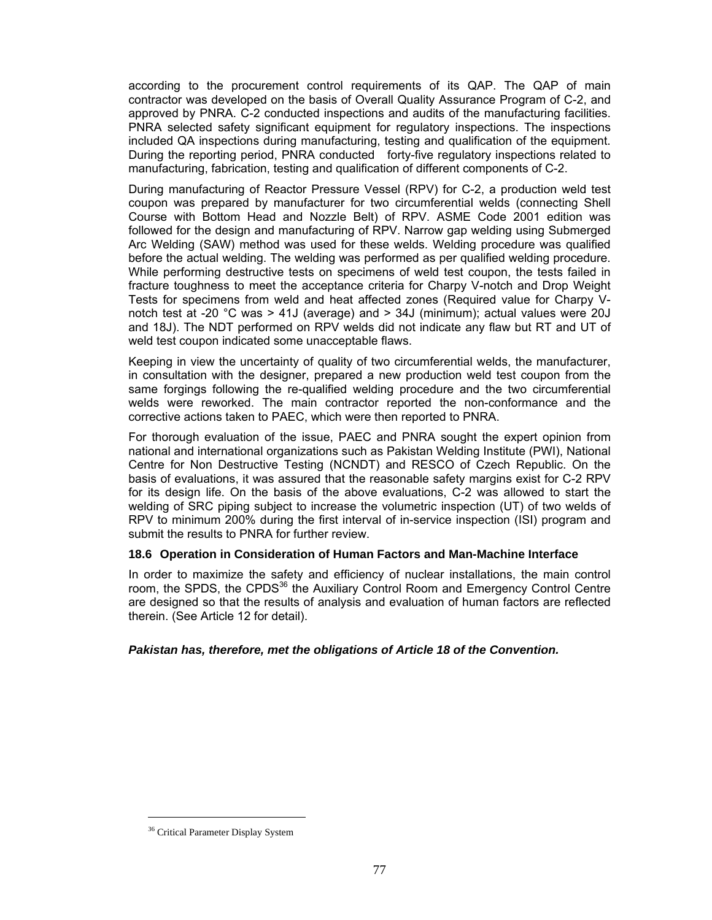according to the procurement control requirements of its QAP. The QAP of main contractor was developed on the basis of Overall Quality Assurance Program of C-2, and approved by PNRA. C-2 conducted inspections and audits of the manufacturing facilities. PNRA selected safety significant equipment for regulatory inspections. The inspections included QA inspections during manufacturing, testing and qualification of the equipment. During the reporting period, PNRA conducted forty-five regulatory inspections related to manufacturing, fabrication, testing and qualification of different components of C-2.

During manufacturing of Reactor Pressure Vessel (RPV) for C-2, a production weld test coupon was prepared by manufacturer for two circumferential welds (connecting Shell Course with Bottom Head and Nozzle Belt) of RPV. ASME Code 2001 edition was followed for the design and manufacturing of RPV. Narrow gap welding using Submerged Arc Welding (SAW) method was used for these welds. Welding procedure was qualified before the actual welding. The welding was performed as per qualified welding procedure. While performing destructive tests on specimens of weld test coupon, the tests failed in fracture toughness to meet the acceptance criteria for Charpy V-notch and Drop Weight Tests for specimens from weld and heat affected zones (Required value for Charpy V-notch test at -20 °C was > 41J (average) and > 34J (minimum); actual values were 20J and 18J). The NDT performed on RPV welds did not indicate any flaw but RT and UT of weld test coupon indicated some unacceptable flaws.

Keeping in view the uncertainty of quality of two circumferential welds, the manufacturer, in consultation with the designer, prepared a new production weld test coupon from the same forgings following the re-qualified welding procedure and the two circumferential welds were reworked. The main contractor reported the non-conformance and the corrective actions taken to PAEC, which were then reported to PNRA.

For thorough evaluation of the issue, PAEC and PNRA sought the expert opinion from national and international organizations such as Pakistan Welding Institute (PWI), National Centre for Non Destructive Testing (NCNDT) and RESCO of Czech Republic. On the basis of evaluations, it was assured that the reasonable safety margins exist for C-2 RPV for its design life. On the basis of the above evaluations, C-2 was allowed to start the welding of SRC piping subject to increase the volumetric inspection (UT) of two welds of RPV to minimum 200% during the first interval of in-service inspection (ISI) program and submit the results to PNRA for further review.

### 18.6 Operation in Consideration of Human Factors and Man-Machine Interface

In order to maximize the safety and efficiency of nuclear installations, the main control room, the SPDS, the CPDS[36] the Auxiliary Control Room and Emergency Control Centre are designed so that the results of analysis and evaluation of human factors are reflected therein. (See Article 12 for detail).

***Pakistan has, therefore, met the obligations of Article 18 of the Convention.***

[36] Critical Parameter Display System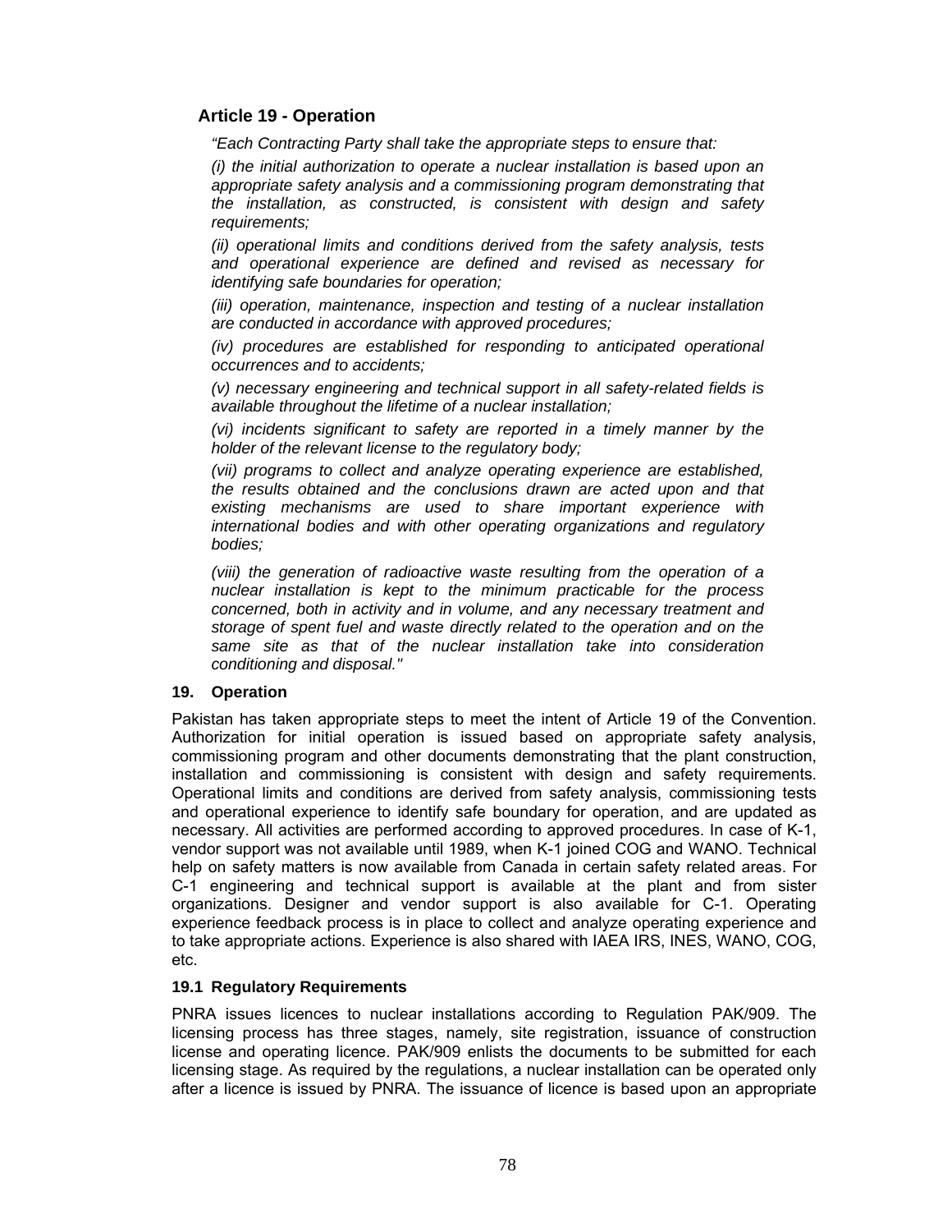### Article 19 - Operation

*"Each Contracting Party shall take the appropriate steps to ensure that:*

*(i) the initial authorization to operate a nuclear installation is based upon an appropriate safety analysis and a commissioning program demonstrating that the installation, as constructed, is consistent with design and safety requirements;*

*(ii) operational limits and conditions derived from the safety analysis, tests and operational experience are defined and revised as necessary for identifying safe boundaries for operation;*

*(iii) operation, maintenance, inspection and testing of a nuclear installation are conducted in accordance with approved procedures;*

*(iv) procedures are established for responding to anticipated operational occurrences and to accidents;*

*(v) necessary engineering and technical support in all safety-related fields is available throughout the lifetime of a nuclear installation;*

*(vi) incidents significant to safety are reported in a timely manner by the holder of the relevant license to the regulatory body;*

*(vii) programs to collect and analyze operating experience are established, the results obtained and the conclusions drawn are acted upon and that existing mechanisms are used to share important experience with international bodies and with other operating organizations and regulatory bodies;*

*(viii) the generation of radioactive waste resulting from the operation of a nuclear installation is kept to the minimum practicable for the process concerned, both in activity and in volume, and any necessary treatment and storage of spent fuel and waste directly related to the operation and on the same site as that of the nuclear installation take into consideration conditioning and disposal."*

#### 19. Operation

Pakistan has taken appropriate steps to meet the intent of Article 19 of the Convention. Authorization for initial operation is issued based on appropriate safety analysis, commissioning program and other documents demonstrating that the plant construction, installation and commissioning is consistent with design and safety requirements. Operational limits and conditions are derived from safety analysis, commissioning tests and operational experience to identify safe boundary for operation, and are updated as necessary. All activities are performed according to approved procedures. In case of K-1, vendor support was not available until 1989, when K-1 joined COG and WANO. Technical help on safety matters is now available from Canada in certain safety related areas. For C-1 engineering and technical support is available at the plant and from sister organizations. Designer and vendor support is also available for C-1. Operating experience feedback process is in place to collect and analyze operating experience and to take appropriate actions. Experience is also shared with IAEA IRS, INES, WANO, COG, etc.

#### 19.1 Regulatory Requirements

PNRA issues licences to nuclear installations according to Regulation PAK/909. The licensing process has three stages, namely, site registration, issuance of construction license and operating licence. PAK/909 enlists the documents to be submitted for each licensing stage. As required by the regulations, a nuclear installation can be operated only after a licence is issued by PNRA. The issuance of licence is based upon an appropriate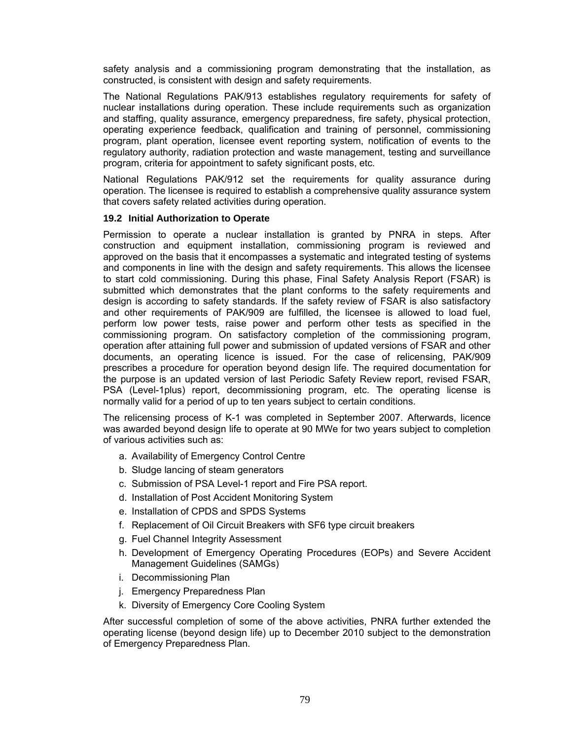safety analysis and a commissioning program demonstrating that the installation, as constructed, is consistent with design and safety requirements.

The National Regulations PAK/913 establishes regulatory requirements for safety of nuclear installations during operation. These include requirements such as organization and staffing, quality assurance, emergency preparedness, fire safety, physical protection, operating experience feedback, qualification and training of personnel, commissioning program, plant operation, licensee event reporting system, notification of events to the regulatory authority, radiation protection and waste management, testing and surveillance program, criteria for appointment to safety significant posts, etc.

National Regulations PAK/912 set the requirements for quality assurance during operation. The licensee is required to establish a comprehensive quality assurance system that covers safety related activities during operation.

### 19.2 Initial Authorization to Operate

Permission to operate a nuclear installation is granted by PNRA in steps. After construction and equipment installation, commissioning program is reviewed and approved on the basis that it encompasses a systematic and integrated testing of systems and components in line with the design and safety requirements. This allows the licensee to start cold commissioning. During this phase, Final Safety Analysis Report (FSAR) is submitted which demonstrates that the plant conforms to the safety requirements and design is according to safety standards. If the safety review of FSAR is also satisfactory and other requirements of PAK/909 are fulfilled, the licensee is allowed to load fuel, perform low power tests, raise power and perform other tests as specified in the commissioning program. On satisfactory completion of the commissioning program, operation after attaining full power and submission of updated versions of FSAR and other documents, an operating licence is issued. For the case of relicensing, PAK/909 prescribes a procedure for operation beyond design life. The required documentation for the purpose is an updated version of last Periodic Safety Review report, revised FSAR, PSA (Level-1plus) report, decommissioning program, etc. The operating license is normally valid for a period of up to ten years subject to certain conditions.

The relicensing process of K-1 was completed in September 2007. Afterwards, licence was awarded beyond design life to operate at 90 MWe for two years subject to completion of various activities such as:

a. Availability of Emergency Control Centre
b. Sludge lancing of steam generators
c. Submission of PSA Level-1 report and Fire PSA report.
d. Installation of Post Accident Monitoring System
e. Installation of CPDS and SPDS Systems
f. Replacement of Oil Circuit Breakers with SF6 type circuit breakers
g. Fuel Channel Integrity Assessment
h. Development of Emergency Operating Procedures (EOPs) and Severe Accident Management Guidelines (SAMGs)
i. Decommissioning Plan
j. Emergency Preparedness Plan
k. Diversity of Emergency Core Cooling System

After successful completion of some of the above activities, PNRA further extended the operating license (beyond design life) up to December 2010 subject to the demonstration of Emergency Preparedness Plan.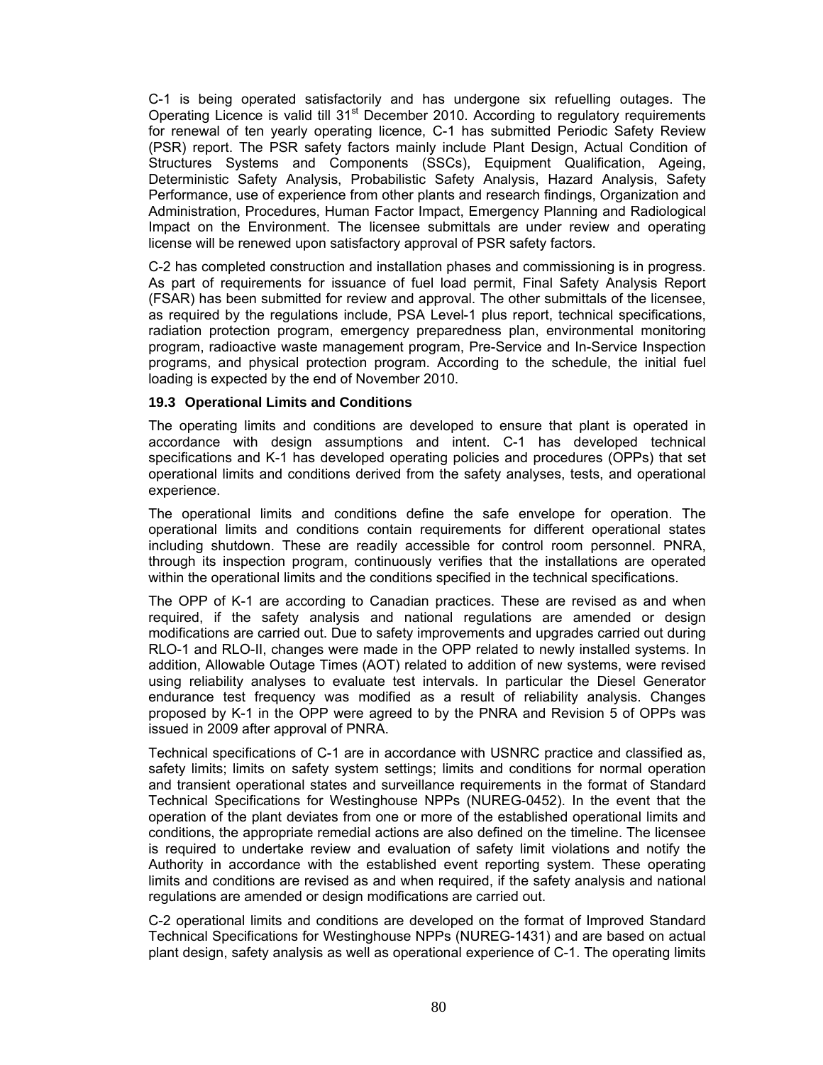C-1 is being operated satisfactorily and has undergone six refuelling outages. The Operating Licence is valid till 31st December 2010. According to regulatory requirements for renewal of ten yearly operating licence, C-1 has submitted Periodic Safety Review (PSR) report. The PSR safety factors mainly include Plant Design, Actual Condition of Structures Systems and Components (SSCs), Equipment Qualification, Ageing, Deterministic Safety Analysis, Probabilistic Safety Analysis, Hazard Analysis, Safety Performance, use of experience from other plants and research findings, Organization and Administration, Procedures, Human Factor Impact, Emergency Planning and Radiological Impact on the Environment. The licensee submittals are under review and operating license will be renewed upon satisfactory approval of PSR safety factors.

C-2 has completed construction and installation phases and commissioning is in progress. As part of requirements for issuance of fuel load permit, Final Safety Analysis Report (FSAR) has been submitted for review and approval. The other submittals of the licensee, as required by the regulations include, PSA Level-1 plus report, technical specifications, radiation protection program, emergency preparedness plan, environmental monitoring program, radioactive waste management program, Pre-Service and In-Service Inspection programs, and physical protection program. According to the schedule, the initial fuel loading is expected by the end of November 2010.

### 19.3 Operational Limits and Conditions

The operating limits and conditions are developed to ensure that plant is operated in accordance with design assumptions and intent. C-1 has developed technical specifications and K-1 has developed operating policies and procedures (OPPs) that set operational limits and conditions derived from the safety analyses, tests, and operational experience.

The operational limits and conditions define the safe envelope for operation. The operational limits and conditions contain requirements for different operational states including shutdown. These are readily accessible for control room personnel. PNRA, through its inspection program, continuously verifies that the installations are operated within the operational limits and the conditions specified in the technical specifications.

The OPP of K-1 are according to Canadian practices. These are revised as and when required, if the safety analysis and national regulations are amended or design modifications are carried out. Due to safety improvements and upgrades carried out during RLO-1 and RLO-II, changes were made in the OPP related to newly installed systems. In addition, Allowable Outage Times (AOT) related to addition of new systems, were revised using reliability analyses to evaluate test intervals. In particular the Diesel Generator endurance test frequency was modified as a result of reliability analysis. Changes proposed by K-1 in the OPP were agreed to by the PNRA and Revision 5 of OPPs was issued in 2009 after approval of PNRA.

Technical specifications of C-1 are in accordance with USNRC practice and classified as, safety limits; limits on safety system settings; limits and conditions for normal operation and transient operational states and surveillance requirements in the format of Standard Technical Specifications for Westinghouse NPPs (NUREG-0452). In the event that the operation of the plant deviates from one or more of the established operational limits and conditions, the appropriate remedial actions are also defined on the timeline. The licensee is required to undertake review and evaluation of safety limit violations and notify the Authority in accordance with the established event reporting system. These operating limits and conditions are revised as and when required, if the safety analysis and national regulations are amended or design modifications are carried out.

C-2 operational limits and conditions are developed on the format of Improved Standard Technical Specifications for Westinghouse NPPs (NUREG-1431) and are based on actual plant design, safety analysis as well as operational experience of C-1. The operating limits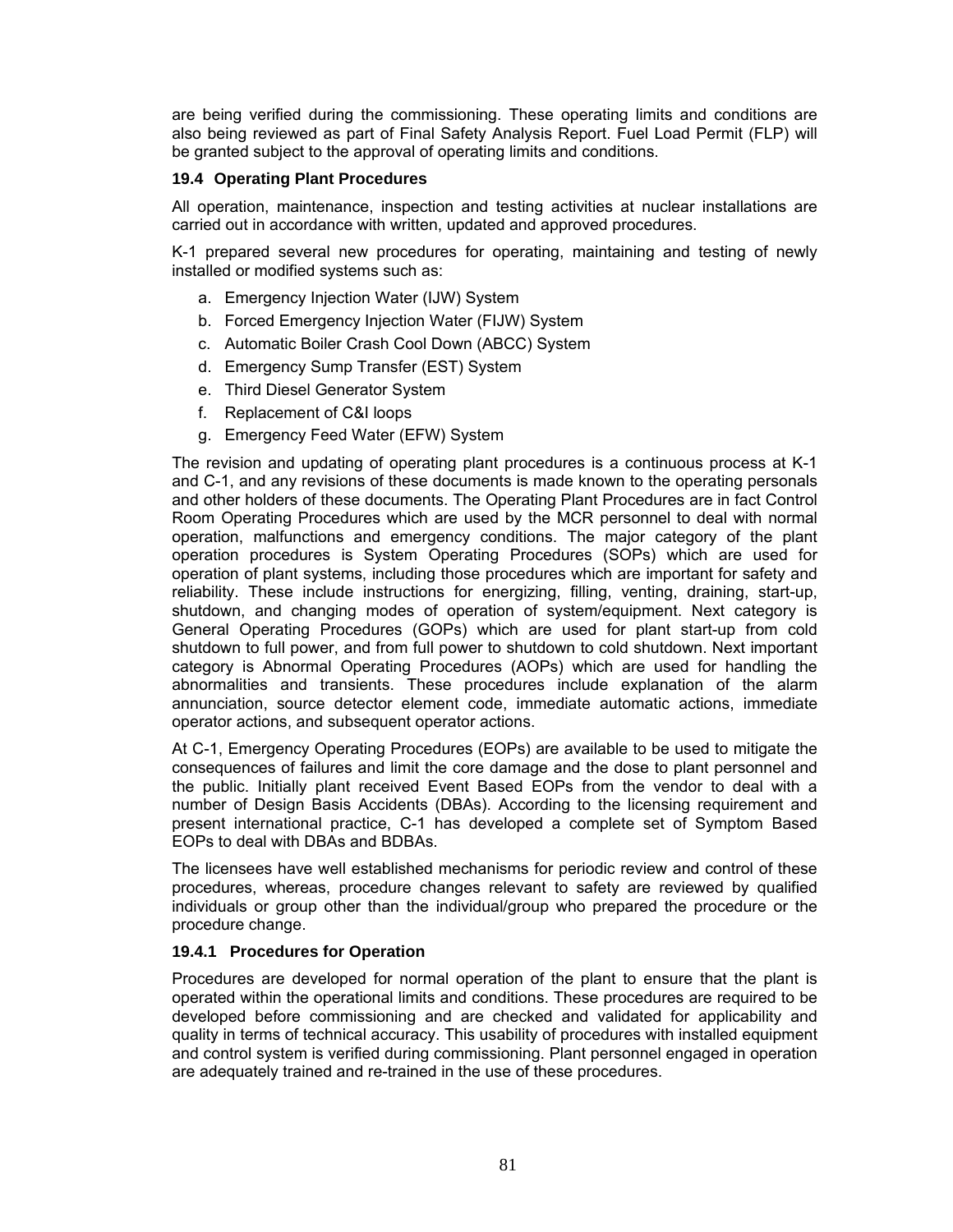are being verified during the commissioning. These operating limits and conditions are also being reviewed as part of Final Safety Analysis Report. Fuel Load Permit (FLP) will be granted subject to the approval of operating limits and conditions.

### 19.4 Operating Plant Procedures

All operation, maintenance, inspection and testing activities at nuclear installations are carried out in accordance with written, updated and approved procedures.

K-1 prepared several new procedures for operating, maintaining and testing of newly installed or modified systems such as:

a. Emergency Injection Water (IJW) System
b. Forced Emergency Injection Water (FIJW) System
c. Automatic Boiler Crash Cool Down (ABCC) System
d. Emergency Sump Transfer (EST) System
e. Third Diesel Generator System
f. Replacement of C&I loops
g. Emergency Feed Water (EFW) System

The revision and updating of operating plant procedures is a continuous process at K-1 and C-1, and any revisions of these documents is made known to the operating personals and other holders of these documents. The Operating Plant Procedures are in fact Control Room Operating Procedures which are used by the MCR personnel to deal with normal operation, malfunctions and emergency conditions. The major category of the plant operation procedures is System Operating Procedures (SOPs) which are used for operation of plant systems, including those procedures which are important for safety and reliability. These include instructions for energizing, filling, venting, draining, start-up, shutdown, and changing modes of operation of system/equipment. Next category is General Operating Procedures (GOPs) which are used for plant start-up from cold shutdown to full power, and from full power to shutdown to cold shutdown. Next important category is Abnormal Operating Procedures (AOPs) which are used for handling the abnormalities and transients. These procedures include explanation of the alarm annunciation, source detector element code, immediate automatic actions, immediate operator actions, and subsequent operator actions.

At C-1, Emergency Operating Procedures (EOPs) are available to be used to mitigate the consequences of failures and limit the core damage and the dose to plant personnel and the public. Initially plant received Event Based EOPs from the vendor to deal with a number of Design Basis Accidents (DBAs). According to the licensing requirement and present international practice, C-1 has developed a complete set of Symptom Based EOPs to deal with DBAs and BDBAs.

The licensees have well established mechanisms for periodic review and control of these procedures, whereas, procedure changes relevant to safety are reviewed by qualified individuals or group other than the individual/group who prepared the procedure or the procedure change.

#### 19.4.1 Procedures for Operation

Procedures are developed for normal operation of the plant to ensure that the plant is operated within the operational limits and conditions. These procedures are required to be developed before commissioning and are checked and validated for applicability and quality in terms of technical accuracy. This usability of procedures with installed equipment and control system is verified during commissioning. Plant personnel engaged in operation are adequately trained and re-trained in the use of these procedures.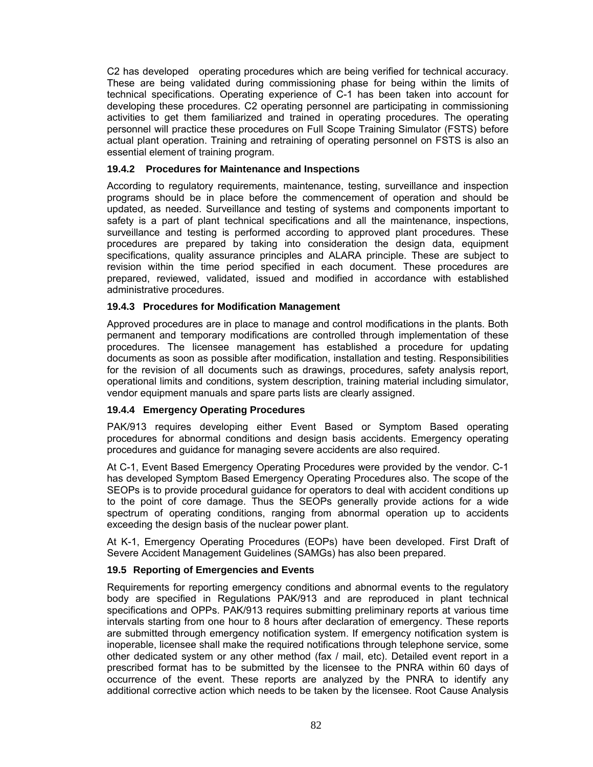C2 has developed operating procedures which are being verified for technical accuracy. These are being validated during commissioning phase for being within the limits of technical specifications. Operating experience of C-1 has been taken into account for developing these procedures. C2 operating personnel are participating in commissioning activities to get them familiarized and trained in operating procedures. The operating personnel will practice these procedures on Full Scope Training Simulator (FSTS) before actual plant operation. Training and retraining of operating personnel on FSTS is also an essential element of training program.

### 19.4.2 Procedures for Maintenance and Inspections

According to regulatory requirements, maintenance, testing, surveillance and inspection programs should be in place before the commencement of operation and should be updated, as needed. Surveillance and testing of systems and components important to safety is a part of plant technical specifications and all the maintenance, inspections, surveillance and testing is performed according to approved plant procedures. These procedures are prepared by taking into consideration the design data, equipment specifications, quality assurance principles and ALARA principle. These are subject to revision within the time period specified in each document. These procedures are prepared, reviewed, validated, issued and modified in accordance with established administrative procedures.

### 19.4.3 Procedures for Modification Management

Approved procedures are in place to manage and control modifications in the plants. Both permanent and temporary modifications are controlled through implementation of these procedures. The licensee management has established a procedure for updating documents as soon as possible after modification, installation and testing. Responsibilities for the revision of all documents such as drawings, procedures, safety analysis report, operational limits and conditions, system description, training material including simulator, vendor equipment manuals and spare parts lists are clearly assigned.

### 19.4.4 Emergency Operating Procedures

PAK/913 requires developing either Event Based or Symptom Based operating procedures for abnormal conditions and design basis accidents. Emergency operating procedures and guidance for managing severe accidents are also required.

At C-1, Event Based Emergency Operating Procedures were provided by the vendor. C-1 has developed Symptom Based Emergency Operating Procedures also. The scope of the SEOPs is to provide procedural guidance for operators to deal with accident conditions up to the point of core damage. Thus the SEOPs generally provide actions for a wide spectrum of operating conditions, ranging from abnormal operation up to accidents exceeding the design basis of the nuclear power plant.

At K-1, Emergency Operating Procedures (EOPs) have been developed. First Draft of Severe Accident Management Guidelines (SAMGs) has also been prepared.

## 19.5 Reporting of Emergencies and Events

Requirements for reporting emergency conditions and abnormal events to the regulatory body are specified in Regulations PAK/913 and are reproduced in plant technical specifications and OPPs. PAK/913 requires submitting preliminary reports at various time intervals starting from one hour to 8 hours after declaration of emergency. These reports are submitted through emergency notification system. If emergency notification system is inoperable, licensee shall make the required notifications through telephone service, some other dedicated system or any other method (fax / mail, etc). Detailed event report in a prescribed format has to be submitted by the licensee to the PNRA within 60 days of occurrence of the event. These reports are analyzed by the PNRA to identify any additional corrective action which needs to be taken by the licensee. Root Cause Analysis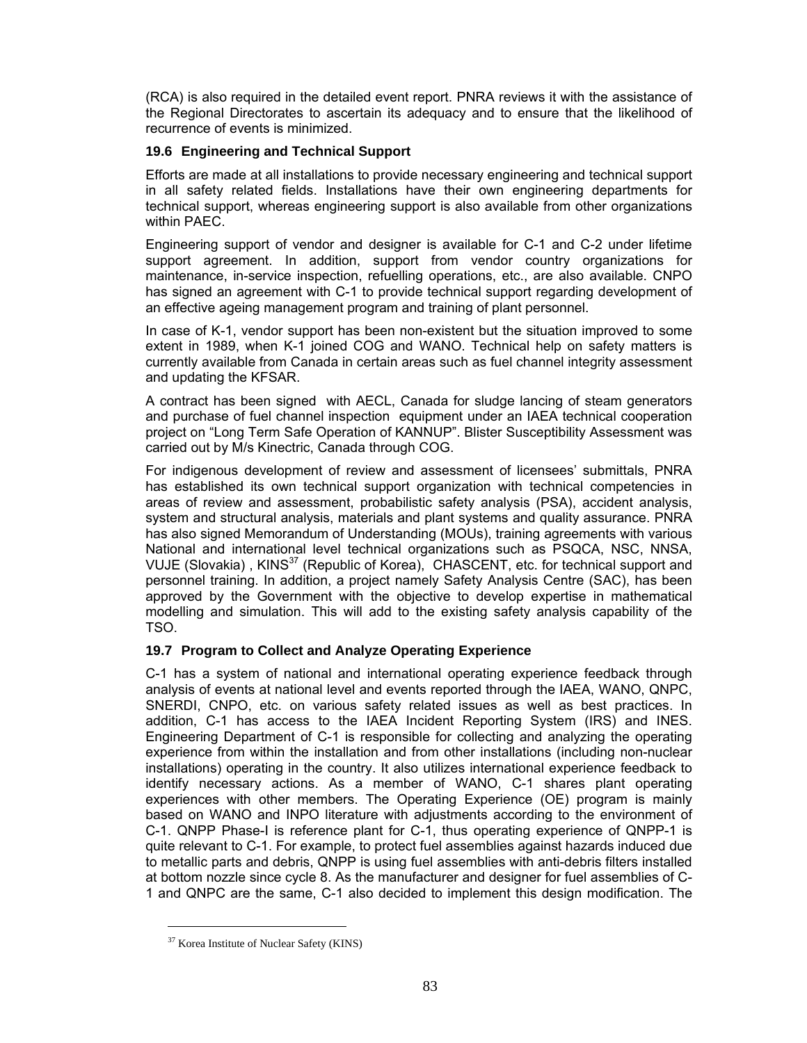(RCA) is also required in the detailed event report. PNRA reviews it with the assistance of the Regional Directorates to ascertain its adequacy and to ensure that the likelihood of recurrence of events is minimized.

### 19.6 Engineering and Technical Support

Efforts are made at all installations to provide necessary engineering and technical support in all safety related fields. Installations have their own engineering departments for technical support, whereas engineering support is also available from other organizations within PAEC.

Engineering support of vendor and designer is available for C-1 and C-2 under lifetime support agreement. In addition, support from vendor country organizations for maintenance, in-service inspection, refuelling operations, etc., are also available. CNPO has signed an agreement with C-1 to provide technical support regarding development of an effective ageing management program and training of plant personnel.

In case of K-1, vendor support has been non-existent but the situation improved to some extent in 1989, when K-1 joined COG and WANO. Technical help on safety matters is currently available from Canada in certain areas such as fuel channel integrity assessment and updating the KFSAR.

A contract has been signed with AECL, Canada for sludge lancing of steam generators and purchase of fuel channel inspection equipment under an IAEA technical cooperation project on "Long Term Safe Operation of KANNUP". Blister Susceptibility Assessment was carried out by M/s Kinectric, Canada through COG.

For indigenous development of review and assessment of licensees' submittals, PNRA has established its own technical support organization with technical competencies in areas of review and assessment, probabilistic safety analysis (PSA), accident analysis, system and structural analysis, materials and plant systems and quality assurance. PNRA has also signed Memorandum of Understanding (MOUs), training agreements with various National and international level technical organizations such as PSQCA, NSC, NNSA, VUJE (Slovakia) , KINS[37] (Republic of Korea), CHASCENT, etc. for technical support and personnel training. In addition, a project namely Safety Analysis Centre (SAC), has been approved by the Government with the objective to develop expertise in mathematical modelling and simulation. This will add to the existing safety analysis capability of the TSO.

### 19.7 Program to Collect and Analyze Operating Experience

C-1 has a system of national and international operating experience feedback through analysis of events at national level and events reported through the IAEA, WANO, QNPC, SNERDI, CNPO, etc. on various safety related issues as well as best practices. In addition, C-1 has access to the IAEA Incident Reporting System (IRS) and INES. Engineering Department of C-1 is responsible for collecting and analyzing the operating experience from within the installation and from other installations (including non-nuclear installations) operating in the country. It also utilizes international experience feedback to identify necessary actions. As a member of WANO, C-1 shares plant operating experiences with other members. The Operating Experience (OE) program is mainly based on WANO and INPO literature with adjustments according to the environment of C-1. QNPP Phase-I is reference plant for C-1, thus operating experience of QNPP-1 is quite relevant to C-1. For example, to protect fuel assemblies against hazards induced due to metallic parts and debris, QNPP is using fuel assemblies with anti-debris filters installed at bottom nozzle since cycle 8. As the manufacturer and designer for fuel assemblies of C-1 and QNPC are the same, C-1 also decided to implement this design modification. The

---

[37] Korea Institute of Nuclear Safety (KINS)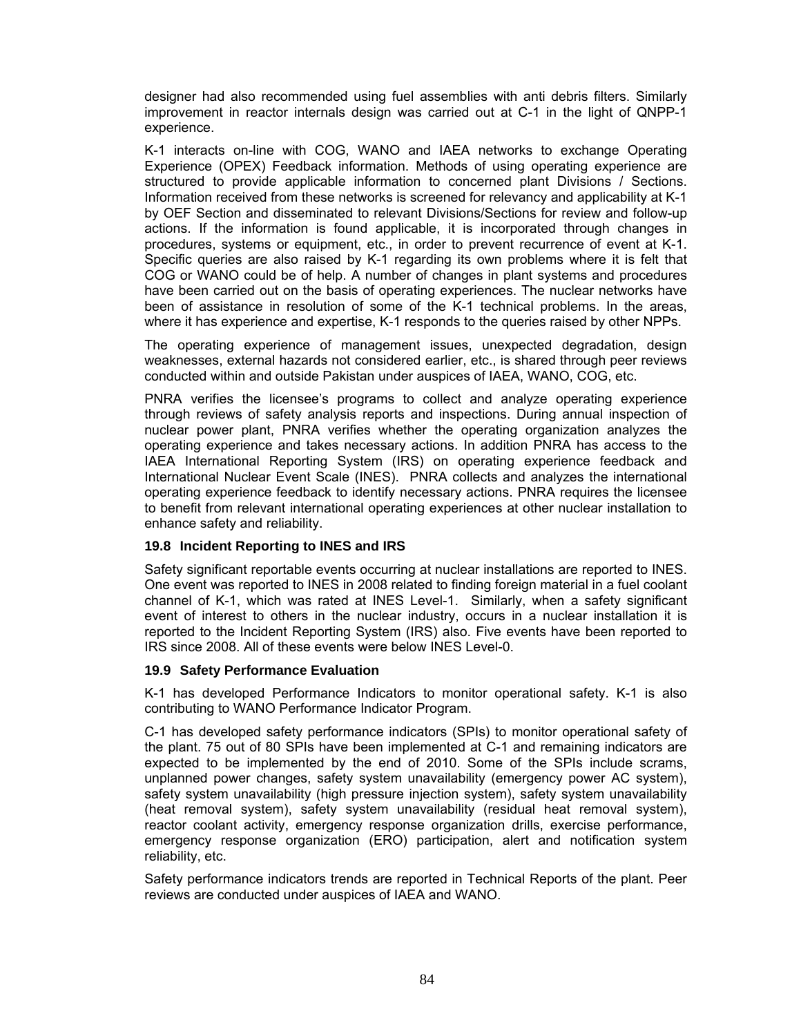designer had also recommended using fuel assemblies with anti debris filters. Similarly improvement in reactor internals design was carried out at C-1 in the light of QNPP-1 experience.

K-1 interacts on-line with COG, WANO and IAEA networks to exchange Operating Experience (OPEX) Feedback information. Methods of using operating experience are structured to provide applicable information to concerned plant Divisions / Sections. Information received from these networks is screened for relevancy and applicability at K-1 by OEF Section and disseminated to relevant Divisions/Sections for review and follow-up actions. If the information is found applicable, it is incorporated through changes in procedures, systems or equipment, etc., in order to prevent recurrence of event at K-1. Specific queries are also raised by K-1 regarding its own problems where it is felt that COG or WANO could be of help. A number of changes in plant systems and procedures have been carried out on the basis of operating experiences. The nuclear networks have been of assistance in resolution of some of the K-1 technical problems. In the areas, where it has experience and expertise, K-1 responds to the queries raised by other NPPs.

The operating experience of management issues, unexpected degradation, design weaknesses, external hazards not considered earlier, etc., is shared through peer reviews conducted within and outside Pakistan under auspices of IAEA, WANO, COG, etc.

PNRA verifies the licensee's programs to collect and analyze operating experience through reviews of safety analysis reports and inspections. During annual inspection of nuclear power plant, PNRA verifies whether the operating organization analyzes the operating experience and takes necessary actions. In addition PNRA has access to the IAEA International Reporting System (IRS) on operating experience feedback and International Nuclear Event Scale (INES). PNRA collects and analyzes the international operating experience feedback to identify necessary actions. PNRA requires the licensee to benefit from relevant international operating experiences at other nuclear installation to enhance safety and reliability.

### 19.8 Incident Reporting to INES and IRS

Safety significant reportable events occurring at nuclear installations are reported to INES. One event was reported to INES in 2008 related to finding foreign material in a fuel coolant channel of K-1, which was rated at INES Level-1. Similarly, when a safety significant event of interest to others in the nuclear industry, occurs in a nuclear installation it is reported to the Incident Reporting System (IRS) also. Five events have been reported to IRS since 2008. All of these events were below INES Level-0.

### 19.9 Safety Performance Evaluation

K-1 has developed Performance Indicators to monitor operational safety. K-1 is also contributing to WANO Performance Indicator Program.

C-1 has developed safety performance indicators (SPIs) to monitor operational safety of the plant. 75 out of 80 SPIs have been implemented at C-1 and remaining indicators are expected to be implemented by the end of 2010. Some of the SPIs include scrams, unplanned power changes, safety system unavailability (emergency power AC system), safety system unavailability (high pressure injection system), safety system unavailability (heat removal system), safety system unavailability (residual heat removal system), reactor coolant activity, emergency response organization drills, exercise performance, emergency response organization (ERO) participation, alert and notification system reliability, etc.

Safety performance indicators trends are reported in Technical Reports of the plant. Peer reviews are conducted under auspices of IAEA and WANO.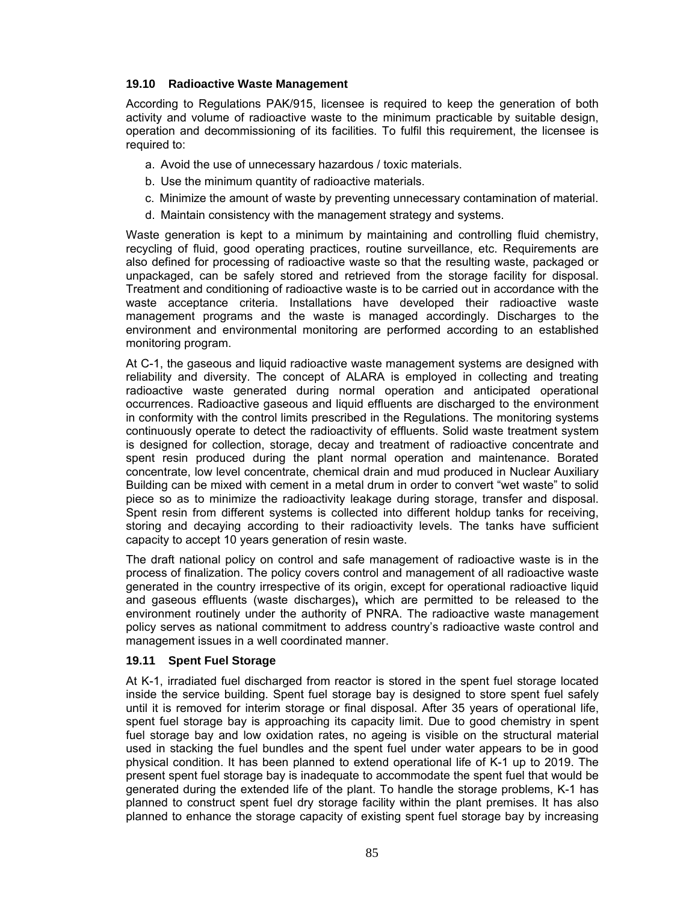### 19.10 Radioactive Waste Management

According to Regulations PAK/915, licensee is required to keep the generation of both activity and volume of radioactive waste to the minimum practicable by suitable design, operation and decommissioning of its facilities. To fulfil this requirement, the licensee is required to:

a. Avoid the use of unnecessary hazardous / toxic materials.
b. Use the minimum quantity of radioactive materials.
c. Minimize the amount of waste by preventing unnecessary contamination of material.
d. Maintain consistency with the management strategy and systems.

Waste generation is kept to a minimum by maintaining and controlling fluid chemistry, recycling of fluid, good operating practices, routine surveillance, etc. Requirements are also defined for processing of radioactive waste so that the resulting waste, packaged or unpackaged, can be safely stored and retrieved from the storage facility for disposal. Treatment and conditioning of radioactive waste is to be carried out in accordance with the waste acceptance criteria. Installations have developed their radioactive waste management programs and the waste is managed accordingly. Discharges to the environment and environmental monitoring are performed according to an established monitoring program.

At C-1, the gaseous and liquid radioactive waste management systems are designed with reliability and diversity. The concept of ALARA is employed in collecting and treating radioactive waste generated during normal operation and anticipated operational occurrences. Radioactive gaseous and liquid effluents are discharged to the environment in conformity with the control limits prescribed in the Regulations. The monitoring systems continuously operate to detect the radioactivity of effluents. Solid waste treatment system is designed for collection, storage, decay and treatment of radioactive concentrate and spent resin produced during the plant normal operation and maintenance. Borated concentrate, low level concentrate, chemical drain and mud produced in Nuclear Auxiliary Building can be mixed with cement in a metal drum in order to convert "wet waste" to solid piece so as to minimize the radioactivity leakage during storage, transfer and disposal. Spent resin from different systems is collected into different holdup tanks for receiving, storing and decaying according to their radioactivity levels. The tanks have sufficient capacity to accept 10 years generation of resin waste.

The draft national policy on control and safe management of radioactive waste is in the process of finalization. The policy covers control and management of all radioactive waste generated in the country irrespective of its origin, except for operational radioactive liquid and gaseous effluents (waste discharges)**,** which are permitted to be released to the environment routinely under the authority of PNRA. The radioactive waste management policy serves as national commitment to address country's radioactive waste control and management issues in a well coordinated manner.

### 19.11 Spent Fuel Storage

At K-1, irradiated fuel discharged from reactor is stored in the spent fuel storage located inside the service building. Spent fuel storage bay is designed to store spent fuel safely until it is removed for interim storage or final disposal. After 35 years of operational life, spent fuel storage bay is approaching its capacity limit. Due to good chemistry in spent fuel storage bay and low oxidation rates, no ageing is visible on the structural material used in stacking the fuel bundles and the spent fuel under water appears to be in good physical condition. It has been planned to extend operational life of K-1 up to 2019. The present spent fuel storage bay is inadequate to accommodate the spent fuel that would be generated during the extended life of the plant. To handle the storage problems, K-1 has planned to construct spent fuel dry storage facility within the plant premises. It has also planned to enhance the storage capacity of existing spent fuel storage bay by increasing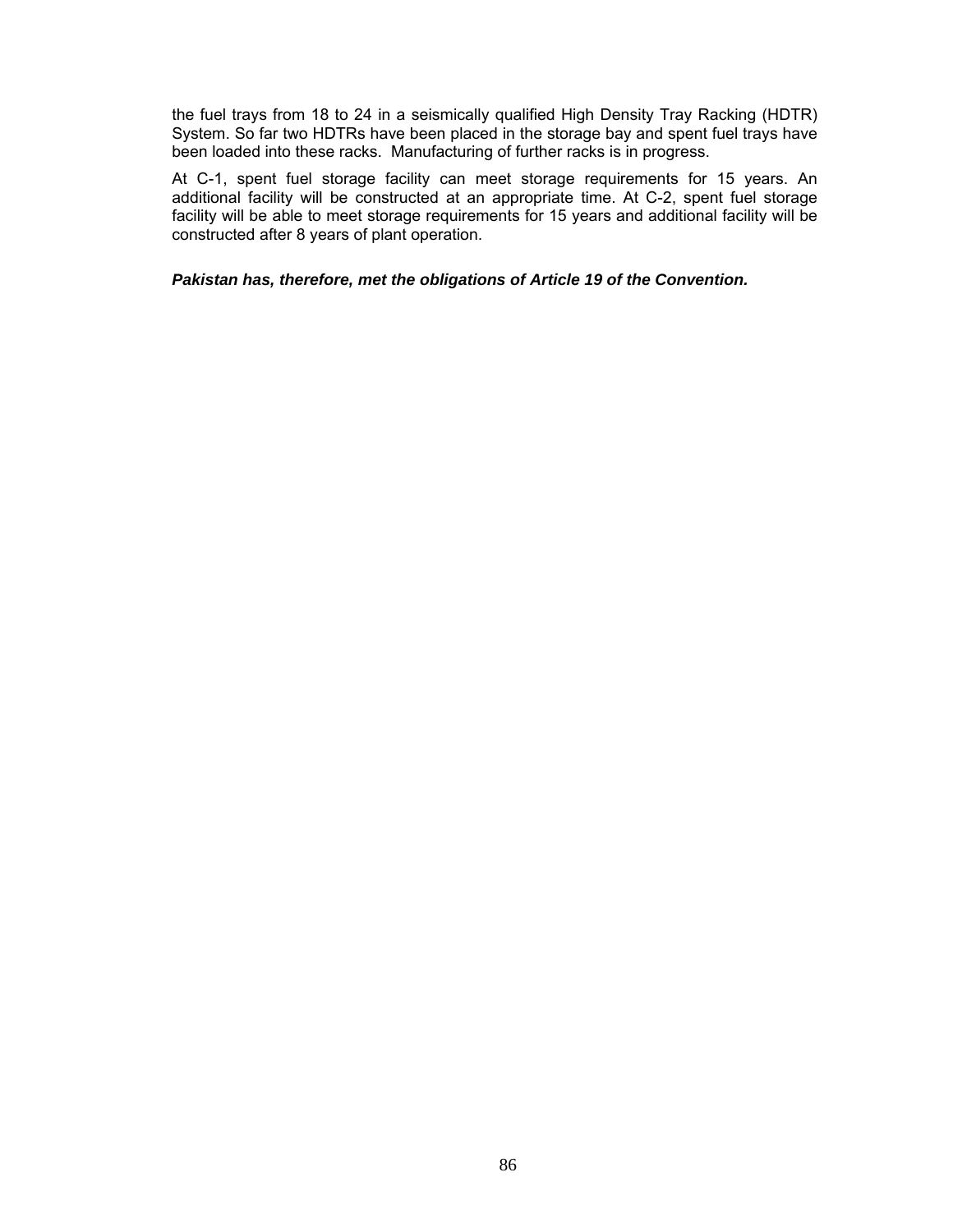the fuel trays from 18 to 24 in a seismically qualified High Density Tray Racking (HDTR) System. So far two HDTRs have been placed in the storage bay and spent fuel trays have been loaded into these racks. Manufacturing of further racks is in progress.

At C-1, spent fuel storage facility can meet storage requirements for 15 years. An additional facility will be constructed at an appropriate time. At C-2, spent fuel storage facility will be able to meet storage requirements for 15 years and additional facility will be constructed after 8 years of plant operation.

***Pakistan has, therefore, met the obligations of Article 19 of the Convention.***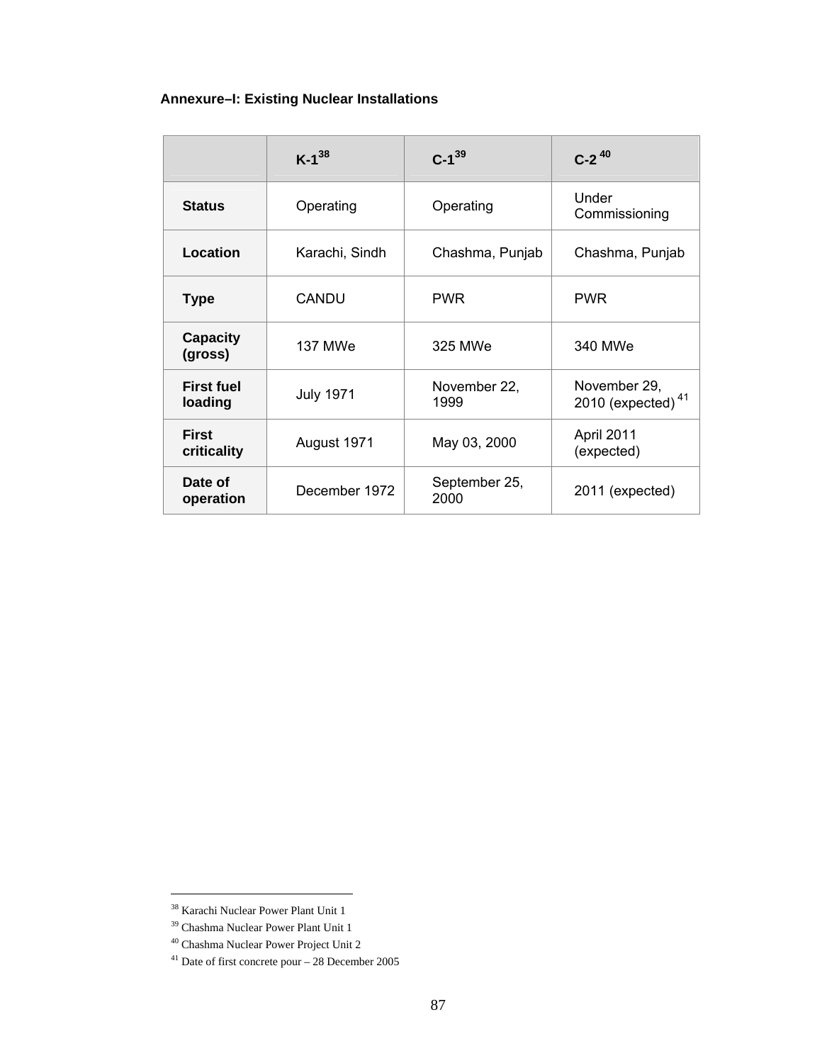**Annexure–I: Existing Nuclear Installations**

| | K-1[38] | C-1[39] | C-2[40] |
|---|---|---|---|
| **Status** | Operating | Operating | Under Commissioning |
| **Location** | Karachi, Sindh | Chashma, Punjab | Chashma, Punjab |
| **Type** | CANDU | PWR | PWR |
| **Capacity (gross)** | 137 MWe | 325 MWe | 340 MWe |
| **First fuel loading** | July 1971 | November 22, 1999 | November 29, 2010 (expected)[41] |
| **First criticality** | August 1971 | May 03, 2000 | April 2011 (expected) |
| **Date of operation** | December 1972 | September 25, 2000 | 2011 (expected) |

[38] Karachi Nuclear Power Plant Unit 1

[39] Chashma Nuclear Power Plant Unit 1

[40] Chashma Nuclear Power Project Unit 2

[41] Date of first concrete pour – 28 December 2005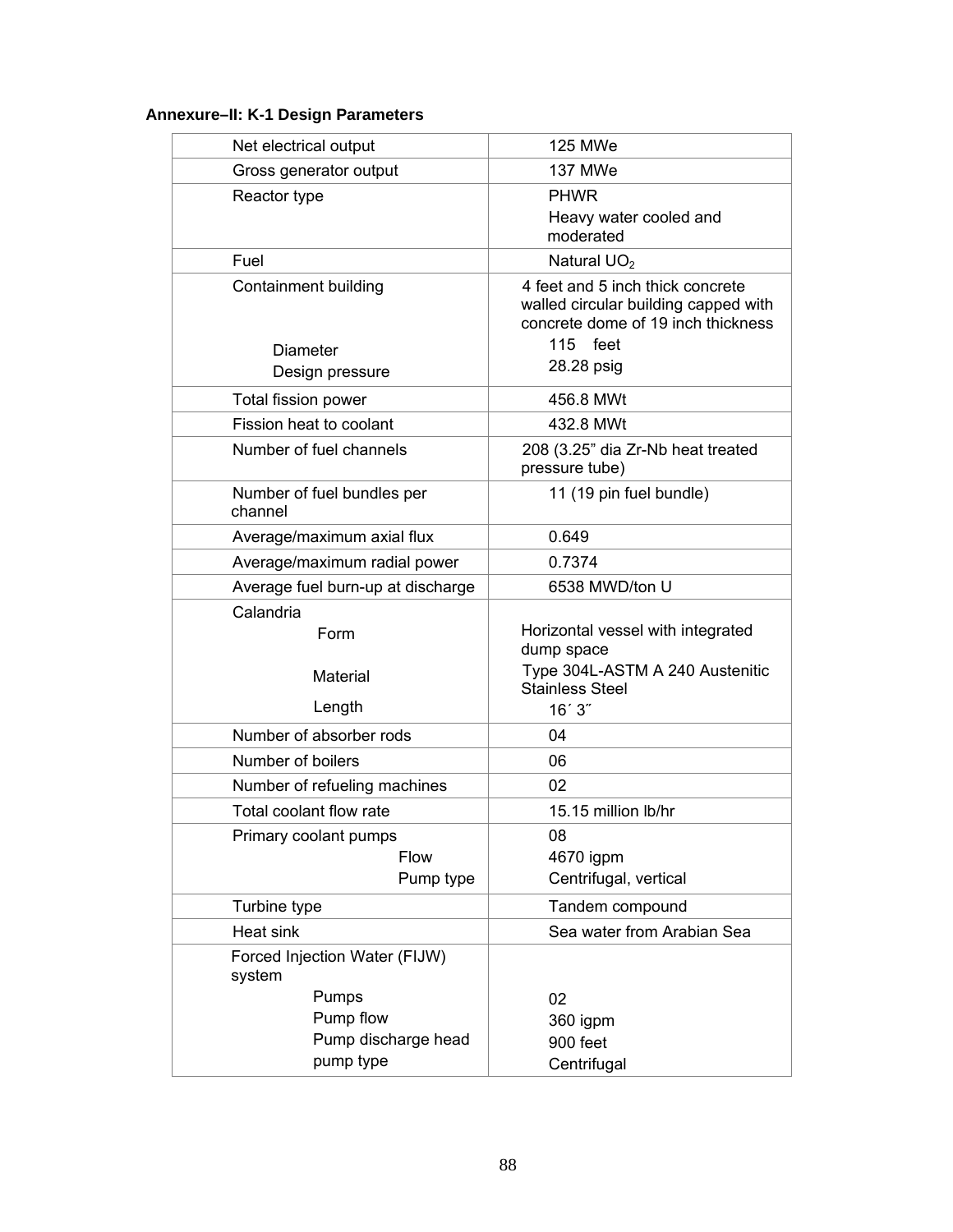**Annexure–II: K-1 Design Parameters**

| | |
|---|---|
| Net electrical output | 125 MWe |
| Gross generator output | 137 MWe |
| Reactor type | PHWR<br>Heavy water cooled and moderated |
| Fuel | Natural $UO_2$ |
| Containment building<br><br>Diameter<br>Design pressure | 4 feet and 5 inch thick concrete walled circular building capped with concrete dome of 19 inch thickness<br>115 feet<br>28.28 psig |
| Total fission power | 456.8 MWt |
| Fission heat to coolant | 432.8 MWt |
| Number of fuel channels | 208 (3.25” dia Zr-Nb heat treated pressure tube) |
| Number of fuel bundles per channel | 11 (19 pin fuel bundle) |
| Average/maximum axial flux | 0.649 |
| Average/maximum radial power | 0.7374 |
| Average fuel burn-up at discharge | 6538 MWD/ton U |
| Calandria<br>Form<br><br>Material<br><br>Length | <br>Horizontal vessel with integrated dump space<br>Type 304L-ASTM A 240 Austenitic Stainless Steel<br>16´ 3˝ |
| Number of absorber rods | 04 |
| Number of boilers | 06 |
| Number of refueling machines | 02 |
| Total coolant flow rate | 15.15 million lb/hr |
| Primary coolant pumps<br>Flow<br>Pump type | 08<br>4670 igpm<br>Centrifugal, vertical |
| Turbine type | Tandem compound |
| Heat sink | Sea water from Arabian Sea |
| Forced Injection Water (FIJW) system<br>Pumps<br>Pump flow<br>Pump discharge head<br>pump type | <br><br>02<br>360 igpm<br>900 feet<br>Centrifugal |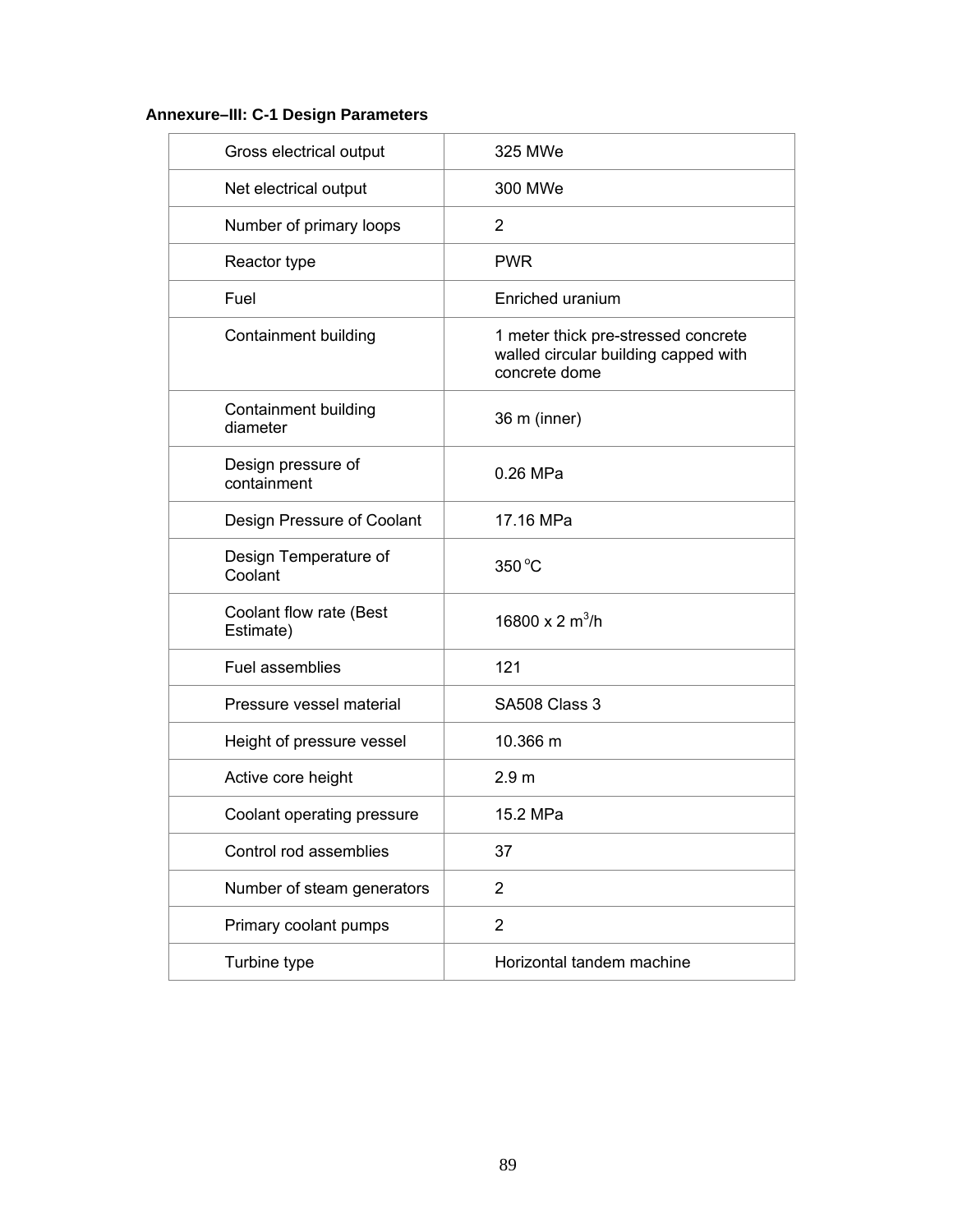**Annexure–III: C-1 Design Parameters**

| | |
|---|---|
| Gross electrical output | 325 MWe |
| Net electrical output | 300 MWe |
| Number of primary loops | 2 |
| Reactor type | PWR |
| Fuel | Enriched uranium |
| Containment building | 1 meter thick pre-stressed concrete walled circular building capped with concrete dome |
| Containment building diameter | 36 m (inner) |
| Design pressure of containment | 0.26 MPa |
| Design Pressure of Coolant | 17.16 MPa |
| Design Temperature of Coolant | 350 $^{o}$C |
| Coolant flow rate (Best Estimate) | 16800 x 2 $m^3$/h |
| Fuel assemblies | 121 |
| Pressure vessel material | SA508 Class 3 |
| Height of pressure vessel | 10.366 m |
| Active core height | 2.9 m |
| Coolant operating pressure | 15.2 MPa |
| Control rod assemblies | 37 |
| Number of steam generators | 2 |
| Primary coolant pumps | 2 |
| Turbine type | Horizontal tandem machine |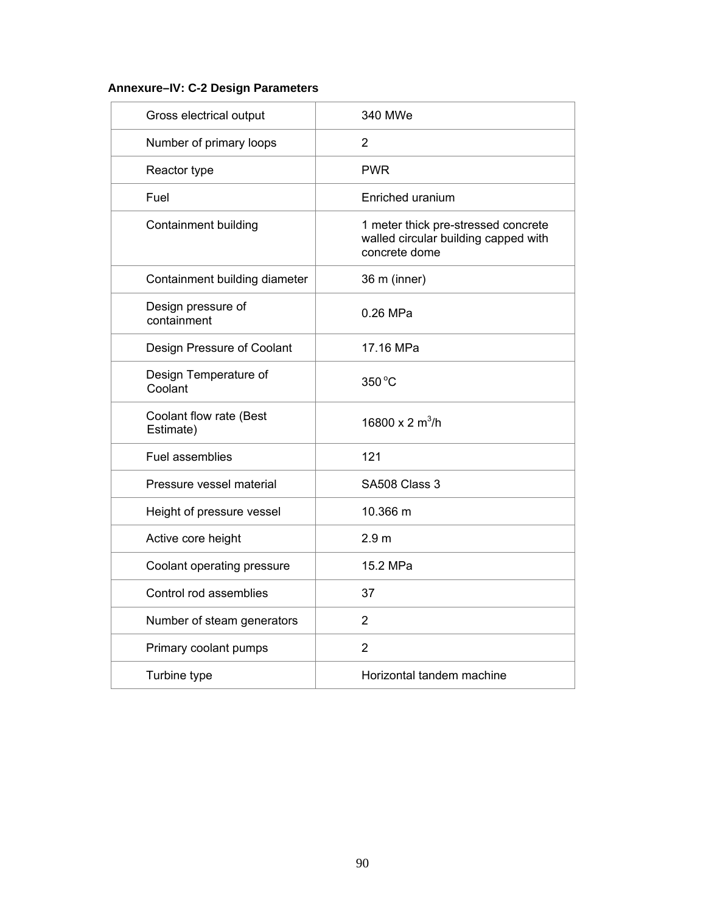**Annexure–IV: C-2 Design Parameters**

| | |
|---|---|
| Gross electrical output | 340 MWe |
| Number of primary loops | 2 |
| Reactor type | PWR |
| Fuel | Enriched uranium |
| Containment building | 1 meter thick pre-stressed concrete walled circular building capped with concrete dome |
| Containment building diameter | 36 m (inner) |
| Design pressure of containment | 0.26 MPa |
| Design Pressure of Coolant | 17.16 MPa |
| Design Temperature of Coolant | 350 $^{o}$C |
| Coolant flow rate (Best Estimate) | 16800 x 2 $m^3$/h |
| Fuel assemblies | 121 |
| Pressure vessel material | SA508 Class 3 |
| Height of pressure vessel | 10.366 m |
| Active core height | 2.9 m |
| Coolant operating pressure | 15.2 MPa |
| Control rod assemblies | 37 |
| Number of steam generators | 2 |
| Primary coolant pumps | 2 |
| Turbine type | Horizontal tandem machine |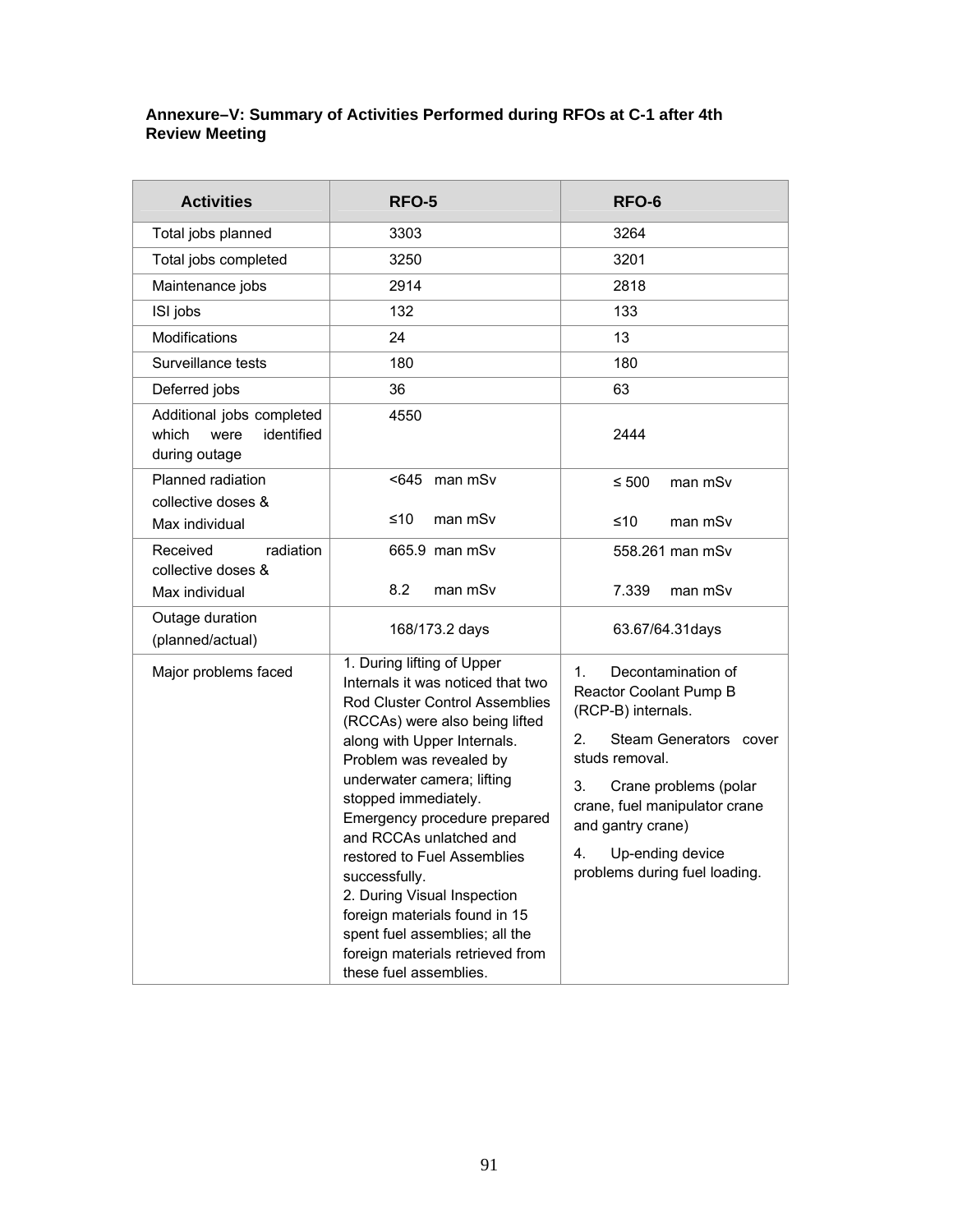**Annexure–V: Summary of Activities Performed during RFOs at C-1 after 4th Review Meeting**

| Activities | RFO-5 | RFO-6 |
|---|---|---|
| Total jobs planned | 3303 | 3264 |
| Total jobs completed | 3250 | 3201 |
| Maintenance jobs | 2914 | 2818 |
| ISI jobs | 132 | 133 |
| Modifications | 24 | 13 |
| Surveillance tests | 180 | 180 |
| Deferred jobs | 36 | 63 |
| Additional jobs completed which were identified during outage | 4550 | 2444 |
| Planned radiation collective doses & Max individual | <645 man mSv<br>≤10 man mSv | ≤ 500 man mSv<br>≤10 man mSv |
| Received radiation collective doses & Max individual | 665.9 man mSv<br>8.2 man mSv | 558.261 man mSv<br>7.339 man mSv |
| Outage duration (planned/actual) | 168/173.2 days | 63.67/64.31days |
| Major problems faced | 1. During lifting of Upper Internals it was noticed that two Rod Cluster Control Assemblies (RCCAs) were also being lifted along with Upper Internals. Problem was revealed by underwater camera; lifting stopped immediately. Emergency procedure prepared and RCCAs unlatched and restored to Fuel Assemblies successfully.<br>2. During Visual Inspection foreign materials found in 15 spent fuel assemblies; all the foreign materials retrieved from these fuel assemblies. | 1. Decontamination of Reactor Coolant Pump B (RCP-B) internals.<br>2. Steam Generators cover studs removal.<br>3. Crane problems (polar crane, fuel manipulator crane and gantry crane)<br>4. Up-ending device problems during fuel loading. |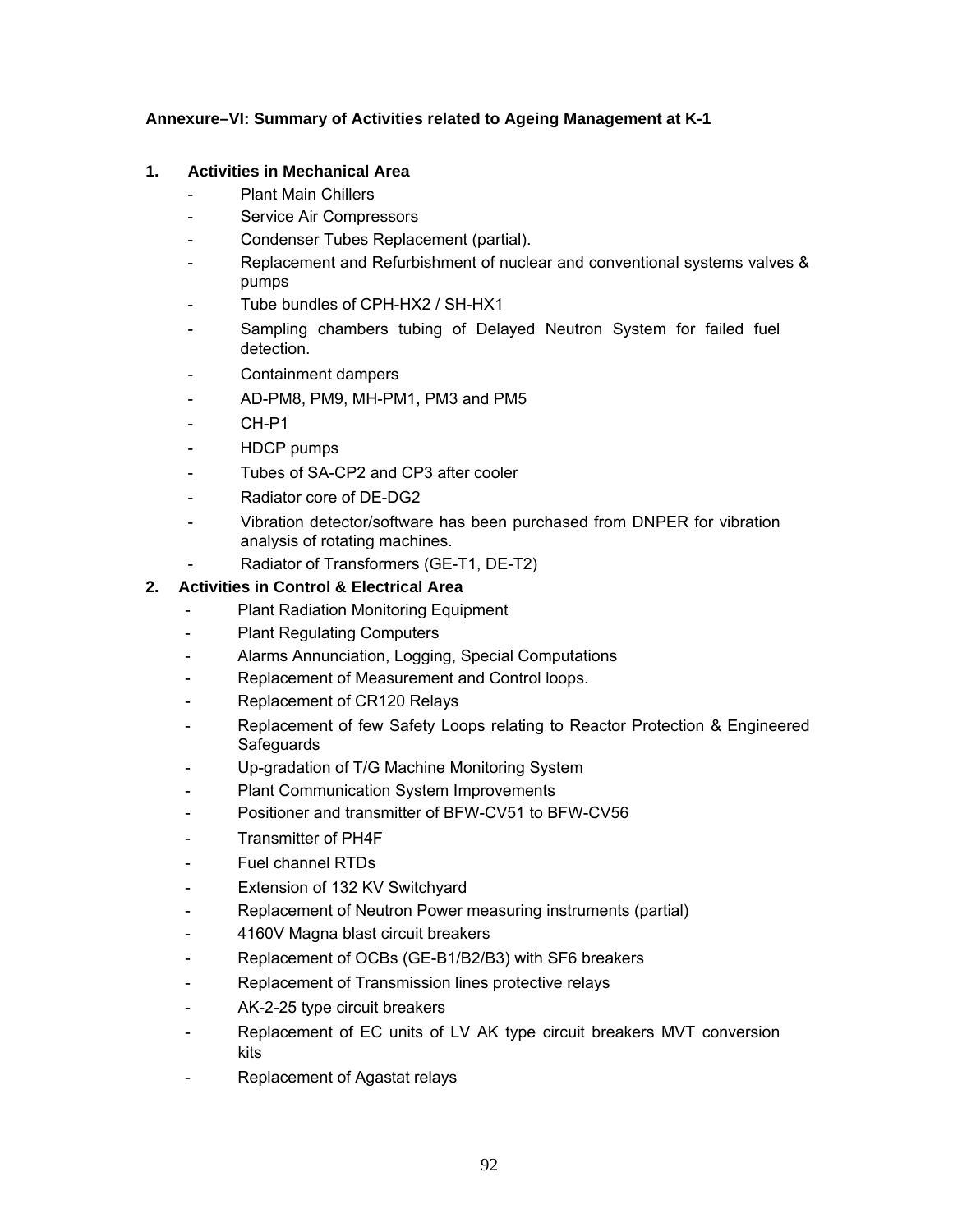**Annexure–VI: Summary of Activities related to Ageing Management at K-1**

**1. Activities in Mechanical Area**

- Plant Main Chillers
- Service Air Compressors
- Condenser Tubes Replacement (partial).
- Replacement and Refurbishment of nuclear and conventional systems valves & pumps
- Tube bundles of CPH-HX2 / SH-HX1
- Sampling chambers tubing of Delayed Neutron System for failed fuel detection.
- Containment dampers
- AD-PM8, PM9, MH-PM1, PM3 and PM5
- CH-P1
- HDCP pumps
- Tubes of SA-CP2 and CP3 after cooler
- Radiator core of DE-DG2
- Vibration detector/software has been purchased from DNPER for vibration analysis of rotating machines.
- Radiator of Transformers (GE-T1, DE-T2)

**2. Activities in Control & Electrical Area**

- Plant Radiation Monitoring Equipment
- Plant Regulating Computers
- Alarms Annunciation, Logging, Special Computations
- Replacement of Measurement and Control loops.
- Replacement of CR120 Relays
- Replacement of few Safety Loops relating to Reactor Protection & Engineered Safeguards
- Up-gradation of T/G Machine Monitoring System
- Plant Communication System Improvements
- Positioner and transmitter of BFW-CV51 to BFW-CV56
- Transmitter of PH4F
- Fuel channel RTDs
- Extension of 132 KV Switchyard
- Replacement of Neutron Power measuring instruments (partial)
- 4160V Magna blast circuit breakers
- Replacement of OCBs (GE-B1/B2/B3) with SF6 breakers
- Replacement of Transmission lines protective relays
- AK-2-25 type circuit breakers
- Replacement of EC units of LV AK type circuit breakers MVT conversion kits
- Replacement of Agastat relays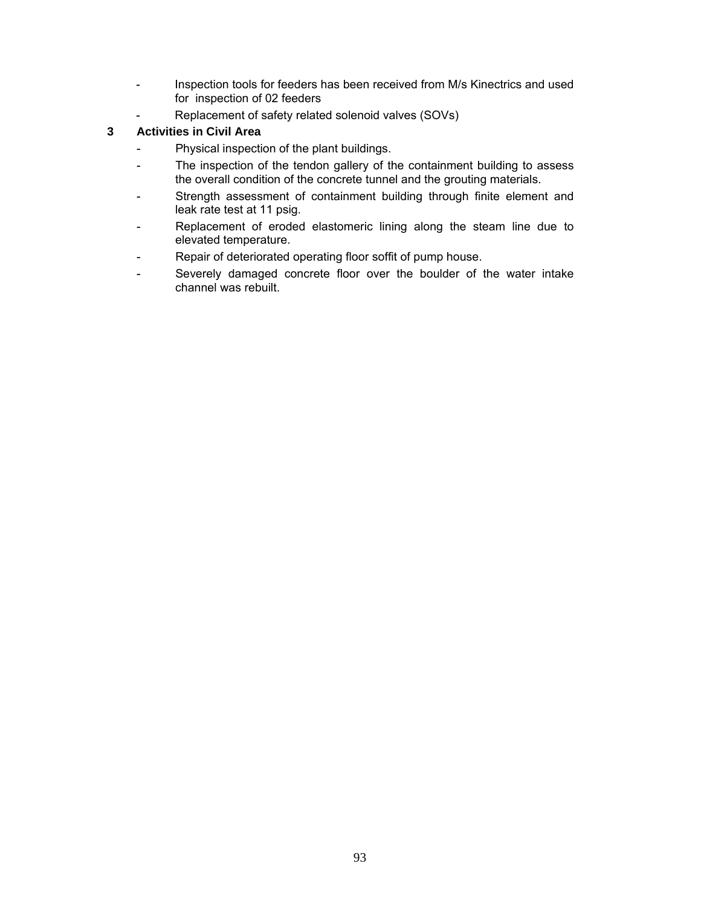- Inspection tools for feeders has been received from M/s Kinectrics and used for inspection of 02 feeders
- Replacement of safety related solenoid valves (SOVs)

### 3 Activities in Civil Area

- Physical inspection of the plant buildings.
- The inspection of the tendon gallery of the containment building to assess the overall condition of the concrete tunnel and the grouting materials.
- Strength assessment of containment building through finite element and leak rate test at 11 psig.
- Replacement of eroded elastomeric lining along the steam line due to elevated temperature.
- Repair of deteriorated operating floor soffit of pump house.
- Severely damaged concrete floor over the boulder of the water intake channel was rebuilt.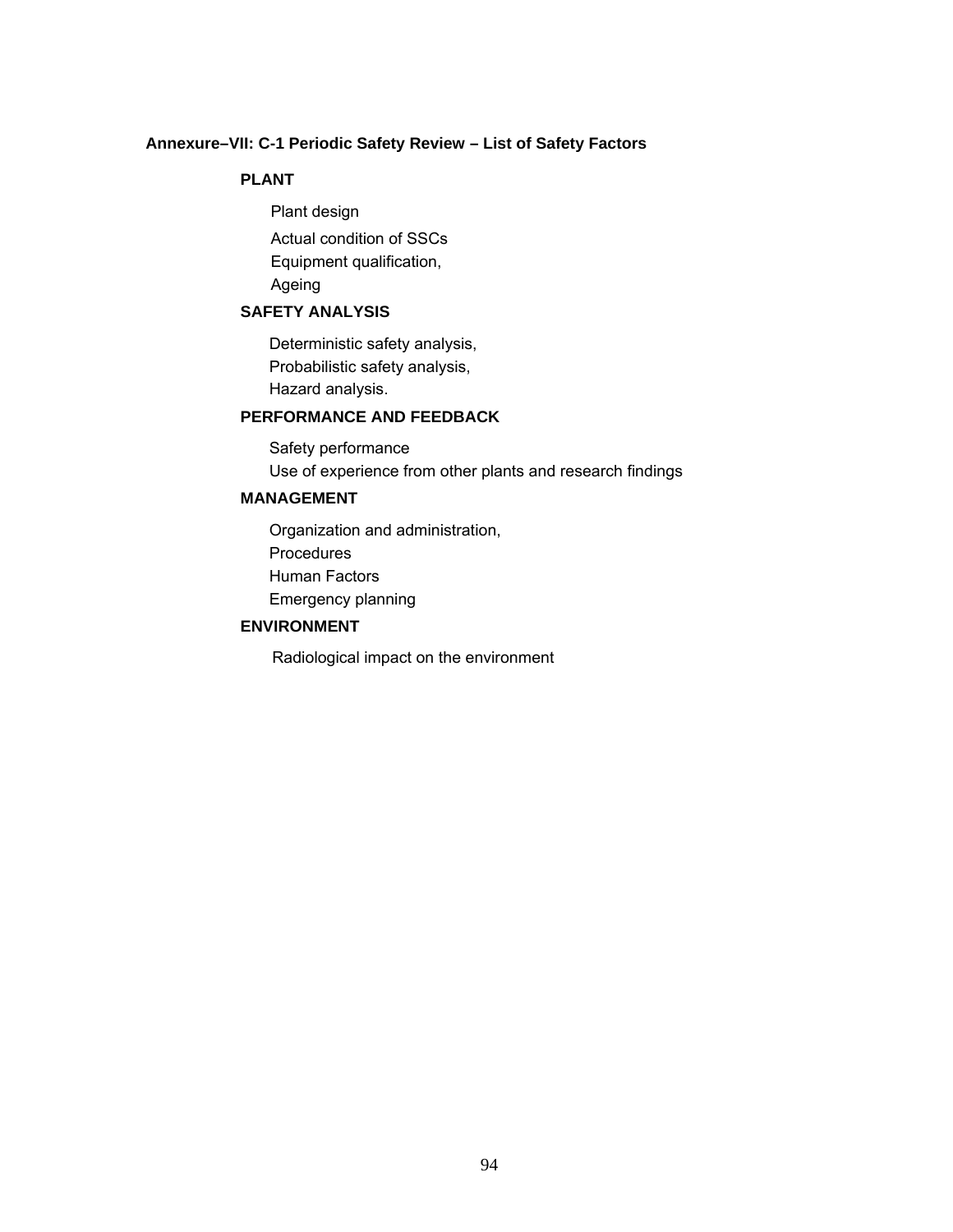## Annexure–VII: C-1 Periodic Safety Review – List of Safety Factors

### PLANT

Plant design

Actual condition of SSCs

Equipment qualification,

Ageing

### SAFETY ANALYSIS

Deterministic safety analysis,

Probabilistic safety analysis,

Hazard analysis.

### PERFORMANCE AND FEEDBACK

Safety performance

Use of experience from other plants and research findings

### MANAGEMENT

Organization and administration,

Procedures

Human Factors

Emergency planning

### ENVIRONMENT

Radiological impact on the environment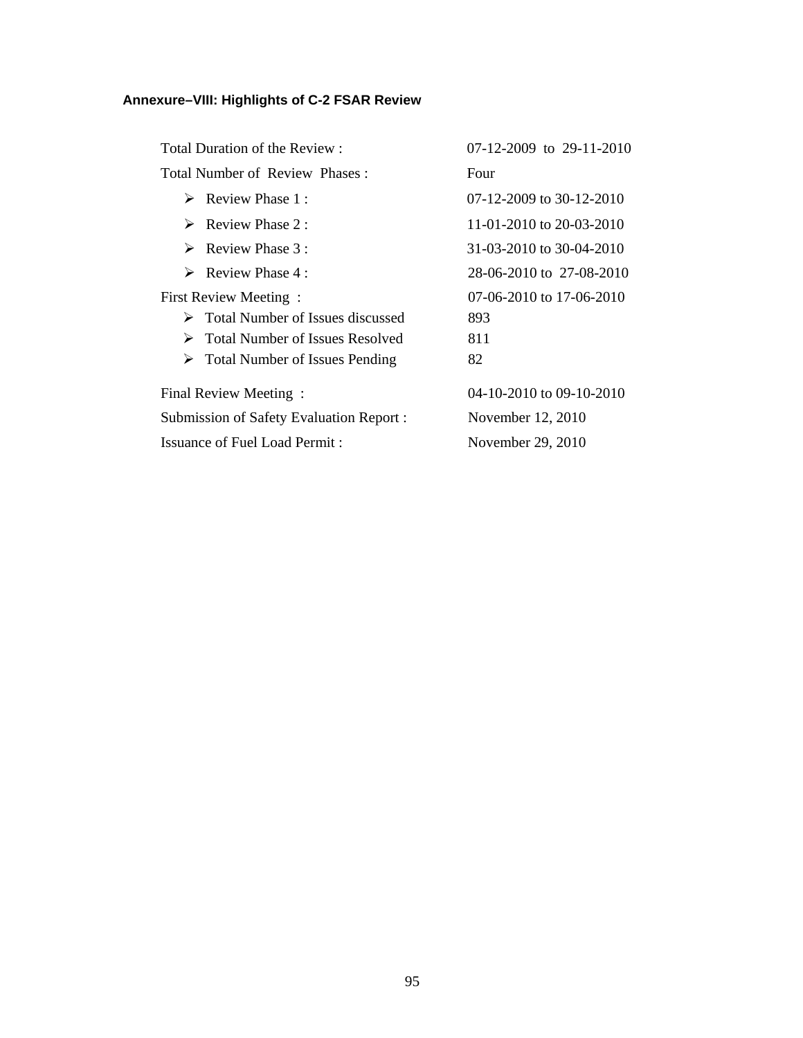## Annexure–VIII: Highlights of C-2 FSAR Review

| | |
|---|---|
| Total Duration of the Review : | 07-12-2009 to 29-11-2010 |
| Total Number of Review Phases : | Four |
| ➢ Review Phase 1 : | 07-12-2009 to 30-12-2010 |
| ➢ Review Phase 2 : | 11-01-2010 to 20-03-2010 |
| ➢ Review Phase 3 : | 31-03-2010 to 30-04-2010 |
| ➢ Review Phase 4 : | 28-06-2010 to 27-08-2010 |
| First Review Meeting : | 07-06-2010 to 17-06-2010 |
| ➢ Total Number of Issues discussed | 893 |
| ➢ Total Number of Issues Resolved | 811 |
| ➢ Total Number of Issues Pending | 82 |
| Final Review Meeting : | 04-10-2010 to 09-10-2010 |
| Submission of Safety Evaluation Report : | November 12, 2010 |
| Issuance of Fuel Load Permit : | November 29, 2010 |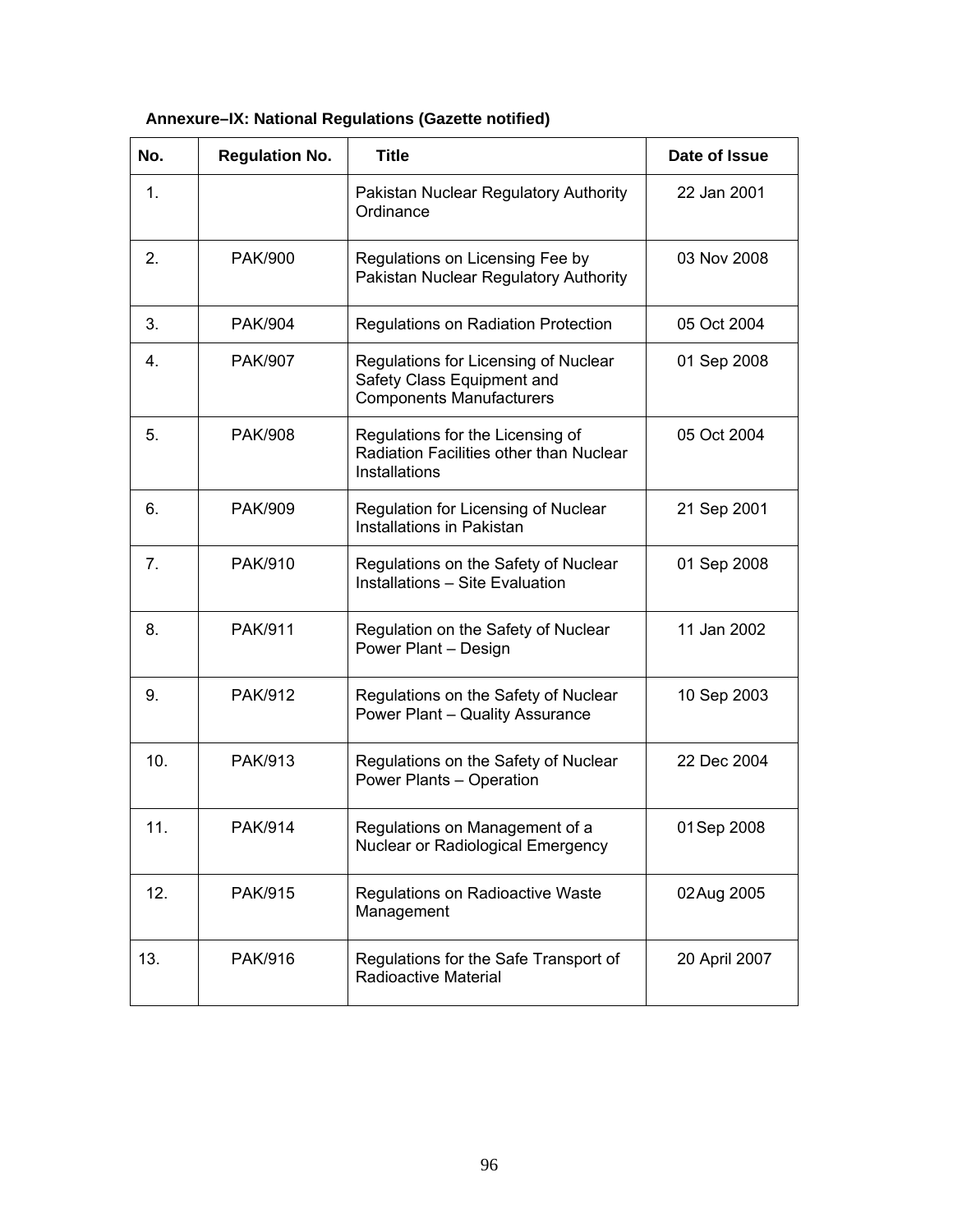**Annexure–IX: National Regulations (Gazette notified)**

| No. | Regulation No. | Title | Date of Issue |
|---|---|---|---|
| 1. | | Pakistan Nuclear Regulatory Authority Ordinance | 22 Jan 2001 |
| 2. | PAK/900 | Regulations on Licensing Fee by Pakistan Nuclear Regulatory Authority | 03 Nov 2008 |
| 3. | PAK/904 | Regulations on Radiation Protection | 05 Oct 2004 |
| 4. | PAK/907 | Regulations for Licensing of Nuclear Safety Class Equipment and Components Manufacturers | 01 Sep 2008 |
| 5. | PAK/908 | Regulations for the Licensing of Radiation Facilities other than Nuclear Installations | 05 Oct 2004 |
| 6. | PAK/909 | Regulation for Licensing of Nuclear Installations in Pakistan | 21 Sep 2001 |
| 7. | PAK/910 | Regulations on the Safety of Nuclear Installations – Site Evaluation | 01 Sep 2008 |
| 8. | PAK/911 | Regulation on the Safety of Nuclear Power Plant – Design | 11 Jan 2002 |
| 9. | PAK/912 | Regulations on the Safety of Nuclear Power Plant – Quality Assurance | 10 Sep 2003 |
| 10. | PAK/913 | Regulations on the Safety of Nuclear Power Plants – Operation | 22 Dec 2004 |
| 11. | PAK/914 | Regulations on Management of a Nuclear or Radiological Emergency | 01 Sep 2008 |
| 12. | PAK/915 | Regulations on Radioactive Waste Management | 02 Aug 2005 |
| 13. | PAK/916 | Regulations for the Safe Transport of Radioactive Material | 20 April 2007 |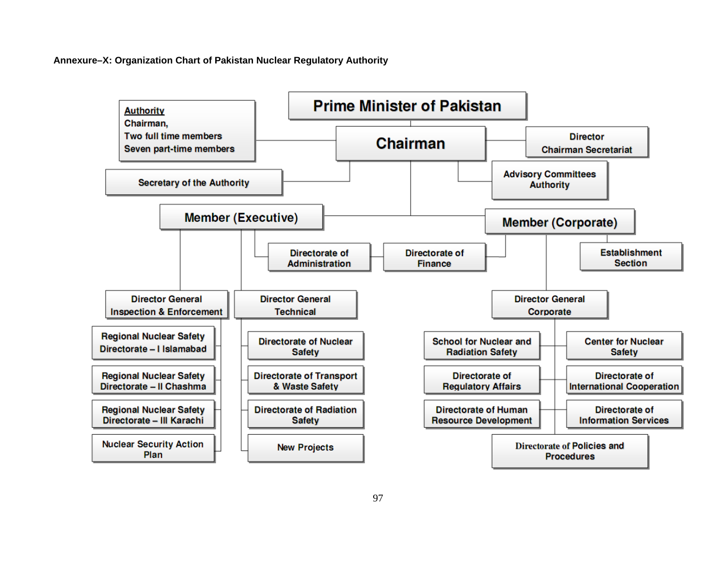**Annexure–X: Organization Chart of Pakistan Nuclear Regulatory Authority**

- **Prime Minister of Pakistan**
  - **Chairman**
    - Authority: Chairman, Two full time members, Seven part-time members
    - Director Chairman Secretariat
    - Secretary of the Authority
    - Advisory Committees Authority
    - **Member (Executive)**
      - Directorate of Administration
      - Director General Inspection & Enforcement
        - Regional Nuclear Safety Directorate – I Islamabad
        - Regional Nuclear Safety Directorate – II Chashma
        - Regional Nuclear Safety Directorate – III Karachi
        - Nuclear Security Action Plan
      - Director General Technical
        - Directorate of Nuclear Safety
        - Directorate of Transport & Waste Safety
        - Directorate of Radiation Safety
        - New Projects
    - **Member (Corporate)**
      - Directorate of Finance
      - Establishment Section
      - Director General Corporate
        - School for Nuclear and Radiation Safety
        - Center for Nuclear Safety
        - Directorate of Regulatory Affairs
        - Directorate of International Cooperation
        - Directorate of Human Resource Development
        - Directorate of Information Services
        - Directorate of Policies and Procedures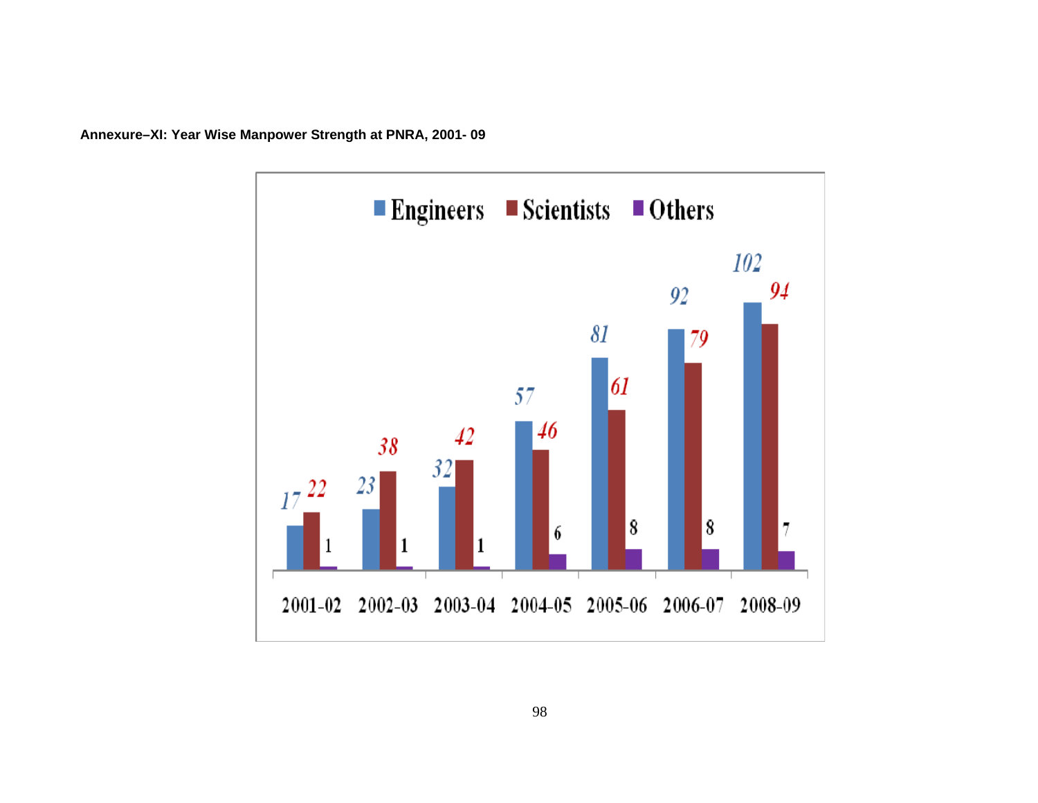**Annexure–XI: Year Wise Manpower Strength at PNRA, 2001- 09**

| Year | Engineers | Scientists | Others |
|---|---|---|---|
| 2001-02 | 17 | 22 | 1 |
| 2002-03 | 23 | 38 | 1 |
| 2003-04 | 32 | 42 | 1 |
| 2004-05 | 57 | 46 | 6 |
| 2005-06 | 81 | 61 | 8 |
| 2006-07 | 92 | 79 | 8 |
| 2008-09 | 102 | 94 | 7 |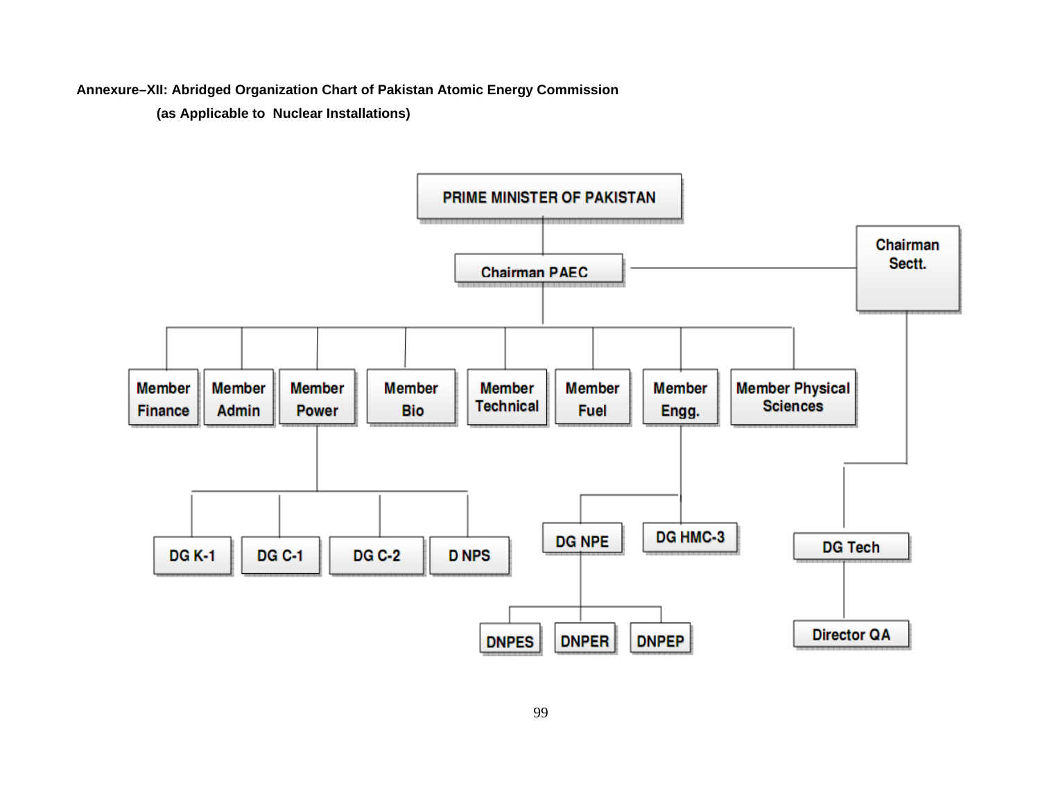**Annexure–XII: Abridged Organization Chart of Pakistan Atomic Energy Commission**

**(as Applicable to Nuclear Installations)**

- PRIME MINISTER OF PAKISTAN
  - Chairman PAEC
    - Chairman Sectt.
      - DG Tech
        - Director QA
    - Member Finance
    - Member Admin
    - Member Power
      - DG K-1
      - DG C-1
      - DG C-2
      - D NPS
    - Member Bio
    - Member Technical
    - Member Fuel
    - Member Engg.
      - DG NPE
        - DNPES
        - DNPER
        - DNPEP
      - DG HMC-3
    - Member Physical Sciences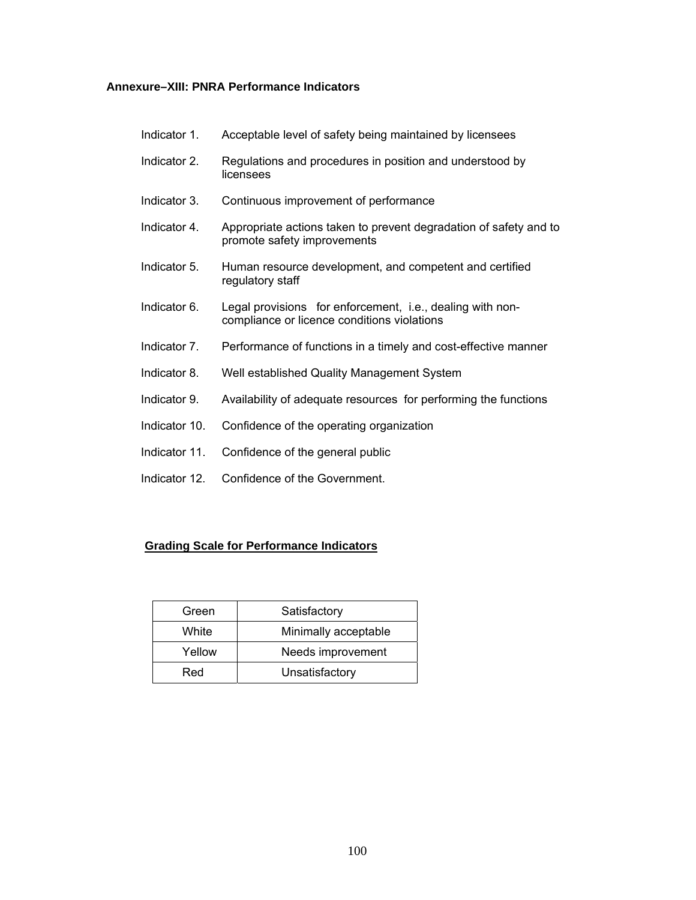**Annexure–XIII: PNRA Performance Indicators**

- Indicator 1. Acceptable level of safety being maintained by licensees
- Indicator 2. Regulations and procedures in position and understood by licensees
- Indicator 3. Continuous improvement of performance
- Indicator 4. Appropriate actions taken to prevent degradation of safety and to promote safety improvements
- Indicator 5. Human resource development, and competent and certified regulatory staff
- Indicator 6. Legal provisions for enforcement, i.e., dealing with non-compliance or licence conditions violations
- Indicator 7. Performance of functions in a timely and cost-effective manner
- Indicator 8. Well established Quality Management System
- Indicator 9. Availability of adequate resources for performing the functions
- Indicator 10. Confidence of the operating organization
- Indicator 11. Confidence of the general public
- Indicator 12. Confidence of the Government.

**<u>Grading Scale for Performance Indicators</u>**

| | |
|---|---|
| Green | Satisfactory |
| White | Minimally acceptable |
| Yellow | Needs improvement |
| Red | Unsatisfactory |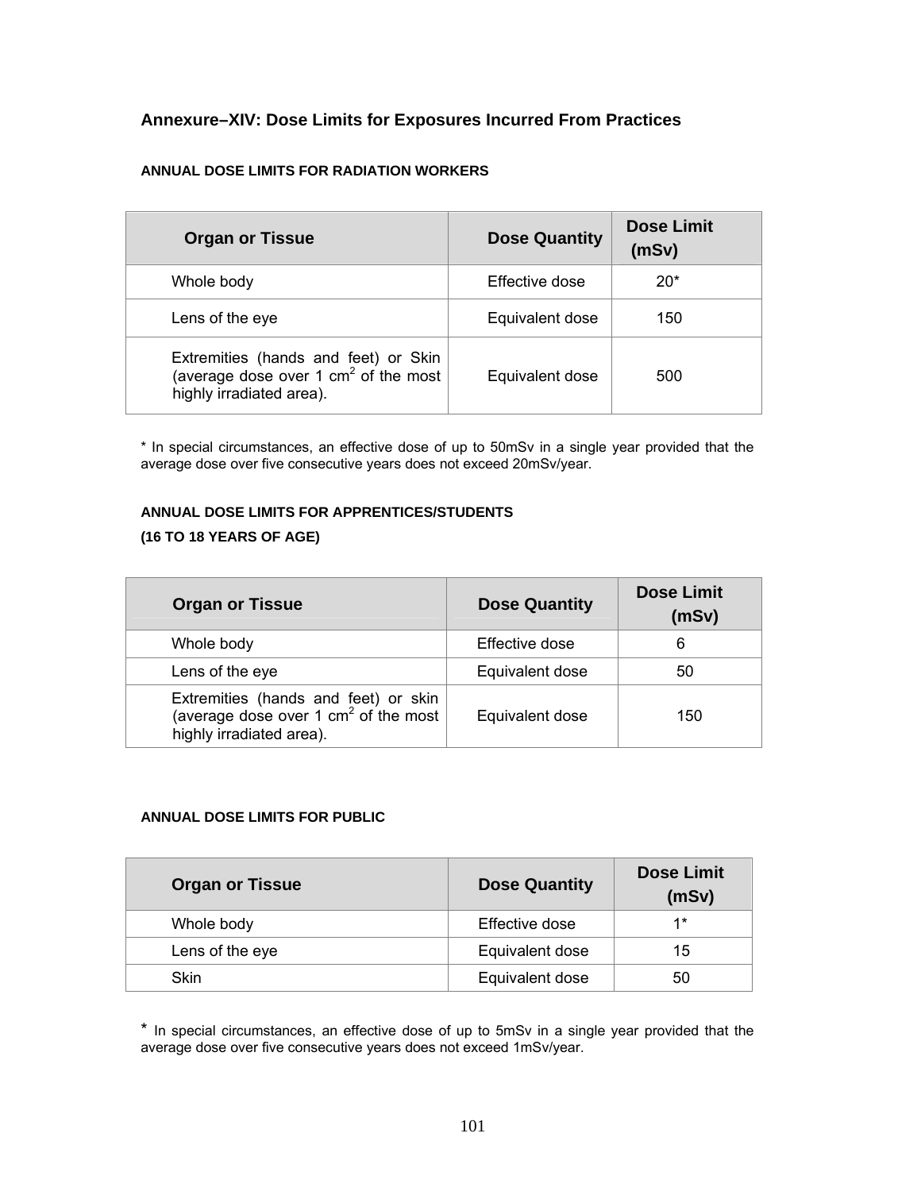## Annexure–XIV: Dose Limits for Exposures Incurred From Practices

### ANNUAL DOSE LIMITS FOR RADIATION WORKERS

| Organ or Tissue | Dose Quantity | Dose Limit (mSv) |
|---|---|---|
| Whole body | Effective dose | 20* |
| Lens of the eye | Equivalent dose | 150 |
| Extremities (hands and feet) or Skin (average dose over 1 $cm^2$ of the most highly irradiated area). | Equivalent dose | 500 |

* In special circumstances, an effective dose of up to 50mSv in a single year provided that the average dose over five consecutive years does not exceed 20mSv/year.

### ANNUAL DOSE LIMITS FOR APPRENTICES/STUDENTS (16 TO 18 YEARS OF AGE)

| Organ or Tissue | Dose Quantity | Dose Limit (mSv) |
|---|---|---|
| Whole body | Effective dose | 6 |
| Lens of the eye | Equivalent dose | 50 |
| Extremities (hands and feet) or skin (average dose over 1 $cm^2$ of the most highly irradiated area). | Equivalent dose | 150 |

### ANNUAL DOSE LIMITS FOR PUBLIC

| Organ or Tissue | Dose Quantity | Dose Limit (mSv) |
|---|---|---|
| Whole body | Effective dose | 1* |
| Lens of the eye | Equivalent dose | 15 |
| Skin | Equivalent dose | 50 |

* In special circumstances, an effective dose of up to 5mSv in a single year provided that the average dose over five consecutive years does not exceed 1mSv/year.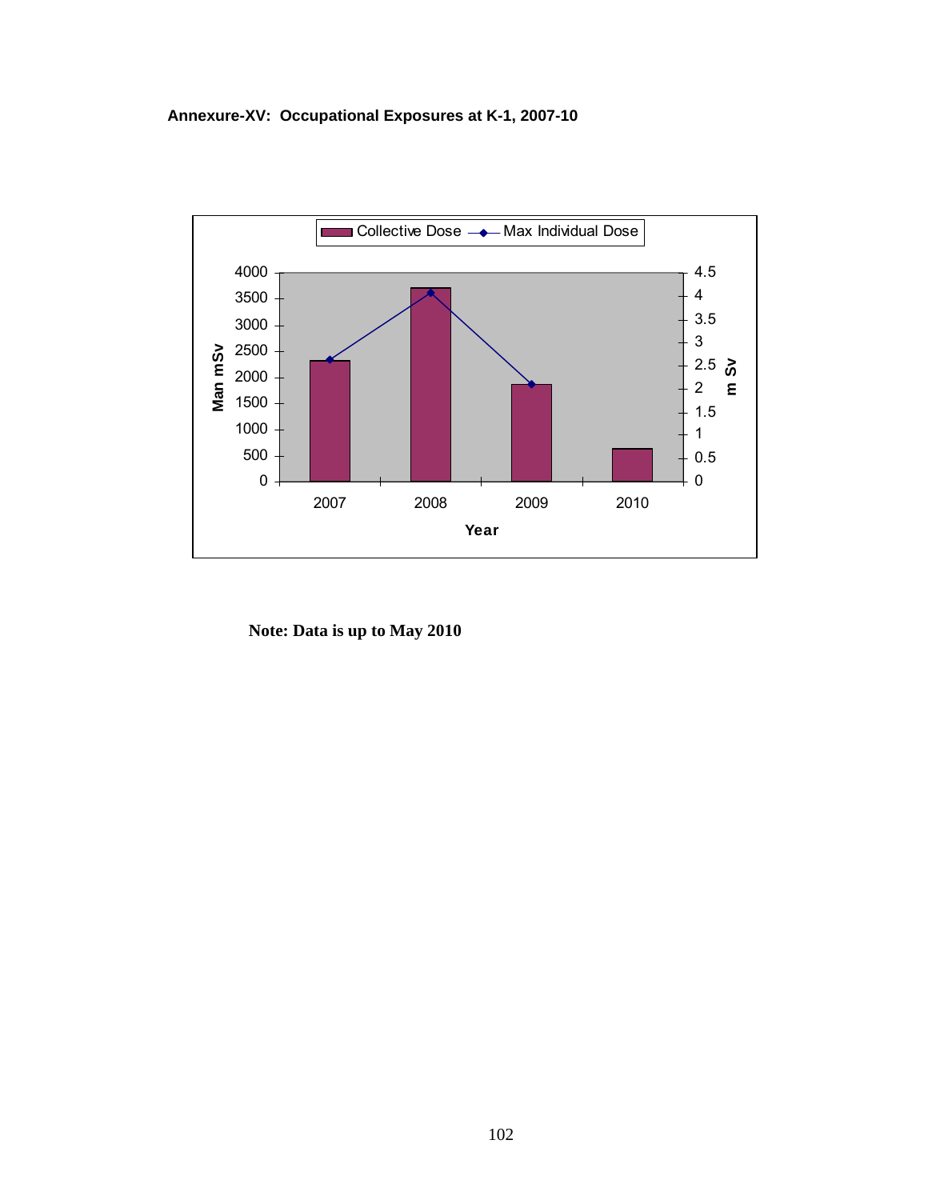**Annexure-XV: Occupational Exposures at K-1, 2007-10**

Collective Dose — Max Individual Dose

Man mSv | m Sv

Year: 2007, 2008, 2009, 2010

**Note: Data is up to May 2010**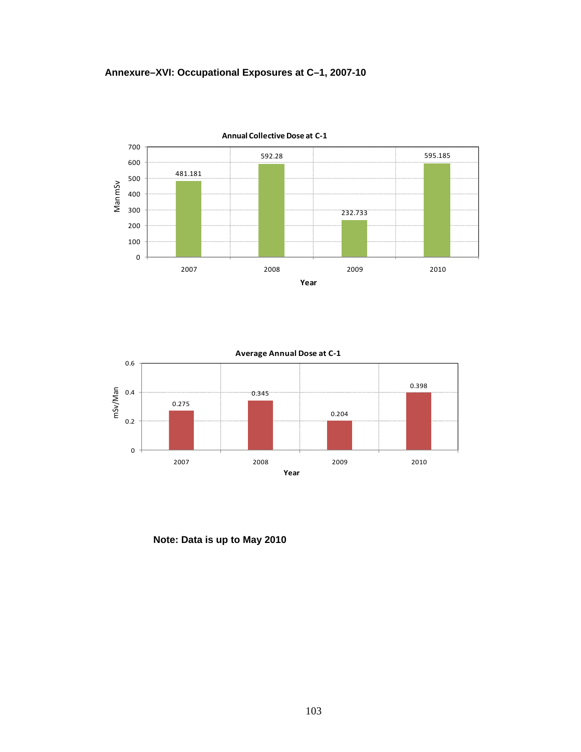**Annexure–XVI: Occupational Exposures at C–1, 2007-10**

**Annual Collective Dose at C-1**

| Year | Man mSv |
|---|---|
| 2007 | 481.181 |
| 2008 | 592.28 |
| 2009 | 232.733 |
| 2010 | 595.185 |

**Average Annual Dose at C-1**

| Year | mSv/Man |
|---|---|
| 2007 | 0.275 |
| 2008 | 0.345 |
| 2009 | 0.204 |
| 2010 | 0.398 |

**Note: Data is up to May 2010**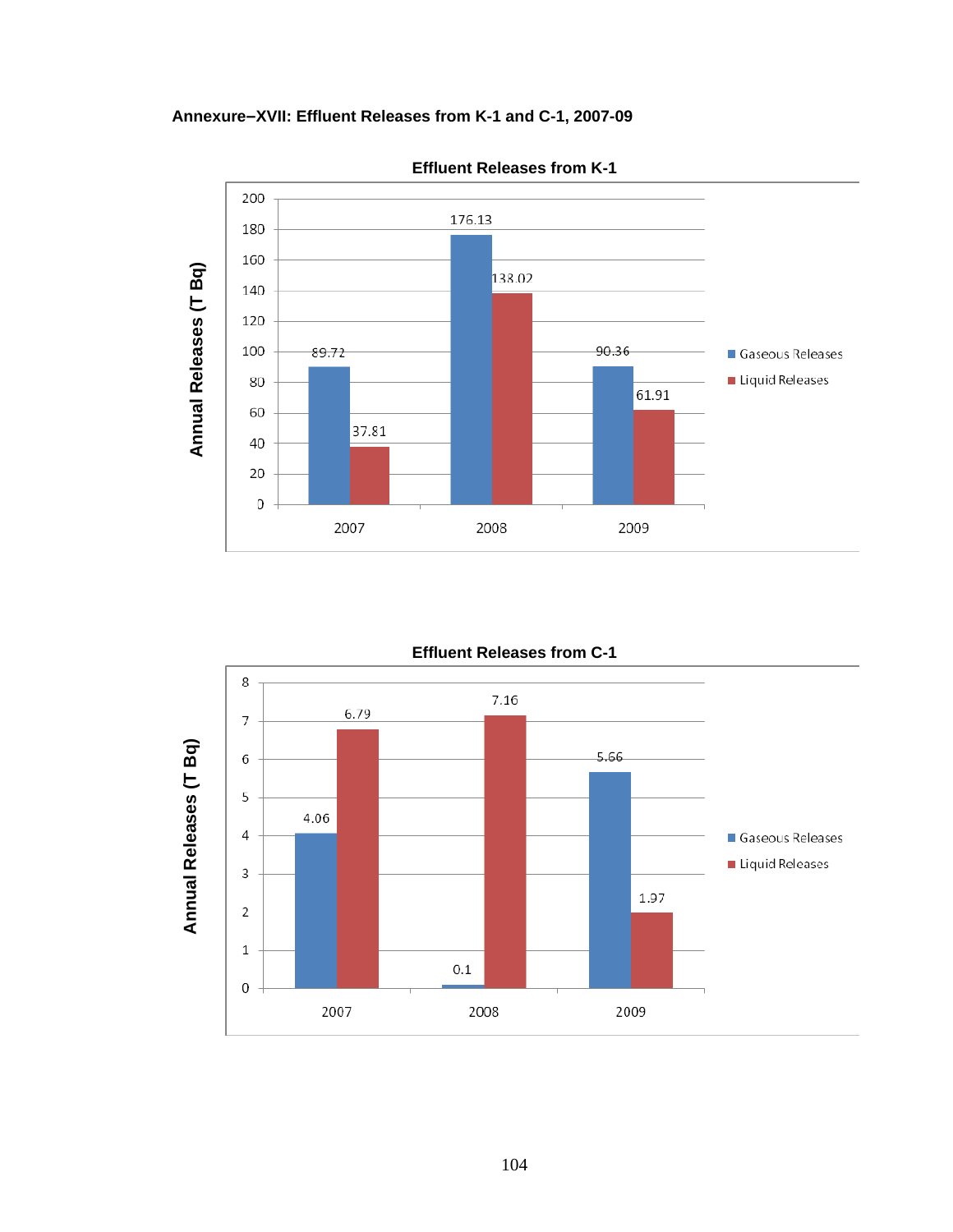**Annexure–XVII: Effluent Releases from K-1 and C-1, 2007-09**

**Effluent Releases from K-1**

Annual Releases (T Bq)

| Year | Gaseous Releases | Liquid Releases |
|---|---|---|
| 2007 | 89.72 | 37.81 |
| 2008 | 176.13 | 138.02 |
| 2009 | 90.36 | 61.91 |

**Effluent Releases from C-1**

Annual Releases (T Bq)

| Year | Gaseous Releases | Liquid Releases |
|---|---|---|
| 2007 | 4.06 | 6.79 |
| 2008 | 0.1 | 7.16 |
| 2009 | 5.66 | 1.97 |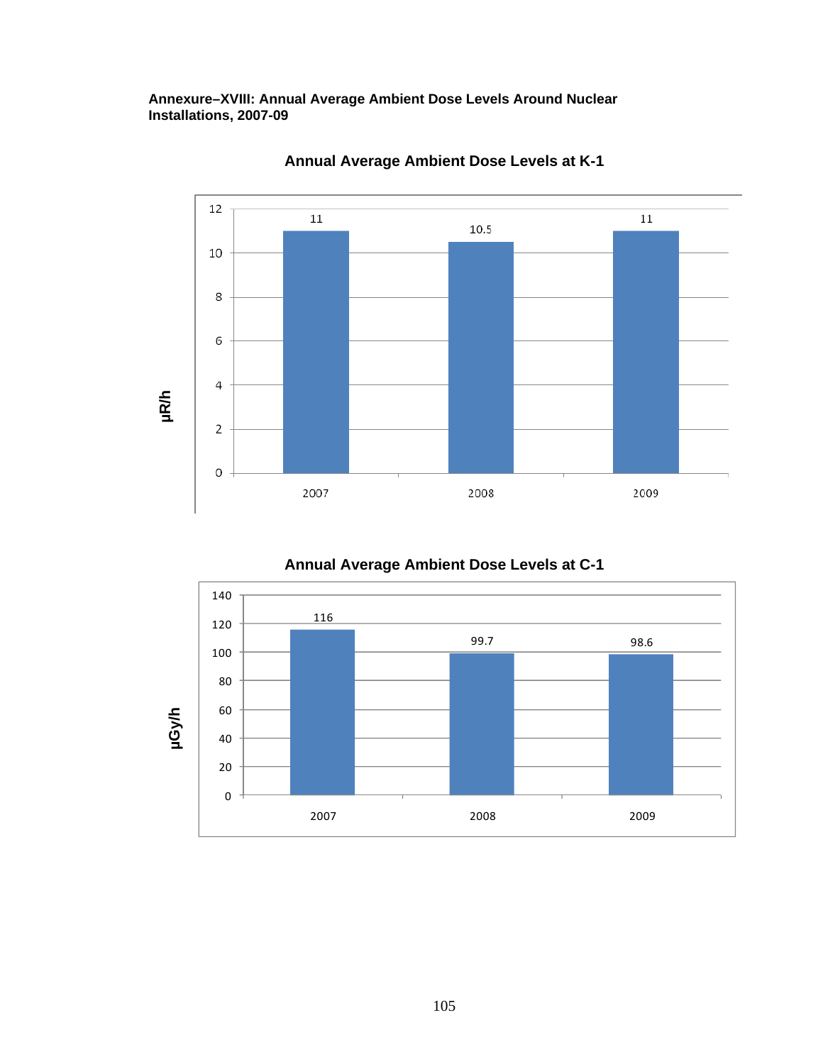**Annexure–XVIII: Annual Average Ambient Dose Levels Around Nuclear Installations, 2007-09**

**Annual Average Ambient Dose Levels at K-1**

| Year | μR/h |
|---|---|
| 2007 | 11 |
| 2008 | 10.5 |
| 2009 | 11 |

**Annual Average Ambient Dose Levels at C-1**

| Year | μGy/h |
|---|---|
| 2007 | 116 |
| 2008 | 99.7 |
| 2009 | 98.6 |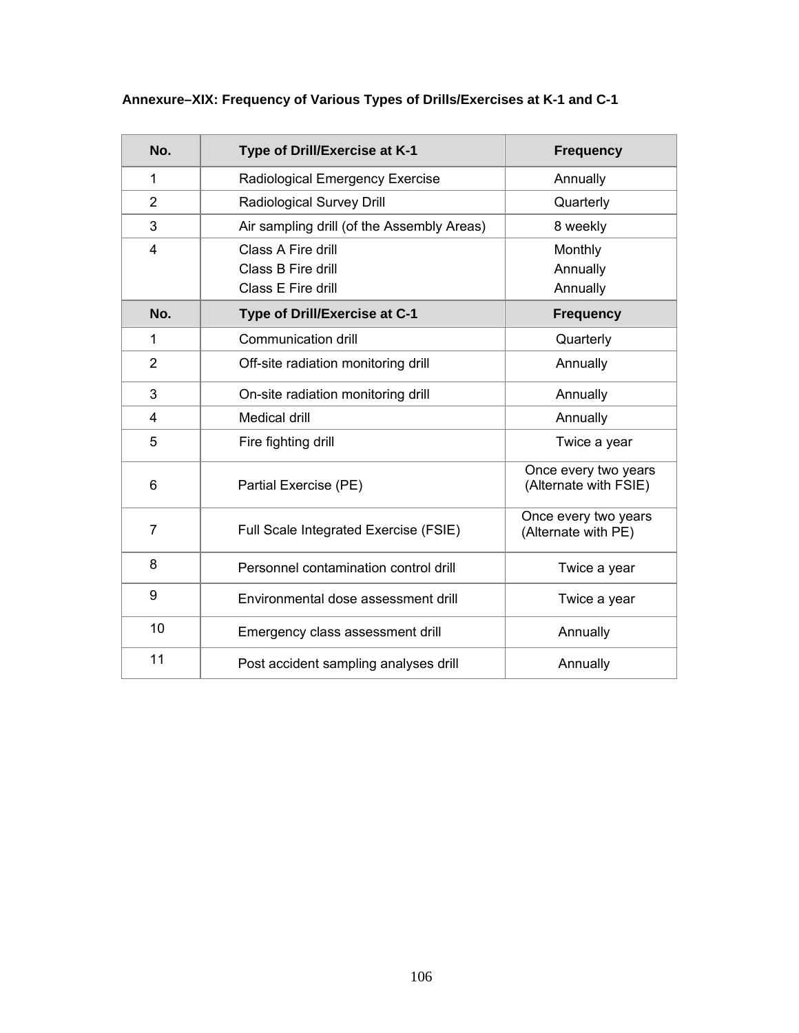**Annexure–XIX: Frequency of Various Types of Drills/Exercises at K-1 and C-1**

| No. | Type of Drill/Exercise at K-1 | Frequency |
|---|---|---|
| 1 | Radiological Emergency Exercise | Annually |
| 2 | Radiological Survey Drill | Quarterly |
| 3 | Air sampling drill (of the Assembly Areas) | 8 weekly |
| 4 | Class A Fire drill<br>Class B Fire drill<br>Class E Fire drill | Monthly<br>Annually<br>Annually |
| **No.** | **Type of Drill/Exercise at C-1** | **Frequency** |
| 1 | Communication drill | Quarterly |
| 2 | Off-site radiation monitoring drill | Annually |
| 3 | On-site radiation monitoring drill | Annually |
| 4 | Medical drill | Annually |
| 5 | Fire fighting drill | Twice a year |
| 6 | Partial Exercise (PE) | Once every two years (Alternate with FSIE) |
| 7 | Full Scale Integrated Exercise (FSIE) | Once every two years (Alternate with PE) |
| 8 | Personnel contamination control drill | Twice a year |
| 9 | Environmental dose assessment drill | Twice a year |
| 10 | Emergency class assessment drill | Annually |
| 11 | Post accident sampling analyses drill | Annually |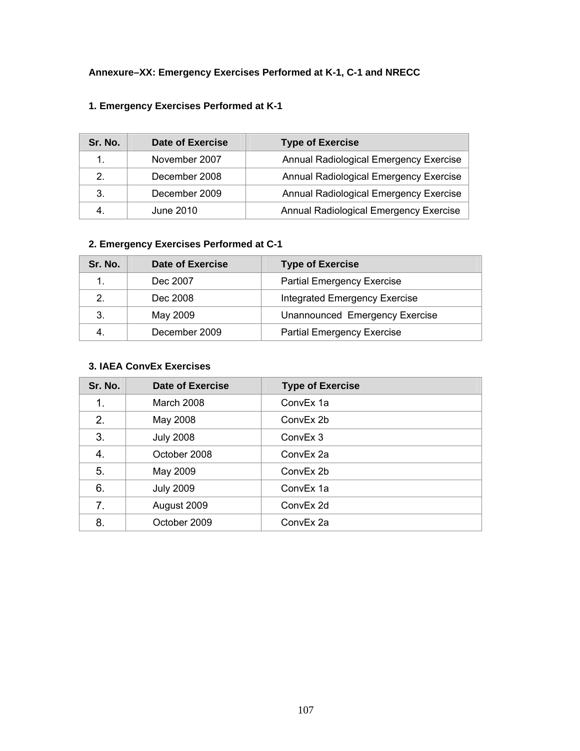**Annexure–XX: Emergency Exercises Performed at K-1, C-1 and NRECC**

**1. Emergency Exercises Performed at K-1**

| Sr. No. | Date of Exercise | Type of Exercise |
|---|---|---|
| 1. | November 2007 | Annual Radiological Emergency Exercise |
| 2. | December 2008 | Annual Radiological Emergency Exercise |
| 3. | December 2009 | Annual Radiological Emergency Exercise |
| 4. | June 2010 | Annual Radiological Emergency Exercise |

**2. Emergency Exercises Performed at C-1**

| Sr. No. | Date of Exercise | Type of Exercise |
|---|---|---|
| 1. | Dec 2007 | Partial Emergency Exercise |
| 2. | Dec 2008 | Integrated Emergency Exercise |
| 3. | May 2009 | Unannounced Emergency Exercise |
| 4. | December 2009 | Partial Emergency Exercise |

**3. IAEA ConvEx Exercises**

| Sr. No. | Date of Exercise | Type of Exercise |
|---|---|---|
| 1. | March 2008 | ConvEx 1a |
| 2. | May 2008 | ConvEx 2b |
| 3. | July 2008 | ConvEx 3 |
| 4. | October 2008 | ConvEx 2a |
| 5. | May 2009 | ConvEx 2b |
| 6. | July 2009 | ConvEx 1a |
| 7. | August 2009 | ConvEx 2d |
| 8. | October 2009 | ConvEx 2a |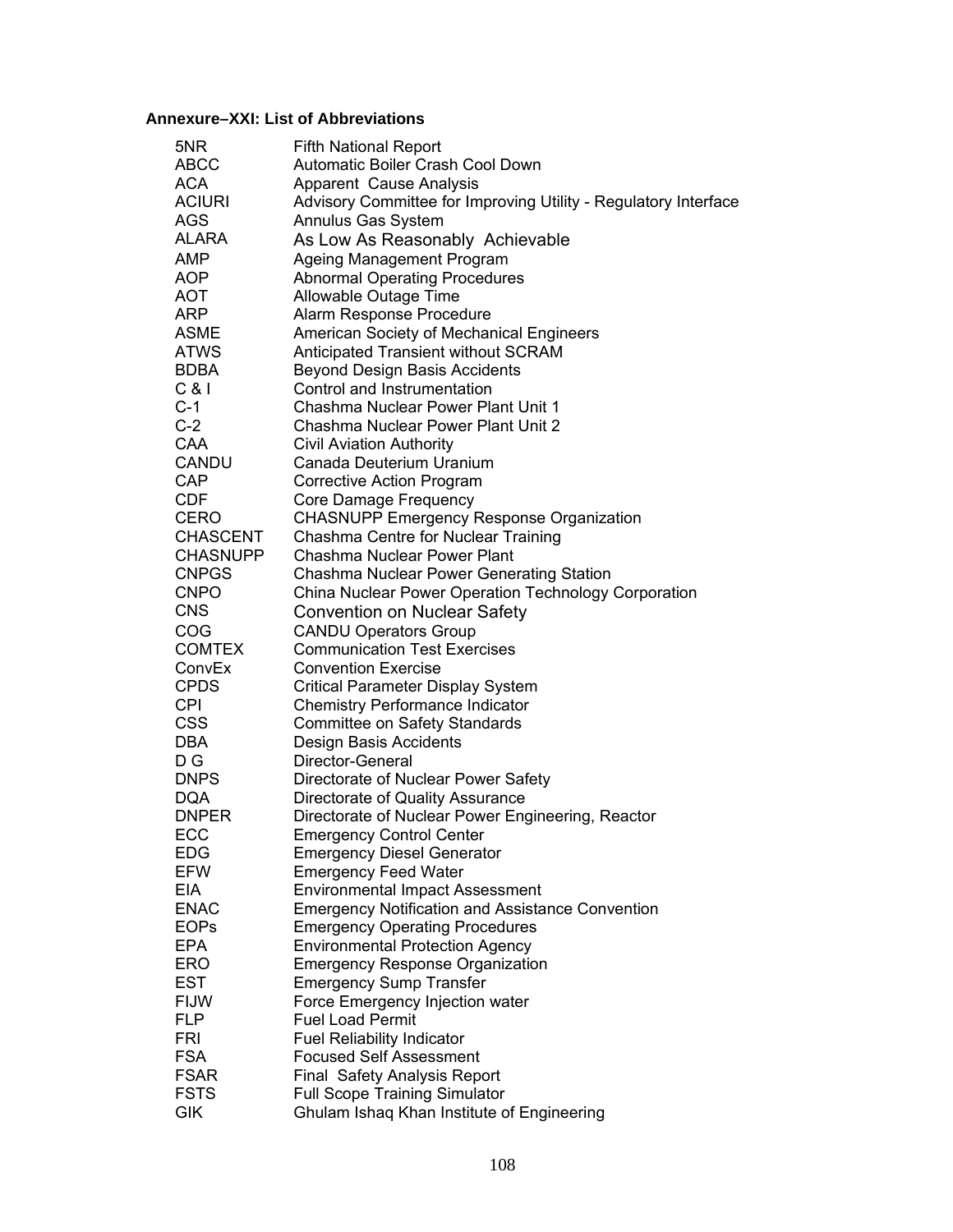### Annexure–XXI: List of Abbreviations

| | |
|---|---|
| 5NR | Fifth National Report |
| ABCC | Automatic Boiler Crash Cool Down |
| ACA | Apparent Cause Analysis |
| ACIURI | Advisory Committee for Improving Utility - Regulatory Interface |
| AGS | Annulus Gas System |
| ALARA | As Low As Reasonably Achievable |
| AMP | Ageing Management Program |
| AOP | Abnormal Operating Procedures |
| AOT | Allowable Outage Time |
| ARP | Alarm Response Procedure |
| ASME | American Society of Mechanical Engineers |
| ATWS | Anticipated Transient without SCRAM |
| BDBA | Beyond Design Basis Accidents |
| C & I | Control and Instrumentation |
| C-1 | Chashma Nuclear Power Plant Unit 1 |
| C-2 | Chashma Nuclear Power Plant Unit 2 |
| CAA | Civil Aviation Authority |
| CANDU | Canada Deuterium Uranium |
| CAP | Corrective Action Program |
| CDF | Core Damage Frequency |
| CERO | CHASNUPP Emergency Response Organization |
| CHASCENT | Chashma Centre for Nuclear Training |
| CHASNUPP | Chashma Nuclear Power Plant |
| CNPGS | Chashma Nuclear Power Generating Station |
| CNPO | China Nuclear Power Operation Technology Corporation |
| CNS | Convention on Nuclear Safety |
| COG | CANDU Operators Group |
| COMTEX | Communication Test Exercises |
| ConvEx | Convention Exercise |
| CPDS | Critical Parameter Display System |
| CPI | Chemistry Performance Indicator |
| CSS | Committee on Safety Standards |
| DBA | Design Basis Accidents |
| D G | Director-General |
| DNPS | Directorate of Nuclear Power Safety |
| DQA | Directorate of Quality Assurance |
| DNPER | Directorate of Nuclear Power Engineering, Reactor |
| ECC | Emergency Control Center |
| EDG | Emergency Diesel Generator |
| EFW | Emergency Feed Water |
| EIA | Environmental Impact Assessment |
| ENAC | Emergency Notification and Assistance Convention |
| EOPs | Emergency Operating Procedures |
| EPA | Environmental Protection Agency |
| ERO | Emergency Response Organization |
| EST | Emergency Sump Transfer |
| FIJW | Force Emergency Injection water |
| FLP | Fuel Load Permit |
| FRI | Fuel Reliability Indicator |
| FSA | Focused Self Assessment |
| FSAR | Final Safety Analysis Report |
| FSTS | Full Scope Training Simulator |
| GIK | Ghulam Ishaq Khan Institute of Engineering |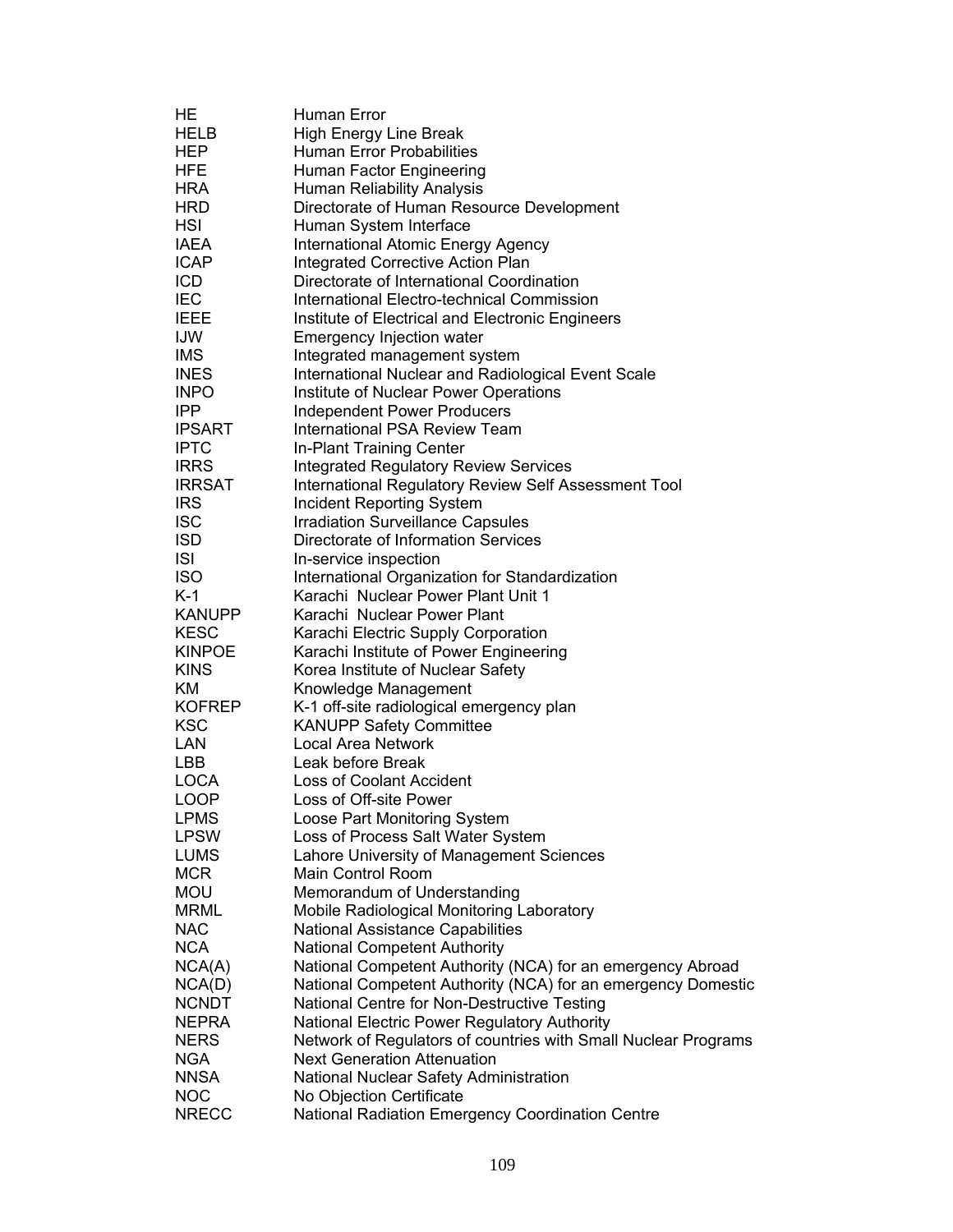| | |
|---|---|
| HE | Human Error |
| HELB | High Energy Line Break |
| HEP | Human Error Probabilities |
| HFE | Human Factor Engineering |
| HRA | Human Reliability Analysis |
| HRD | Directorate of Human Resource Development |
| HSI | Human System Interface |
| IAEA | International Atomic Energy Agency |
| ICAP | Integrated Corrective Action Plan |
| ICD | Directorate of International Coordination |
| IEC | International Electro-technical Commission |
| IEEE | Institute of Electrical and Electronic Engineers |
| IJW | Emergency Injection water |
| IMS | Integrated management system |
| INES | International Nuclear and Radiological Event Scale |
| INPO | Institute of Nuclear Power Operations |
| IPP | Independent Power Producers |
| IPSART | International PSA Review Team |
| IPTC | In-Plant Training Center |
| IRRS | Integrated Regulatory Review Services |
| IRRSAT | International Regulatory Review Self Assessment Tool |
| IRS | Incident Reporting System |
| ISC | Irradiation Surveillance Capsules |
| ISD | Directorate of Information Services |
| ISI | In-service inspection |
| ISO | International Organization for Standardization |
| K-1 | Karachi Nuclear Power Plant Unit 1 |
| KANUPP | Karachi Nuclear Power Plant |
| KESC | Karachi Electric Supply Corporation |
| KINPOE | Karachi Institute of Power Engineering |
| KINS | Korea Institute of Nuclear Safety |
| KM | Knowledge Management |
| KOFREP | K-1 off-site radiological emergency plan |
| KSC | KANUPP Safety Committee |
| LAN | Local Area Network |
| LBB | Leak before Break |
| LOCA | Loss of Coolant Accident |
| LOOP | Loss of Off-site Power |
| LPMS | Loose Part Monitoring System |
| LPSW | Loss of Process Salt Water System |
| LUMS | Lahore University of Management Sciences |
| MCR | Main Control Room |
| MOU | Memorandum of Understanding |
| MRML | Mobile Radiological Monitoring Laboratory |
| NAC | National Assistance Capabilities |
| NCA | National Competent Authority |
| NCA(A) | National Competent Authority (NCA) for an emergency Abroad |
| NCA(D) | National Competent Authority (NCA) for an emergency Domestic |
| NCNDT | National Centre for Non-Destructive Testing |
| NEPRA | National Electric Power Regulatory Authority |
| NERS | Network of Regulators of countries with Small Nuclear Programs |
| NGA | Next Generation Attenuation |
| NNSA | National Nuclear Safety Administration |
| NOC | No Objection Certificate |
| NRECC | National Radiation Emergency Coordination Centre |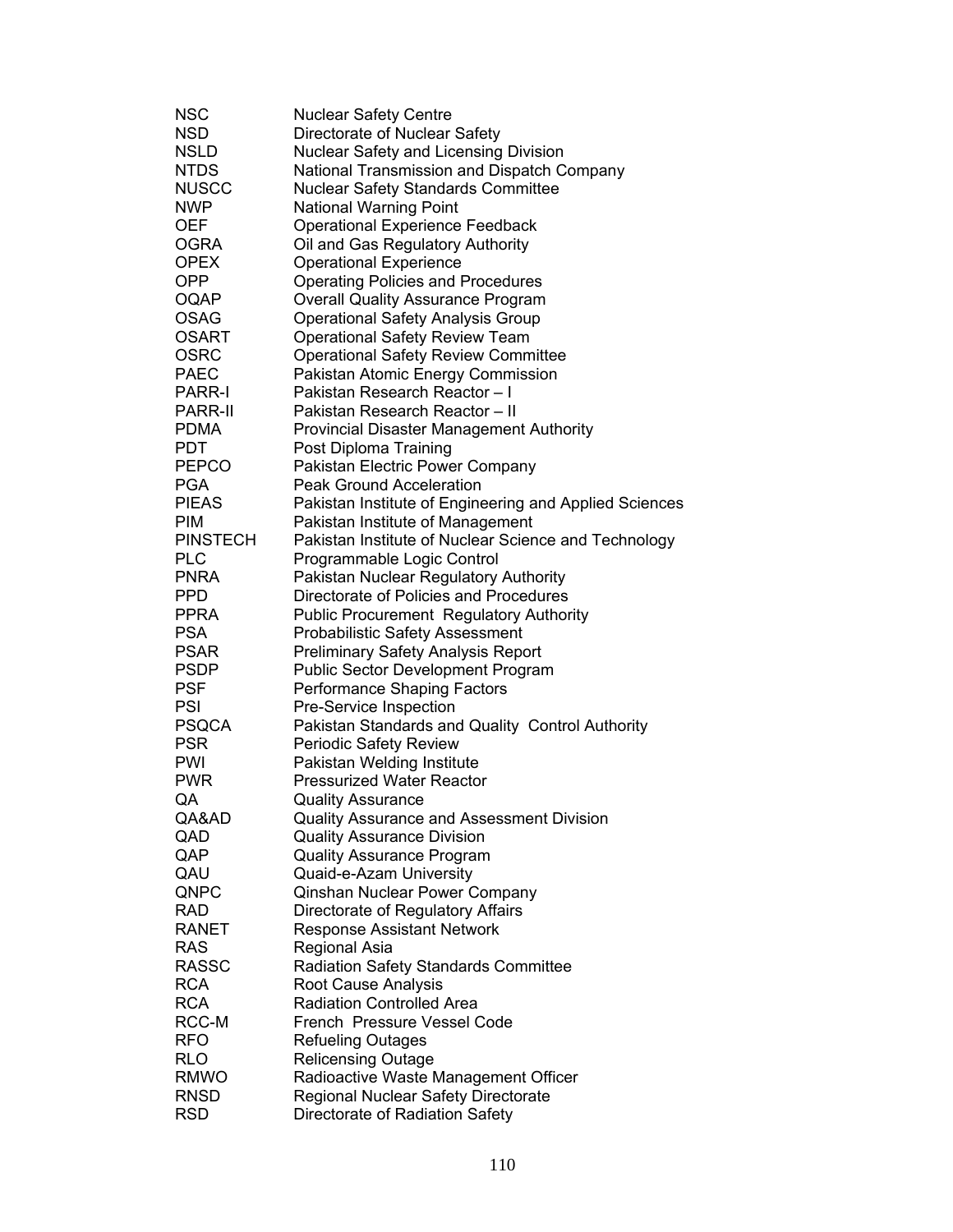| | |
|---|---|
| NSC | Nuclear Safety Centre |
| NSD | Directorate of Nuclear Safety |
| NSLD | Nuclear Safety and Licensing Division |
| NTDS | National Transmission and Dispatch Company |
| NUSCC | Nuclear Safety Standards Committee |
| NWP | National Warning Point |
| OEF | Operational Experience Feedback |
| OGRA | Oil and Gas Regulatory Authority |
| OPEX | Operational Experience |
| OPP | Operating Policies and Procedures |
| OQAP | Overall Quality Assurance Program |
| OSAG | Operational Safety Analysis Group |
| OSART | Operational Safety Review Team |
| OSRC | Operational Safety Review Committee |
| PAEC | Pakistan Atomic Energy Commission |
| PARR-I | Pakistan Research Reactor – I |
| PARR-II | Pakistan Research Reactor – II |
| PDMA | Provincial Disaster Management Authority |
| PDT | Post Diploma Training |
| PEPCO | Pakistan Electric Power Company |
| PGA | Peak Ground Acceleration |
| PIEAS | Pakistan Institute of Engineering and Applied Sciences |
| PIM | Pakistan Institute of Management |
| PINSTECH | Pakistan Institute of Nuclear Science and Technology |
| PLC | Programmable Logic Control |
| PNRA | Pakistan Nuclear Regulatory Authority |
| PPD | Directorate of Policies and Procedures |
| PPRA | Public Procurement Regulatory Authority |
| PSA | Probabilistic Safety Assessment |
| PSAR | Preliminary Safety Analysis Report |
| PSDP | Public Sector Development Program |
| PSF | Performance Shaping Factors |
| PSI | Pre-Service Inspection |
| PSQCA | Pakistan Standards and Quality Control Authority |
| PSR | Periodic Safety Review |
| PWI | Pakistan Welding Institute |
| PWR | Pressurized Water Reactor |
| QA | Quality Assurance |
| QA&AD | Quality Assurance and Assessment Division |
| QAD | Quality Assurance Division |
| QAP | Quality Assurance Program |
| QAU | Quaid-e-Azam University |
| QNPC | Qinshan Nuclear Power Company |
| RAD | Directorate of Regulatory Affairs |
| RANET | Response Assistant Network |
| RAS | Regional Asia |
| RASSC | Radiation Safety Standards Committee |
| RCA | Root Cause Analysis |
| RCA | Radiation Controlled Area |
| RCC-M | French Pressure Vessel Code |
| RFO | Refueling Outages |
| RLO | Relicensing Outage |
| RMWO | Radioactive Waste Management Officer |
| RNSD | Regional Nuclear Safety Directorate |
| RSD | Directorate of Radiation Safety |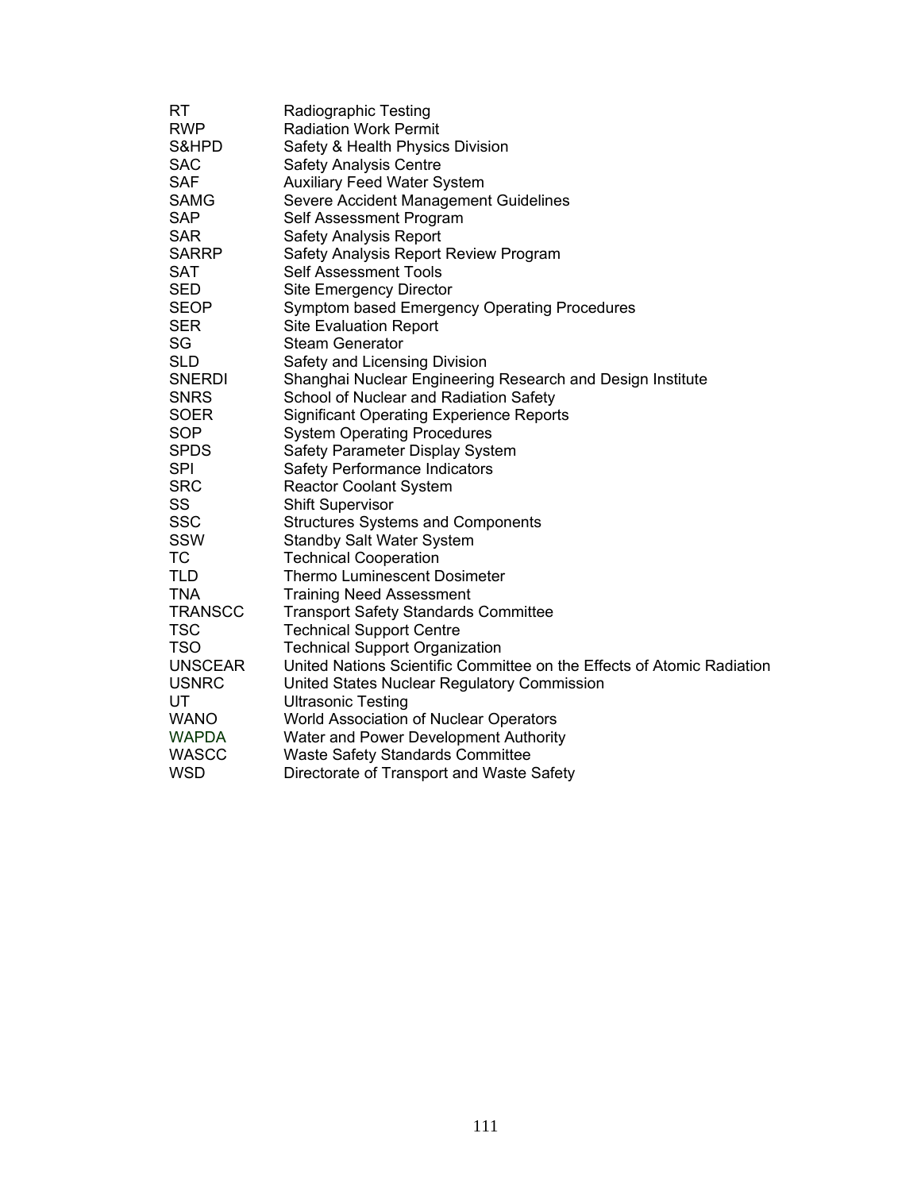| | |
|---|---|
| RT | Radiographic Testing |
| RWP | Radiation Work Permit |
| S&HPD | Safety & Health Physics Division |
| SAC | Safety Analysis Centre |
| SAF | Auxiliary Feed Water System |
| SAMG | Severe Accident Management Guidelines |
| SAP | Self Assessment Program |
| SAR | Safety Analysis Report |
| SARRP | Safety Analysis Report Review Program |
| SAT | Self Assessment Tools |
| SED | Site Emergency Director |
| SEOP | Symptom based Emergency Operating Procedures |
| SER | Site Evaluation Report |
| SG | Steam Generator |
| SLD | Safety and Licensing Division |
| SNERDI | Shanghai Nuclear Engineering Research and Design Institute |
| SNRS | School of Nuclear and Radiation Safety |
| SOER | Significant Operating Experience Reports |
| SOP | System Operating Procedures |
| SPDS | Safety Parameter Display System |
| SPI | Safety Performance Indicators |
| SRC | Reactor Coolant System |
| SS | Shift Supervisor |
| SSC | Structures Systems and Components |
| SSW | Standby Salt Water System |
| TC | Technical Cooperation |
| TLD | Thermo Luminescent Dosimeter |
| TNA | Training Need Assessment |
| TRANSCC | Transport Safety Standards Committee |
| TSC | Technical Support Centre |
| TSO | Technical Support Organization |
| UNSCEAR | United Nations Scientific Committee on the Effects of Atomic Radiation |
| USNRC | United States Nuclear Regulatory Commission |
| UT | Ultrasonic Testing |
| WANO | World Association of Nuclear Operators |
| WAPDA | Water and Power Development Authority |
| WASCC | Waste Safety Standards Committee |
| WSD | Directorate of Transport and Waste Safety |